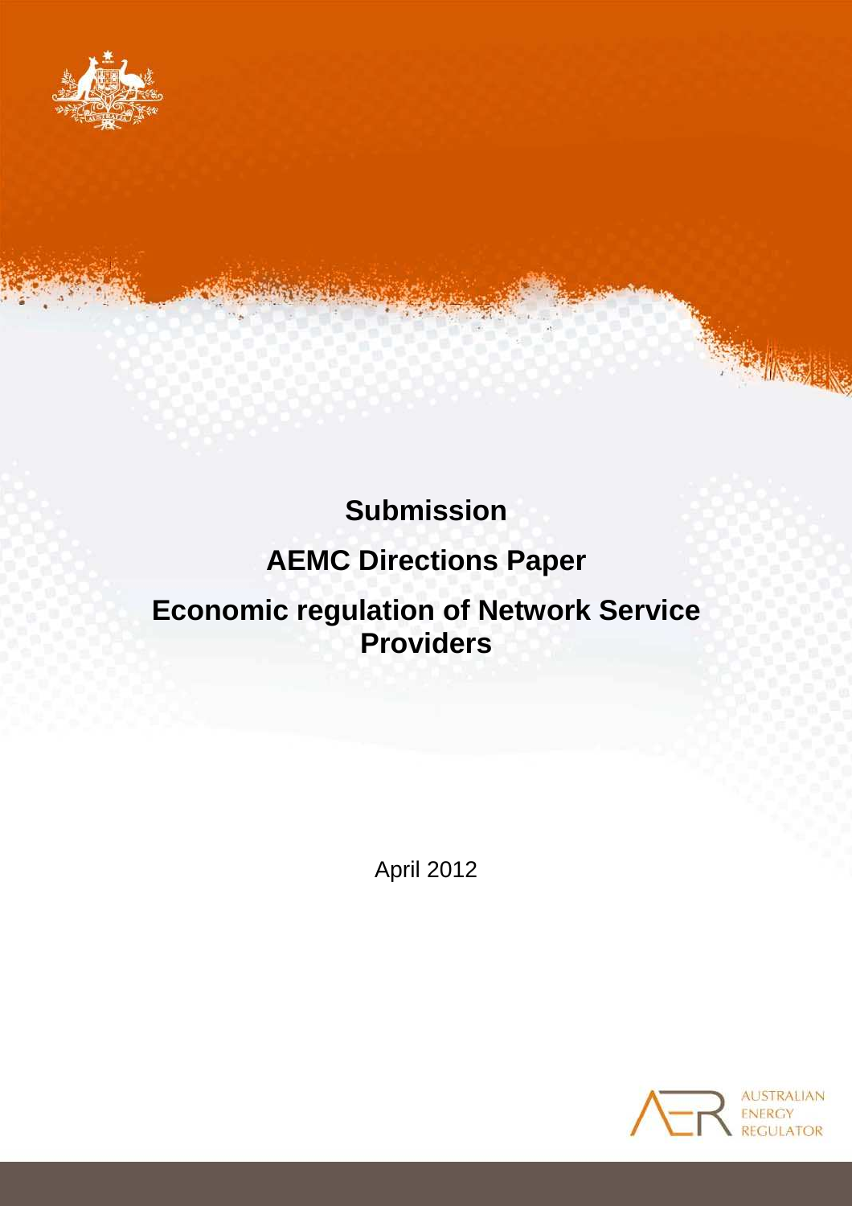# Submission

# AEMC Directions Paper

# Economic regulation of Network Service Providers

April 2012

AUSTRALIAN ENERGY REGULATOR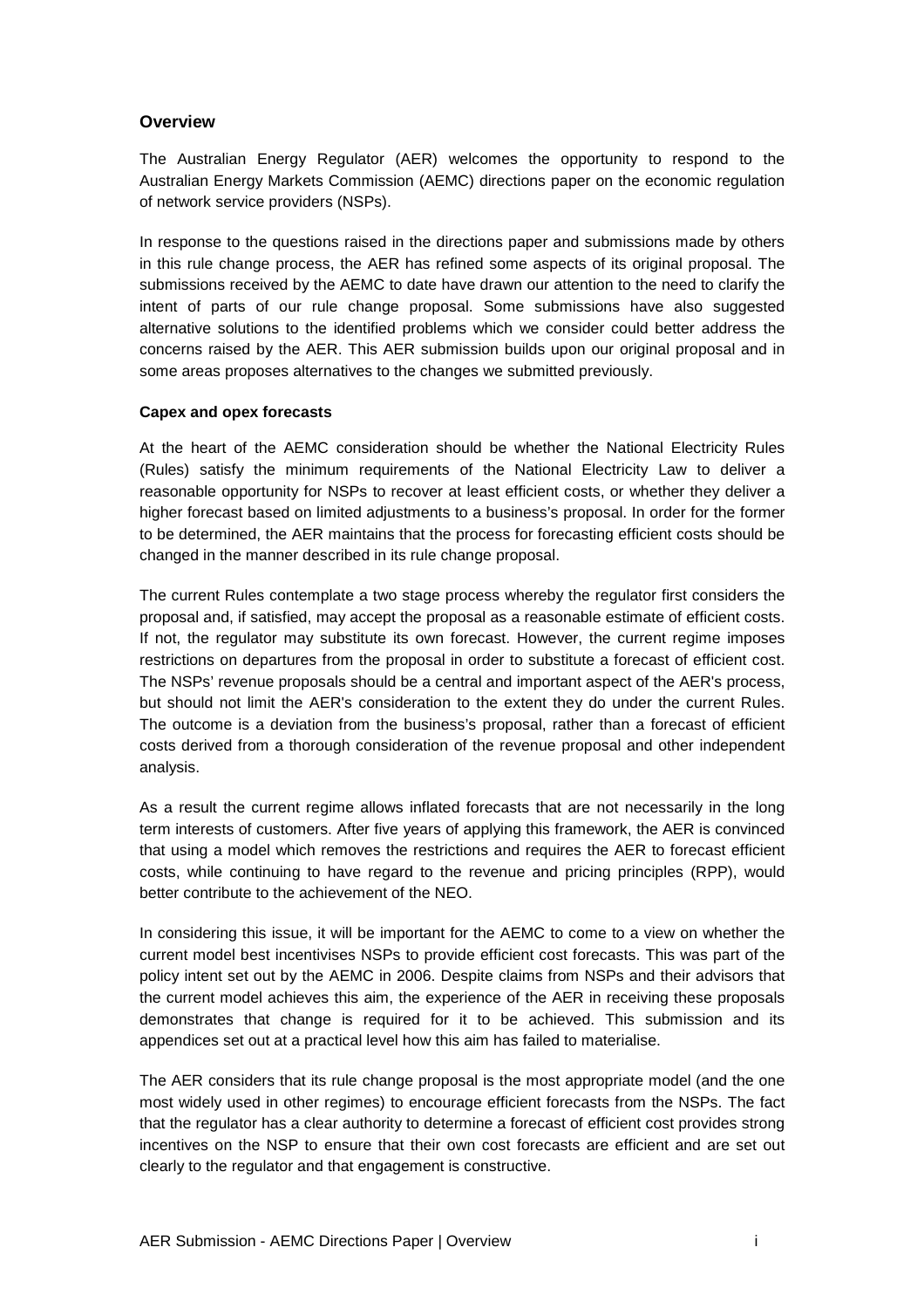## Overview

The Australian Energy Regulator (AER) welcomes the opportunity to respond to the Australian Energy Markets Commission (AEMC) directions paper on the economic regulation of network service providers (NSPs).

In response to the questions raised in the directions paper and submissions made by others in this rule change process, the AER has refined some aspects of its original proposal. The submissions received by the AEMC to date have drawn our attention to the need to clarify the intent of parts of our rule change proposal. Some submissions have also suggested alternative solutions to the identified problems which we consider could better address the concerns raised by the AER. This AER submission builds upon our original proposal and in some areas proposes alternatives to the changes we submitted previously.

**Capex and opex forecasts**

At the heart of the AEMC consideration should be whether the National Electricity Rules (Rules) satisfy the minimum requirements of the National Electricity Law to deliver a reasonable opportunity for NSPs to recover at least efficient costs, or whether they deliver a higher forecast based on limited adjustments to a business's proposal. In order for the former to be determined, the AER maintains that the process for forecasting efficient costs should be changed in the manner described in its rule change proposal.

The current Rules contemplate a two stage process whereby the regulator first considers the proposal and, if satisfied, may accept the proposal as a reasonable estimate of efficient costs. If not, the regulator may substitute its own forecast. However, the current regime imposes restrictions on departures from the proposal in order to substitute a forecast of efficient cost. The NSPs' revenue proposals should be a central and important aspect of the AER's process, but should not limit the AER's consideration to the extent they do under the current Rules. The outcome is a deviation from the business's proposal, rather than a forecast of efficient costs derived from a thorough consideration of the revenue proposal and other independent analysis.

As a result the current regime allows inflated forecasts that are not necessarily in the long term interests of customers. After five years of applying this framework, the AER is convinced that using a model which removes the restrictions and requires the AER to forecast efficient costs, while continuing to have regard to the revenue and pricing principles (RPP), would better contribute to the achievement of the NEO.

In considering this issue, it will be important for the AEMC to come to a view on whether the current model best incentivises NSPs to provide efficient cost forecasts. This was part of the policy intent set out by the AEMC in 2006. Despite claims from NSPs and their advisors that the current model achieves this aim, the experience of the AER in receiving these proposals demonstrates that change is required for it to be achieved. This submission and its appendices set out at a practical level how this aim has failed to materialise.

The AER considers that its rule change proposal is the most appropriate model (and the one most widely used in other regimes) to encourage efficient forecasts from the NSPs. The fact that the regulator has a clear authority to determine a forecast of efficient cost provides strong incentives on the NSP to ensure that their own cost forecasts are efficient and are set out clearly to the regulator and that engagement is constructive.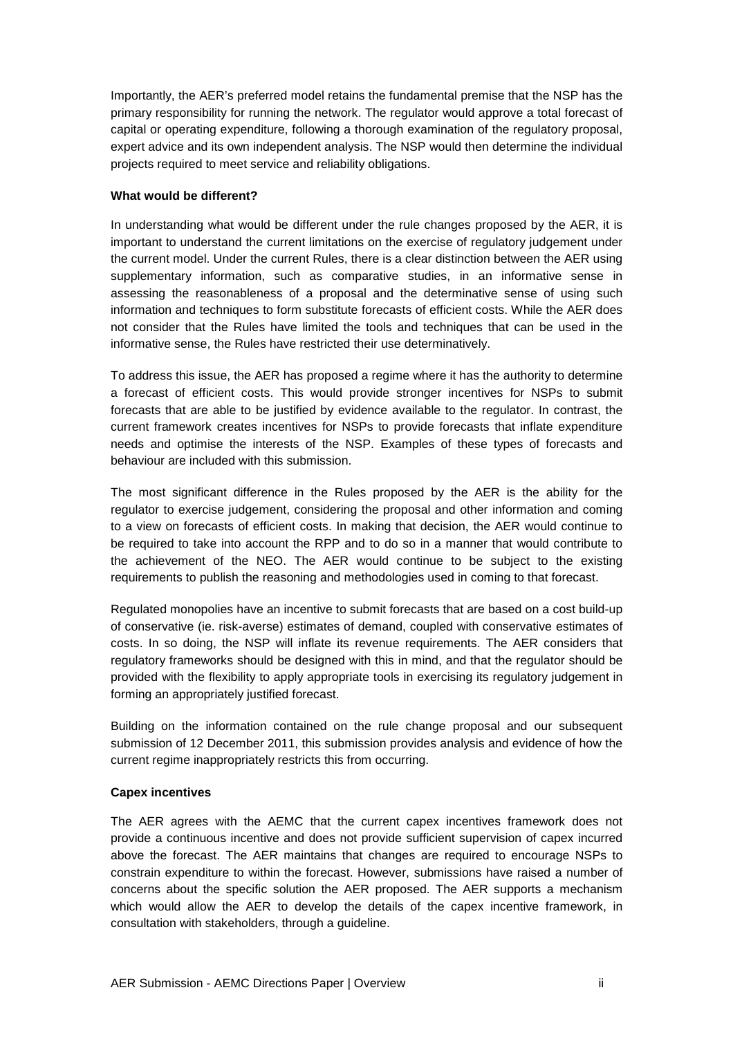Importantly, the AER's preferred model retains the fundamental premise that the NSP has the primary responsibility for running the network. The regulator would approve a total forecast of capital or operating expenditure, following a thorough examination of the regulatory proposal, expert advice and its own independent analysis. The NSP would then determine the individual projects required to meet service and reliability obligations.

**What would be different?**

In understanding what would be different under the rule changes proposed by the AER, it is important to understand the current limitations on the exercise of regulatory judgement under the current model. Under the current Rules, there is a clear distinction between the AER using supplementary information, such as comparative studies, in an informative sense in assessing the reasonableness of a proposal and the determinative sense of using such information and techniques to form substitute forecasts of efficient costs. While the AER does not consider that the Rules have limited the tools and techniques that can be used in the informative sense, the Rules have restricted their use determinatively.

To address this issue, the AER has proposed a regime where it has the authority to determine a forecast of efficient costs. This would provide stronger incentives for NSPs to submit forecasts that are able to be justified by evidence available to the regulator. In contrast, the current framework creates incentives for NSPs to provide forecasts that inflate expenditure needs and optimise the interests of the NSP. Examples of these types of forecasts and behaviour are included with this submission.

The most significant difference in the Rules proposed by the AER is the ability for the regulator to exercise judgement, considering the proposal and other information and coming to a view on forecasts of efficient costs. In making that decision, the AER would continue to be required to take into account the RPP and to do so in a manner that would contribute to the achievement of the NEO. The AER would continue to be subject to the existing requirements to publish the reasoning and methodologies used in coming to that forecast.

Regulated monopolies have an incentive to submit forecasts that are based on a cost build-up of conservative (ie. risk-averse) estimates of demand, coupled with conservative estimates of costs. In so doing, the NSP will inflate its revenue requirements. The AER considers that regulatory frameworks should be designed with this in mind, and that the regulator should be provided with the flexibility to apply appropriate tools in exercising its regulatory judgement in forming an appropriately justified forecast.

Building on the information contained on the rule change proposal and our subsequent submission of 12 December 2011, this submission provides analysis and evidence of how the current regime inappropriately restricts this from occurring.

**Capex incentives**

The AER agrees with the AEMC that the current capex incentives framework does not provide a continuous incentive and does not provide sufficient supervision of capex incurred above the forecast. The AER maintains that changes are required to encourage NSPs to constrain expenditure to within the forecast. However, submissions have raised a number of concerns about the specific solution the AER proposed. The AER supports a mechanism which would allow the AER to develop the details of the capex incentive framework, in consultation with stakeholders, through a guideline.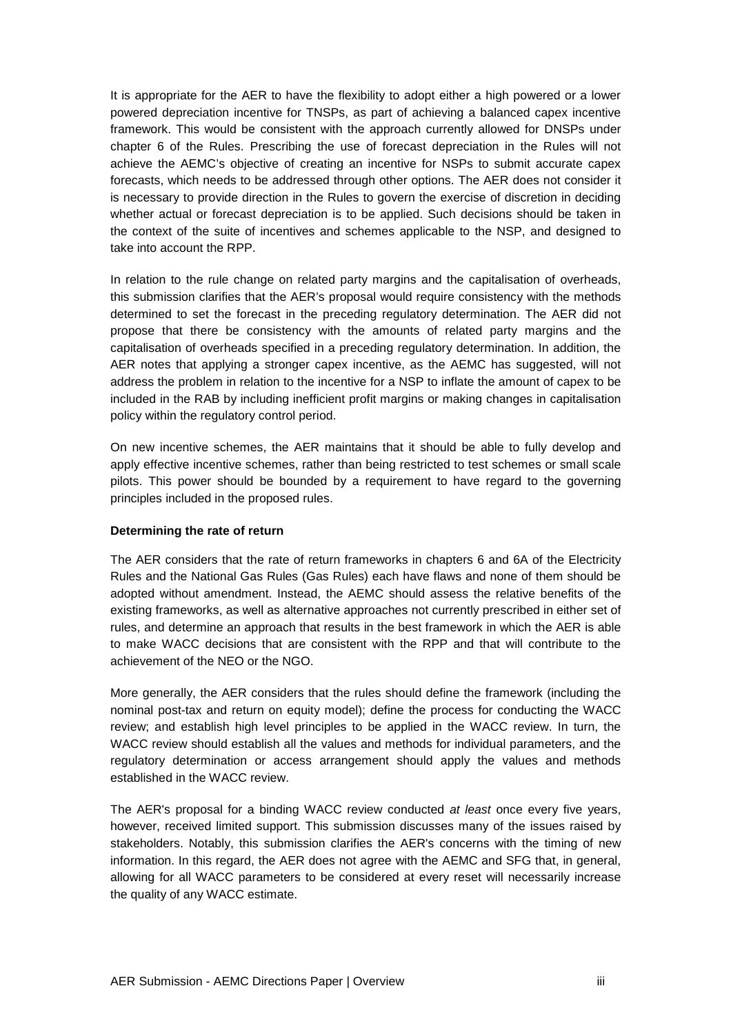It is appropriate for the AER to have the flexibility to adopt either a high powered or a lower powered depreciation incentive for TNSPs, as part of achieving a balanced capex incentive framework. This would be consistent with the approach currently allowed for DNSPs under chapter 6 of the Rules. Prescribing the use of forecast depreciation in the Rules will not achieve the AEMC's objective of creating an incentive for NSPs to submit accurate capex forecasts, which needs to be addressed through other options. The AER does not consider it is necessary to provide direction in the Rules to govern the exercise of discretion in deciding whether actual or forecast depreciation is to be applied. Such decisions should be taken in the context of the suite of incentives and schemes applicable to the NSP, and designed to take into account the RPP.

In relation to the rule change on related party margins and the capitalisation of overheads, this submission clarifies that the AER's proposal would require consistency with the methods determined to set the forecast in the preceding regulatory determination. The AER did not propose that there be consistency with the amounts of related party margins and the capitalisation of overheads specified in a preceding regulatory determination. In addition, the AER notes that applying a stronger capex incentive, as the AEMC has suggested, will not address the problem in relation to the incentive for a NSP to inflate the amount of capex to be included in the RAB by including inefficient profit margins or making changes in capitalisation policy within the regulatory control period.

On new incentive schemes, the AER maintains that it should be able to fully develop and apply effective incentive schemes, rather than being restricted to test schemes or small scale pilots. This power should be bounded by a requirement to have regard to the governing principles included in the proposed rules.

**Determining the rate of return**

The AER considers that the rate of return frameworks in chapters 6 and 6A of the Electricity Rules and the National Gas Rules (Gas Rules) each have flaws and none of them should be adopted without amendment. Instead, the AEMC should assess the relative benefits of the existing frameworks, as well as alternative approaches not currently prescribed in either set of rules, and determine an approach that results in the best framework in which the AER is able to make WACC decisions that are consistent with the RPP and that will contribute to the achievement of the NEO or the NGO.

More generally, the AER considers that the rules should define the framework (including the nominal post-tax and return on equity model); define the process for conducting the WACC review; and establish high level principles to be applied in the WACC review. In turn, the WACC review should establish all the values and methods for individual parameters, and the regulatory determination or access arrangement should apply the values and methods established in the WACC review.

The AER's proposal for a binding WACC review conducted *at least* once every five years, however, received limited support. This submission discusses many of the issues raised by stakeholders. Notably, this submission clarifies the AER's concerns with the timing of new information. In this regard, the AER does not agree with the AEMC and SFG that, in general, allowing for all WACC parameters to be considered at every reset will necessarily increase the quality of any WACC estimate.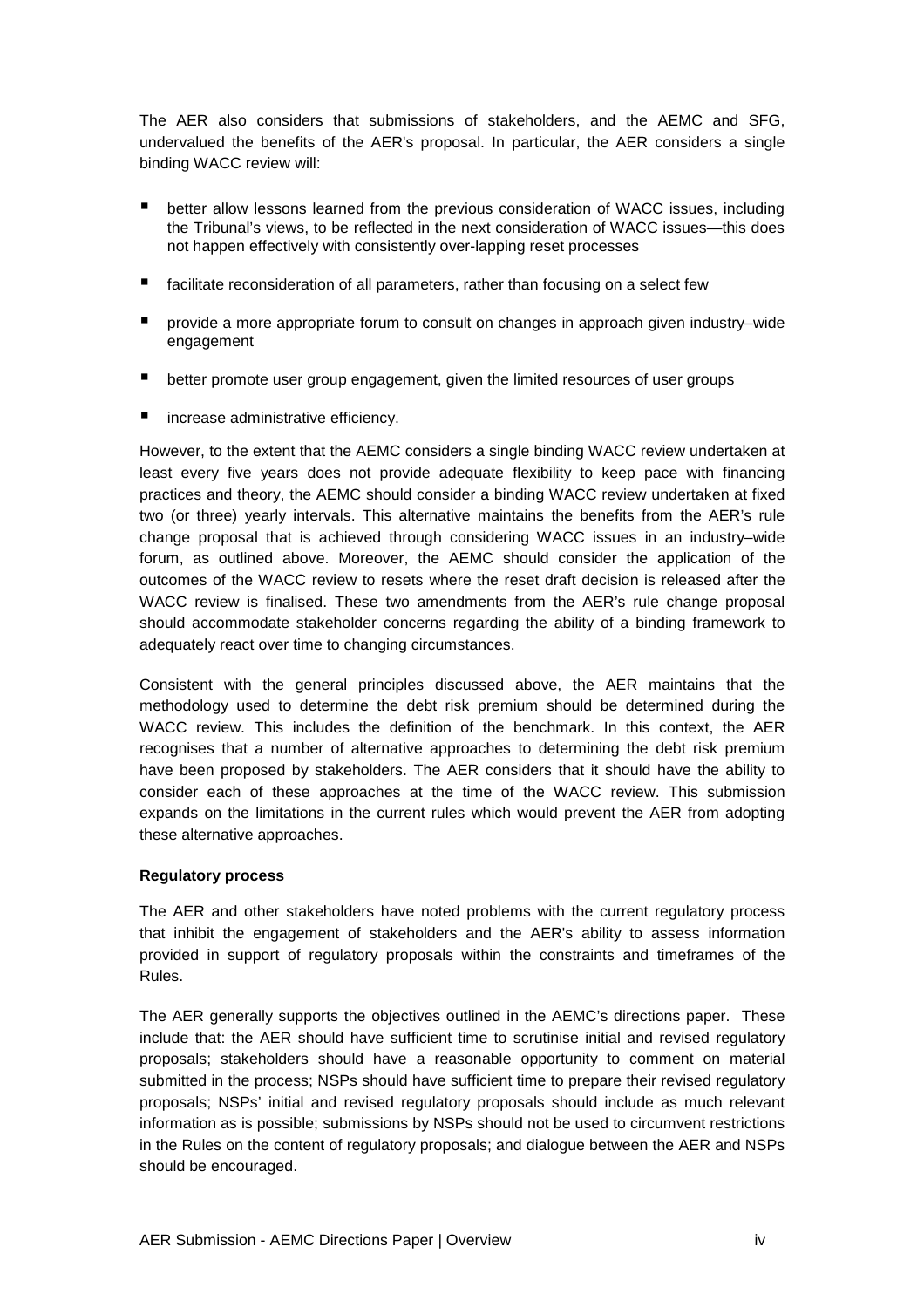The AER also considers that submissions of stakeholders, and the AEMC and SFG, undervalued the benefits of the AER's proposal. In particular, the AER considers a single binding WACC review will:

- better allow lessons learned from the previous consideration of WACC issues, including the Tribunal's views, to be reflected in the next consideration of WACC issues—this does not happen effectively with consistently over-lapping reset processes
- facilitate reconsideration of all parameters, rather than focusing on a select few
- provide a more appropriate forum to consult on changes in approach given industry–wide engagement
- better promote user group engagement, given the limited resources of user groups
- increase administrative efficiency.

However, to the extent that the AEMC considers a single binding WACC review undertaken at least every five years does not provide adequate flexibility to keep pace with financing practices and theory, the AEMC should consider a binding WACC review undertaken at fixed two (or three) yearly intervals. This alternative maintains the benefits from the AER's rule change proposal that is achieved through considering WACC issues in an industry–wide forum, as outlined above. Moreover, the AEMC should consider the application of the outcomes of the WACC review to resets where the reset draft decision is released after the WACC review is finalised. These two amendments from the AER's rule change proposal should accommodate stakeholder concerns regarding the ability of a binding framework to adequately react over time to changing circumstances.

Consistent with the general principles discussed above, the AER maintains that the methodology used to determine the debt risk premium should be determined during the WACC review. This includes the definition of the benchmark. In this context, the AER recognises that a number of alternative approaches to determining the debt risk premium have been proposed by stakeholders. The AER considers that it should have the ability to consider each of these approaches at the time of the WACC review. This submission expands on the limitations in the current rules which would prevent the AER from adopting these alternative approaches.

**Regulatory process**

The AER and other stakeholders have noted problems with the current regulatory process that inhibit the engagement of stakeholders and the AER's ability to assess information provided in support of regulatory proposals within the constraints and timeframes of the Rules.

The AER generally supports the objectives outlined in the AEMC's directions paper. These include that: the AER should have sufficient time to scrutinise initial and revised regulatory proposals; stakeholders should have a reasonable opportunity to comment on material submitted in the process; NSPs should have sufficient time to prepare their revised regulatory proposals; NSPs' initial and revised regulatory proposals should include as much relevant information as is possible; submissions by NSPs should not be used to circumvent restrictions in the Rules on the content of regulatory proposals; and dialogue between the AER and NSPs should be encouraged.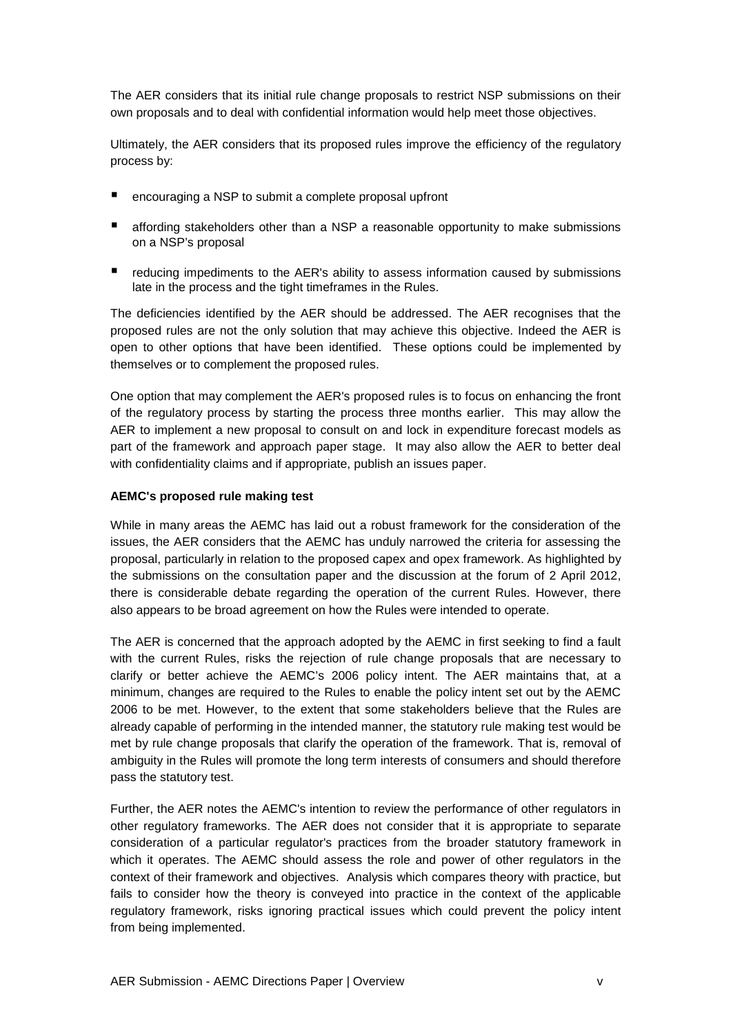The AER considers that its initial rule change proposals to restrict NSP submissions on their own proposals and to deal with confidential information would help meet those objectives.

Ultimately, the AER considers that its proposed rules improve the efficiency of the regulatory process by:

- encouraging a NSP to submit a complete proposal upfront
- affording stakeholders other than a NSP a reasonable opportunity to make submissions on a NSP's proposal
- reducing impediments to the AER's ability to assess information caused by submissions late in the process and the tight timeframes in the Rules.

The deficiencies identified by the AER should be addressed. The AER recognises that the proposed rules are not the only solution that may achieve this objective. Indeed the AER is open to other options that have been identified. These options could be implemented by themselves or to complement the proposed rules.

One option that may complement the AER's proposed rules is to focus on enhancing the front of the regulatory process by starting the process three months earlier. This may allow the AER to implement a new proposal to consult on and lock in expenditure forecast models as part of the framework and approach paper stage. It may also allow the AER to better deal with confidentiality claims and if appropriate, publish an issues paper.

**AEMC's proposed rule making test**

While in many areas the AEMC has laid out a robust framework for the consideration of the issues, the AER considers that the AEMC has unduly narrowed the criteria for assessing the proposal, particularly in relation to the proposed capex and opex framework. As highlighted by the submissions on the consultation paper and the discussion at the forum of 2 April 2012, there is considerable debate regarding the operation of the current Rules. However, there also appears to be broad agreement on how the Rules were intended to operate.

The AER is concerned that the approach adopted by the AEMC in first seeking to find a fault with the current Rules, risks the rejection of rule change proposals that are necessary to clarify or better achieve the AEMC's 2006 policy intent. The AER maintains that, at a minimum, changes are required to the Rules to enable the policy intent set out by the AEMC 2006 to be met. However, to the extent that some stakeholders believe that the Rules are already capable of performing in the intended manner, the statutory rule making test would be met by rule change proposals that clarify the operation of the framework. That is, removal of ambiguity in the Rules will promote the long term interests of consumers and should therefore pass the statutory test.

Further, the AER notes the AEMC's intention to review the performance of other regulators in other regulatory frameworks. The AER does not consider that it is appropriate to separate consideration of a particular regulator's practices from the broader statutory framework in which it operates. The AEMC should assess the role and power of other regulators in the context of their framework and objectives. Analysis which compares theory with practice, but fails to consider how the theory is conveyed into practice in the context of the applicable regulatory framework, risks ignoring practical issues which could prevent the policy intent from being implemented.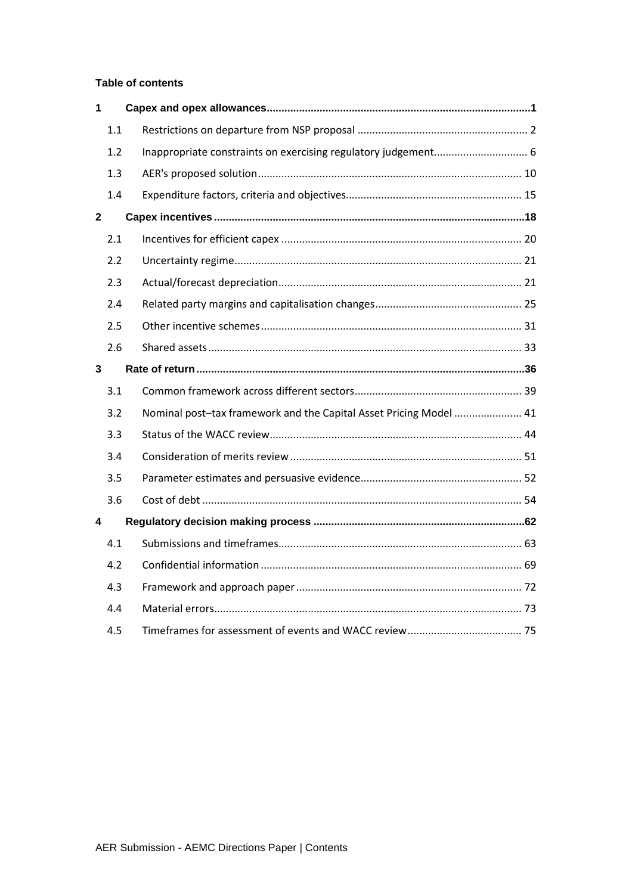**Table of contents**

| | | |
|---|---|---|
| **1** | **Capex and opex allowances** | **1** |
| 1.1 | Restrictions on departure from NSP proposal | 2 |
| 1.2 | Inappropriate constraints on exercising regulatory judgement | 6 |
| 1.3 | AER's proposed solution | 10 |
| 1.4 | Expenditure factors, criteria and objectives | 15 |
| **2** | **Capex incentives** | **18** |
| 2.1 | Incentives for efficient capex | 20 |
| 2.2 | Uncertainty regime | 21 |
| 2.3 | Actual/forecast depreciation | 21 |
| 2.4 | Related party margins and capitalisation changes | 25 |
| 2.5 | Other incentive schemes | 31 |
| 2.6 | Shared assets | 33 |
| **3** | **Rate of return** | **36** |
| 3.1 | Common framework across different sectors | 39 |
| 3.2 | Nominal post–tax framework and the Capital Asset Pricing Model | 41 |
| 3.3 | Status of the WACC review | 44 |
| 3.4 | Consideration of merits review | 51 |
| 3.5 | Parameter estimates and persuasive evidence | 52 |
| 3.6 | Cost of debt | 54 |
| **4** | **Regulatory decision making process** | **62** |
| 4.1 | Submissions and timeframes | 63 |
| 4.2 | Confidential information | 69 |
| 4.3 | Framework and approach paper | 72 |
| 4.4 | Material errors | 73 |
| 4.5 | Timeframes for assessment of events and WACC review | 75 |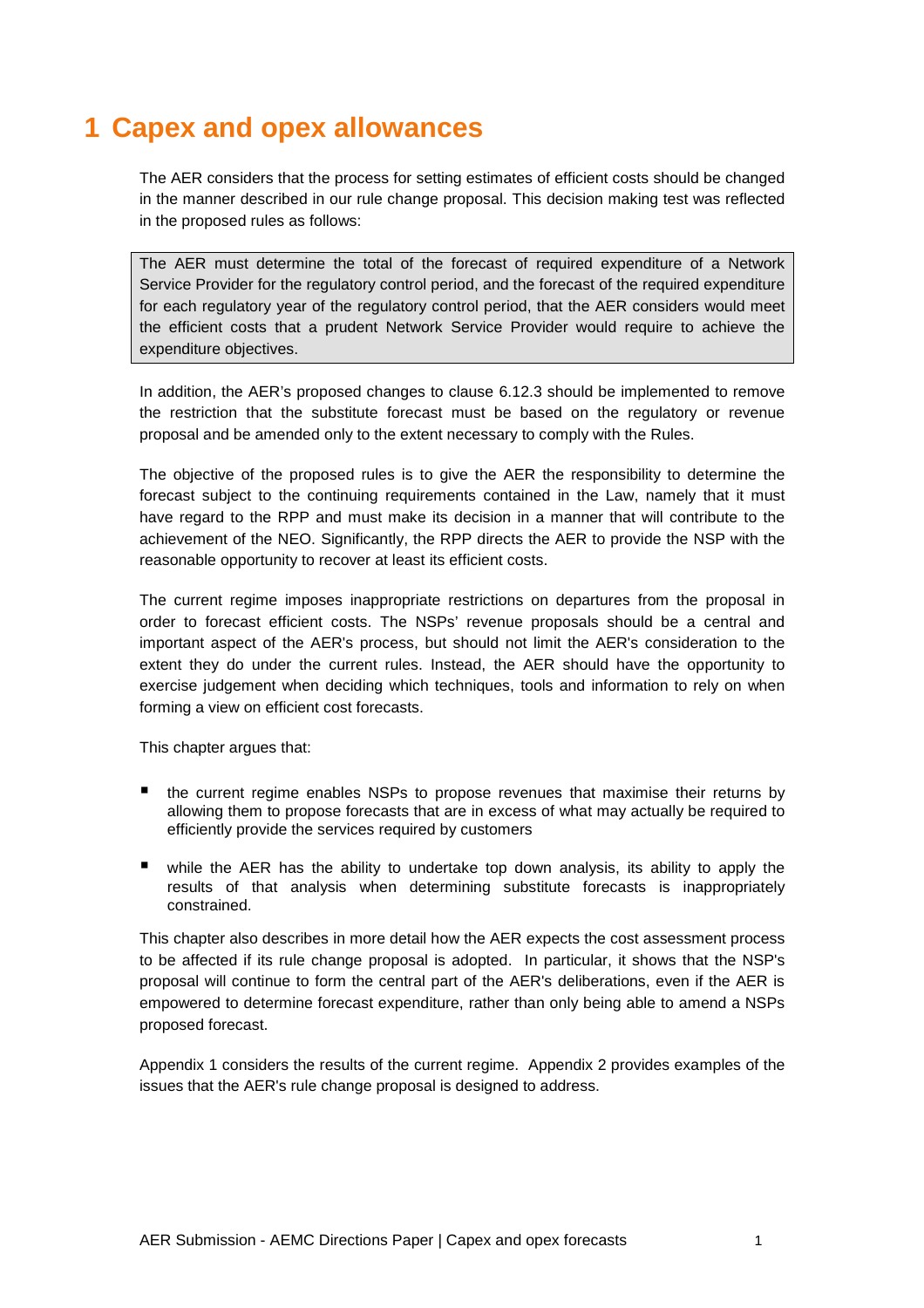# 1 Capex and opex allowances

The AER considers that the process for setting estimates of efficient costs should be changed in the manner described in our rule change proposal. This decision making test was reflected in the proposed rules as follows:

> The AER must determine the total of the forecast of required expenditure of a Network Service Provider for the regulatory control period, and the forecast of the required expenditure for each regulatory year of the regulatory control period, that the AER considers would meet the efficient costs that a prudent Network Service Provider would require to achieve the expenditure objectives.

In addition, the AER's proposed changes to clause 6.12.3 should be implemented to remove the restriction that the substitute forecast must be based on the regulatory or revenue proposal and be amended only to the extent necessary to comply with the Rules.

The objective of the proposed rules is to give the AER the responsibility to determine the forecast subject to the continuing requirements contained in the Law, namely that it must have regard to the RPP and must make its decision in a manner that will contribute to the achievement of the NEO. Significantly, the RPP directs the AER to provide the NSP with the reasonable opportunity to recover at least its efficient costs.

The current regime imposes inappropriate restrictions on departures from the proposal in order to forecast efficient costs. The NSPs' revenue proposals should be a central and important aspect of the AER's process, but should not limit the AER's consideration to the extent they do under the current rules. Instead, the AER should have the opportunity to exercise judgement when deciding which techniques, tools and information to rely on when forming a view on efficient cost forecasts.

This chapter argues that:

- the current regime enables NSPs to propose revenues that maximise their returns by allowing them to propose forecasts that are in excess of what may actually be required to efficiently provide the services required by customers
- while the AER has the ability to undertake top down analysis, its ability to apply the results of that analysis when determining substitute forecasts is inappropriately constrained.

This chapter also describes in more detail how the AER expects the cost assessment process to be affected if its rule change proposal is adopted. In particular, it shows that the NSP's proposal will continue to form the central part of the AER's deliberations, even if the AER is empowered to determine forecast expenditure, rather than only being able to amend a NSPs proposed forecast.

Appendix 1 considers the results of the current regime. Appendix 2 provides examples of the issues that the AER's rule change proposal is designed to address.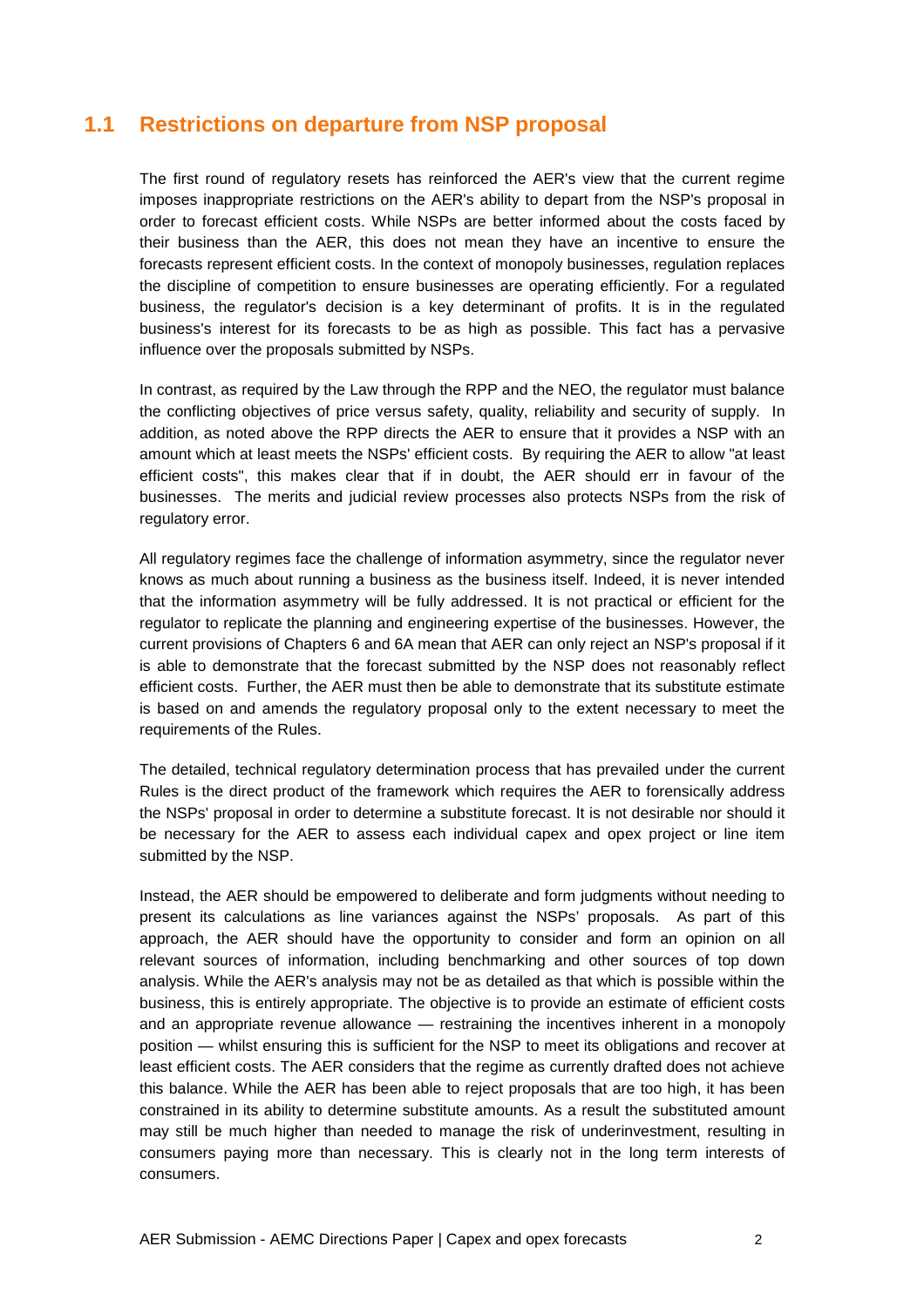## 1.1 Restrictions on departure from NSP proposal

The first round of regulatory resets has reinforced the AER's view that the current regime imposes inappropriate restrictions on the AER's ability to depart from the NSP's proposal in order to forecast efficient costs. While NSPs are better informed about the costs faced by their business than the AER, this does not mean they have an incentive to ensure the forecasts represent efficient costs. In the context of monopoly businesses, regulation replaces the discipline of competition to ensure businesses are operating efficiently. For a regulated business, the regulator's decision is a key determinant of profits. It is in the regulated business's interest for its forecasts to be as high as possible. This fact has a pervasive influence over the proposals submitted by NSPs.

In contrast, as required by the Law through the RPP and the NEO, the regulator must balance the conflicting objectives of price versus safety, quality, reliability and security of supply. In addition, as noted above the RPP directs the AER to ensure that it provides a NSP with an amount which at least meets the NSPs' efficient costs. By requiring the AER to allow "at least efficient costs", this makes clear that if in doubt, the AER should err in favour of the businesses. The merits and judicial review processes also protects NSPs from the risk of regulatory error.

All regulatory regimes face the challenge of information asymmetry, since the regulator never knows as much about running a business as the business itself. Indeed, it is never intended that the information asymmetry will be fully addressed. It is not practical or efficient for the regulator to replicate the planning and engineering expertise of the businesses. However, the current provisions of Chapters 6 and 6A mean that AER can only reject an NSP's proposal if it is able to demonstrate that the forecast submitted by the NSP does not reasonably reflect efficient costs. Further, the AER must then be able to demonstrate that its substitute estimate is based on and amends the regulatory proposal only to the extent necessary to meet the requirements of the Rules.

The detailed, technical regulatory determination process that has prevailed under the current Rules is the direct product of the framework which requires the AER to forensically address the NSPs' proposal in order to determine a substitute forecast. It is not desirable nor should it be necessary for the AER to assess each individual capex and opex project or line item submitted by the NSP.

Instead, the AER should be empowered to deliberate and form judgments without needing to present its calculations as line variances against the NSPs' proposals. As part of this approach, the AER should have the opportunity to consider and form an opinion on all relevant sources of information, including benchmarking and other sources of top down analysis. While the AER's analysis may not be as detailed as that which is possible within the business, this is entirely appropriate. The objective is to provide an estimate of efficient costs and an appropriate revenue allowance — restraining the incentives inherent in a monopoly position — whilst ensuring this is sufficient for the NSP to meet its obligations and recover at least efficient costs. The AER considers that the regime as currently drafted does not achieve this balance. While the AER has been able to reject proposals that are too high, it has been constrained in its ability to determine substitute amounts. As a result the substituted amount may still be much higher than needed to manage the risk of underinvestment, resulting in consumers paying more than necessary. This is clearly not in the long term interests of consumers.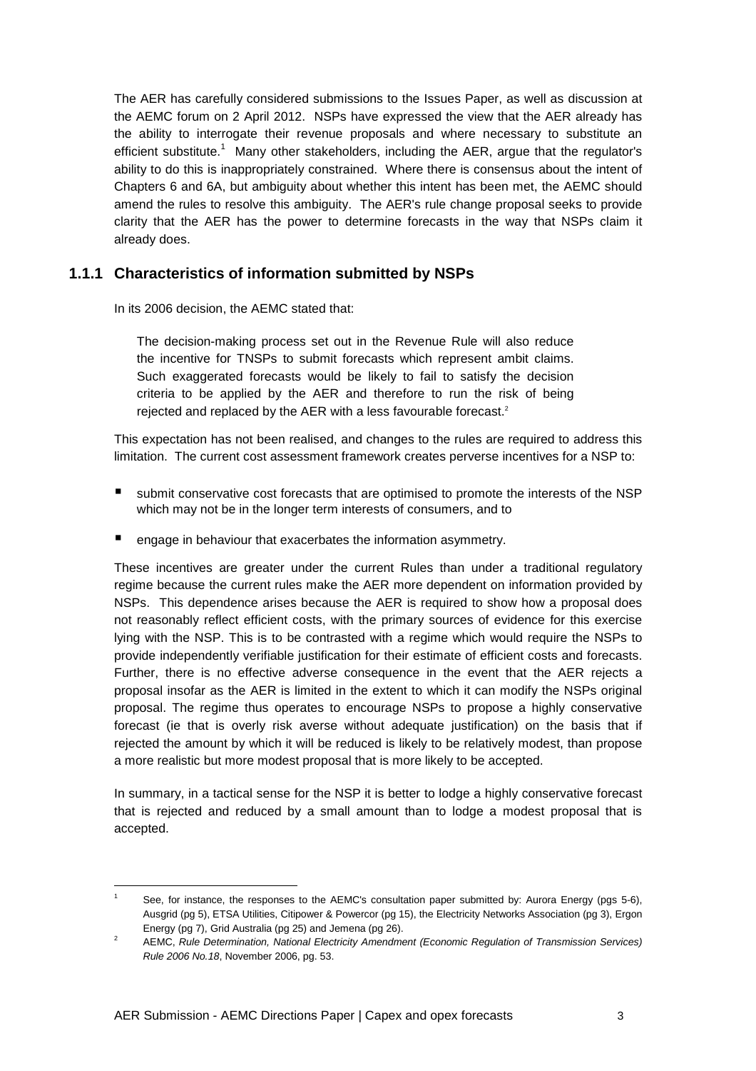The AER has carefully considered submissions to the Issues Paper, as well as discussion at the AEMC forum on 2 April 2012. NSPs have expressed the view that the AER already has the ability to interrogate their revenue proposals and where necessary to substitute an efficient substitute.[1] Many other stakeholders, including the AER, argue that the regulator's ability to do this is inappropriately constrained. Where there is consensus about the intent of Chapters 6 and 6A, but ambiguity about whether this intent has been met, the AEMC should amend the rules to resolve this ambiguity. The AER's rule change proposal seeks to provide clarity that the AER has the power to determine forecasts in the way that NSPs claim it already does.

### 1.1.1 Characteristics of information submitted by NSPs

In its 2006 decision, the AEMC stated that:

> The decision-making process set out in the Revenue Rule will also reduce the incentive for TNSPs to submit forecasts which represent ambit claims. Such exaggerated forecasts would be likely to fail to satisfy the decision criteria to be applied by the AER and therefore to run the risk of being rejected and replaced by the AER with a less favourable forecast.[2]

This expectation has not been realised, and changes to the rules are required to address this limitation. The current cost assessment framework creates perverse incentives for a NSP to:

- submit conservative cost forecasts that are optimised to promote the interests of the NSP which may not be in the longer term interests of consumers, and to
- engage in behaviour that exacerbates the information asymmetry.

These incentives are greater under the current Rules than under a traditional regulatory regime because the current rules make the AER more dependent on information provided by NSPs. This dependence arises because the AER is required to show how a proposal does not reasonably reflect efficient costs, with the primary sources of evidence for this exercise lying with the NSP. This is to be contrasted with a regime which would require the NSPs to provide independently verifiable justification for their estimate of efficient costs and forecasts. Further, there is no effective adverse consequence in the event that the AER rejects a proposal insofar as the AER is limited in the extent to which it can modify the NSPs original proposal. The regime thus operates to encourage NSPs to propose a highly conservative forecast (ie that is overly risk averse without adequate justification) on the basis that if rejected the amount by which it will be reduced is likely to be relatively modest, than propose a more realistic but more modest proposal that is more likely to be accepted.

In summary, in a tactical sense for the NSP it is better to lodge a highly conservative forecast that is rejected and reduced by a small amount than to lodge a modest proposal that is accepted.

---

[1] See, for instance, the responses to the AEMC's consultation paper submitted by: Aurora Energy (pgs 5-6), Ausgrid (pg 5), ETSA Utilities, Citipower & Powercor (pg 15), the Electricity Networks Association (pg 3), Ergon Energy (pg 7), Grid Australia (pg 25) and Jemena (pg 26).

[2] AEMC, *Rule Determination, National Electricity Amendment (Economic Regulation of Transmission Services) Rule 2006 No.18*, November 2006, pg. 53.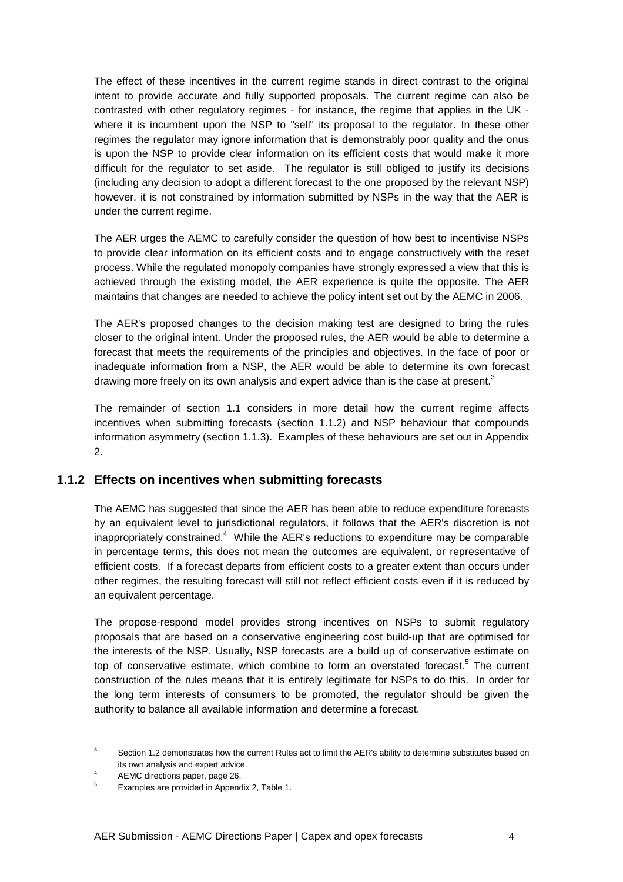The effect of these incentives in the current regime stands in direct contrast to the original intent to provide accurate and fully supported proposals. The current regime can also be contrasted with other regulatory regimes - for instance, the regime that applies in the UK - where it is incumbent upon the NSP to "sell" its proposal to the regulator. In these other regimes the regulator may ignore information that is demonstrably poor quality and the onus is upon the NSP to provide clear information on its efficient costs that would make it more difficult for the regulator to set aside. The regulator is still obliged to justify its decisions (including any decision to adopt a different forecast to the one proposed by the relevant NSP) however, it is not constrained by information submitted by NSPs in the way that the AER is under the current regime.

The AER urges the AEMC to carefully consider the question of how best to incentivise NSPs to provide clear information on its efficient costs and to engage constructively with the reset process. While the regulated monopoly companies have strongly expressed a view that this is achieved through the existing model, the AER experience is quite the opposite. The AER maintains that changes are needed to achieve the policy intent set out by the AEMC in 2006.

The AER's proposed changes to the decision making test are designed to bring the rules closer to the original intent. Under the proposed rules, the AER would be able to determine a forecast that meets the requirements of the principles and objectives. In the face of poor or inadequate information from a NSP, the AER would be able to determine its own forecast drawing more freely on its own analysis and expert advice than is the case at present.[3]

The remainder of section 1.1 considers in more detail how the current regime affects incentives when submitting forecasts (section 1.1.2) and NSP behaviour that compounds information asymmetry (section 1.1.3). Examples of these behaviours are set out in Appendix 2.

### 1.1.2 Effects on incentives when submitting forecasts

The AEMC has suggested that since the AER has been able to reduce expenditure forecasts by an equivalent level to jurisdictional regulators, it follows that the AER's discretion is not inappropriately constrained.[4] While the AER's reductions to expenditure may be comparable in percentage terms, this does not mean the outcomes are equivalent, or representative of efficient costs. If a forecast departs from efficient costs to a greater extent than occurs under other regimes, the resulting forecast will still not reflect efficient costs even if it is reduced by an equivalent percentage.

The propose-respond model provides strong incentives on NSPs to submit regulatory proposals that are based on a conservative engineering cost build-up that are optimised for the interests of the NSP. Usually, NSP forecasts are a build up of conservative estimate on top of conservative estimate, which combine to form an overstated forecast.[5] The current construction of the rules means that it is entirely legitimate for NSPs to do this. In order for the long term interests of consumers to be promoted, the regulator should be given the authority to balance all available information and determine a forecast.

---

[3] Section 1.2 demonstrates how the current Rules act to limit the AER's ability to determine substitutes based on its own analysis and expert advice.

[4] AEMC directions paper, page 26.

[5] Examples are provided in Appendix 2, Table 1.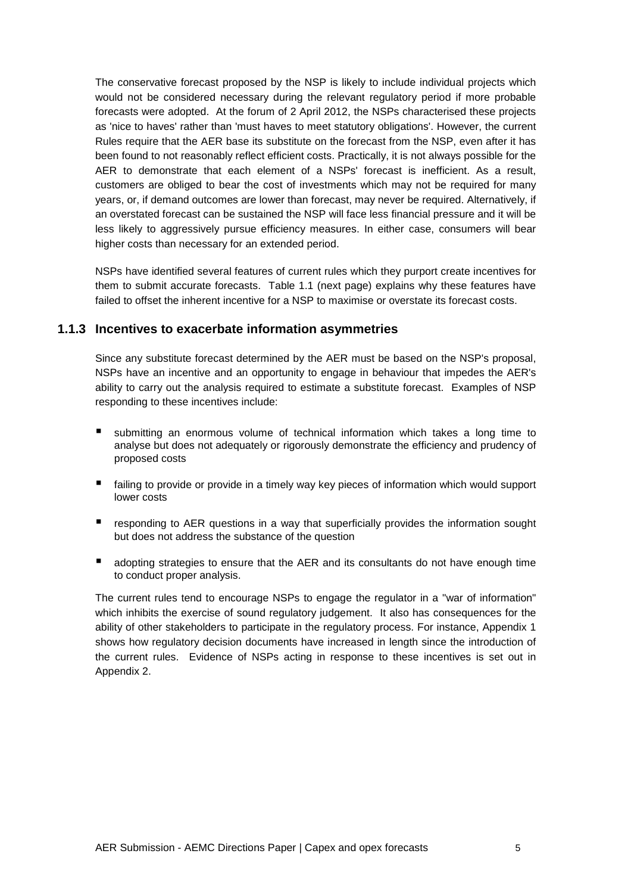The conservative forecast proposed by the NSP is likely to include individual projects which would not be considered necessary during the relevant regulatory period if more probable forecasts were adopted. At the forum of 2 April 2012, the NSPs characterised these projects as 'nice to haves' rather than 'must haves to meet statutory obligations'. However, the current Rules require that the AER base its substitute on the forecast from the NSP, even after it has been found to not reasonably reflect efficient costs. Practically, it is not always possible for the AER to demonstrate that each element of a NSPs' forecast is inefficient. As a result, customers are obliged to bear the cost of investments which may not be required for many years, or, if demand outcomes are lower than forecast, may never be required. Alternatively, if an overstated forecast can be sustained the NSP will face less financial pressure and it will be less likely to aggressively pursue efficiency measures. In either case, consumers will bear higher costs than necessary for an extended period.

NSPs have identified several features of current rules which they purport create incentives for them to submit accurate forecasts. Table 1.1 (next page) explains why these features have failed to offset the inherent incentive for a NSP to maximise or overstate its forecast costs.

### 1.1.3 Incentives to exacerbate information asymmetries

Since any substitute forecast determined by the AER must be based on the NSP's proposal, NSPs have an incentive and an opportunity to engage in behaviour that impedes the AER's ability to carry out the analysis required to estimate a substitute forecast. Examples of NSP responding to these incentives include:

- submitting an enormous volume of technical information which takes a long time to analyse but does not adequately or rigorously demonstrate the efficiency and prudency of proposed costs
- failing to provide or provide in a timely way key pieces of information which would support lower costs
- responding to AER questions in a way that superficially provides the information sought but does not address the substance of the question
- adopting strategies to ensure that the AER and its consultants do not have enough time to conduct proper analysis.

The current rules tend to encourage NSPs to engage the regulator in a "war of information" which inhibits the exercise of sound regulatory judgement. It also has consequences for the ability of other stakeholders to participate in the regulatory process. For instance, Appendix 1 shows how regulatory decision documents have increased in length since the introduction of the current rules. Evidence of NSPs acting in response to these incentives is set out in Appendix 2.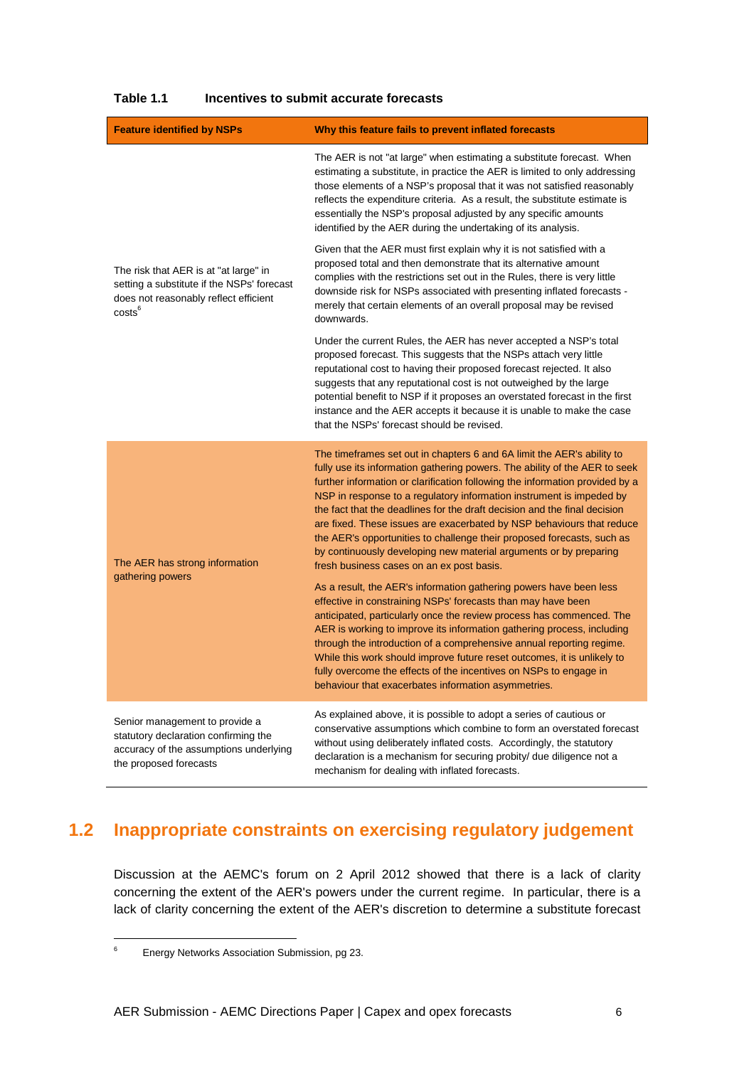**Table 1.1 Incentives to submit accurate forecasts**

| Feature identified by NSPs | Why this feature fails to prevent inflated forecasts |
|---|---|
| The risk that AER is at "at large" in setting a substitute if the NSPs' forecast does not reasonably reflect efficient costs[6] | The AER is not "at large" when estimating a substitute forecast. When estimating a substitute, in practice the AER is limited to only addressing those elements of a NSP's proposal that it was not satisfied reasonably reflects the expenditure criteria. As a result, the substitute estimate is essentially the NSP's proposal adjusted by any specific amounts identified by the AER during the undertaking of its analysis.<br><br>Given that the AER must first explain why it is not satisfied with a proposed total and then demonstrate that its alternative amount complies with the restrictions set out in the Rules, there is very little downside risk for NSPs associated with presenting inflated forecasts - merely that certain elements of an overall proposal may be revised downwards.<br><br>Under the current Rules, the AER has never accepted a NSP's total proposed forecast. This suggests that the NSPs attach very little reputational cost to having their proposed forecast rejected. It also suggests that any reputational cost is not outweighed by the large potential benefit to NSP if it proposes an overstated forecast in the first instance and the AER accepts it because it is unable to make the case that the NSPs' forecast should be revised. |
| The AER has strong information gathering powers | The timeframes set out in chapters 6 and 6A limit the AER's ability to fully use its information gathering powers. The ability of the AER to seek further information or clarification following the information provided by a NSP in response to a regulatory information instrument is impeded by the fact that the deadlines for the draft decision and the final decision are fixed. These issues are exacerbated by NSP behaviours that reduce the AER's opportunities to challenge their proposed forecasts, such as by continuously developing new material arguments or by preparing fresh business cases on an ex post basis.<br><br>As a result, the AER's information gathering powers have been less effective in constraining NSPs' forecasts than may have been anticipated, particularly once the review process has commenced. The AER is working to improve its information gathering process, including through the introduction of a comprehensive annual reporting regime. While this work should improve future reset outcomes, it is unlikely to fully overcome the effects of the incentives on NSPs to engage in behaviour that exacerbates information asymmetries. |
| Senior management to provide a statutory declaration confirming the accuracy of the assumptions underlying the proposed forecasts | As explained above, it is possible to adopt a series of cautious or conservative assumptions which combine to form an overstated forecast without using deliberately inflated costs. Accordingly, the statutory declaration is a mechanism for securing probity/ due diligence not a mechanism for dealing with inflated forecasts. |

## 1.2 Inappropriate constraints on exercising regulatory judgement

Discussion at the AEMC's forum on 2 April 2012 showed that there is a lack of clarity concerning the extent of the AER's powers under the current regime. In particular, there is a lack of clarity concerning the extent of the AER's discretion to determine a substitute forecast

[6] Energy Networks Association Submission, pg 23.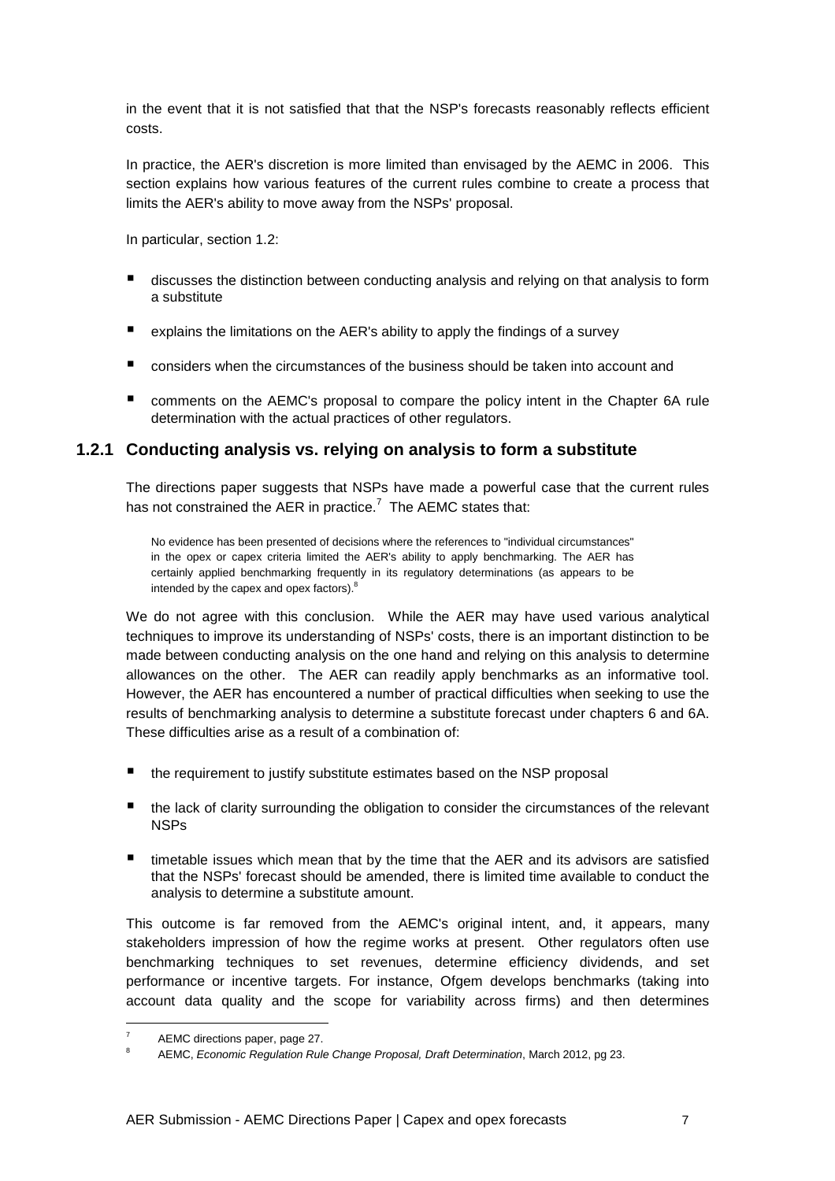in the event that it is not satisfied that that the NSP's forecasts reasonably reflects efficient costs.

In practice, the AER's discretion is more limited than envisaged by the AEMC in 2006. This section explains how various features of the current rules combine to create a process that limits the AER's ability to move away from the NSPs' proposal.

In particular, section 1.2:

- discusses the distinction between conducting analysis and relying on that analysis to form a substitute
- explains the limitations on the AER's ability to apply the findings of a survey
- considers when the circumstances of the business should be taken into account and
- comments on the AEMC's proposal to compare the policy intent in the Chapter 6A rule determination with the actual practices of other regulators.

### 1.2.1 Conducting analysis vs. relying on analysis to form a substitute

The directions paper suggests that NSPs have made a powerful case that the current rules has not constrained the AER in practice.[7] The AEMC states that:

> No evidence has been presented of decisions where the references to "individual circumstances" in the opex or capex criteria limited the AER's ability to apply benchmarking. The AER has certainly applied benchmarking frequently in its regulatory determinations (as appears to be intended by the capex and opex factors).[8]

We do not agree with this conclusion. While the AER may have used various analytical techniques to improve its understanding of NSPs' costs, there is an important distinction to be made between conducting analysis on the one hand and relying on this analysis to determine allowances on the other. The AER can readily apply benchmarks as an informative tool. However, the AER has encountered a number of practical difficulties when seeking to use the results of benchmarking analysis to determine a substitute forecast under chapters 6 and 6A. These difficulties arise as a result of a combination of:

- the requirement to justify substitute estimates based on the NSP proposal
- the lack of clarity surrounding the obligation to consider the circumstances of the relevant NSPs
- timetable issues which mean that by the time that the AER and its advisors are satisfied that the NSPs' forecast should be amended, there is limited time available to conduct the analysis to determine a substitute amount.

This outcome is far removed from the AEMC's original intent, and, it appears, many stakeholders impression of how the regime works at present. Other regulators often use benchmarking techniques to set revenues, determine efficiency dividends, and set performance or incentive targets. For instance, Ofgem develops benchmarks (taking into account data quality and the scope for variability across firms) and then determines

---

[7] AEMC directions paper, page 27.

[8] AEMC, *Economic Regulation Rule Change Proposal, Draft Determination*, March 2012, pg 23.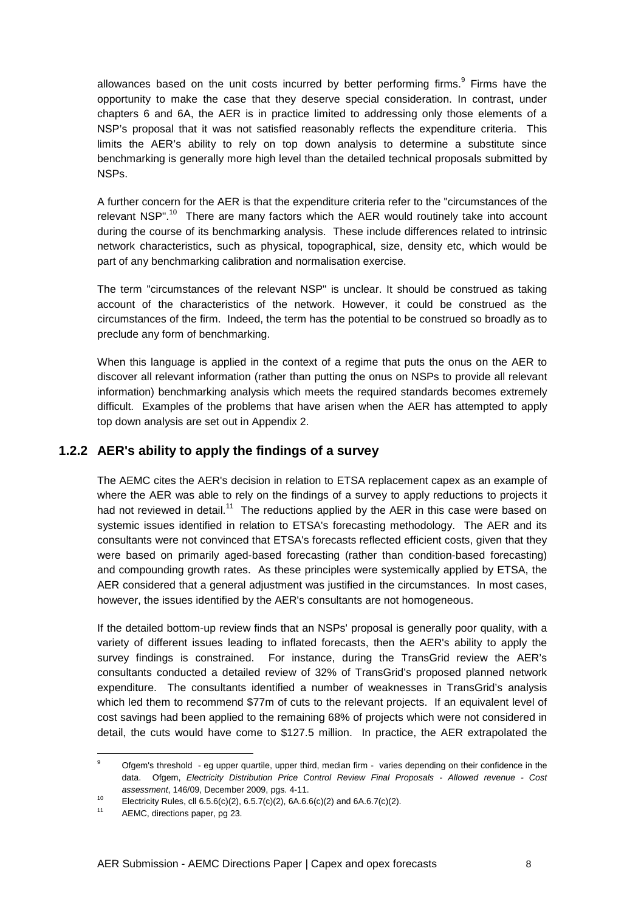allowances based on the unit costs incurred by better performing firms.[9] Firms have the opportunity to make the case that they deserve special consideration. In contrast, under chapters 6 and 6A, the AER is in practice limited to addressing only those elements of a NSP's proposal that it was not satisfied reasonably reflects the expenditure criteria. This limits the AER's ability to rely on top down analysis to determine a substitute since benchmarking is generally more high level than the detailed technical proposals submitted by NSPs.

A further concern for the AER is that the expenditure criteria refer to the "circumstances of the relevant NSP".[10] There are many factors which the AER would routinely take into account during the course of its benchmarking analysis. These include differences related to intrinsic network characteristics, such as physical, topographical, size, density etc, which would be part of any benchmarking calibration and normalisation exercise.

The term "circumstances of the relevant NSP" is unclear. It should be construed as taking account of the characteristics of the network. However, it could be construed as the circumstances of the firm. Indeed, the term has the potential to be construed so broadly as to preclude any form of benchmarking.

When this language is applied in the context of a regime that puts the onus on the AER to discover all relevant information (rather than putting the onus on NSPs to provide all relevant information) benchmarking analysis which meets the required standards becomes extremely difficult. Examples of the problems that have arisen when the AER has attempted to apply top down analysis are set out in Appendix 2.

### 1.2.2 AER's ability to apply the findings of a survey

The AEMC cites the AER's decision in relation to ETSA replacement capex as an example of where the AER was able to rely on the findings of a survey to apply reductions to projects it had not reviewed in detail.[11] The reductions applied by the AER in this case were based on systemic issues identified in relation to ETSA's forecasting methodology. The AER and its consultants were not convinced that ETSA's forecasts reflected efficient costs, given that they were based on primarily aged-based forecasting (rather than condition-based forecasting) and compounding growth rates. As these principles were systemically applied by ETSA, the AER considered that a general adjustment was justified in the circumstances. In most cases, however, the issues identified by the AER's consultants are not homogeneous.

If the detailed bottom-up review finds that an NSPs' proposal is generally poor quality, with a variety of different issues leading to inflated forecasts, then the AER's ability to apply the survey findings is constrained. For instance, during the TransGrid review the AER's consultants conducted a detailed review of 32% of TransGrid's proposed planned network expenditure. The consultants identified a number of weaknesses in TransGrid's analysis which led them to recommend $77m of cuts to the relevant projects. If an equivalent level of cost savings had been applied to the remaining 68% of projects which were not considered in detail, the cuts would have come to $127.5 million. In practice, the AER extrapolated the

---

[9] Ofgem's threshold - eg upper quartile, upper third, median firm - varies depending on their confidence in the data. Ofgem, *Electricity Distribution Price Control Review Final Proposals - Allowed revenue - Cost assessment*, 146/09, December 2009, pgs. 4-11.

[10] Electricity Rules, cll 6.5.6(c)(2), 6.5.7(c)(2), 6A.6.6(c)(2) and 6A.6.7(c)(2).

[11] AEMC, directions paper, pg 23.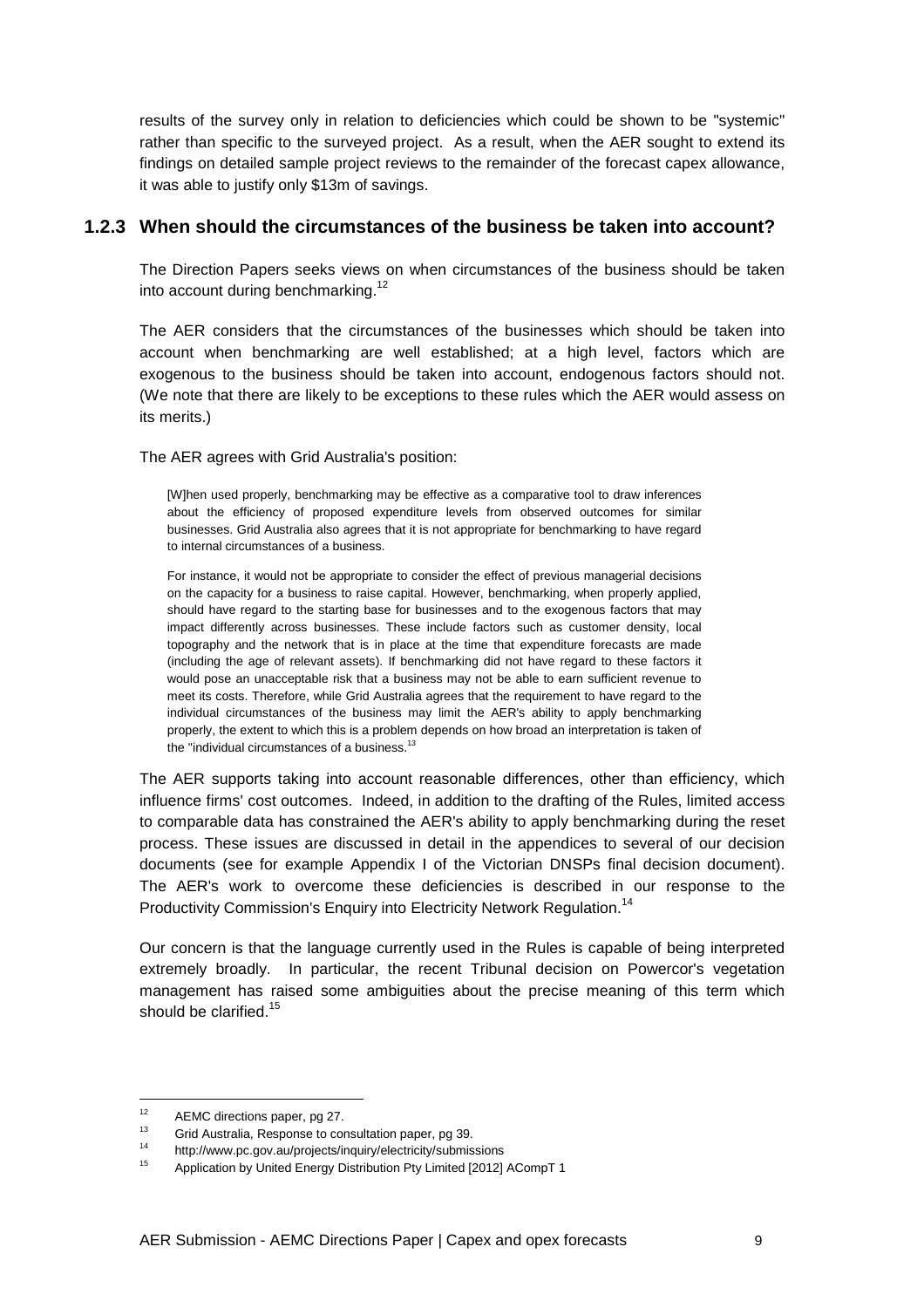results of the survey only in relation to deficiencies which could be shown to be "systemic" rather than specific to the surveyed project. As a result, when the AER sought to extend its findings on detailed sample project reviews to the remainder of the forecast capex allowance, it was able to justify only $13m of savings.

### 1.2.3 When should the circumstances of the business be taken into account?

The Direction Papers seeks views on when circumstances of the business should be taken into account during benchmarking.[12]

The AER considers that the circumstances of the businesses which should be taken into account when benchmarking are well established; at a high level, factors which are exogenous to the business should be taken into account, endogenous factors should not. (We note that there are likely to be exceptions to these rules which the AER would assess on its merits.)

The AER agrees with Grid Australia's position:

> [W]hen used properly, benchmarking may be effective as a comparative tool to draw inferences about the efficiency of proposed expenditure levels from observed outcomes for similar businesses. Grid Australia also agrees that it is not appropriate for benchmarking to have regard to internal circumstances of a business.
>
> For instance, it would not be appropriate to consider the effect of previous managerial decisions on the capacity for a business to raise capital. However, benchmarking, when properly applied, should have regard to the starting base for businesses and to the exogenous factors that may impact differently across businesses. These include factors such as customer density, local topography and the network that is in place at the time that expenditure forecasts are made (including the age of relevant assets). If benchmarking did not have regard to these factors it would pose an unacceptable risk that a business may not be able to earn sufficient revenue to meet its costs. Therefore, while Grid Australia agrees that the requirement to have regard to the individual circumstances of the business may limit the AER's ability to apply benchmarking properly, the extent to which this is a problem depends on how broad an interpretation is taken of the "individual circumstances of a business.[13]

The AER supports taking into account reasonable differences, other than efficiency, which influence firms' cost outcomes. Indeed, in addition to the drafting of the Rules, limited access to comparable data has constrained the AER's ability to apply benchmarking during the reset process. These issues are discussed in detail in the appendices to several of our decision documents (see for example Appendix I of the Victorian DNSPs final decision document). The AER's work to overcome these deficiencies is described in our response to the Productivity Commission's Enquiry into Electricity Network Regulation.[14]

Our concern is that the language currently used in the Rules is capable of being interpreted extremely broadly. In particular, the recent Tribunal decision on Powercor's vegetation management has raised some ambiguities about the precise meaning of this term which should be clarified.[15]

---

[12] AEMC directions paper, pg 27.

[13] Grid Australia, Response to consultation paper, pg 39.

[14] http://www.pc.gov.au/projects/inquiry/electricity/submissions

[15] Application by United Energy Distribution Pty Limited [2012] ACompT 1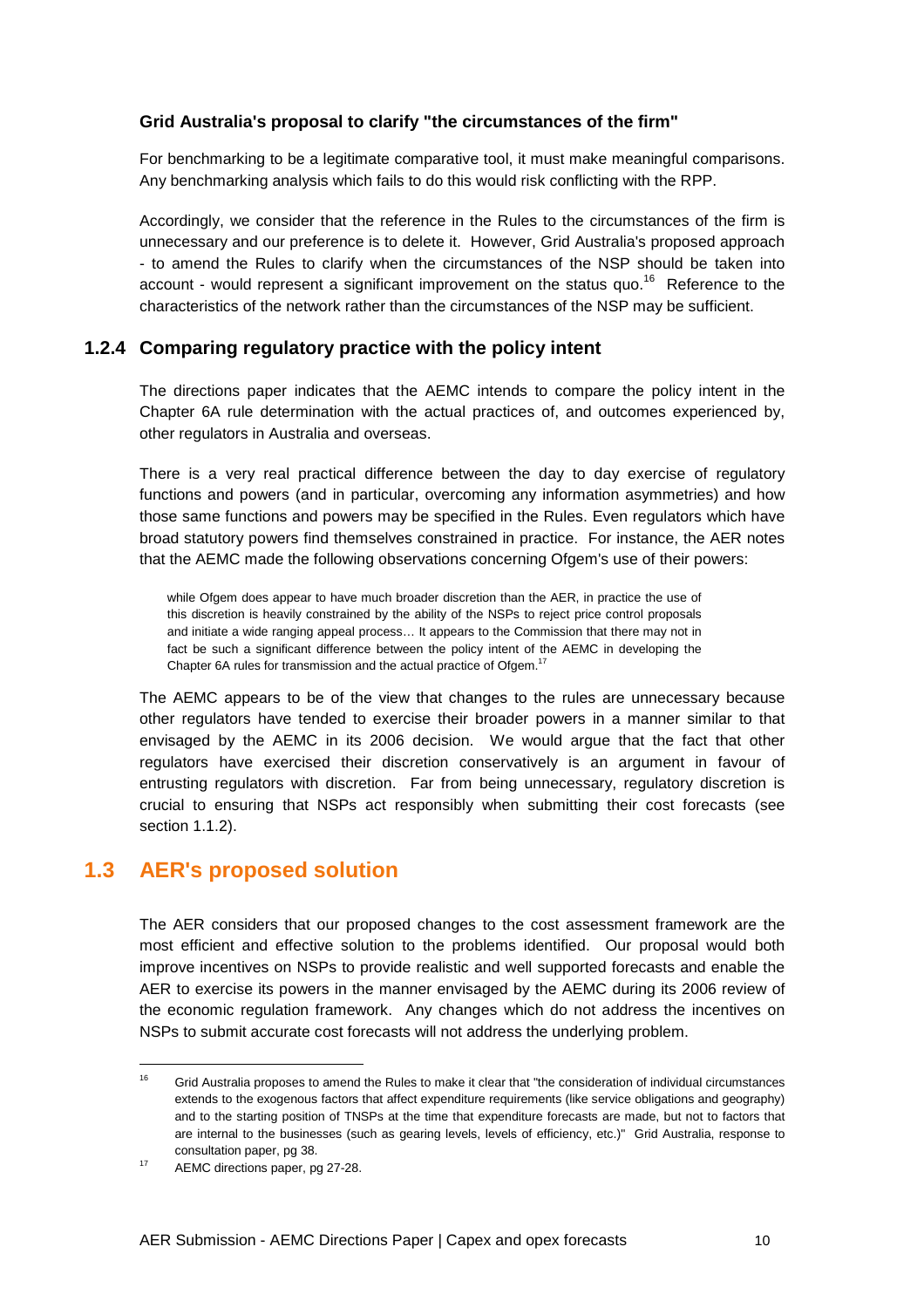**Grid Australia's proposal to clarify "the circumstances of the firm"**

For benchmarking to be a legitimate comparative tool, it must make meaningful comparisons. Any benchmarking analysis which fails to do this would risk conflicting with the RPP.

Accordingly, we consider that the reference in the Rules to the circumstances of the firm is unnecessary and our preference is to delete it. However, Grid Australia's proposed approach - to amend the Rules to clarify when the circumstances of the NSP should be taken into account - would represent a significant improvement on the status quo.[16] Reference to the characteristics of the network rather than the circumstances of the NSP may be sufficient.

### 1.2.4 Comparing regulatory practice with the policy intent

The directions paper indicates that the AEMC intends to compare the policy intent in the Chapter 6A rule determination with the actual practices of, and outcomes experienced by, other regulators in Australia and overseas.

There is a very real practical difference between the day to day exercise of regulatory functions and powers (and in particular, overcoming any information asymmetries) and how those same functions and powers may be specified in the Rules. Even regulators which have broad statutory powers find themselves constrained in practice. For instance, the AER notes that the AEMC made the following observations concerning Ofgem's use of their powers:

> while Ofgem does appear to have much broader discretion than the AER, in practice the use of this discretion is heavily constrained by the ability of the NSPs to reject price control proposals and initiate a wide ranging appeal process… It appears to the Commission that there may not in fact be such a significant difference between the policy intent of the AEMC in developing the Chapter 6A rules for transmission and the actual practice of Ofgem.[17]

The AEMC appears to be of the view that changes to the rules are unnecessary because other regulators have tended to exercise their broader powers in a manner similar to that envisaged by the AEMC in its 2006 decision. We would argue that the fact that other regulators have exercised their discretion conservatively is an argument in favour of entrusting regulators with discretion. Far from being unnecessary, regulatory discretion is crucial to ensuring that NSPs act responsibly when submitting their cost forecasts (see section 1.1.2).

## 1.3 AER's proposed solution

The AER considers that our proposed changes to the cost assessment framework are the most efficient and effective solution to the problems identified. Our proposal would both improve incentives on NSPs to provide realistic and well supported forecasts and enable the AER to exercise its powers in the manner envisaged by the AEMC during its 2006 review of the economic regulation framework. Any changes which do not address the incentives on NSPs to submit accurate cost forecasts will not address the underlying problem.

---

[16] Grid Australia proposes to amend the Rules to make it clear that "the consideration of individual circumstances extends to the exogenous factors that affect expenditure requirements (like service obligations and geography) and to the starting position of TNSPs at the time that expenditure forecasts are made, but not to factors that are internal to the businesses (such as gearing levels, levels of efficiency, etc.)" Grid Australia, response to consultation paper, pg 38.

[17] AEMC directions paper, pg 27-28.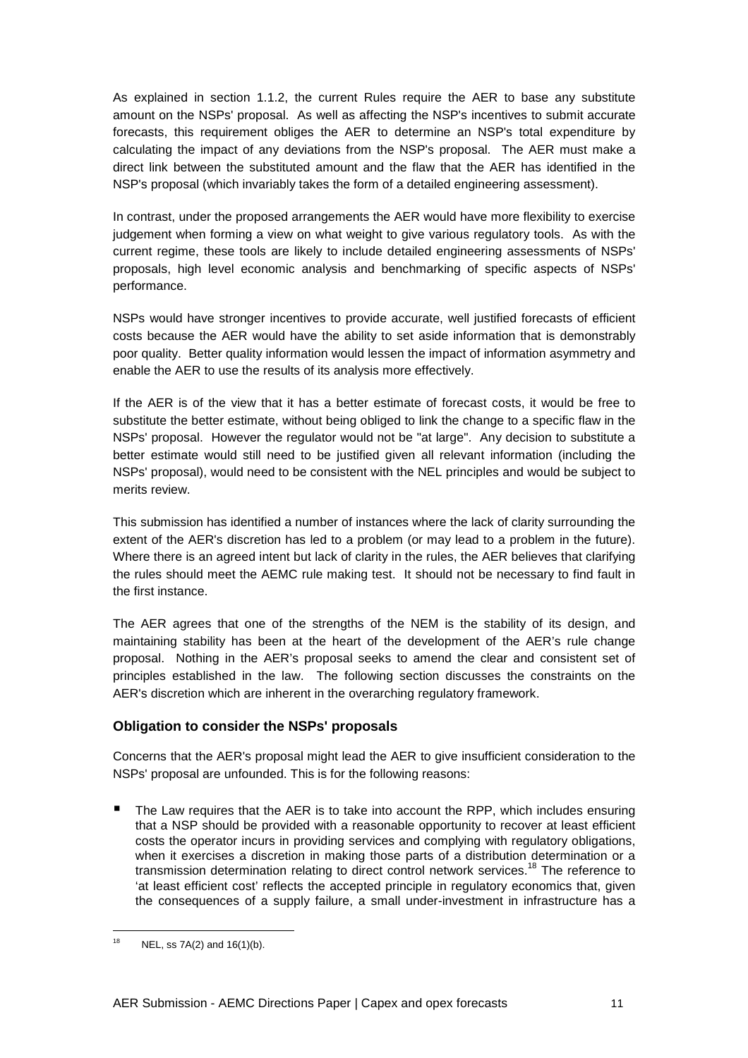As explained in section 1.1.2, the current Rules require the AER to base any substitute amount on the NSPs' proposal. As well as affecting the NSP's incentives to submit accurate forecasts, this requirement obliges the AER to determine an NSP's total expenditure by calculating the impact of any deviations from the NSP's proposal. The AER must make a direct link between the substituted amount and the flaw that the AER has identified in the NSP's proposal (which invariably takes the form of a detailed engineering assessment).

In contrast, under the proposed arrangements the AER would have more flexibility to exercise judgement when forming a view on what weight to give various regulatory tools. As with the current regime, these tools are likely to include detailed engineering assessments of NSPs' proposals, high level economic analysis and benchmarking of specific aspects of NSPs' performance.

NSPs would have stronger incentives to provide accurate, well justified forecasts of efficient costs because the AER would have the ability to set aside information that is demonstrably poor quality. Better quality information would lessen the impact of information asymmetry and enable the AER to use the results of its analysis more effectively.

If the AER is of the view that it has a better estimate of forecast costs, it would be free to substitute the better estimate, without being obliged to link the change to a specific flaw in the NSPs' proposal. However the regulator would not be "at large". Any decision to substitute a better estimate would still need to be justified given all relevant information (including the NSPs' proposal), would need to be consistent with the NEL principles and would be subject to merits review.

This submission has identified a number of instances where the lack of clarity surrounding the extent of the AER's discretion has led to a problem (or may lead to a problem in the future). Where there is an agreed intent but lack of clarity in the rules, the AER believes that clarifying the rules should meet the AEMC rule making test. It should not be necessary to find fault in the first instance.

The AER agrees that one of the strengths of the NEM is the stability of its design, and maintaining stability has been at the heart of the development of the AER's rule change proposal. Nothing in the AER's proposal seeks to amend the clear and consistent set of principles established in the law. The following section discusses the constraints on the AER's discretion which are inherent in the overarching regulatory framework.

### Obligation to consider the NSPs' proposals

Concerns that the AER's proposal might lead the AER to give insufficient consideration to the NSPs' proposal are unfounded. This is for the following reasons:

- The Law requires that the AER is to take into account the RPP, which includes ensuring that a NSP should be provided with a reasonable opportunity to recover at least efficient costs the operator incurs in providing services and complying with regulatory obligations, when it exercises a discretion in making those parts of a distribution determination or a transmission determination relating to direct control network services.[18] The reference to 'at least efficient cost' reflects the accepted principle in regulatory economics that, given the consequences of a supply failure, a small under-investment in infrastructure has a

[18] NEL, ss 7A(2) and 16(1)(b).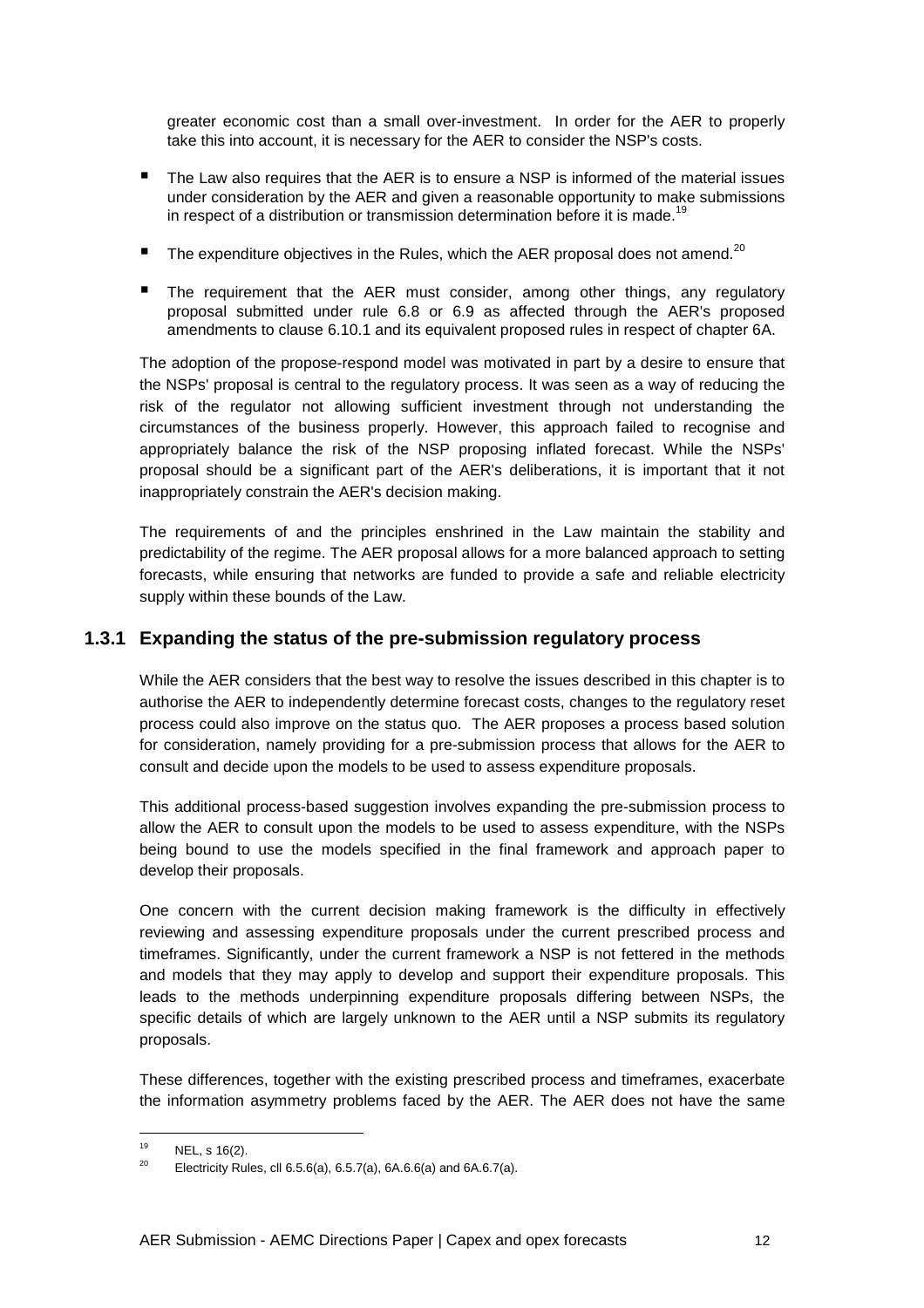greater economic cost than a small over-investment. In order for the AER to properly take this into account, it is necessary for the AER to consider the NSP's costs.

- The Law also requires that the AER is to ensure a NSP is informed of the material issues under consideration by the AER and given a reasonable opportunity to make submissions in respect of a distribution or transmission determination before it is made.[19]
- The expenditure objectives in the Rules, which the AER proposal does not amend.[20]
- The requirement that the AER must consider, among other things, any regulatory proposal submitted under rule 6.8 or 6.9 as affected through the AER's proposed amendments to clause 6.10.1 and its equivalent proposed rules in respect of chapter 6A.

The adoption of the propose-respond model was motivated in part by a desire to ensure that the NSPs' proposal is central to the regulatory process. It was seen as a way of reducing the risk of the regulator not allowing sufficient investment through not understanding the circumstances of the business properly. However, this approach failed to recognise and appropriately balance the risk of the NSP proposing inflated forecast. While the NSPs' proposal should be a significant part of the AER's deliberations, it is important that it not inappropriately constrain the AER's decision making.

The requirements of and the principles enshrined in the Law maintain the stability and predictability of the regime. The AER proposal allows for a more balanced approach to setting forecasts, while ensuring that networks are funded to provide a safe and reliable electricity supply within these bounds of the Law.

### 1.3.1 Expanding the status of the pre-submission regulatory process

While the AER considers that the best way to resolve the issues described in this chapter is to authorise the AER to independently determine forecast costs, changes to the regulatory reset process could also improve on the status quo. The AER proposes a process based solution for consideration, namely providing for a pre-submission process that allows for the AER to consult and decide upon the models to be used to assess expenditure proposals.

This additional process-based suggestion involves expanding the pre-submission process to allow the AER to consult upon the models to be used to assess expenditure, with the NSPs being bound to use the models specified in the final framework and approach paper to develop their proposals.

One concern with the current decision making framework is the difficulty in effectively reviewing and assessing expenditure proposals under the current prescribed process and timeframes. Significantly, under the current framework a NSP is not fettered in the methods and models that they may apply to develop and support their expenditure proposals. This leads to the methods underpinning expenditure proposals differing between NSPs, the specific details of which are largely unknown to the AER until a NSP submits its regulatory proposals.

These differences, together with the existing prescribed process and timeframes, exacerbate the information asymmetry problems faced by the AER. The AER does not have the same

---

[19] NEL, s 16(2).

[20] Electricity Rules, cll 6.5.6(a), 6.5.7(a), 6A.6.6(a) and 6A.6.7(a).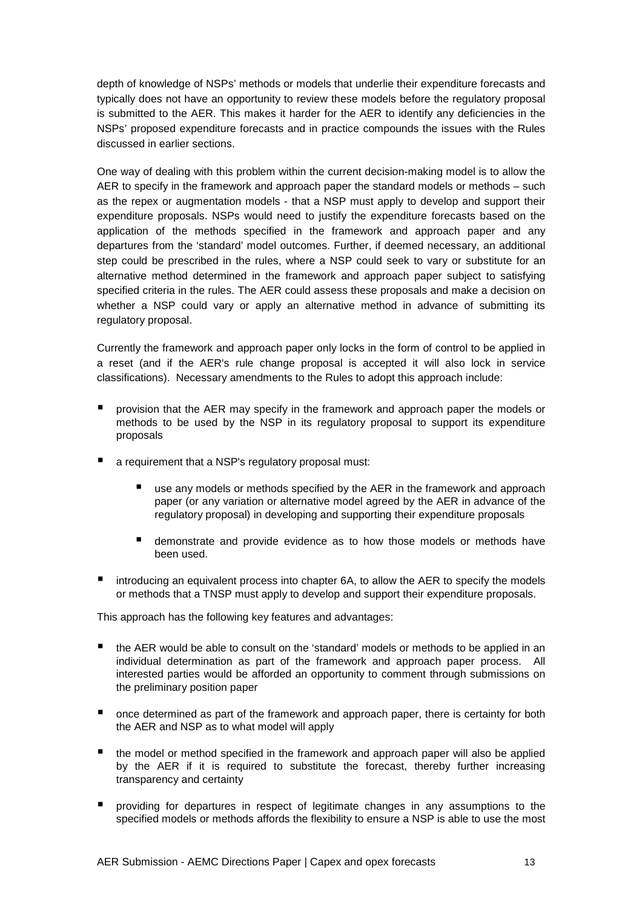depth of knowledge of NSPs' methods or models that underlie their expenditure forecasts and typically does not have an opportunity to review these models before the regulatory proposal is submitted to the AER. This makes it harder for the AER to identify any deficiencies in the NSPs' proposed expenditure forecasts and in practice compounds the issues with the Rules discussed in earlier sections.

One way of dealing with this problem within the current decision-making model is to allow the AER to specify in the framework and approach paper the standard models or methods – such as the repex or augmentation models - that a NSP must apply to develop and support their expenditure proposals. NSPs would need to justify the expenditure forecasts based on the application of the methods specified in the framework and approach paper and any departures from the 'standard' model outcomes. Further, if deemed necessary, an additional step could be prescribed in the rules, where a NSP could seek to vary or substitute for an alternative method determined in the framework and approach paper subject to satisfying specified criteria in the rules. The AER could assess these proposals and make a decision on whether a NSP could vary or apply an alternative method in advance of submitting its regulatory proposal.

Currently the framework and approach paper only locks in the form of control to be applied in a reset (and if the AER's rule change proposal is accepted it will also lock in service classifications). Necessary amendments to the Rules to adopt this approach include:

- provision that the AER may specify in the framework and approach paper the models or methods to be used by the NSP in its regulatory proposal to support its expenditure proposals
- a requirement that a NSP's regulatory proposal must:
  - use any models or methods specified by the AER in the framework and approach paper (or any variation or alternative model agreed by the AER in advance of the regulatory proposal) in developing and supporting their expenditure proposals
  - demonstrate and provide evidence as to how those models or methods have been used.
- introducing an equivalent process into chapter 6A, to allow the AER to specify the models or methods that a TNSP must apply to develop and support their expenditure proposals.

This approach has the following key features and advantages:

- the AER would be able to consult on the 'standard' models or methods to be applied in an individual determination as part of the framework and approach paper process. All interested parties would be afforded an opportunity to comment through submissions on the preliminary position paper
- once determined as part of the framework and approach paper, there is certainty for both the AER and NSP as to what model will apply
- the model or method specified in the framework and approach paper will also be applied by the AER if it is required to substitute the forecast, thereby further increasing transparency and certainty
- providing for departures in respect of legitimate changes in any assumptions to the specified models or methods affords the flexibility to ensure a NSP is able to use the most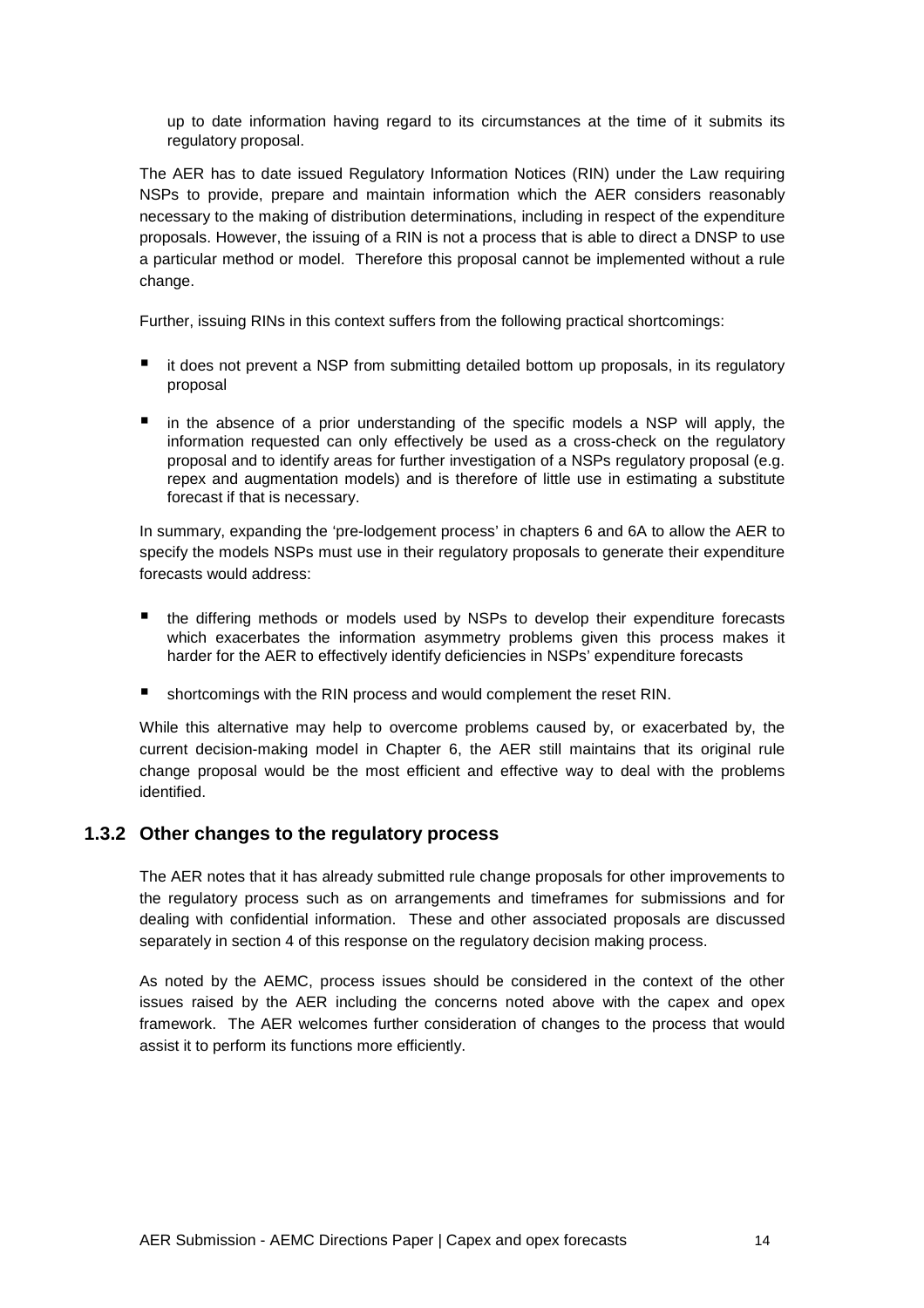up to date information having regard to its circumstances at the time of it submits its regulatory proposal.

The AER has to date issued Regulatory Information Notices (RIN) under the Law requiring NSPs to provide, prepare and maintain information which the AER considers reasonably necessary to the making of distribution determinations, including in respect of the expenditure proposals. However, the issuing of a RIN is not a process that is able to direct a DNSP to use a particular method or model. Therefore this proposal cannot be implemented without a rule change.

Further, issuing RINs in this context suffers from the following practical shortcomings:

- it does not prevent a NSP from submitting detailed bottom up proposals, in its regulatory proposal
- in the absence of a prior understanding of the specific models a NSP will apply, the information requested can only effectively be used as a cross-check on the regulatory proposal and to identify areas for further investigation of a NSPs regulatory proposal (e.g. repex and augmentation models) and is therefore of little use in estimating a substitute forecast if that is necessary.

In summary, expanding the 'pre-lodgement process' in chapters 6 and 6A to allow the AER to specify the models NSPs must use in their regulatory proposals to generate their expenditure forecasts would address:

- the differing methods or models used by NSPs to develop their expenditure forecasts which exacerbates the information asymmetry problems given this process makes it harder for the AER to effectively identify deficiencies in NSPs' expenditure forecasts
- shortcomings with the RIN process and would complement the reset RIN.

While this alternative may help to overcome problems caused by, or exacerbated by, the current decision-making model in Chapter 6, the AER still maintains that its original rule change proposal would be the most efficient and effective way to deal with the problems identified.

### 1.3.2 Other changes to the regulatory process

The AER notes that it has already submitted rule change proposals for other improvements to the regulatory process such as on arrangements and timeframes for submissions and for dealing with confidential information. These and other associated proposals are discussed separately in section 4 of this response on the regulatory decision making process.

As noted by the AEMC, process issues should be considered in the context of the other issues raised by the AER including the concerns noted above with the capex and opex framework. The AER welcomes further consideration of changes to the process that would assist it to perform its functions more efficiently.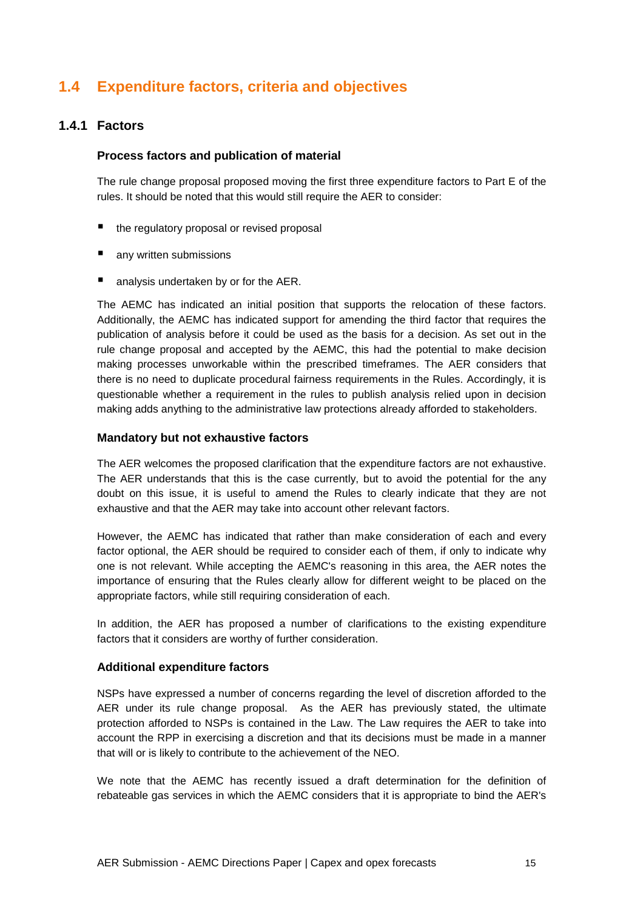## 1.4 Expenditure factors, criteria and objectives

### 1.4.1 Factors

#### Process factors and publication of material

The rule change proposal proposed moving the first three expenditure factors to Part E of the rules. It should be noted that this would still require the AER to consider:

- the regulatory proposal or revised proposal
- any written submissions
- analysis undertaken by or for the AER.

The AEMC has indicated an initial position that supports the relocation of these factors. Additionally, the AEMC has indicated support for amending the third factor that requires the publication of analysis before it could be used as the basis for a decision. As set out in the rule change proposal and accepted by the AEMC, this had the potential to make decision making processes unworkable within the prescribed timeframes. The AER considers that there is no need to duplicate procedural fairness requirements in the Rules. Accordingly, it is questionable whether a requirement in the rules to publish analysis relied upon in decision making adds anything to the administrative law protections already afforded to stakeholders.

#### Mandatory but not exhaustive factors

The AER welcomes the proposed clarification that the expenditure factors are not exhaustive. The AER understands that this is the case currently, but to avoid the potential for the any doubt on this issue, it is useful to amend the Rules to clearly indicate that they are not exhaustive and that the AER may take into account other relevant factors.

However, the AEMC has indicated that rather than make consideration of each and every factor optional, the AER should be required to consider each of them, if only to indicate why one is not relevant. While accepting the AEMC's reasoning in this area, the AER notes the importance of ensuring that the Rules clearly allow for different weight to be placed on the appropriate factors, while still requiring consideration of each.

In addition, the AER has proposed a number of clarifications to the existing expenditure factors that it considers are worthy of further consideration.

#### Additional expenditure factors

NSPs have expressed a number of concerns regarding the level of discretion afforded to the AER under its rule change proposal. As the AER has previously stated, the ultimate protection afforded to NSPs is contained in the Law. The Law requires the AER to take into account the RPP in exercising a discretion and that its decisions must be made in a manner that will or is likely to contribute to the achievement of the NEO.

We note that the AEMC has recently issued a draft determination for the definition of rebateable gas services in which the AEMC considers that it is appropriate to bind the AER's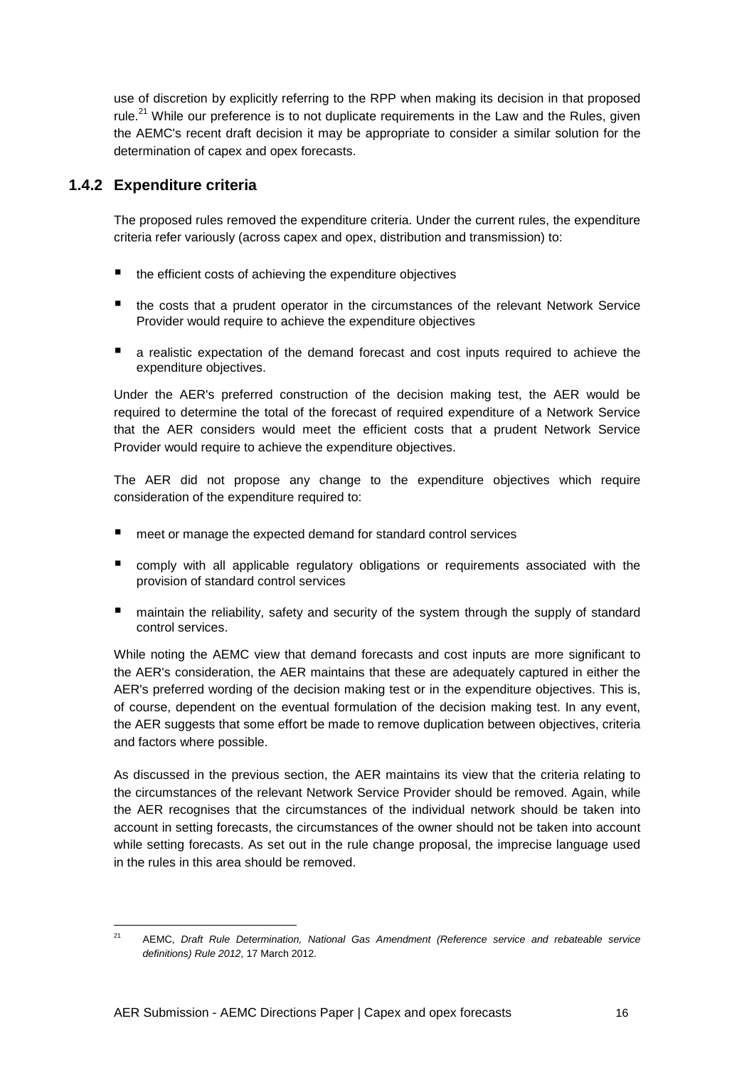use of discretion by explicitly referring to the RPP when making its decision in that proposed rule.[21] While our preference is to not duplicate requirements in the Law and the Rules, given the AEMC's recent draft decision it may be appropriate to consider a similar solution for the determination of capex and opex forecasts.

### 1.4.2 Expenditure criteria

The proposed rules removed the expenditure criteria. Under the current rules, the expenditure criteria refer variously (across capex and opex, distribution and transmission) to:

- the efficient costs of achieving the expenditure objectives
- the costs that a prudent operator in the circumstances of the relevant Network Service Provider would require to achieve the expenditure objectives
- a realistic expectation of the demand forecast and cost inputs required to achieve the expenditure objectives.

Under the AER's preferred construction of the decision making test, the AER would be required to determine the total of the forecast of required expenditure of a Network Service that the AER considers would meet the efficient costs that a prudent Network Service Provider would require to achieve the expenditure objectives.

The AER did not propose any change to the expenditure objectives which require consideration of the expenditure required to:

- meet or manage the expected demand for standard control services
- comply with all applicable regulatory obligations or requirements associated with the provision of standard control services
- maintain the reliability, safety and security of the system through the supply of standard control services.

While noting the AEMC view that demand forecasts and cost inputs are more significant to the AER's consideration, the AER maintains that these are adequately captured in either the AER's preferred wording of the decision making test or in the expenditure objectives. This is, of course, dependent on the eventual formulation of the decision making test. In any event, the AER suggests that some effort be made to remove duplication between objectives, criteria and factors where possible.

As discussed in the previous section, the AER maintains its view that the criteria relating to the circumstances of the relevant Network Service Provider should be removed. Again, while the AER recognises that the circumstances of the individual network should be taken into account in setting forecasts, the circumstances of the owner should not be taken into account while setting forecasts. As set out in the rule change proposal, the imprecise language used in the rules in this area should be removed.

---

[21] AEMC, *Draft Rule Determination, National Gas Amendment (Reference service and rebateable service definitions) Rule 2012*, 17 March 2012.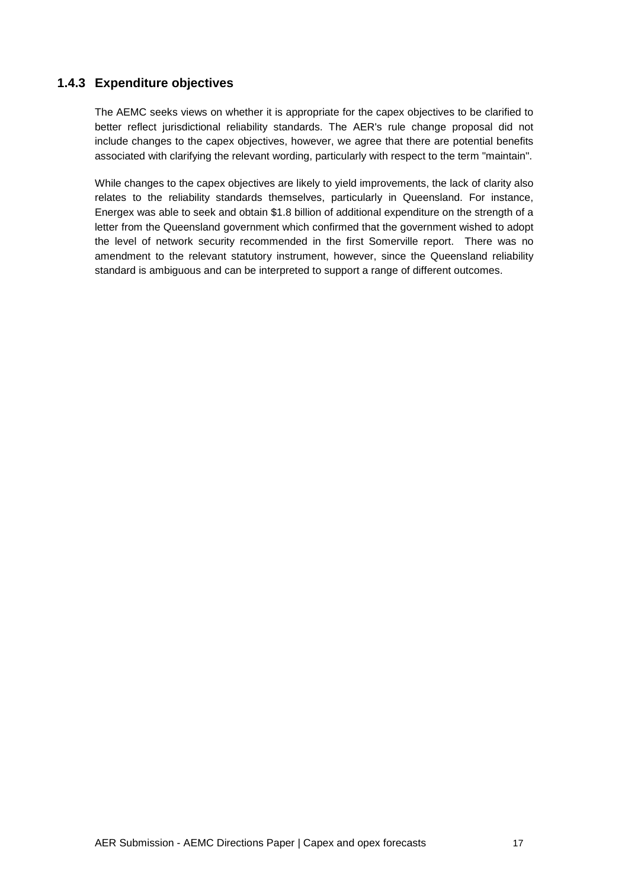### 1.4.3 Expenditure objectives

The AEMC seeks views on whether it is appropriate for the capex objectives to be clarified to better reflect jurisdictional reliability standards. The AER's rule change proposal did not include changes to the capex objectives, however, we agree that there are potential benefits associated with clarifying the relevant wording, particularly with respect to the term "maintain".

While changes to the capex objectives are likely to yield improvements, the lack of clarity also relates to the reliability standards themselves, particularly in Queensland. For instance, Energex was able to seek and obtain $1.8 billion of additional expenditure on the strength of a letter from the Queensland government which confirmed that the government wished to adopt the level of network security recommended in the first Somerville report. There was no amendment to the relevant statutory instrument, however, since the Queensland reliability standard is ambiguous and can be interpreted to support a range of different outcomes.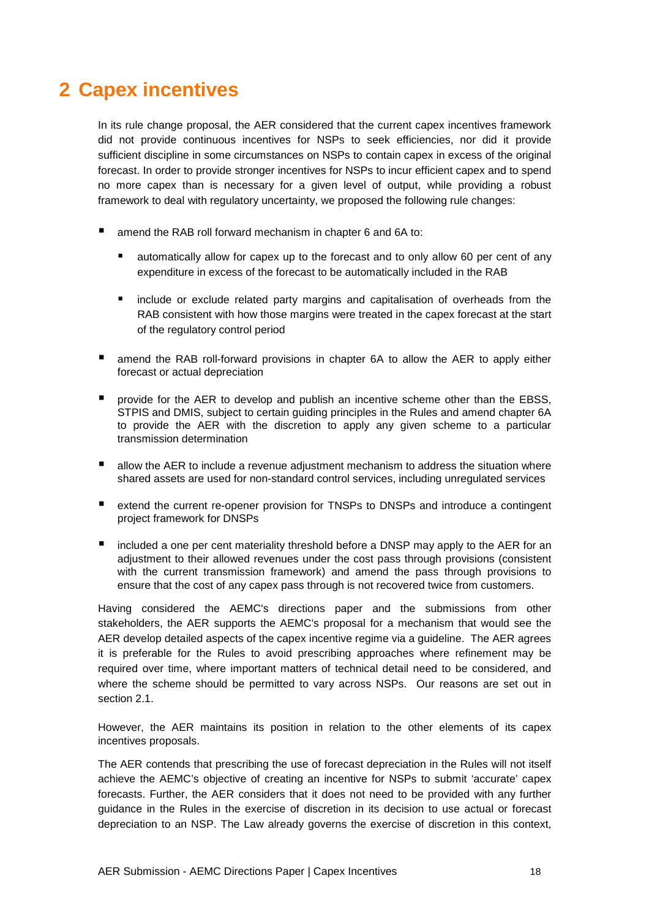# 2 Capex incentives

In its rule change proposal, the AER considered that the current capex incentives framework did not provide continuous incentives for NSPs to seek efficiencies, nor did it provide sufficient discipline in some circumstances on NSPs to contain capex in excess of the original forecast. In order to provide stronger incentives for NSPs to incur efficient capex and to spend no more capex than is necessary for a given level of output, while providing a robust framework to deal with regulatory uncertainty, we proposed the following rule changes:

- amend the RAB roll forward mechanism in chapter 6 and 6A to:
  - automatically allow for capex up to the forecast and to only allow 60 per cent of any expenditure in excess of the forecast to be automatically included in the RAB
  - include or exclude related party margins and capitalisation of overheads from the RAB consistent with how those margins were treated in the capex forecast at the start of the regulatory control period
- amend the RAB roll-forward provisions in chapter 6A to allow the AER to apply either forecast or actual depreciation
- provide for the AER to develop and publish an incentive scheme other than the EBSS, STPIS and DMIS, subject to certain guiding principles in the Rules and amend chapter 6A to provide the AER with the discretion to apply any given scheme to a particular transmission determination
- allow the AER to include a revenue adjustment mechanism to address the situation where shared assets are used for non-standard control services, including unregulated services
- extend the current re-opener provision for TNSPs to DNSPs and introduce a contingent project framework for DNSPs
- included a one per cent materiality threshold before a DNSP may apply to the AER for an adjustment to their allowed revenues under the cost pass through provisions (consistent with the current transmission framework) and amend the pass through provisions to ensure that the cost of any capex pass through is not recovered twice from customers.

Having considered the AEMC's directions paper and the submissions from other stakeholders, the AER supports the AEMC's proposal for a mechanism that would see the AER develop detailed aspects of the capex incentive regime via a guideline. The AER agrees it is preferable for the Rules to avoid prescribing approaches where refinement may be required over time, where important matters of technical detail need to be considered, and where the scheme should be permitted to vary across NSPs. Our reasons are set out in section 2.1.

However, the AER maintains its position in relation to the other elements of its capex incentives proposals.

The AER contends that prescribing the use of forecast depreciation in the Rules will not itself achieve the AEMC's objective of creating an incentive for NSPs to submit 'accurate' capex forecasts. Further, the AER considers that it does not need to be provided with any further guidance in the Rules in the exercise of discretion in its decision to use actual or forecast depreciation to an NSP. The Law already governs the exercise of discretion in this context,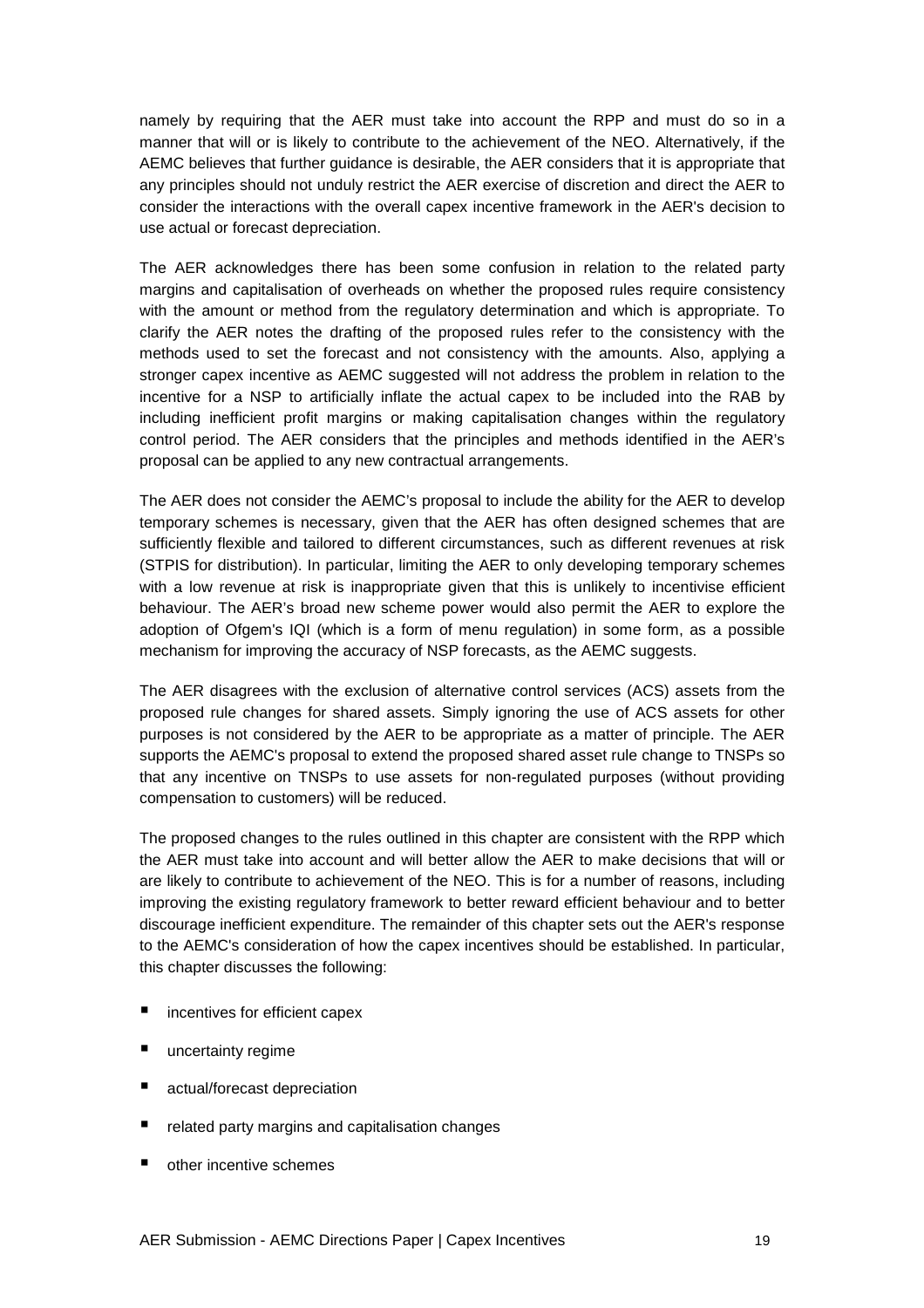namely by requiring that the AER must take into account the RPP and must do so in a manner that will or is likely to contribute to the achievement of the NEO. Alternatively, if the AEMC believes that further guidance is desirable, the AER considers that it is appropriate that any principles should not unduly restrict the AER exercise of discretion and direct the AER to consider the interactions with the overall capex incentive framework in the AER's decision to use actual or forecast depreciation.

The AER acknowledges there has been some confusion in relation to the related party margins and capitalisation of overheads on whether the proposed rules require consistency with the amount or method from the regulatory determination and which is appropriate. To clarify the AER notes the drafting of the proposed rules refer to the consistency with the methods used to set the forecast and not consistency with the amounts. Also, applying a stronger capex incentive as AEMC suggested will not address the problem in relation to the incentive for a NSP to artificially inflate the actual capex to be included into the RAB by including inefficient profit margins or making capitalisation changes within the regulatory control period. The AER considers that the principles and methods identified in the AER's proposal can be applied to any new contractual arrangements.

The AER does not consider the AEMC's proposal to include the ability for the AER to develop temporary schemes is necessary, given that the AER has often designed schemes that are sufficiently flexible and tailored to different circumstances, such as different revenues at risk (STPIS for distribution). In particular, limiting the AER to only developing temporary schemes with a low revenue at risk is inappropriate given that this is unlikely to incentivise efficient behaviour. The AER's broad new scheme power would also permit the AER to explore the adoption of Ofgem's IQI (which is a form of menu regulation) in some form, as a possible mechanism for improving the accuracy of NSP forecasts, as the AEMC suggests.

The AER disagrees with the exclusion of alternative control services (ACS) assets from the proposed rule changes for shared assets. Simply ignoring the use of ACS assets for other purposes is not considered by the AER to be appropriate as a matter of principle. The AER supports the AEMC's proposal to extend the proposed shared asset rule change to TNSPs so that any incentive on TNSPs to use assets for non-regulated purposes (without providing compensation to customers) will be reduced.

The proposed changes to the rules outlined in this chapter are consistent with the RPP which the AER must take into account and will better allow the AER to make decisions that will or are likely to contribute to achievement of the NEO. This is for a number of reasons, including improving the existing regulatory framework to better reward efficient behaviour and to better discourage inefficient expenditure. The remainder of this chapter sets out the AER's response to the AEMC's consideration of how the capex incentives should be established. In particular, this chapter discusses the following:

- incentives for efficient capex
- uncertainty regime
- actual/forecast depreciation
- related party margins and capitalisation changes
- other incentive schemes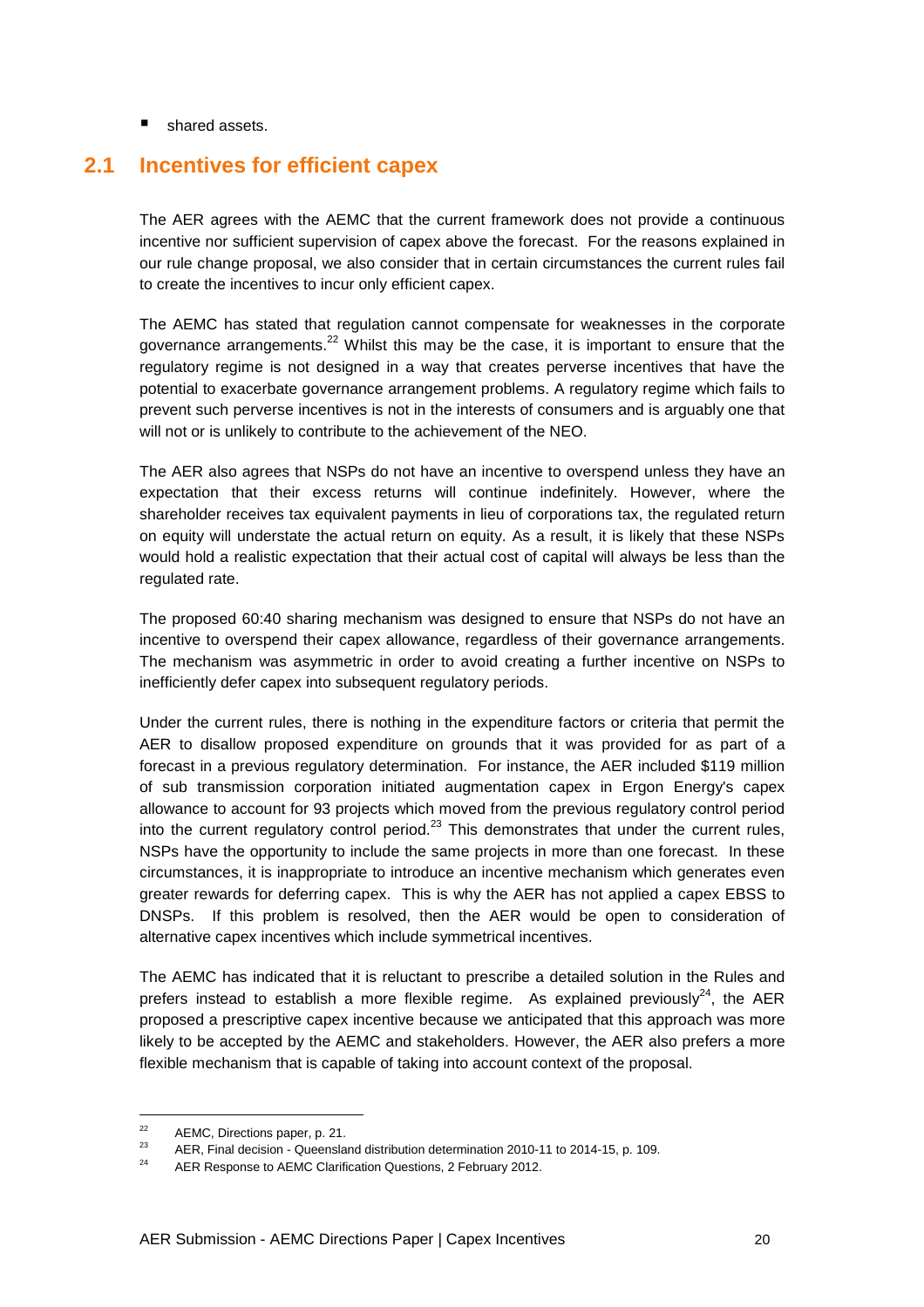- shared assets.

## 2.1 Incentives for efficient capex

The AER agrees with the AEMC that the current framework does not provide a continuous incentive nor sufficient supervision of capex above the forecast. For the reasons explained in our rule change proposal, we also consider that in certain circumstances the current rules fail to create the incentives to incur only efficient capex.

The AEMC has stated that regulation cannot compensate for weaknesses in the corporate governance arrangements.[22] Whilst this may be the case, it is important to ensure that the regulatory regime is not designed in a way that creates perverse incentives that have the potential to exacerbate governance arrangement problems. A regulatory regime which fails to prevent such perverse incentives is not in the interests of consumers and is arguably one that will not or is unlikely to contribute to the achievement of the NEO.

The AER also agrees that NSPs do not have an incentive to overspend unless they have an expectation that their excess returns will continue indefinitely. However, where the shareholder receives tax equivalent payments in lieu of corporations tax, the regulated return on equity will understate the actual return on equity. As a result, it is likely that these NSPs would hold a realistic expectation that their actual cost of capital will always be less than the regulated rate.

The proposed 60:40 sharing mechanism was designed to ensure that NSPs do not have an incentive to overspend their capex allowance, regardless of their governance arrangements. The mechanism was asymmetric in order to avoid creating a further incentive on NSPs to inefficiently defer capex into subsequent regulatory periods.

Under the current rules, there is nothing in the expenditure factors or criteria that permit the AER to disallow proposed expenditure on grounds that it was provided for as part of a forecast in a previous regulatory determination. For instance, the AER included $119 million of sub transmission corporation initiated augmentation capex in Ergon Energy's capex allowance to account for 93 projects which moved from the previous regulatory control period into the current regulatory control period.[23] This demonstrates that under the current rules, NSPs have the opportunity to include the same projects in more than one forecast. In these circumstances, it is inappropriate to introduce an incentive mechanism which generates even greater rewards for deferring capex. This is why the AER has not applied a capex EBSS to DNSPs. If this problem is resolved, then the AER would be open to consideration of alternative capex incentives which include symmetrical incentives.

The AEMC has indicated that it is reluctant to prescribe a detailed solution in the Rules and prefers instead to establish a more flexible regime. As explained previously[24], the AER proposed a prescriptive capex incentive because we anticipated that this approach was more likely to be accepted by the AEMC and stakeholders. However, the AER also prefers a more flexible mechanism that is capable of taking into account context of the proposal.

---

[22] AEMC, Directions paper, p. 21.

[23] AER, Final decision - Queensland distribution determination 2010-11 to 2014-15, p. 109.

[24] AER Response to AEMC Clarification Questions, 2 February 2012.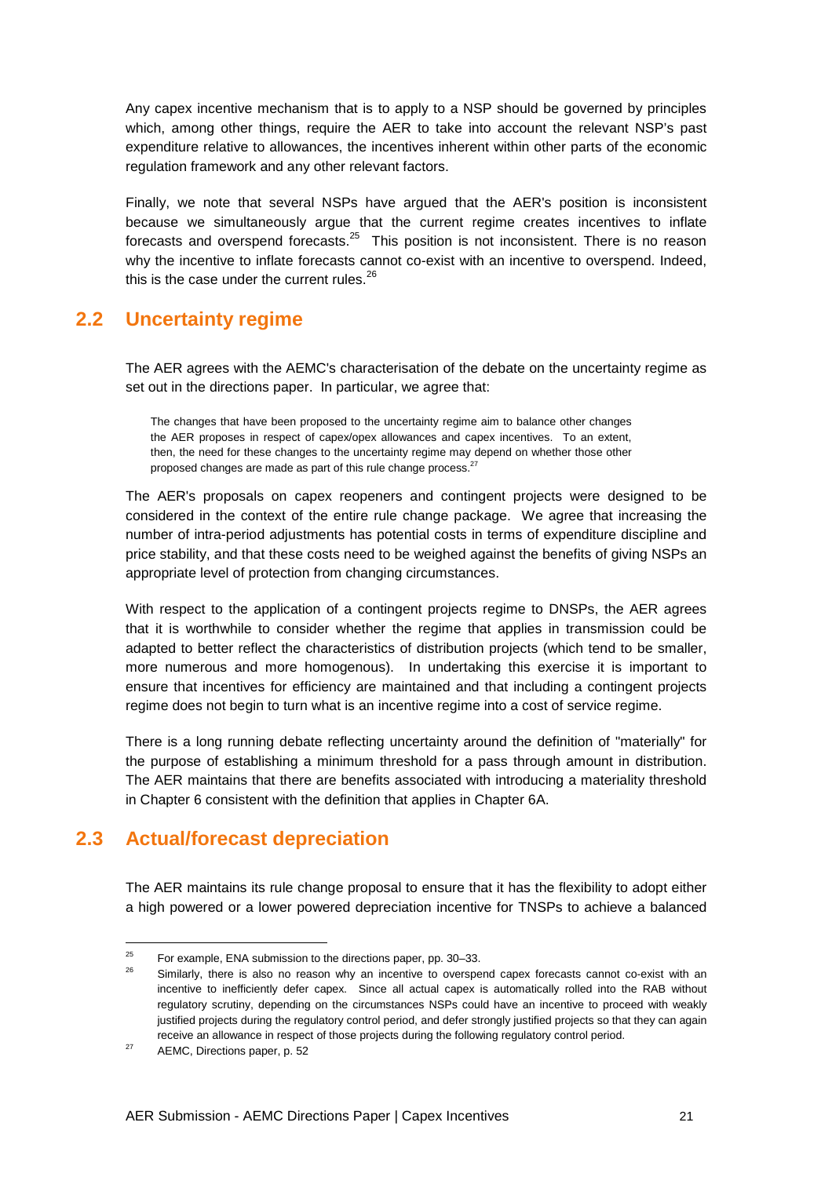Any capex incentive mechanism that is to apply to a NSP should be governed by principles which, among other things, require the AER to take into account the relevant NSP's past expenditure relative to allowances, the incentives inherent within other parts of the economic regulation framework and any other relevant factors.

Finally, we note that several NSPs have argued that the AER's position is inconsistent because we simultaneously argue that the current regime creates incentives to inflate forecasts and overspend forecasts.[25] This position is not inconsistent. There is no reason why the incentive to inflate forecasts cannot co-exist with an incentive to overspend. Indeed, this is the case under the current rules.[26]

## 2.2 Uncertainty regime

The AER agrees with the AEMC's characterisation of the debate on the uncertainty regime as set out in the directions paper. In particular, we agree that:

> The changes that have been proposed to the uncertainty regime aim to balance other changes the AER proposes in respect of capex/opex allowances and capex incentives. To an extent, then, the need for these changes to the uncertainty regime may depend on whether those other proposed changes are made as part of this rule change process.[27]

The AER's proposals on capex reopeners and contingent projects were designed to be considered in the context of the entire rule change package. We agree that increasing the number of intra-period adjustments has potential costs in terms of expenditure discipline and price stability, and that these costs need to be weighed against the benefits of giving NSPs an appropriate level of protection from changing circumstances.

With respect to the application of a contingent projects regime to DNSPs, the AER agrees that it is worthwhile to consider whether the regime that applies in transmission could be adapted to better reflect the characteristics of distribution projects (which tend to be smaller, more numerous and more homogenous). In undertaking this exercise it is important to ensure that incentives for efficiency are maintained and that including a contingent projects regime does not begin to turn what is an incentive regime into a cost of service regime.

There is a long running debate reflecting uncertainty around the definition of "materially" for the purpose of establishing a minimum threshold for a pass through amount in distribution. The AER maintains that there are benefits associated with introducing a materiality threshold in Chapter 6 consistent with the definition that applies in Chapter 6A.

## 2.3 Actual/forecast depreciation

The AER maintains its rule change proposal to ensure that it has the flexibility to adopt either a high powered or a lower powered depreciation incentive for TNSPs to achieve a balanced

---

[25] For example, ENA submission to the directions paper, pp. 30–33.

[26] Similarly, there is also no reason why an incentive to overspend capex forecasts cannot co-exist with an incentive to inefficiently defer capex. Since all actual capex is automatically rolled into the RAB without regulatory scrutiny, depending on the circumstances NSPs could have an incentive to proceed with weakly justified projects during the regulatory control period, and defer strongly justified projects so that they can again receive an allowance in respect of those projects during the following regulatory control period.

[27] AEMC, Directions paper, p. 52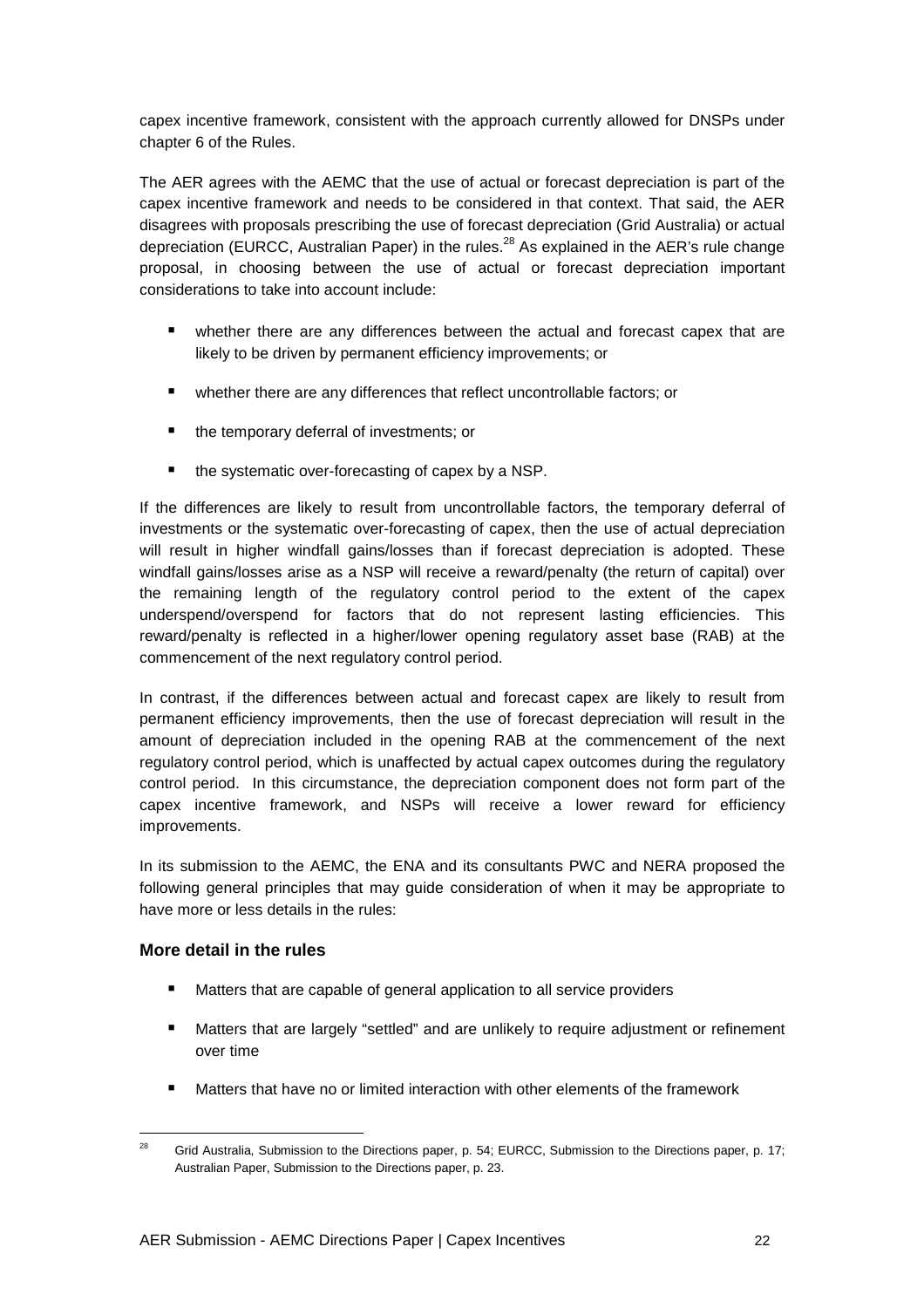capex incentive framework, consistent with the approach currently allowed for DNSPs under chapter 6 of the Rules.

The AER agrees with the AEMC that the use of actual or forecast depreciation is part of the capex incentive framework and needs to be considered in that context. That said, the AER disagrees with proposals prescribing the use of forecast depreciation (Grid Australia) or actual depreciation (EURCC, Australian Paper) in the rules.[28] As explained in the AER's rule change proposal, in choosing between the use of actual or forecast depreciation important considerations to take into account include:

- whether there are any differences between the actual and forecast capex that are likely to be driven by permanent efficiency improvements; or
- whether there are any differences that reflect uncontrollable factors; or
- the temporary deferral of investments; or
- the systematic over-forecasting of capex by a NSP.

If the differences are likely to result from uncontrollable factors, the temporary deferral of investments or the systematic over-forecasting of capex, then the use of actual depreciation will result in higher windfall gains/losses than if forecast depreciation is adopted. These windfall gains/losses arise as a NSP will receive a reward/penalty (the return of capital) over the remaining length of the regulatory control period to the extent of the capex underspend/overspend for factors that do not represent lasting efficiencies. This reward/penalty is reflected in a higher/lower opening regulatory asset base (RAB) at the commencement of the next regulatory control period.

In contrast, if the differences between actual and forecast capex are likely to result from permanent efficiency improvements, then the use of forecast depreciation will result in the amount of depreciation included in the opening RAB at the commencement of the next regulatory control period, which is unaffected by actual capex outcomes during the regulatory control period. In this circumstance, the depreciation component does not form part of the capex incentive framework, and NSPs will receive a lower reward for efficiency improvements.

In its submission to the AEMC, the ENA and its consultants PWC and NERA proposed the following general principles that may guide consideration of when it may be appropriate to have more or less details in the rules:

### More detail in the rules

- Matters that are capable of general application to all service providers
- Matters that are largely "settled" and are unlikely to require adjustment or refinement over time
- Matters that have no or limited interaction with other elements of the framework

[28] Grid Australia, Submission to the Directions paper, p. 54; EURCC, Submission to the Directions paper, p. 17; Australian Paper, Submission to the Directions paper, p. 23.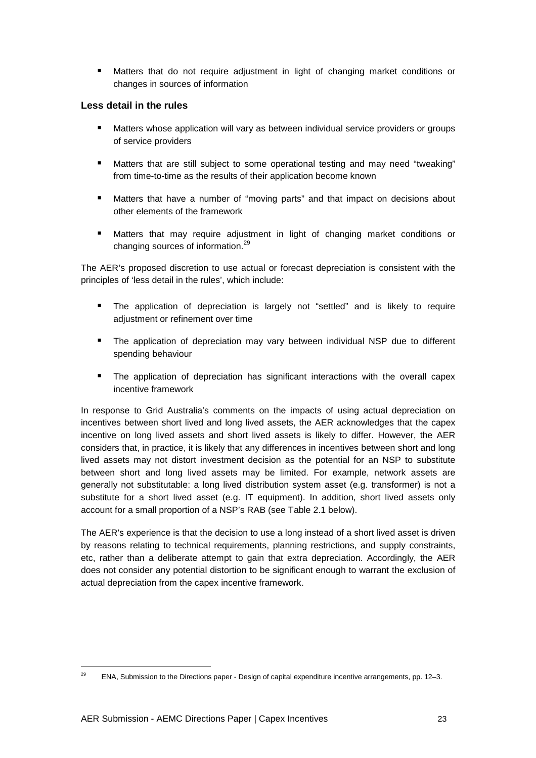- Matters that do not require adjustment in light of changing market conditions or changes in sources of information

**Less detail in the rules**

- Matters whose application will vary as between individual service providers or groups of service providers
- Matters that are still subject to some operational testing and may need "tweaking" from time-to-time as the results of their application become known
- Matters that have a number of "moving parts" and that impact on decisions about other elements of the framework
- Matters that may require adjustment in light of changing market conditions or changing sources of information.[29]

The AER's proposed discretion to use actual or forecast depreciation is consistent with the principles of 'less detail in the rules', which include:

- The application of depreciation is largely not "settled" and is likely to require adjustment or refinement over time
- The application of depreciation may vary between individual NSP due to different spending behaviour
- The application of depreciation has significant interactions with the overall capex incentive framework

In response to Grid Australia's comments on the impacts of using actual depreciation on incentives between short lived and long lived assets, the AER acknowledges that the capex incentive on long lived assets and short lived assets is likely to differ. However, the AER considers that, in practice, it is likely that any differences in incentives between short and long lived assets may not distort investment decision as the potential for an NSP to substitute between short and long lived assets may be limited. For example, network assets are generally not substitutable: a long lived distribution system asset (e.g. transformer) is not a substitute for a short lived asset (e.g. IT equipment). In addition, short lived assets only account for a small proportion of a NSP's RAB (see Table 2.1 below).

The AER's experience is that the decision to use a long instead of a short lived asset is driven by reasons relating to technical requirements, planning restrictions, and supply constraints, etc, rather than a deliberate attempt to gain that extra depreciation. Accordingly, the AER does not consider any potential distortion to be significant enough to warrant the exclusion of actual depreciation from the capex incentive framework.

[29] ENA, Submission to the Directions paper - Design of capital expenditure incentive arrangements, pp. 12–3.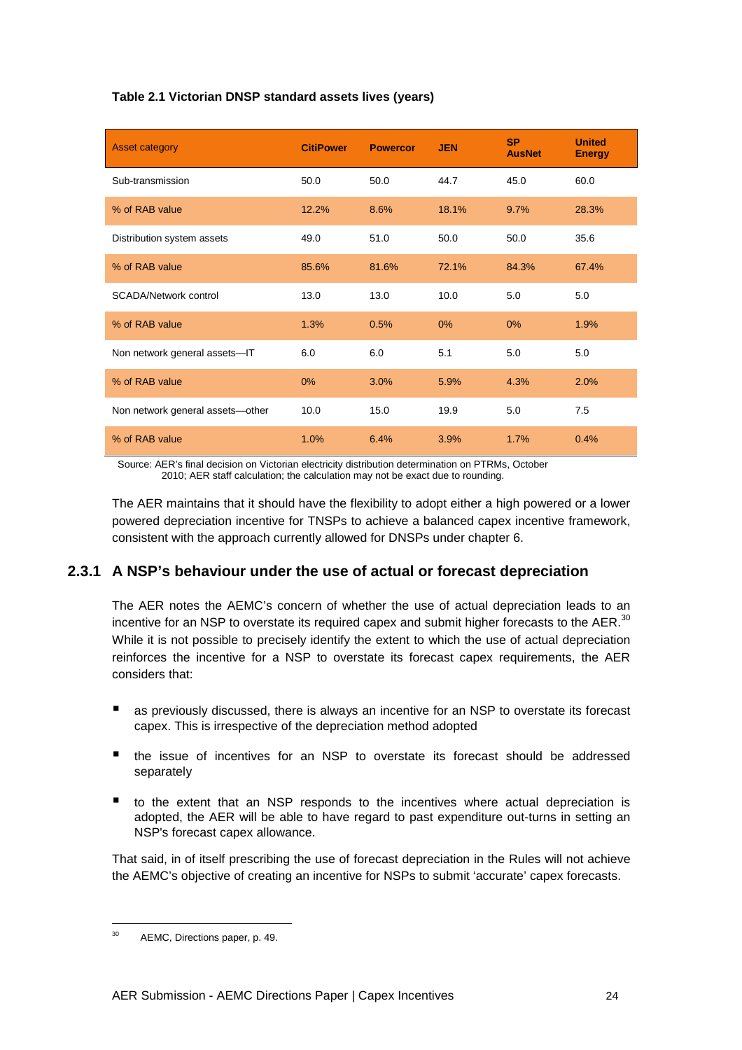**Table 2.1 Victorian DNSP standard assets lives (years)**

| Asset category | CitiPower | Powercor | JEN | SP AusNet | United Energy |
|---|---|---|---|---|---|
| Sub-transmission | 50.0 | 50.0 | 44.7 | 45.0 | 60.0 |
| % of RAB value | 12.2% | 8.6% | 18.1% | 9.7% | 28.3% |
| Distribution system assets | 49.0 | 51.0 | 50.0 | 50.0 | 35.6 |
| % of RAB value | 85.6% | 81.6% | 72.1% | 84.3% | 67.4% |
| SCADA/Network control | 13.0 | 13.0 | 10.0 | 5.0 | 5.0 |
| % of RAB value | 1.3% | 0.5% | 0% | 0% | 1.9% |
| Non network general assets—IT | 6.0 | 6.0 | 5.1 | 5.0 | 5.0 |
| % of RAB value | 0% | 3.0% | 5.9% | 4.3% | 2.0% |
| Non network general assets—other | 10.0 | 15.0 | 19.9 | 5.0 | 7.5 |
| % of RAB value | 1.0% | 6.4% | 3.9% | 1.7% | 0.4% |

Source: AER's final decision on Victorian electricity distribution determination on PTRMs, October 2010; AER staff calculation; the calculation may not be exact due to rounding.

The AER maintains that it should have the flexibility to adopt either a high powered or a lower powered depreciation incentive for TNSPs to achieve a balanced capex incentive framework, consistent with the approach currently allowed for DNSPs under chapter 6.

### 2.3.1 A NSP's behaviour under the use of actual or forecast depreciation

The AER notes the AEMC's concern of whether the use of actual depreciation leads to an incentive for an NSP to overstate its required capex and submit higher forecasts to the AER.[30] While it is not possible to precisely identify the extent to which the use of actual depreciation reinforces the incentive for a NSP to overstate its forecast capex requirements, the AER considers that:

- as previously discussed, there is always an incentive for an NSP to overstate its forecast capex. This is irrespective of the depreciation method adopted
- the issue of incentives for an NSP to overstate its forecast should be addressed separately
- to the extent that an NSP responds to the incentives where actual depreciation is adopted, the AER will be able to have regard to past expenditure out-turns in setting an NSP's forecast capex allowance.

That said, in of itself prescribing the use of forecast depreciation in the Rules will not achieve the AEMC's objective of creating an incentive for NSPs to submit 'accurate' capex forecasts.

[30] AEMC, Directions paper, p. 49.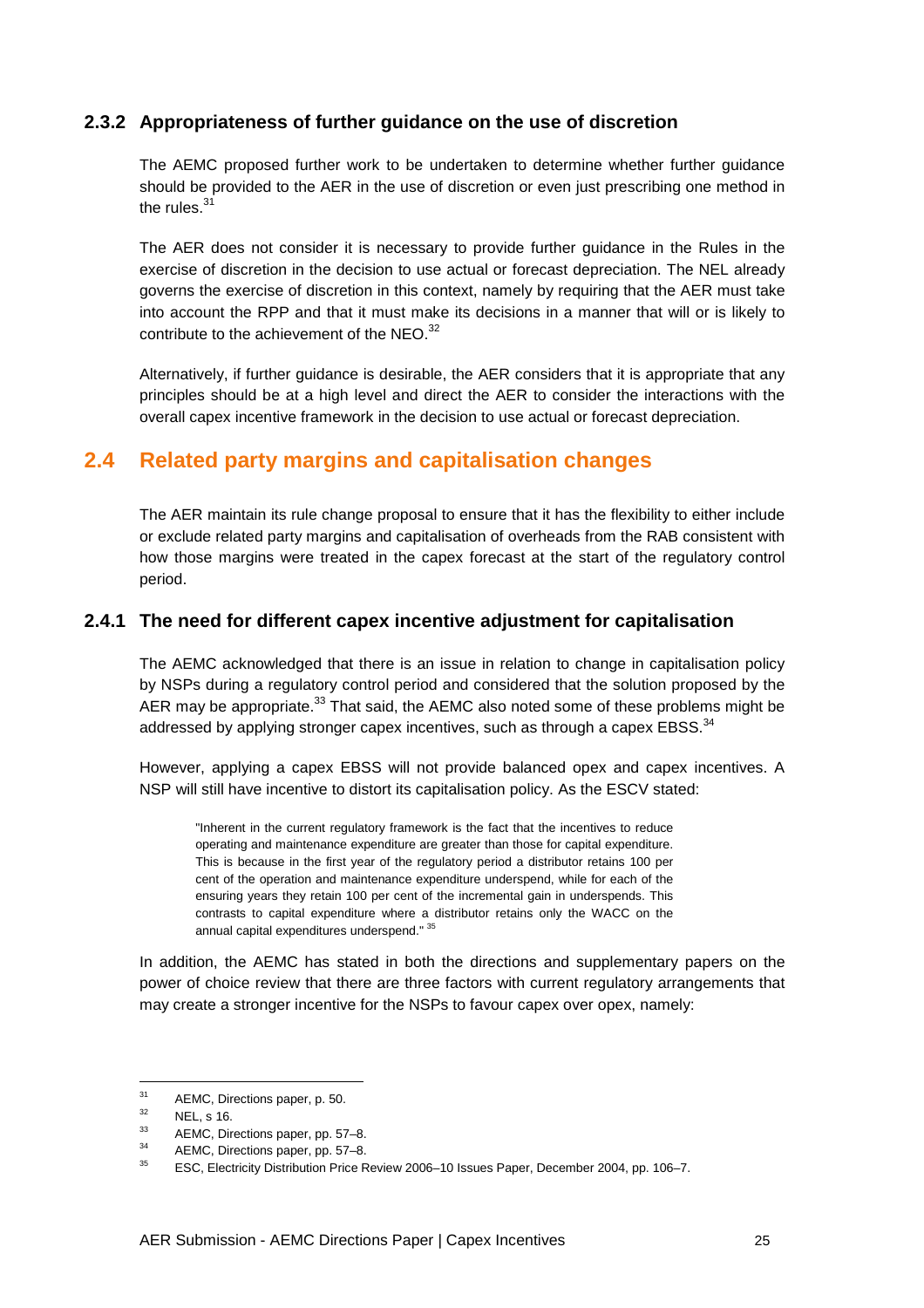### 2.3.2 Appropriateness of further guidance on the use of discretion

The AEMC proposed further work to be undertaken to determine whether further guidance should be provided to the AER in the use of discretion or even just prescribing one method in the rules.[31]

The AER does not consider it is necessary to provide further guidance in the Rules in the exercise of discretion in the decision to use actual or forecast depreciation. The NEL already governs the exercise of discretion in this context, namely by requiring that the AER must take into account the RPP and that it must make its decisions in a manner that will or is likely to contribute to the achievement of the NEO.[32]

Alternatively, if further guidance is desirable, the AER considers that it is appropriate that any principles should be at a high level and direct the AER to consider the interactions with the overall capex incentive framework in the decision to use actual or forecast depreciation.

## 2.4 Related party margins and capitalisation changes

The AER maintain its rule change proposal to ensure that it has the flexibility to either include or exclude related party margins and capitalisation of overheads from the RAB consistent with how those margins were treated in the capex forecast at the start of the regulatory control period.

### 2.4.1 The need for different capex incentive adjustment for capitalisation

The AEMC acknowledged that there is an issue in relation to change in capitalisation policy by NSPs during a regulatory control period and considered that the solution proposed by the AER may be appropriate.[33] That said, the AEMC also noted some of these problems might be addressed by applying stronger capex incentives, such as through a capex EBSS.[34]

However, applying a capex EBSS will not provide balanced opex and capex incentives. A NSP will still have incentive to distort its capitalisation policy. As the ESCV stated:

> "Inherent in the current regulatory framework is the fact that the incentives to reduce operating and maintenance expenditure are greater than those for capital expenditure. This is because in the first year of the regulatory period a distributor retains 100 per cent of the operation and maintenance expenditure underspend, while for each of the ensuring years they retain 100 per cent of the incremental gain in underspends. This contrasts to capital expenditure where a distributor retains only the WACC on the annual capital expenditures underspend." [35]

In addition, the AEMC has stated in both the directions and supplementary papers on the power of choice review that there are three factors with current regulatory arrangements that may create a stronger incentive for the NSPs to favour capex over opex, namely:

---

[31] AEMC, Directions paper, p. 50.

[32] NEL, s 16.

[33] AEMC, Directions paper, pp. 57–8.

[34] AEMC, Directions paper, pp. 57–8.

[35] ESC, Electricity Distribution Price Review 2006–10 Issues Paper, December 2004, pp. 106–7.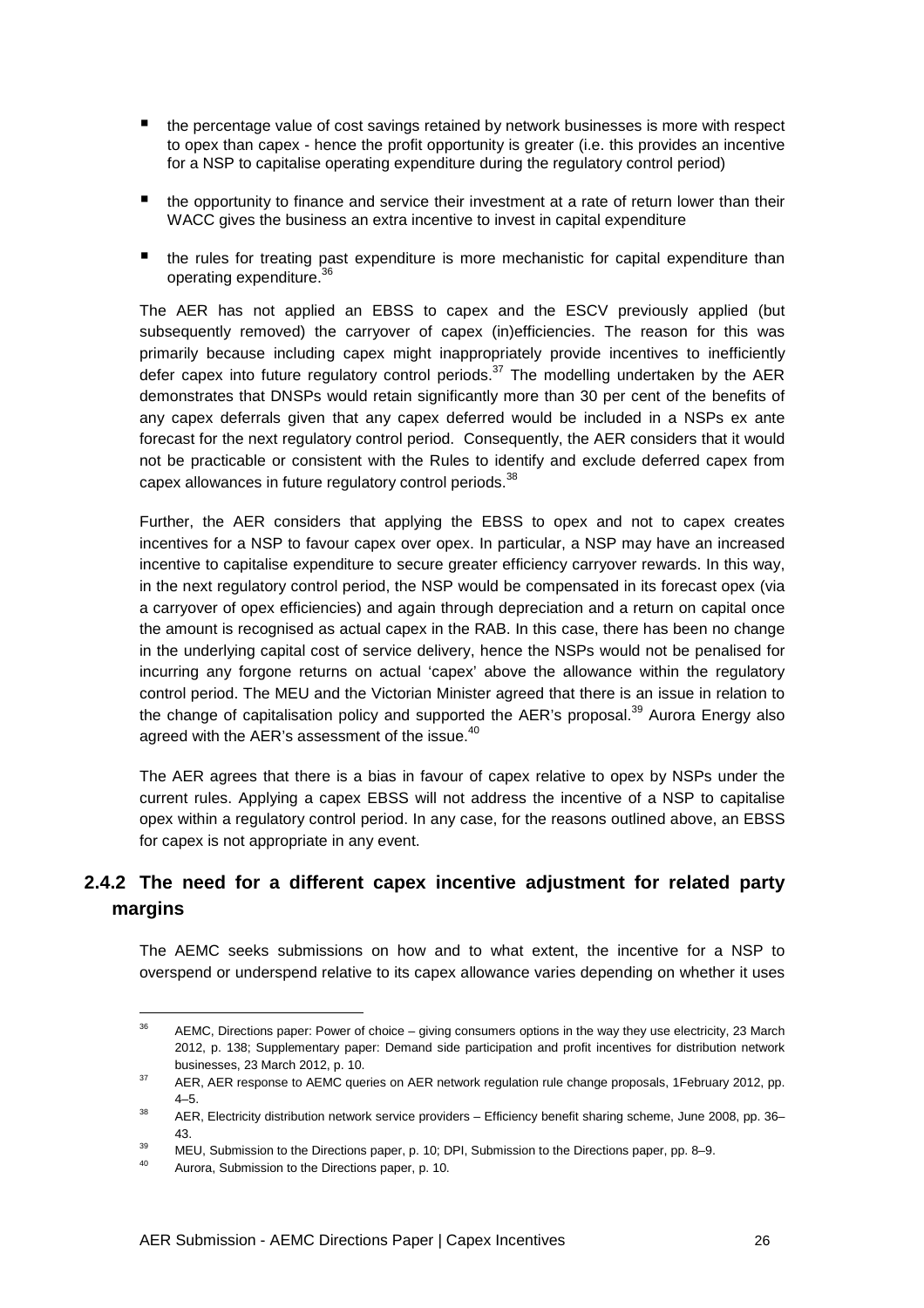- the percentage value of cost savings retained by network businesses is more with respect to opex than capex - hence the profit opportunity is greater (i.e. this provides an incentive for a NSP to capitalise operating expenditure during the regulatory control period)
- the opportunity to finance and service their investment at a rate of return lower than their WACC gives the business an extra incentive to invest in capital expenditure
- the rules for treating past expenditure is more mechanistic for capital expenditure than operating expenditure.[36]

The AER has not applied an EBSS to capex and the ESCV previously applied (but subsequently removed) the carryover of capex (in)efficiencies. The reason for this was primarily because including capex might inappropriately provide incentives to inefficiently defer capex into future regulatory control periods.[37] The modelling undertaken by the AER demonstrates that DNSPs would retain significantly more than 30 per cent of the benefits of any capex deferrals given that any capex deferred would be included in a NSPs ex ante forecast for the next regulatory control period. Consequently, the AER considers that it would not be practicable or consistent with the Rules to identify and exclude deferred capex from capex allowances in future regulatory control periods.[38]

Further, the AER considers that applying the EBSS to opex and not to capex creates incentives for a NSP to favour capex over opex. In particular, a NSP may have an increased incentive to capitalise expenditure to secure greater efficiency carryover rewards. In this way, in the next regulatory control period, the NSP would be compensated in its forecast opex (via a carryover of opex efficiencies) and again through depreciation and a return on capital once the amount is recognised as actual capex in the RAB. In this case, there has been no change in the underlying capital cost of service delivery, hence the NSPs would not be penalised for incurring any forgone returns on actual 'capex' above the allowance within the regulatory control period. The MEU and the Victorian Minister agreed that there is an issue in relation to the change of capitalisation policy and supported the AER's proposal.[39] Aurora Energy also agreed with the AER's assessment of the issue.[40]

The AER agrees that there is a bias in favour of capex relative to opex by NSPs under the current rules. Applying a capex EBSS will not address the incentive of a NSP to capitalise opex within a regulatory control period. In any case, for the reasons outlined above, an EBSS for capex is not appropriate in any event.

### 2.4.2 The need for a different capex incentive adjustment for related party margins

The AEMC seeks submissions on how and to what extent, the incentive for a NSP to overspend or underspend relative to its capex allowance varies depending on whether it uses

---

[36] AEMC, Directions paper: Power of choice – giving consumers options in the way they use electricity, 23 March 2012, p. 138; Supplementary paper: Demand side participation and profit incentives for distribution network businesses, 23 March 2012, p. 10.

[37] AER, AER response to AEMC queries on AER network regulation rule change proposals, 1February 2012, pp. 4–5.

[38] AER, Electricity distribution network service providers – Efficiency benefit sharing scheme, June 2008, pp. 36–43.

[39] MEU, Submission to the Directions paper, p. 10; DPI, Submission to the Directions paper, pp. 8–9.

[40] Aurora, Submission to the Directions paper, p. 10.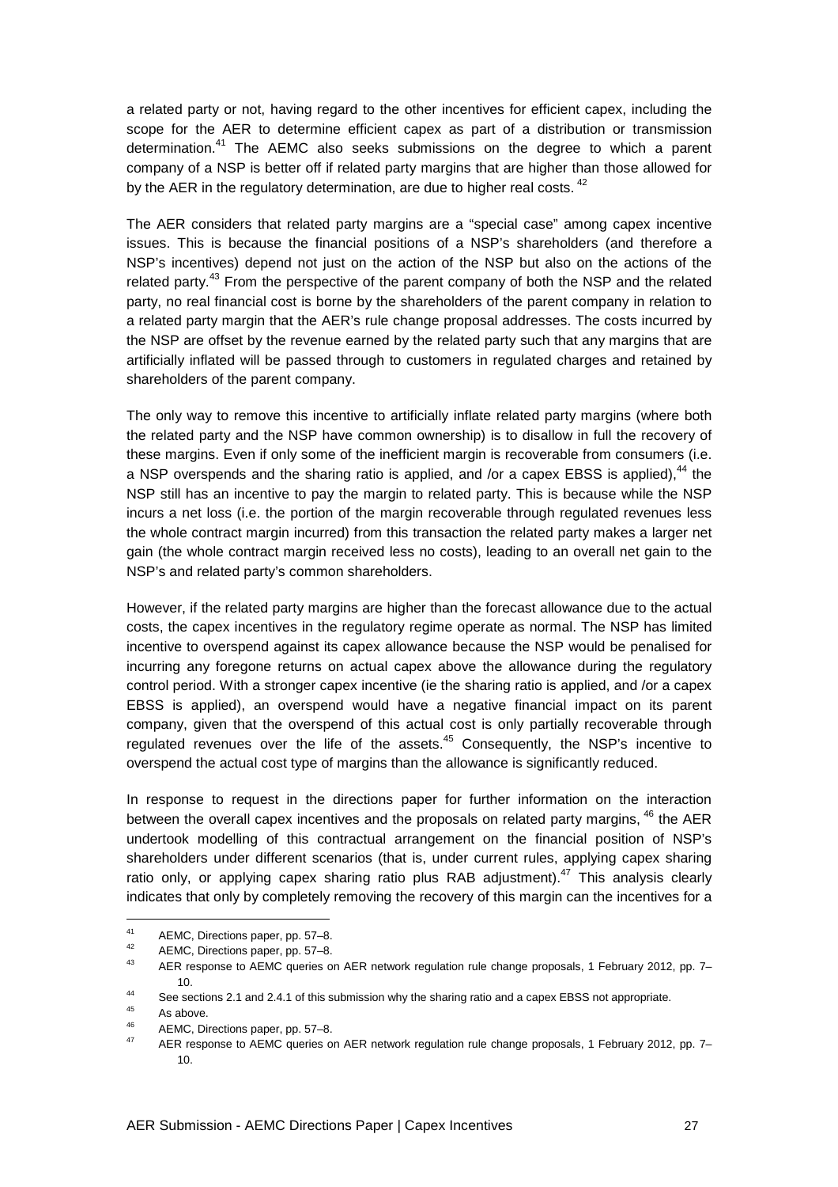a related party or not, having regard to the other incentives for efficient capex, including the scope for the AER to determine efficient capex as part of a distribution or transmission determination.[41] The AEMC also seeks submissions on the degree to which a parent company of a NSP is better off if related party margins that are higher than those allowed for by the AER in the regulatory determination, are due to higher real costs. [42]

The AER considers that related party margins are a "special case" among capex incentive issues. This is because the financial positions of a NSP's shareholders (and therefore a NSP's incentives) depend not just on the action of the NSP but also on the actions of the related party.[43] From the perspective of the parent company of both the NSP and the related party, no real financial cost is borne by the shareholders of the parent company in relation to a related party margin that the AER's rule change proposal addresses. The costs incurred by the NSP are offset by the revenue earned by the related party such that any margins that are artificially inflated will be passed through to customers in regulated charges and retained by shareholders of the parent company.

The only way to remove this incentive to artificially inflate related party margins (where both the related party and the NSP have common ownership) is to disallow in full the recovery of these margins. Even if only some of the inefficient margin is recoverable from consumers (i.e. a NSP overspends and the sharing ratio is applied, and /or a capex EBSS is applied),[44] the NSP still has an incentive to pay the margin to related party. This is because while the NSP incurs a net loss (i.e. the portion of the margin recoverable through regulated revenues less the whole contract margin incurred) from this transaction the related party makes a larger net gain (the whole contract margin received less no costs), leading to an overall net gain to the NSP's and related party's common shareholders.

However, if the related party margins are higher than the forecast allowance due to the actual costs, the capex incentives in the regulatory regime operate as normal. The NSP has limited incentive to overspend against its capex allowance because the NSP would be penalised for incurring any foregone returns on actual capex above the allowance during the regulatory control period. With a stronger capex incentive (ie the sharing ratio is applied, and /or a capex EBSS is applied), an overspend would have a negative financial impact on its parent company, given that the overspend of this actual cost is only partially recoverable through regulated revenues over the life of the assets.[45] Consequently, the NSP's incentive to overspend the actual cost type of margins than the allowance is significantly reduced.

In response to request in the directions paper for further information on the interaction between the overall capex incentives and the proposals on related party margins, [46] the AER undertook modelling of this contractual arrangement on the financial position of NSP's shareholders under different scenarios (that is, under current rules, applying capex sharing ratio only, or applying capex sharing ratio plus RAB adjustment).[47] This analysis clearly indicates that only by completely removing the recovery of this margin can the incentives for a

---

[41] AEMC, Directions paper, pp. 57–8.

[42] AEMC, Directions paper, pp. 57–8.

[43] AER response to AEMC queries on AER network regulation rule change proposals, 1 February 2012, pp. 7–10.

[44] See sections 2.1 and 2.4.1 of this submission why the sharing ratio and a capex EBSS not appropriate.

[45] As above.

[46] AEMC, Directions paper, pp. 57–8.

[47] AER response to AEMC queries on AER network regulation rule change proposals, 1 February 2012, pp. 7–10.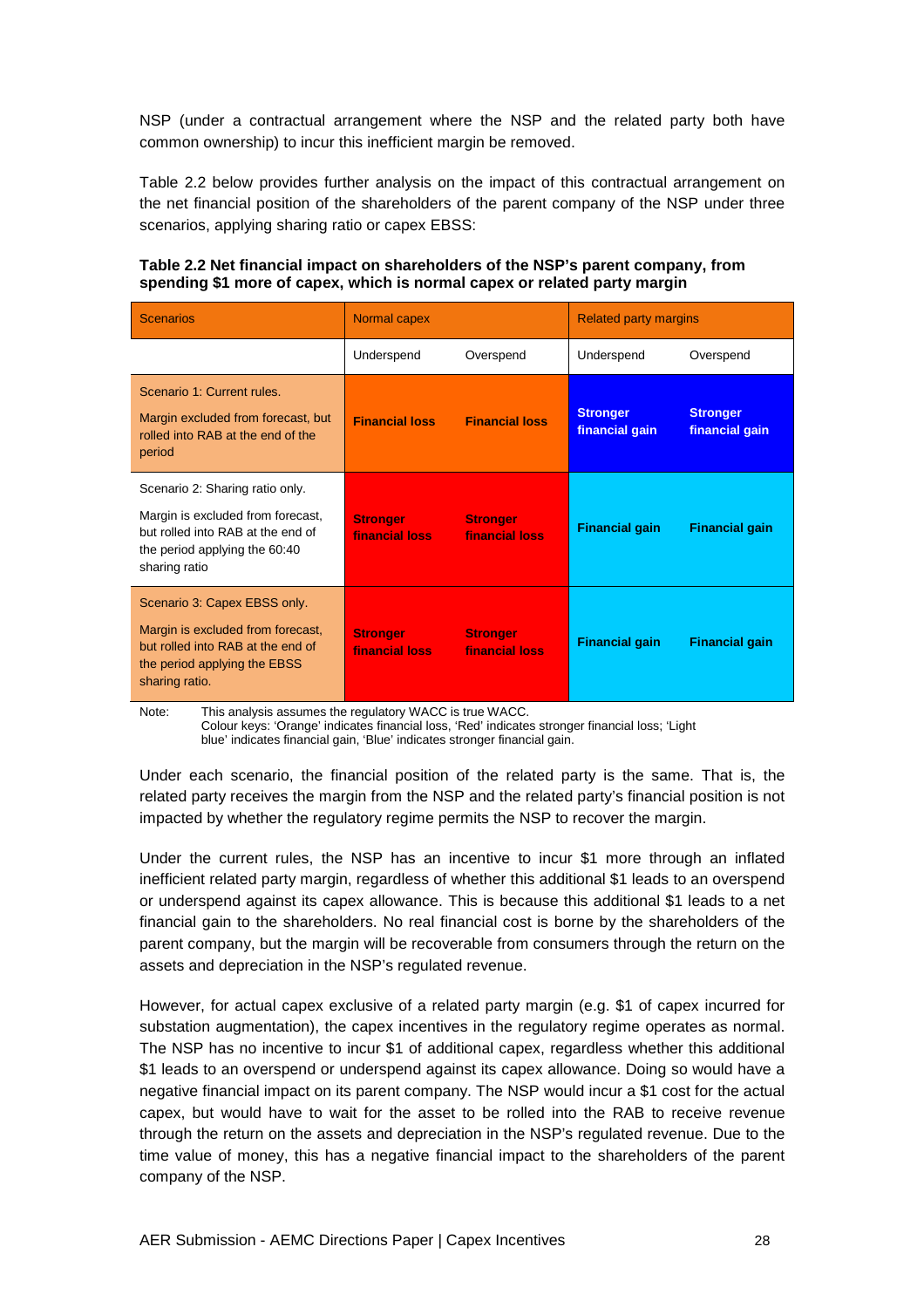NSP (under a contractual arrangement where the NSP and the related party both have common ownership) to incur this inefficient margin be removed.

Table 2.2 below provides further analysis on the impact of this contractual arrangement on the net financial position of the shareholders of the parent company of the NSP under three scenarios, applying sharing ratio or capex EBSS:

**Table 2.2 Net financial impact on shareholders of the NSP's parent company, from spending $1 more of capex, which is normal capex or related party margin**

| Scenarios | Normal capex | | Related party margins | |
|---|---|---|---|---|
| | Underspend | Overspend | Underspend | Overspend |
| Scenario 1: Current rules. Margin excluded from forecast, but rolled into RAB at the end of the period | **Financial loss** | **Financial loss** | **Stronger financial gain** | **Stronger financial gain** |
| Scenario 2: Sharing ratio only. Margin is excluded from forecast, but rolled into RAB at the end of the period applying the 60:40 sharing ratio | **Stronger financial loss** | **Stronger financial loss** | **Financial gain** | **Financial gain** |
| Scenario 3: Capex EBSS only. Margin is excluded from forecast, but rolled into RAB at the end of the period applying the EBSS sharing ratio. | **Stronger financial loss** | **Stronger financial loss** | **Financial gain** | **Financial gain** |

Note: This analysis assumes the regulatory WACC is true WACC.
Colour keys: 'Orange' indicates financial loss, 'Red' indicates stronger financial loss; 'Light blue' indicates financial gain, 'Blue' indicates stronger financial gain.

Under each scenario, the financial position of the related party is the same. That is, the related party receives the margin from the NSP and the related party's financial position is not impacted by whether the regulatory regime permits the NSP to recover the margin.

Under the current rules, the NSP has an incentive to incur $1 more through an inflated inefficient related party margin, regardless of whether this additional $1 leads to an overspend or underspend against its capex allowance. This is because this additional $1 leads to a net financial gain to the shareholders. No real financial cost is borne by the shareholders of the parent company, but the margin will be recoverable from consumers through the return on the assets and depreciation in the NSP's regulated revenue.

However, for actual capex exclusive of a related party margin (e.g. $1 of capex incurred for substation augmentation), the capex incentives in the regulatory regime operates as normal. The NSP has no incentive to incur $1 of additional capex, regardless whether this additional $1 leads to an overspend or underspend against its capex allowance. Doing so would have a negative financial impact on its parent company. The NSP would incur a $1 cost for the actual capex, but would have to wait for the asset to be rolled into the RAB to receive revenue through the return on the assets and depreciation in the NSP's regulated revenue. Due to the time value of money, this has a negative financial impact to the shareholders of the parent company of the NSP.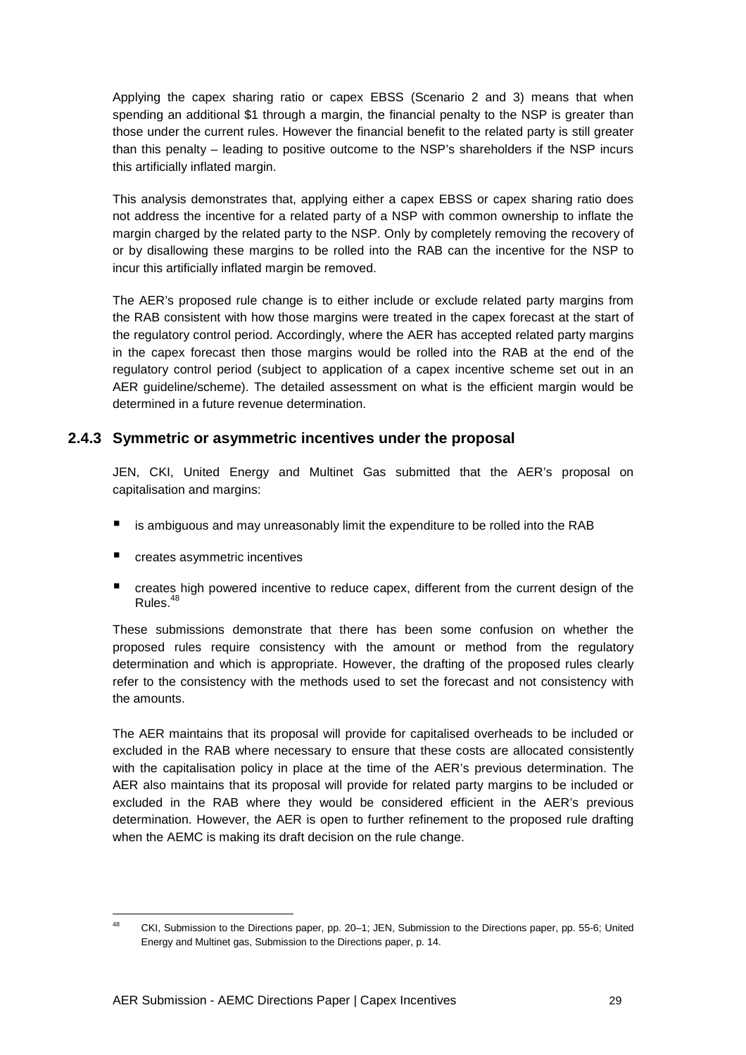Applying the capex sharing ratio or capex EBSS (Scenario 2 and 3) means that when spending an additional $1 through a margin, the financial penalty to the NSP is greater than those under the current rules. However the financial benefit to the related party is still greater than this penalty – leading to positive outcome to the NSP's shareholders if the NSP incurs this artificially inflated margin.

This analysis demonstrates that, applying either a capex EBSS or capex sharing ratio does not address the incentive for a related party of a NSP with common ownership to inflate the margin charged by the related party to the NSP. Only by completely removing the recovery of or by disallowing these margins to be rolled into the RAB can the incentive for the NSP to incur this artificially inflated margin be removed.

The AER's proposed rule change is to either include or exclude related party margins from the RAB consistent with how those margins were treated in the capex forecast at the start of the regulatory control period. Accordingly, where the AER has accepted related party margins in the capex forecast then those margins would be rolled into the RAB at the end of the regulatory control period (subject to application of a capex incentive scheme set out in an AER guideline/scheme). The detailed assessment on what is the efficient margin would be determined in a future revenue determination.

### 2.4.3 Symmetric or asymmetric incentives under the proposal

JEN, CKI, United Energy and Multinet Gas submitted that the AER's proposal on capitalisation and margins:

- is ambiguous and may unreasonably limit the expenditure to be rolled into the RAB
- creates asymmetric incentives
- creates high powered incentive to reduce capex, different from the current design of the Rules.[48]

These submissions demonstrate that there has been some confusion on whether the proposed rules require consistency with the amount or method from the regulatory determination and which is appropriate. However, the drafting of the proposed rules clearly refer to the consistency with the methods used to set the forecast and not consistency with the amounts.

The AER maintains that its proposal will provide for capitalised overheads to be included or excluded in the RAB where necessary to ensure that these costs are allocated consistently with the capitalisation policy in place at the time of the AER's previous determination. The AER also maintains that its proposal will provide for related party margins to be included or excluded in the RAB where they would be considered efficient in the AER's previous determination. However, the AER is open to further refinement to the proposed rule drafting when the AEMC is making its draft decision on the rule change.

[48] CKI, Submission to the Directions paper, pp. 20–1; JEN, Submission to the Directions paper, pp. 55-6; United Energy and Multinet gas, Submission to the Directions paper, p. 14.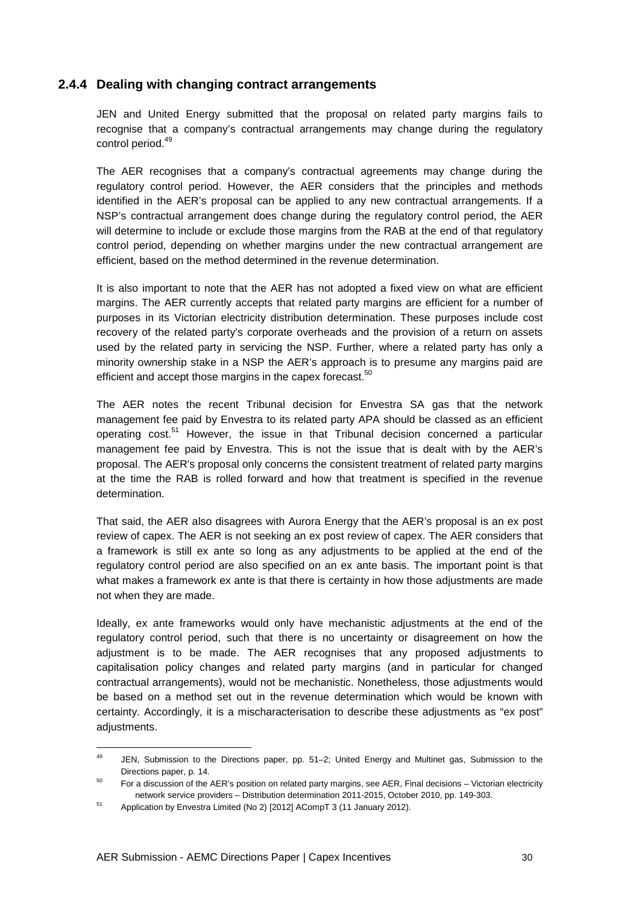### 2.4.4 Dealing with changing contract arrangements

JEN and United Energy submitted that the proposal on related party margins fails to recognise that a company's contractual arrangements may change during the regulatory control period.[49]

The AER recognises that a company's contractual agreements may change during the regulatory control period. However, the AER considers that the principles and methods identified in the AER's proposal can be applied to any new contractual arrangements. If a NSP's contractual arrangement does change during the regulatory control period, the AER will determine to include or exclude those margins from the RAB at the end of that regulatory control period, depending on whether margins under the new contractual arrangement are efficient, based on the method determined in the revenue determination.

It is also important to note that the AER has not adopted a fixed view on what are efficient margins. The AER currently accepts that related party margins are efficient for a number of purposes in its Victorian electricity distribution determination. These purposes include cost recovery of the related party's corporate overheads and the provision of a return on assets used by the related party in servicing the NSP. Further, where a related party has only a minority ownership stake in a NSP the AER's approach is to presume any margins paid are efficient and accept those margins in the capex forecast.[50]

The AER notes the recent Tribunal decision for Envestra SA gas that the network management fee paid by Envestra to its related party APA should be classed as an efficient operating cost.[51] However, the issue in that Tribunal decision concerned a particular management fee paid by Envestra. This is not the issue that is dealt with by the AER's proposal. The AER's proposal only concerns the consistent treatment of related party margins at the time the RAB is rolled forward and how that treatment is specified in the revenue determination.

That said, the AER also disagrees with Aurora Energy that the AER's proposal is an ex post review of capex. The AER is not seeking an ex post review of capex. The AER considers that a framework is still ex ante so long as any adjustments to be applied at the end of the regulatory control period are also specified on an ex ante basis. The important point is that what makes a framework ex ante is that there is certainty in how those adjustments are made not when they are made.

Ideally, ex ante frameworks would only have mechanistic adjustments at the end of the regulatory control period, such that there is no uncertainty or disagreement on how the adjustment is to be made. The AER recognises that any proposed adjustments to capitalisation policy changes and related party margins (and in particular for changed contractual arrangements), would not be mechanistic. Nonetheless, those adjustments would be based on a method set out in the revenue determination which would be known with certainty. Accordingly, it is a mischaracterisation to describe these adjustments as "ex post" adjustments.

---

[49] JEN, Submission to the Directions paper, pp. 51–2; United Energy and Multinet gas, Submission to the Directions paper, p. 14.

[50] For a discussion of the AER's position on related party margins, see AER, Final decisions – Victorian electricity network service providers – Distribution determination 2011-2015, October 2010, pp. 149-303.

[51] Application by Envestra Limited (No 2) [2012] ACompT 3 (11 January 2012).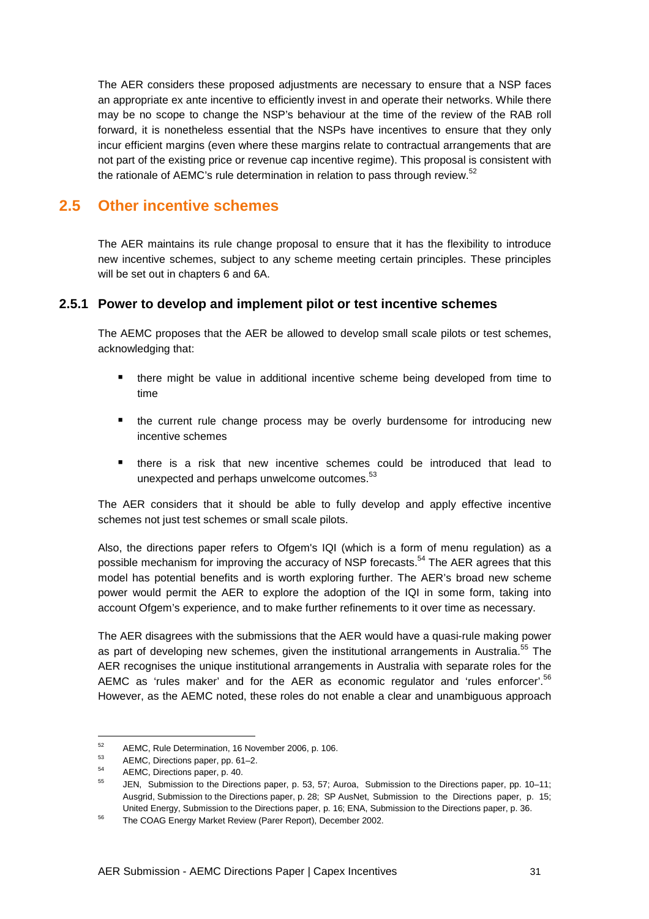The AER considers these proposed adjustments are necessary to ensure that a NSP faces an appropriate ex ante incentive to efficiently invest in and operate their networks. While there may be no scope to change the NSP's behaviour at the time of the review of the RAB roll forward, it is nonetheless essential that the NSPs have incentives to ensure that they only incur efficient margins (even where these margins relate to contractual arrangements that are not part of the existing price or revenue cap incentive regime). This proposal is consistent with the rationale of AEMC's rule determination in relation to pass through review.[52]

## 2.5 Other incentive schemes

The AER maintains its rule change proposal to ensure that it has the flexibility to introduce new incentive schemes, subject to any scheme meeting certain principles. These principles will be set out in chapters 6 and 6A.

### 2.5.1 Power to develop and implement pilot or test incentive schemes

The AEMC proposes that the AER be allowed to develop small scale pilots or test schemes, acknowledging that:

- there might be value in additional incentive scheme being developed from time to time
- the current rule change process may be overly burdensome for introducing new incentive schemes
- there is a risk that new incentive schemes could be introduced that lead to unexpected and perhaps unwelcome outcomes.[53]

The AER considers that it should be able to fully develop and apply effective incentive schemes not just test schemes or small scale pilots.

Also, the directions paper refers to Ofgem's IQI (which is a form of menu regulation) as a possible mechanism for improving the accuracy of NSP forecasts.[54] The AER agrees that this model has potential benefits and is worth exploring further. The AER's broad new scheme power would permit the AER to explore the adoption of the IQI in some form, taking into account Ofgem's experience, and to make further refinements to it over time as necessary.

The AER disagrees with the submissions that the AER would have a quasi-rule making power as part of developing new schemes, given the institutional arrangements in Australia.[55] The AER recognises the unique institutional arrangements in Australia with separate roles for the AEMC as 'rules maker' and for the AER as economic regulator and 'rules enforcer'.[56] However, as the AEMC noted, these roles do not enable a clear and unambiguous approach

---

[52] AEMC, Rule Determination, 16 November 2006, p. 106.

[53] AEMC, Directions paper, pp. 61–2.

[54] AEMC, Directions paper, p. 40.

[55] JEN, Submission to the Directions paper, p. 53, 57; Auroa, Submission to the Directions paper, pp. 10–11; Ausgrid, Submission to the Directions paper, p. 28; SP AusNet, Submission to the Directions paper, p. 15; United Energy, Submission to the Directions paper, p. 16; ENA, Submission to the Directions paper, p. 36.

[56] The COAG Energy Market Review (Parer Report), December 2002.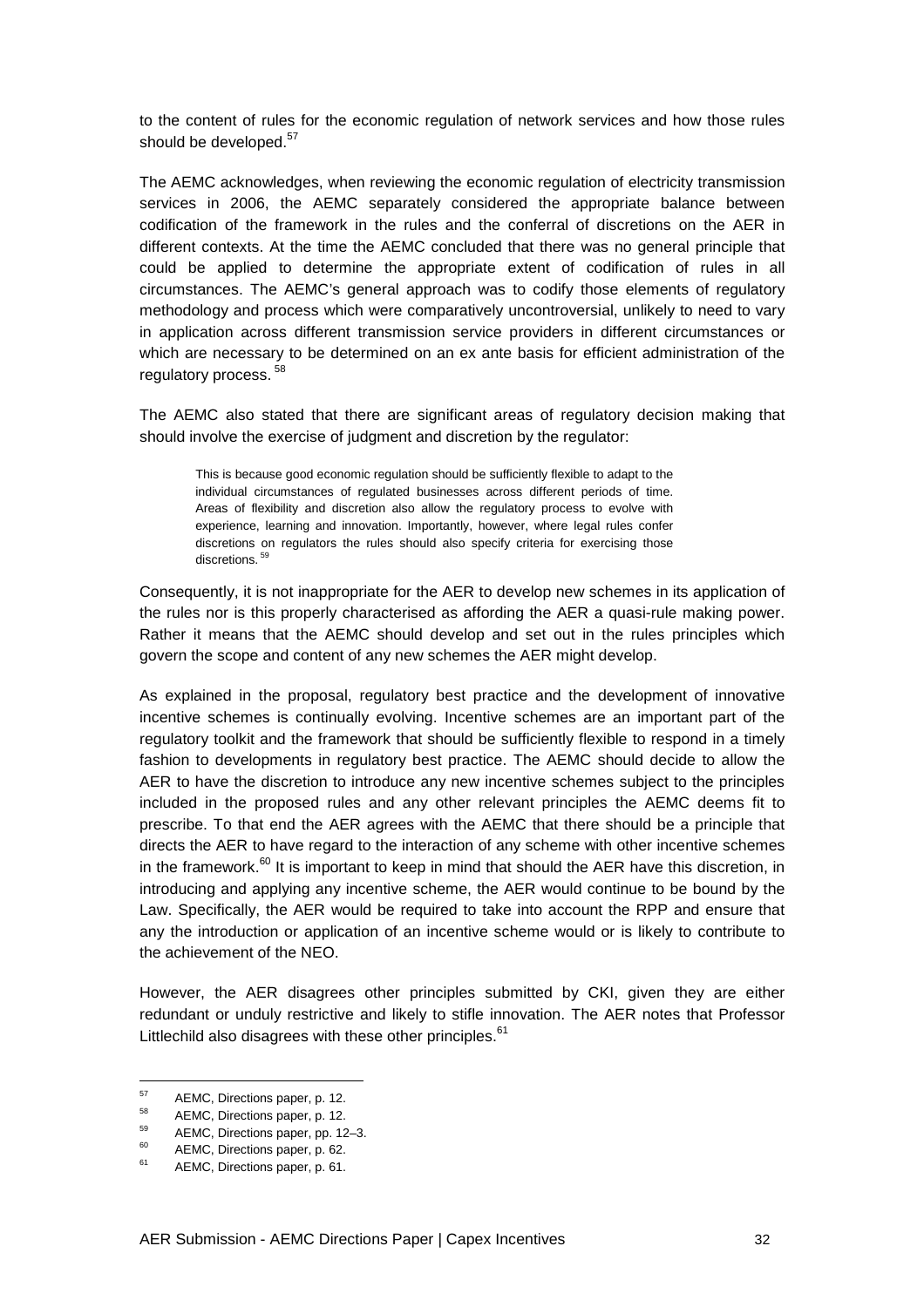to the content of rules for the economic regulation of network services and how those rules should be developed.[57]

The AEMC acknowledges, when reviewing the economic regulation of electricity transmission services in 2006, the AEMC separately considered the appropriate balance between codification of the framework in the rules and the conferral of discretions on the AER in different contexts. At the time the AEMC concluded that there was no general principle that could be applied to determine the appropriate extent of codification of rules in all circumstances. The AEMC's general approach was to codify those elements of regulatory methodology and process which were comparatively uncontroversial, unlikely to need to vary in application across different transmission service providers in different circumstances or which are necessary to be determined on an ex ante basis for efficient administration of the regulatory process.[58]

The AEMC also stated that there are significant areas of regulatory decision making that should involve the exercise of judgment and discretion by the regulator:

> This is because good economic regulation should be sufficiently flexible to adapt to the individual circumstances of regulated businesses across different periods of time. Areas of flexibility and discretion also allow the regulatory process to evolve with experience, learning and innovation. Importantly, however, where legal rules confer discretions on regulators the rules should also specify criteria for exercising those discretions.[59]

Consequently, it is not inappropriate for the AER to develop new schemes in its application of the rules nor is this properly characterised as affording the AER a quasi-rule making power. Rather it means that the AEMC should develop and set out in the rules principles which govern the scope and content of any new schemes the AER might develop.

As explained in the proposal, regulatory best practice and the development of innovative incentive schemes is continually evolving. Incentive schemes are an important part of the regulatory toolkit and the framework that should be sufficiently flexible to respond in a timely fashion to developments in regulatory best practice. The AEMC should decide to allow the AER to have the discretion to introduce any new incentive schemes subject to the principles included in the proposed rules and any other relevant principles the AEMC deems fit to prescribe. To that end the AER agrees with the AEMC that there should be a principle that directs the AER to have regard to the interaction of any scheme with other incentive schemes in the framework.[60] It is important to keep in mind that should the AER have this discretion, in introducing and applying any incentive scheme, the AER would continue to be bound by the Law. Specifically, the AER would be required to take into account the RPP and ensure that any the introduction or application of an incentive scheme would or is likely to contribute to the achievement of the NEO.

However, the AER disagrees other principles submitted by CKI, given they are either redundant or unduly restrictive and likely to stifle innovation. The AER notes that Professor Littlechild also disagrees with these other principles.[61]

---

[57] AEMC, Directions paper, p. 12.

[58] AEMC, Directions paper, p. 12.

[59] AEMC, Directions paper, pp. 12–3.

[60] AEMC, Directions paper, p. 62.

[61] AEMC, Directions paper, p. 61.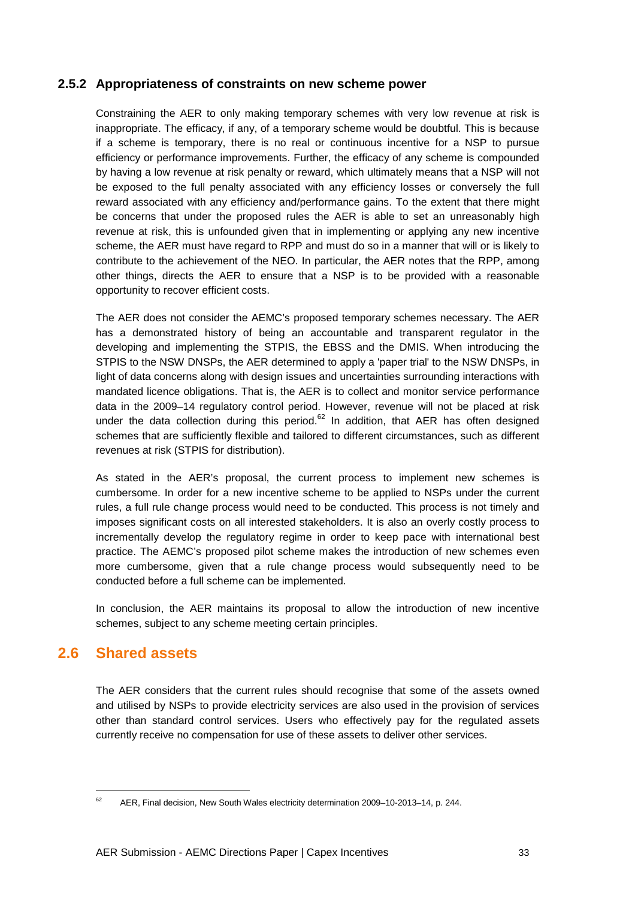### 2.5.2 Appropriateness of constraints on new scheme power

Constraining the AER to only making temporary schemes with very low revenue at risk is inappropriate. The efficacy, if any, of a temporary scheme would be doubtful. This is because if a scheme is temporary, there is no real or continuous incentive for a NSP to pursue efficiency or performance improvements. Further, the efficacy of any scheme is compounded by having a low revenue at risk penalty or reward, which ultimately means that a NSP will not be exposed to the full penalty associated with any efficiency losses or conversely the full reward associated with any efficiency and/performance gains. To the extent that there might be concerns that under the proposed rules the AER is able to set an unreasonably high revenue at risk, this is unfounded given that in implementing or applying any new incentive scheme, the AER must have regard to RPP and must do so in a manner that will or is likely to contribute to the achievement of the NEO. In particular, the AER notes that the RPP, among other things, directs the AER to ensure that a NSP is to be provided with a reasonable opportunity to recover efficient costs.

The AER does not consider the AEMC's proposed temporary schemes necessary. The AER has a demonstrated history of being an accountable and transparent regulator in the developing and implementing the STPIS, the EBSS and the DMIS. When introducing the STPIS to the NSW DNSPs, the AER determined to apply a 'paper trial' to the NSW DNSPs, in light of data concerns along with design issues and uncertainties surrounding interactions with mandated licence obligations. That is, the AER is to collect and monitor service performance data in the 2009–14 regulatory control period. However, revenue will not be placed at risk under the data collection during this period.[62] In addition, that AER has often designed schemes that are sufficiently flexible and tailored to different circumstances, such as different revenues at risk (STPIS for distribution).

As stated in the AER's proposal, the current process to implement new schemes is cumbersome. In order for a new incentive scheme to be applied to NSPs under the current rules, a full rule change process would need to be conducted. This process is not timely and imposes significant costs on all interested stakeholders. It is also an overly costly process to incrementally develop the regulatory regime in order to keep pace with international best practice. The AEMC's proposed pilot scheme makes the introduction of new schemes even more cumbersome, given that a rule change process would subsequently need to be conducted before a full scheme can be implemented.

In conclusion, the AER maintains its proposal to allow the introduction of new incentive schemes, subject to any scheme meeting certain principles.

## 2.6 Shared assets

The AER considers that the current rules should recognise that some of the assets owned and utilised by NSPs to provide electricity services are also used in the provision of services other than standard control services. Users who effectively pay for the regulated assets currently receive no compensation for use of these assets to deliver other services.

[62] AER, Final decision, New South Wales electricity determination 2009–10-2013–14, p. 244.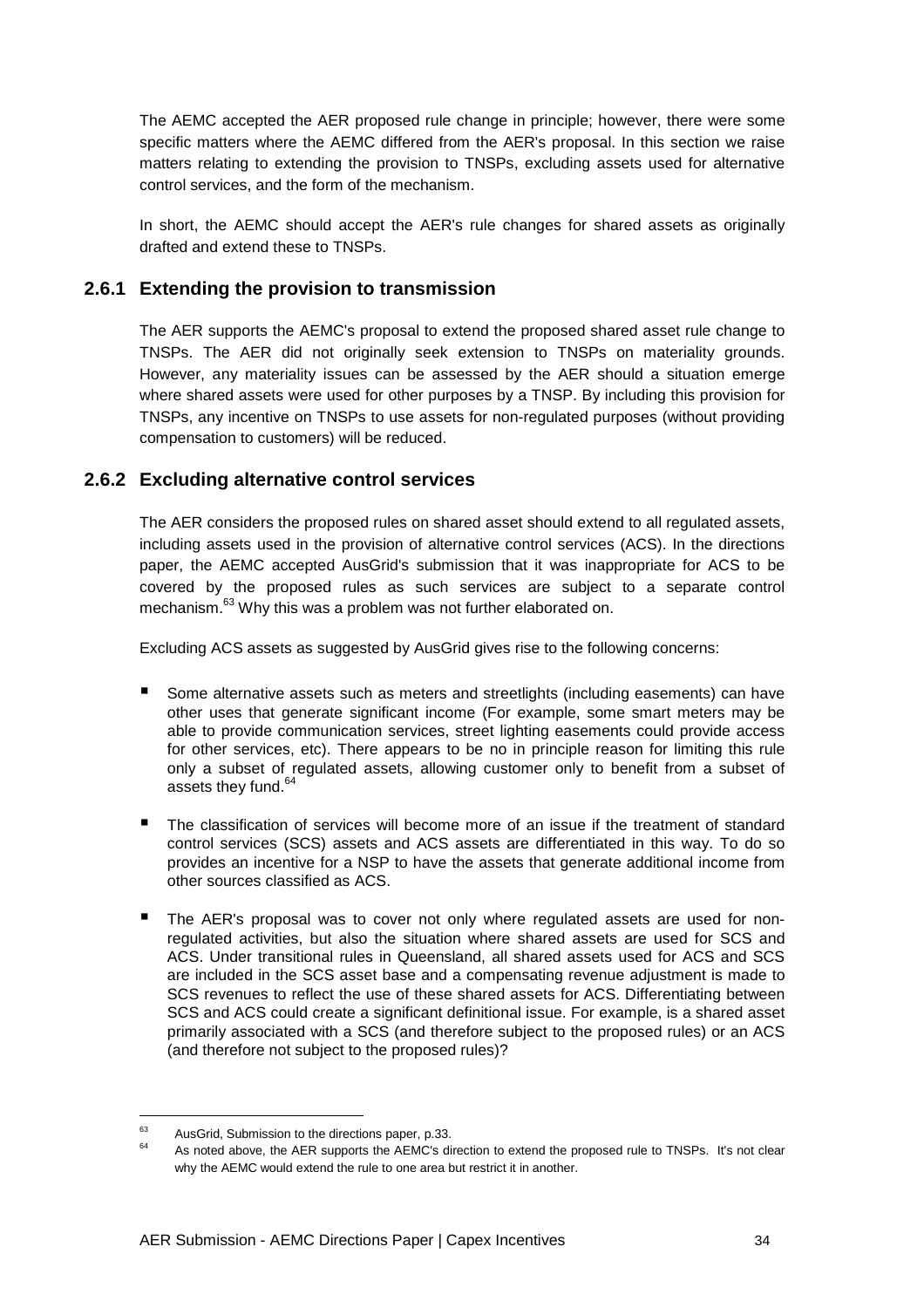The AEMC accepted the AER proposed rule change in principle; however, there were some specific matters where the AEMC differed from the AER's proposal. In this section we raise matters relating to extending the provision to TNSPs, excluding assets used for alternative control services, and the form of the mechanism.

In short, the AEMC should accept the AER's rule changes for shared assets as originally drafted and extend these to TNSPs.

### 2.6.1 Extending the provision to transmission

The AER supports the AEMC's proposal to extend the proposed shared asset rule change to TNSPs. The AER did not originally seek extension to TNSPs on materiality grounds. However, any materiality issues can be assessed by the AER should a situation emerge where shared assets were used for other purposes by a TNSP. By including this provision for TNSPs, any incentive on TNSPs to use assets for non-regulated purposes (without providing compensation to customers) will be reduced.

### 2.6.2 Excluding alternative control services

The AER considers the proposed rules on shared asset should extend to all regulated assets, including assets used in the provision of alternative control services (ACS). In the directions paper, the AEMC accepted AusGrid's submission that it was inappropriate for ACS to be covered by the proposed rules as such services are subject to a separate control mechanism.[63] Why this was a problem was not further elaborated on.

Excluding ACS assets as suggested by AusGrid gives rise to the following concerns:

- Some alternative assets such as meters and streetlights (including easements) can have other uses that generate significant income (For example, some smart meters may be able to provide communication services, street lighting easements could provide access for other services, etc). There appears to be no in principle reason for limiting this rule only a subset of regulated assets, allowing customer only to benefit from a subset of assets they fund.[64]
- The classification of services will become more of an issue if the treatment of standard control services (SCS) assets and ACS assets are differentiated in this way. To do so provides an incentive for a NSP to have the assets that generate additional income from other sources classified as ACS.
- The AER's proposal was to cover not only where regulated assets are used for non-regulated activities, but also the situation where shared assets are used for SCS and ACS. Under transitional rules in Queensland, all shared assets used for ACS and SCS are included in the SCS asset base and a compensating revenue adjustment is made to SCS revenues to reflect the use of these shared assets for ACS. Differentiating between SCS and ACS could create a significant definitional issue. For example, is a shared asset primarily associated with a SCS (and therefore subject to the proposed rules) or an ACS (and therefore not subject to the proposed rules)?

---

[63] AusGrid, Submission to the directions paper, p.33.

[64] As noted above, the AER supports the AEMC's direction to extend the proposed rule to TNSPs. It's not clear why the AEMC would extend the rule to one area but restrict it in another.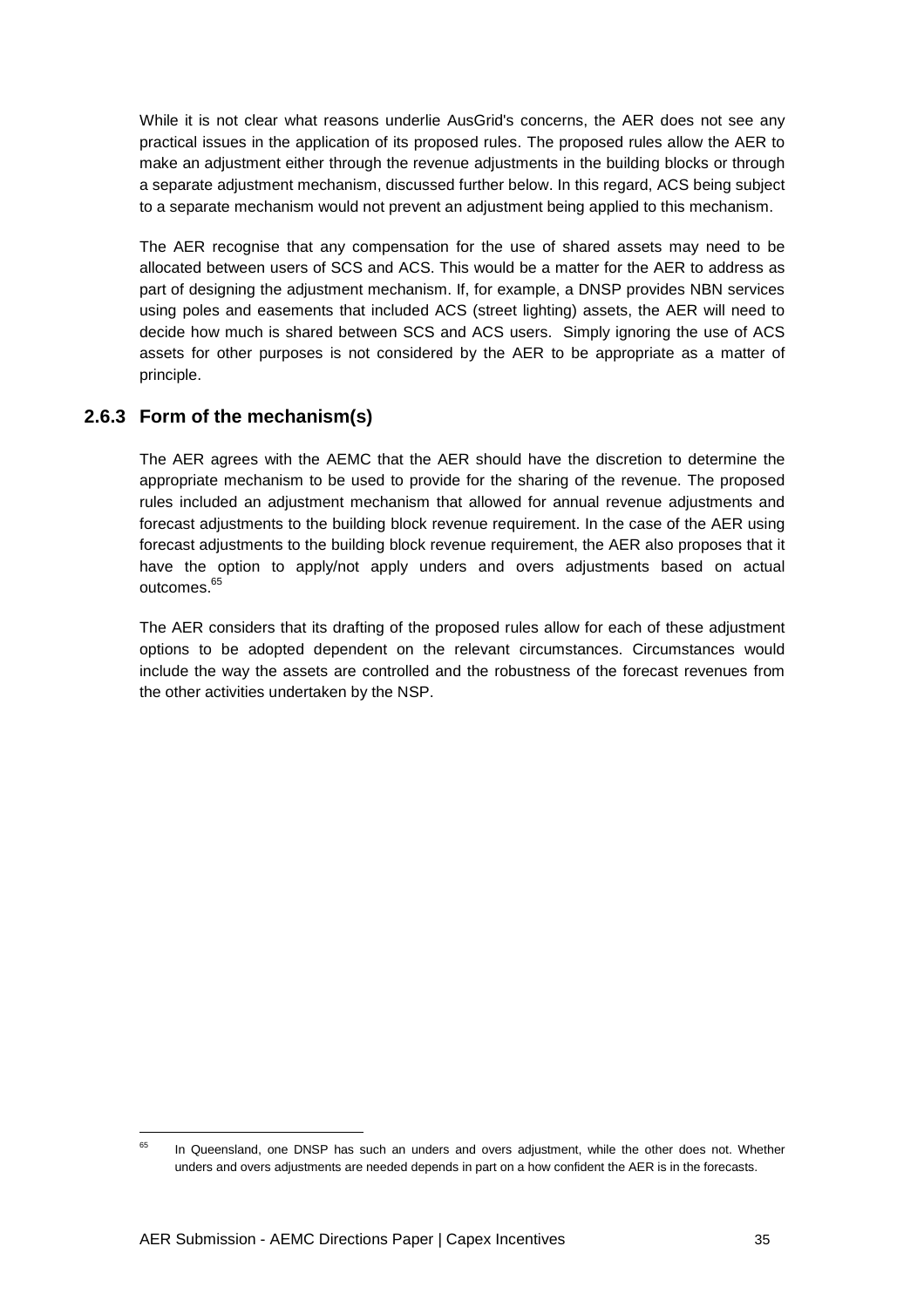While it is not clear what reasons underlie AusGrid's concerns, the AER does not see any practical issues in the application of its proposed rules. The proposed rules allow the AER to make an adjustment either through the revenue adjustments in the building blocks or through a separate adjustment mechanism, discussed further below. In this regard, ACS being subject to a separate mechanism would not prevent an adjustment being applied to this mechanism.

The AER recognise that any compensation for the use of shared assets may need to be allocated between users of SCS and ACS. This would be a matter for the AER to address as part of designing the adjustment mechanism. If, for example, a DNSP provides NBN services using poles and easements that included ACS (street lighting) assets, the AER will need to decide how much is shared between SCS and ACS users. Simply ignoring the use of ACS assets for other purposes is not considered by the AER to be appropriate as a matter of principle.

### 2.6.3 Form of the mechanism(s)

The AER agrees with the AEMC that the AER should have the discretion to determine the appropriate mechanism to be used to provide for the sharing of the revenue. The proposed rules included an adjustment mechanism that allowed for annual revenue adjustments and forecast adjustments to the building block revenue requirement. In the case of the AER using forecast adjustments to the building block revenue requirement, the AER also proposes that it have the option to apply/not apply unders and overs adjustments based on actual outcomes.[65]

The AER considers that its drafting of the proposed rules allow for each of these adjustment options to be adopted dependent on the relevant circumstances. Circumstances would include the way the assets are controlled and the robustness of the forecast revenues from the other activities undertaken by the NSP.

---

[65] In Queensland, one DNSP has such an unders and overs adjustment, while the other does not. Whether unders and overs adjustments are needed depends in part on a how confident the AER is in the forecasts.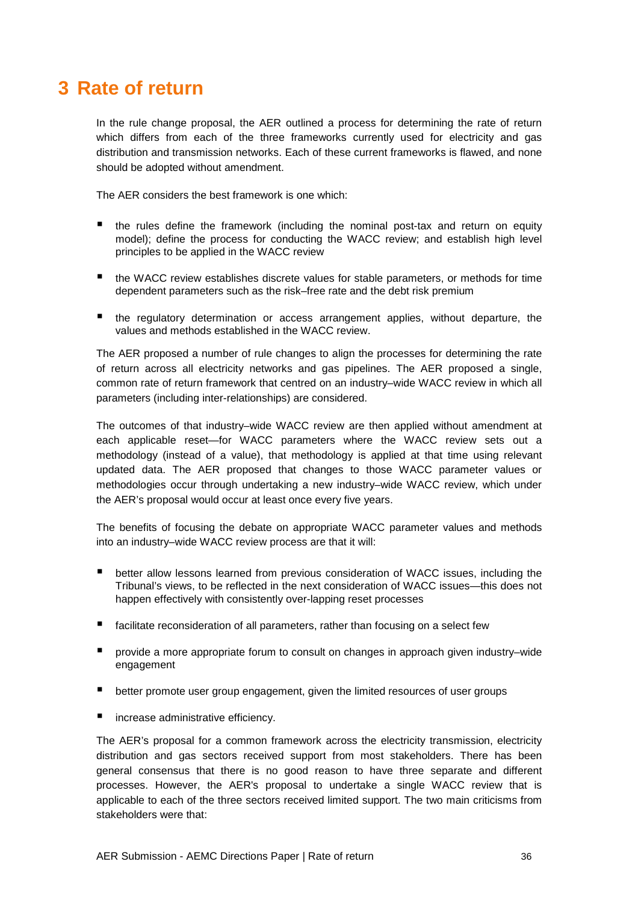# 3 Rate of return

In the rule change proposal, the AER outlined a process for determining the rate of return which differs from each of the three frameworks currently used for electricity and gas distribution and transmission networks. Each of these current frameworks is flawed, and none should be adopted without amendment.

The AER considers the best framework is one which:

- the rules define the framework (including the nominal post-tax and return on equity model); define the process for conducting the WACC review; and establish high level principles to be applied in the WACC review
- the WACC review establishes discrete values for stable parameters, or methods for time dependent parameters such as the risk–free rate and the debt risk premium
- the regulatory determination or access arrangement applies, without departure, the values and methods established in the WACC review.

The AER proposed a number of rule changes to align the processes for determining the rate of return across all electricity networks and gas pipelines. The AER proposed a single, common rate of return framework that centred on an industry–wide WACC review in which all parameters (including inter-relationships) are considered.

The outcomes of that industry–wide WACC review are then applied without amendment at each applicable reset—for WACC parameters where the WACC review sets out a methodology (instead of a value), that methodology is applied at that time using relevant updated data. The AER proposed that changes to those WACC parameter values or methodologies occur through undertaking a new industry–wide WACC review, which under the AER's proposal would occur at least once every five years.

The benefits of focusing the debate on appropriate WACC parameter values and methods into an industry–wide WACC review process are that it will:

- better allow lessons learned from previous consideration of WACC issues, including the Tribunal's views, to be reflected in the next consideration of WACC issues—this does not happen effectively with consistently over-lapping reset processes
- facilitate reconsideration of all parameters, rather than focusing on a select few
- provide a more appropriate forum to consult on changes in approach given industry–wide engagement
- better promote user group engagement, given the limited resources of user groups
- increase administrative efficiency.

The AER's proposal for a common framework across the electricity transmission, electricity distribution and gas sectors received support from most stakeholders. There has been general consensus that there is no good reason to have three separate and different processes. However, the AER's proposal to undertake a single WACC review that is applicable to each of the three sectors received limited support. The two main criticisms from stakeholders were that: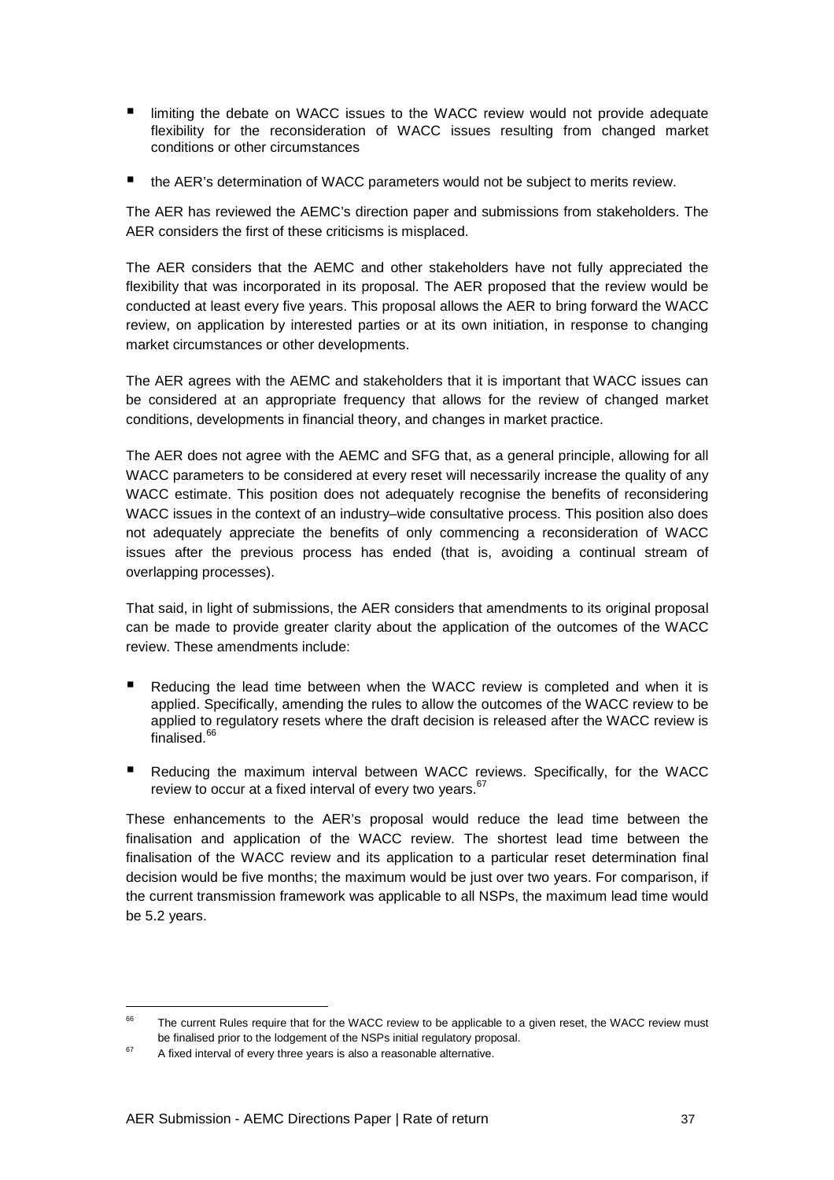- limiting the debate on WACC issues to the WACC review would not provide adequate flexibility for the reconsideration of WACC issues resulting from changed market conditions or other circumstances
- the AER's determination of WACC parameters would not be subject to merits review.

The AER has reviewed the AEMC's direction paper and submissions from stakeholders. The AER considers the first of these criticisms is misplaced.

The AER considers that the AEMC and other stakeholders have not fully appreciated the flexibility that was incorporated in its proposal. The AER proposed that the review would be conducted at least every five years. This proposal allows the AER to bring forward the WACC review, on application by interested parties or at its own initiation, in response to changing market circumstances or other developments.

The AER agrees with the AEMC and stakeholders that it is important that WACC issues can be considered at an appropriate frequency that allows for the review of changed market conditions, developments in financial theory, and changes in market practice.

The AER does not agree with the AEMC and SFG that, as a general principle, allowing for all WACC parameters to be considered at every reset will necessarily increase the quality of any WACC estimate. This position does not adequately recognise the benefits of reconsidering WACC issues in the context of an industry–wide consultative process. This position also does not adequately appreciate the benefits of only commencing a reconsideration of WACC issues after the previous process has ended (that is, avoiding a continual stream of overlapping processes).

That said, in light of submissions, the AER considers that amendments to its original proposal can be made to provide greater clarity about the application of the outcomes of the WACC review. These amendments include:

- Reducing the lead time between when the WACC review is completed and when it is applied. Specifically, amending the rules to allow the outcomes of the WACC review to be applied to regulatory resets where the draft decision is released after the WACC review is finalised.[66]
- Reducing the maximum interval between WACC reviews. Specifically, for the WACC review to occur at a fixed interval of every two years.[67]

These enhancements to the AER's proposal would reduce the lead time between the finalisation and application of the WACC review. The shortest lead time between the finalisation of the WACC review and its application to a particular reset determination final decision would be five months; the maximum would be just over two years. For comparison, if the current transmission framework was applicable to all NSPs, the maximum lead time would be 5.2 years.

[66] The current Rules require that for the WACC review to be applicable to a given reset, the WACC review must be finalised prior to the lodgement of the NSPs initial regulatory proposal.

[67] A fixed interval of every three years is also a reasonable alternative.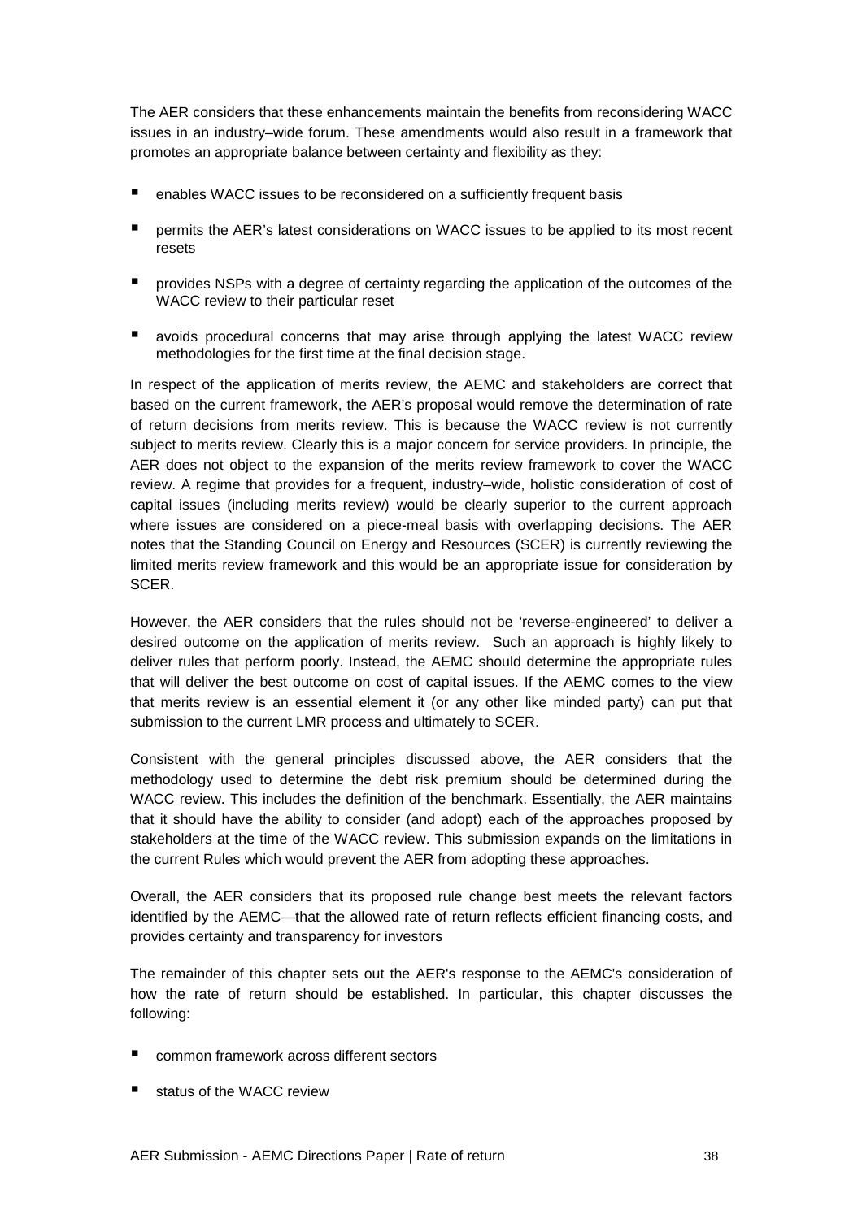The AER considers that these enhancements maintain the benefits from reconsidering WACC issues in an industry–wide forum. These amendments would also result in a framework that promotes an appropriate balance between certainty and flexibility as they:

- enables WACC issues to be reconsidered on a sufficiently frequent basis
- permits the AER's latest considerations on WACC issues to be applied to its most recent resets
- provides NSPs with a degree of certainty regarding the application of the outcomes of the WACC review to their particular reset
- avoids procedural concerns that may arise through applying the latest WACC review methodologies for the first time at the final decision stage.

In respect of the application of merits review, the AEMC and stakeholders are correct that based on the current framework, the AER's proposal would remove the determination of rate of return decisions from merits review. This is because the WACC review is not currently subject to merits review. Clearly this is a major concern for service providers. In principle, the AER does not object to the expansion of the merits review framework to cover the WACC review. A regime that provides for a frequent, industry–wide, holistic consideration of cost of capital issues (including merits review) would be clearly superior to the current approach where issues are considered on a piece-meal basis with overlapping decisions. The AER notes that the Standing Council on Energy and Resources (SCER) is currently reviewing the limited merits review framework and this would be an appropriate issue for consideration by SCER.

However, the AER considers that the rules should not be 'reverse-engineered' to deliver a desired outcome on the application of merits review. Such an approach is highly likely to deliver rules that perform poorly. Instead, the AEMC should determine the appropriate rules that will deliver the best outcome on cost of capital issues. If the AEMC comes to the view that merits review is an essential element it (or any other like minded party) can put that submission to the current LMR process and ultimately to SCER.

Consistent with the general principles discussed above, the AER considers that the methodology used to determine the debt risk premium should be determined during the WACC review. This includes the definition of the benchmark. Essentially, the AER maintains that it should have the ability to consider (and adopt) each of the approaches proposed by stakeholders at the time of the WACC review. This submission expands on the limitations in the current Rules which would prevent the AER from adopting these approaches.

Overall, the AER considers that its proposed rule change best meets the relevant factors identified by the AEMC—that the allowed rate of return reflects efficient financing costs, and provides certainty and transparency for investors

The remainder of this chapter sets out the AER's response to the AEMC's consideration of how the rate of return should be established. In particular, this chapter discusses the following:

- common framework across different sectors
- status of the WACC review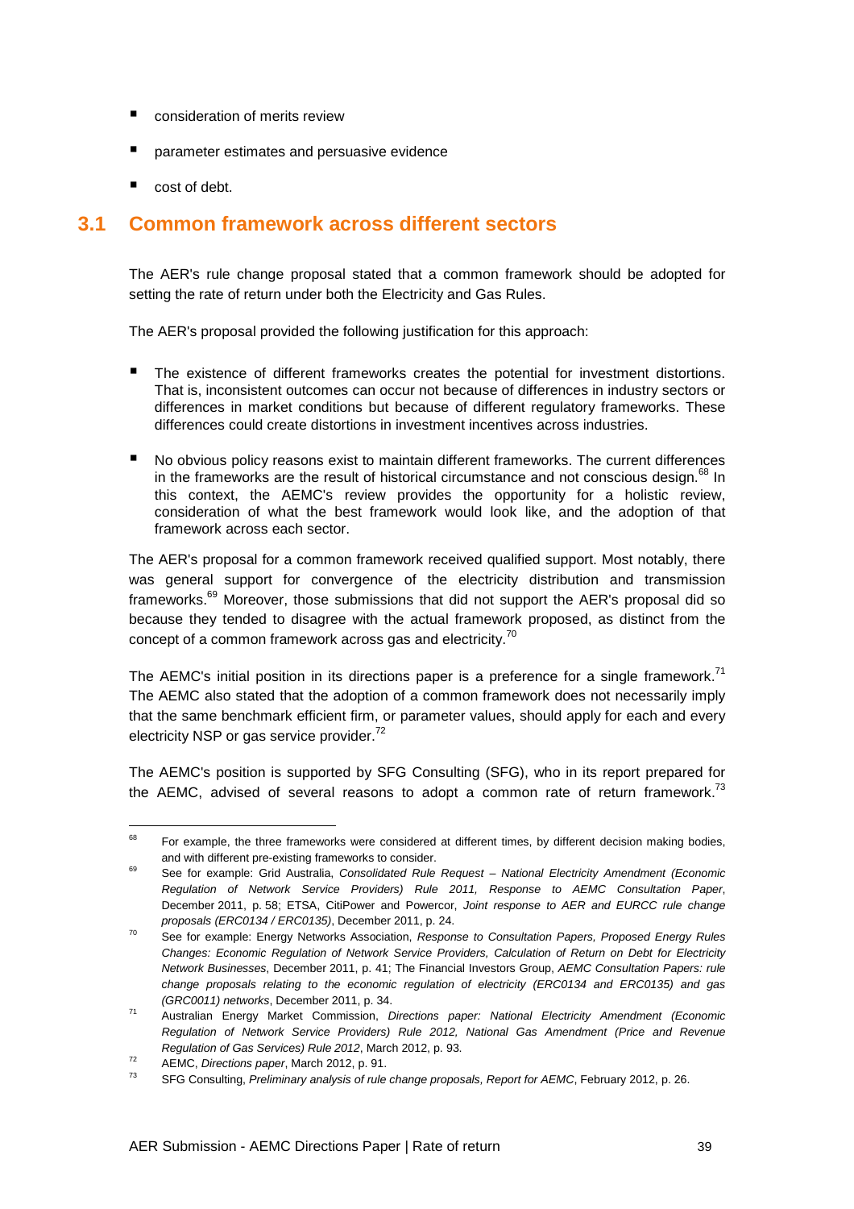- consideration of merits review
- parameter estimates and persuasive evidence
- cost of debt.

## 3.1 Common framework across different sectors

The AER's rule change proposal stated that a common framework should be adopted for setting the rate of return under both the Electricity and Gas Rules.

The AER's proposal provided the following justification for this approach:

- The existence of different frameworks creates the potential for investment distortions. That is, inconsistent outcomes can occur not because of differences in industry sectors or differences in market conditions but because of different regulatory frameworks. These differences could create distortions in investment incentives across industries.
- No obvious policy reasons exist to maintain different frameworks. The current differences in the frameworks are the result of historical circumstance and not conscious design.[68] In this context, the AEMC's review provides the opportunity for a holistic review, consideration of what the best framework would look like, and the adoption of that framework across each sector.

The AER's proposal for a common framework received qualified support. Most notably, there was general support for convergence of the electricity distribution and transmission frameworks.[69] Moreover, those submissions that did not support the AER's proposal did so because they tended to disagree with the actual framework proposed, as distinct from the concept of a common framework across gas and electricity.[70]

The AEMC's initial position in its directions paper is a preference for a single framework.[71] The AEMC also stated that the adoption of a common framework does not necessarily imply that the same benchmark efficient firm, or parameter values, should apply for each and every electricity NSP or gas service provider.[72]

The AEMC's position is supported by SFG Consulting (SFG), who in its report prepared for the AEMC, advised of several reasons to adopt a common rate of return framework.[73]

---

[68] For example, the three frameworks were considered at different times, by different decision making bodies, and with different pre-existing frameworks to consider.

[69] See for example: Grid Australia, *Consolidated Rule Request – National Electricity Amendment (Economic Regulation of Network Service Providers) Rule 2011, Response to AEMC Consultation Paper*, December 2011, p. 58; ETSA, CitiPower and Powercor, *Joint response to AER and EURCC rule change proposals (ERC0134 / ERC0135)*, December 2011, p. 24.

[70] See for example: Energy Networks Association, *Response to Consultation Papers, Proposed Energy Rules Changes: Economic Regulation of Network Service Providers, Calculation of Return on Debt for Electricity Network Businesses*, December 2011, p. 41; The Financial Investors Group, *AEMC Consultation Papers: rule change proposals relating to the economic regulation of electricity (ERC0134 and ERC0135) and gas (GRC0011) networks*, December 2011, p. 34.

[71] Australian Energy Market Commission, *Directions paper: National Electricity Amendment (Economic Regulation of Network Service Providers) Rule 2012, National Gas Amendment (Price and Revenue Regulation of Gas Services) Rule 2012*, March 2012, p. 93.

[72] AEMC, *Directions paper*, March 2012, p. 91.

[73] SFG Consulting, *Preliminary analysis of rule change proposals, Report for AEMC*, February 2012, p. 26.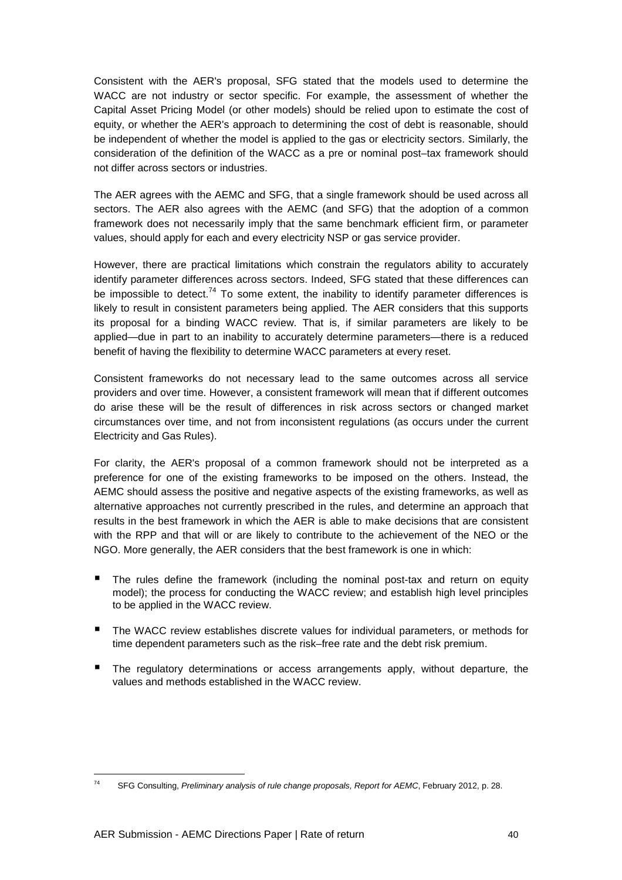Consistent with the AER's proposal, SFG stated that the models used to determine the WACC are not industry or sector specific. For example, the assessment of whether the Capital Asset Pricing Model (or other models) should be relied upon to estimate the cost of equity, or whether the AER's approach to determining the cost of debt is reasonable, should be independent of whether the model is applied to the gas or electricity sectors. Similarly, the consideration of the definition of the WACC as a pre or nominal post–tax framework should not differ across sectors or industries.

The AER agrees with the AEMC and SFG, that a single framework should be used across all sectors. The AER also agrees with the AEMC (and SFG) that the adoption of a common framework does not necessarily imply that the same benchmark efficient firm, or parameter values, should apply for each and every electricity NSP or gas service provider.

However, there are practical limitations which constrain the regulators ability to accurately identify parameter differences across sectors. Indeed, SFG stated that these differences can be impossible to detect.[74] To some extent, the inability to identify parameter differences is likely to result in consistent parameters being applied. The AER considers that this supports its proposal for a binding WACC review. That is, if similar parameters are likely to be applied—due in part to an inability to accurately determine parameters—there is a reduced benefit of having the flexibility to determine WACC parameters at every reset.

Consistent frameworks do not necessary lead to the same outcomes across all service providers and over time. However, a consistent framework will mean that if different outcomes do arise these will be the result of differences in risk across sectors or changed market circumstances over time, and not from inconsistent regulations (as occurs under the current Electricity and Gas Rules).

For clarity, the AER's proposal of a common framework should not be interpreted as a preference for one of the existing frameworks to be imposed on the others. Instead, the AEMC should assess the positive and negative aspects of the existing frameworks, as well as alternative approaches not currently prescribed in the rules, and determine an approach that results in the best framework in which the AER is able to make decisions that are consistent with the RPP and that will or are likely to contribute to the achievement of the NEO or the NGO. More generally, the AER considers that the best framework is one in which:

- The rules define the framework (including the nominal post-tax and return on equity model); the process for conducting the WACC review; and establish high level principles to be applied in the WACC review.
- The WACC review establishes discrete values for individual parameters, or methods for time dependent parameters such as the risk–free rate and the debt risk premium.
- The regulatory determinations or access arrangements apply, without departure, the values and methods established in the WACC review.

---

[74] SFG Consulting, *Preliminary analysis of rule change proposals, Report for AEMC*, February 2012, p. 28.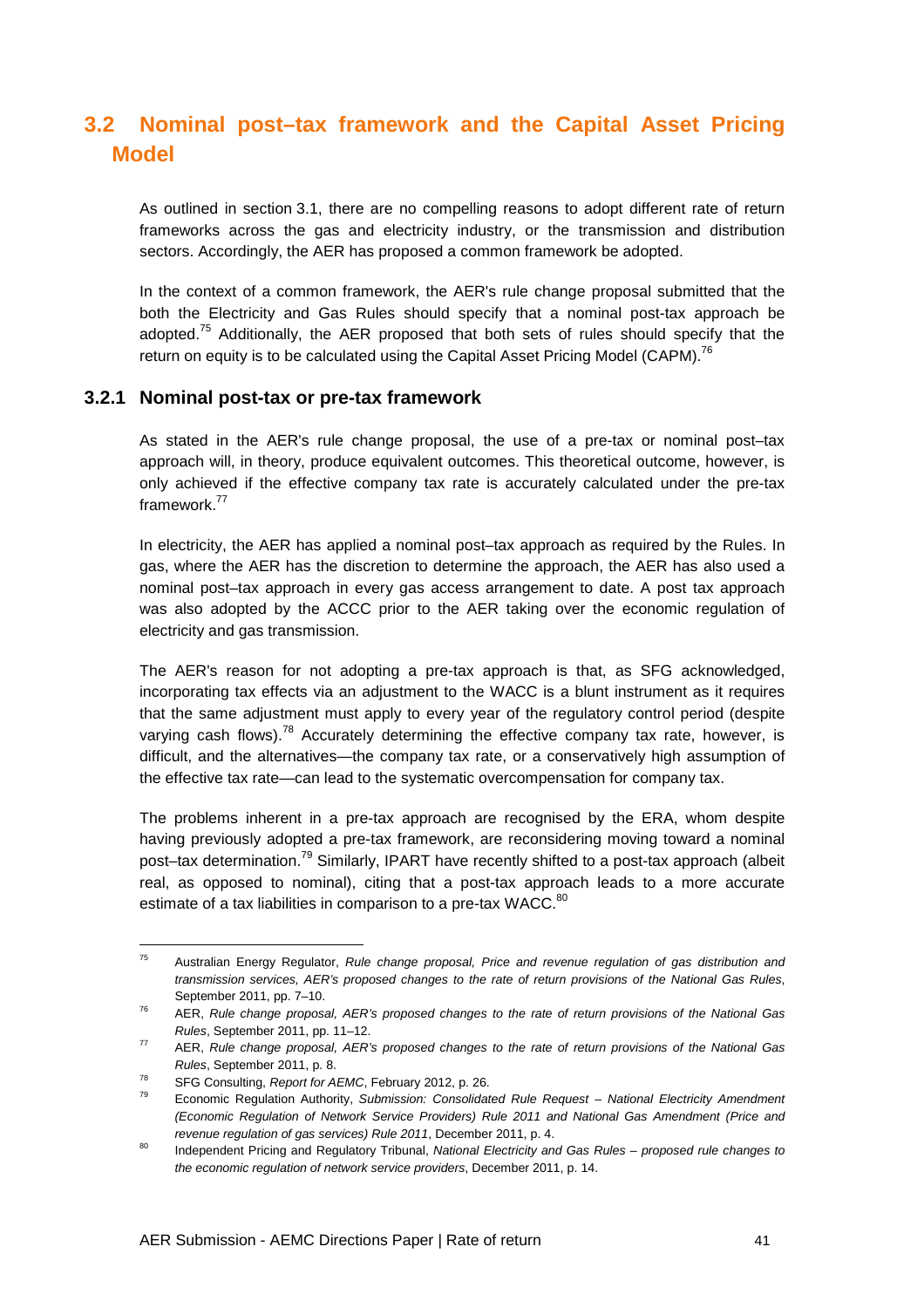## 3.2 Nominal post–tax framework and the Capital Asset Pricing Model

As outlined in section 3.1, there are no compelling reasons to adopt different rate of return frameworks across the gas and electricity industry, or the transmission and distribution sectors. Accordingly, the AER has proposed a common framework be adopted.

In the context of a common framework, the AER's rule change proposal submitted that the both the Electricity and Gas Rules should specify that a nominal post-tax approach be adopted.[75] Additionally, the AER proposed that both sets of rules should specify that the return on equity is to be calculated using the Capital Asset Pricing Model (CAPM).[76]

### 3.2.1 Nominal post-tax or pre-tax framework

As stated in the AER's rule change proposal, the use of a pre-tax or nominal post–tax approach will, in theory, produce equivalent outcomes. This theoretical outcome, however, is only achieved if the effective company tax rate is accurately calculated under the pre-tax framework.[77]

In electricity, the AER has applied a nominal post–tax approach as required by the Rules. In gas, where the AER has the discretion to determine the approach, the AER has also used a nominal post–tax approach in every gas access arrangement to date. A post tax approach was also adopted by the ACCC prior to the AER taking over the economic regulation of electricity and gas transmission.

The AER's reason for not adopting a pre-tax approach is that, as SFG acknowledged, incorporating tax effects via an adjustment to the WACC is a blunt instrument as it requires that the same adjustment must apply to every year of the regulatory control period (despite varying cash flows).[78] Accurately determining the effective company tax rate, however, is difficult, and the alternatives—the company tax rate, or a conservatively high assumption of the effective tax rate—can lead to the systematic overcompensation for company tax.

The problems inherent in a pre-tax approach are recognised by the ERA, whom despite having previously adopted a pre-tax framework, are reconsidering moving toward a nominal post–tax determination.[79] Similarly, IPART have recently shifted to a post-tax approach (albeit real, as opposed to nominal), citing that a post-tax approach leads to a more accurate estimate of a tax liabilities in comparison to a pre-tax WACC.[80]

---

[75] Australian Energy Regulator, *Rule change proposal, Price and revenue regulation of gas distribution and transmission services, AER's proposed changes to the rate of return provisions of the National Gas Rules*, September 2011, pp. 7–10.

[76] AER, *Rule change proposal, AER's proposed changes to the rate of return provisions of the National Gas Rules*, September 2011, pp. 11–12.

[77] AER, *Rule change proposal, AER's proposed changes to the rate of return provisions of the National Gas Rules*, September 2011, p. 8.

[78] SFG Consulting, *Report for AEMC*, February 2012, p. 26.

[79] Economic Regulation Authority, *Submission: Consolidated Rule Request – National Electricity Amendment (Economic Regulation of Network Service Providers) Rule 2011 and National Gas Amendment (Price and revenue regulation of gas services) Rule 2011*, December 2011, p. 4.

[80] Independent Pricing and Regulatory Tribunal, *National Electricity and Gas Rules – proposed rule changes to the economic regulation of network service providers*, December 2011, p. 14.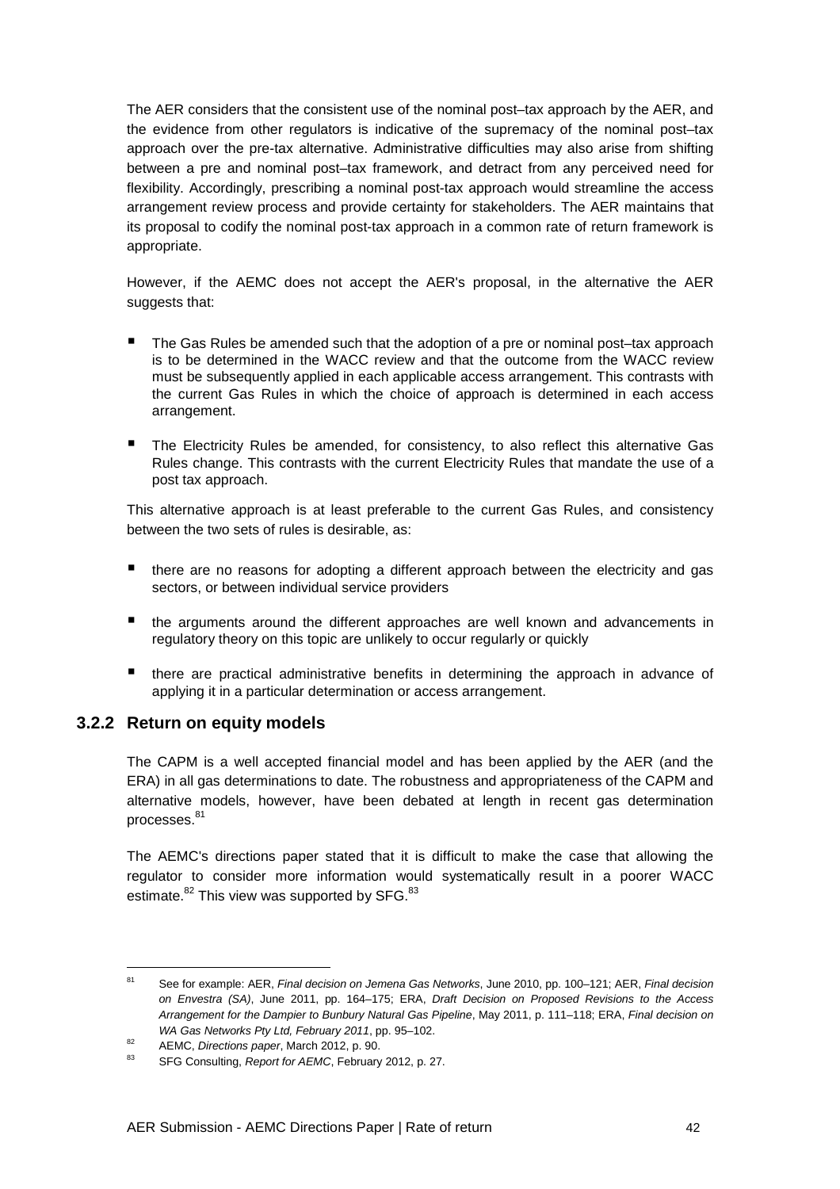The AER considers that the consistent use of the nominal post–tax approach by the AER, and the evidence from other regulators is indicative of the supremacy of the nominal post–tax approach over the pre-tax alternative. Administrative difficulties may also arise from shifting between a pre and nominal post–tax framework, and detract from any perceived need for flexibility. Accordingly, prescribing a nominal post-tax approach would streamline the access arrangement review process and provide certainty for stakeholders. The AER maintains that its proposal to codify the nominal post-tax approach in a common rate of return framework is appropriate.

However, if the AEMC does not accept the AER's proposal, in the alternative the AER suggests that:

- The Gas Rules be amended such that the adoption of a pre or nominal post–tax approach is to be determined in the WACC review and that the outcome from the WACC review must be subsequently applied in each applicable access arrangement. This contrasts with the current Gas Rules in which the choice of approach is determined in each access arrangement.
- The Electricity Rules be amended, for consistency, to also reflect this alternative Gas Rules change. This contrasts with the current Electricity Rules that mandate the use of a post tax approach.

This alternative approach is at least preferable to the current Gas Rules, and consistency between the two sets of rules is desirable, as:

- there are no reasons for adopting a different approach between the electricity and gas sectors, or between individual service providers
- the arguments around the different approaches are well known and advancements in regulatory theory on this topic are unlikely to occur regularly or quickly
- there are practical administrative benefits in determining the approach in advance of applying it in a particular determination or access arrangement.

### 3.2.2 Return on equity models

The CAPM is a well accepted financial model and has been applied by the AER (and the ERA) in all gas determinations to date. The robustness and appropriateness of the CAPM and alternative models, however, have been debated at length in recent gas determination processes.[81]

The AEMC's directions paper stated that it is difficult to make the case that allowing the regulator to consider more information would systematically result in a poorer WACC estimate.[82] This view was supported by SFG.[83]

---

[81] See for example: AER, *Final decision on Jemena Gas Networks*, June 2010, pp. 100–121; AER, *Final decision on Envestra (SA)*, June 2011, pp. 164–175; ERA, *Draft Decision on Proposed Revisions to the Access Arrangement for the Dampier to Bunbury Natural Gas Pipeline*, May 2011, p. 111–118; ERA, *Final decision on WA Gas Networks Pty Ltd, February 2011*, pp. 95–102.

[82] AEMC, *Directions paper*, March 2012, p. 90.

[83] SFG Consulting, *Report for AEMC*, February 2012, p. 27.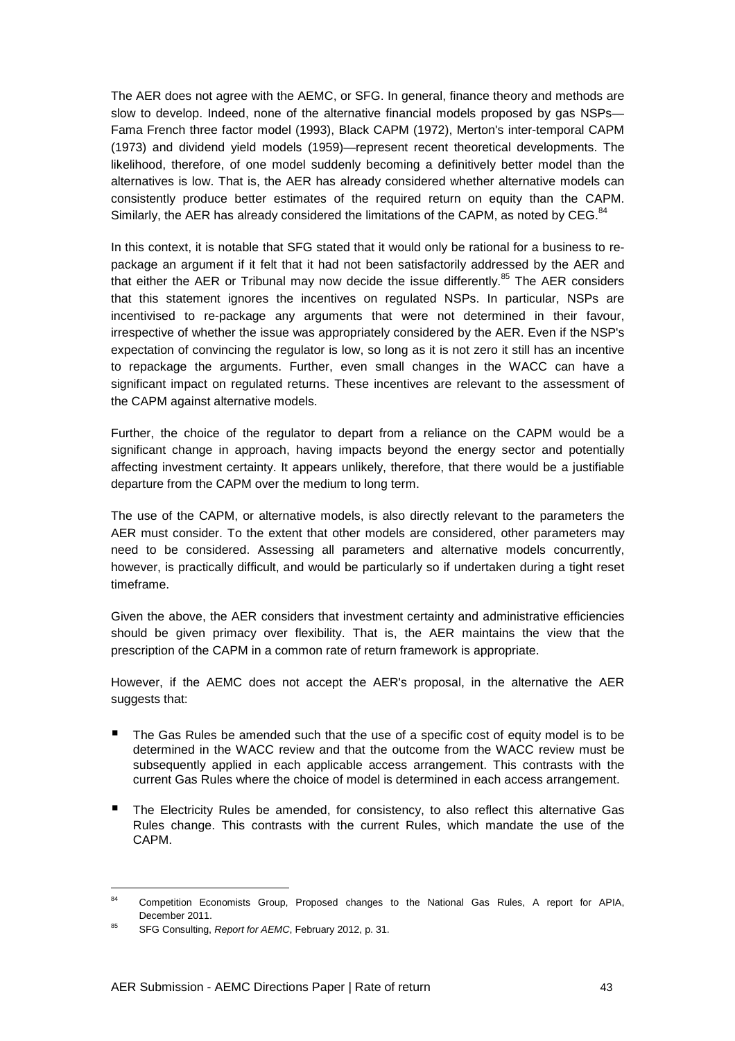The AER does not agree with the AEMC, or SFG. In general, finance theory and methods are slow to develop. Indeed, none of the alternative financial models proposed by gas NSPs—Fama French three factor model (1993), Black CAPM (1972), Merton's inter-temporal CAPM (1973) and dividend yield models (1959)—represent recent theoretical developments. The likelihood, therefore, of one model suddenly becoming a definitively better model than the alternatives is low. That is, the AER has already considered whether alternative models can consistently produce better estimates of the required return on equity than the CAPM. Similarly, the AER has already considered the limitations of the CAPM, as noted by CEG.[84]

In this context, it is notable that SFG stated that it would only be rational for a business to re-package an argument if it felt that it had not been satisfactorily addressed by the AER and that either the AER or Tribunal may now decide the issue differently.[85] The AER considers that this statement ignores the incentives on regulated NSPs. In particular, NSPs are incentivised to re-package any arguments that were not determined in their favour, irrespective of whether the issue was appropriately considered by the AER. Even if the NSP's expectation of convincing the regulator is low, so long as it is not zero it still has an incentive to repackage the arguments. Further, even small changes in the WACC can have a significant impact on regulated returns. These incentives are relevant to the assessment of the CAPM against alternative models.

Further, the choice of the regulator to depart from a reliance on the CAPM would be a significant change in approach, having impacts beyond the energy sector and potentially affecting investment certainty. It appears unlikely, therefore, that there would be a justifiable departure from the CAPM over the medium to long term.

The use of the CAPM, or alternative models, is also directly relevant to the parameters the AER must consider. To the extent that other models are considered, other parameters may need to be considered. Assessing all parameters and alternative models concurrently, however, is practically difficult, and would be particularly so if undertaken during a tight reset timeframe.

Given the above, the AER considers that investment certainty and administrative efficiencies should be given primacy over flexibility. That is, the AER maintains the view that the prescription of the CAPM in a common rate of return framework is appropriate.

However, if the AEMC does not accept the AER's proposal, in the alternative the AER suggests that:

- The Gas Rules be amended such that the use of a specific cost of equity model is to be determined in the WACC review and that the outcome from the WACC review must be subsequently applied in each applicable access arrangement. This contrasts with the current Gas Rules where the choice of model is determined in each access arrangement.
- The Electricity Rules be amended, for consistency, to also reflect this alternative Gas Rules change. This contrasts with the current Rules, which mandate the use of the CAPM.

---

[84] Competition Economists Group, Proposed changes to the National Gas Rules, A report for APIA, December 2011.

[85] SFG Consulting, *Report for AEMC*, February 2012, p. 31.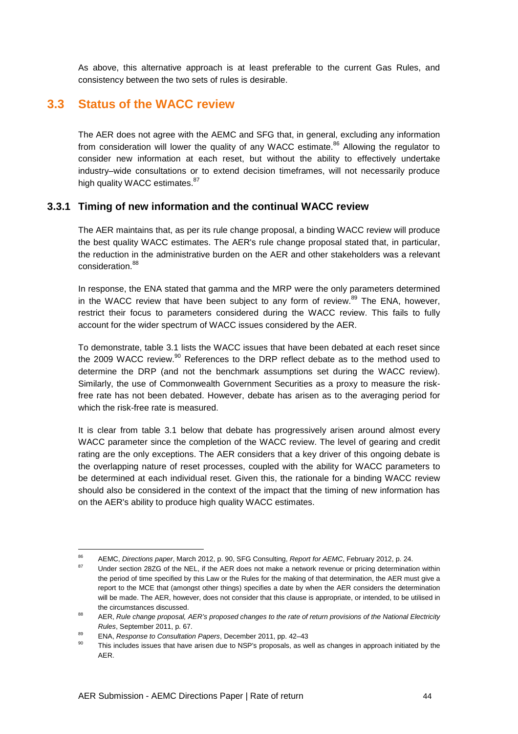As above, this alternative approach is at least preferable to the current Gas Rules, and consistency between the two sets of rules is desirable.

## 3.3 Status of the WACC review

The AER does not agree with the AEMC and SFG that, in general, excluding any information from consideration will lower the quality of any WACC estimate.[86] Allowing the regulator to consider new information at each reset, but without the ability to effectively undertake industry–wide consultations or to extend decision timeframes, will not necessarily produce high quality WACC estimates.[87]

### 3.3.1 Timing of new information and the continual WACC review

The AER maintains that, as per its rule change proposal, a binding WACC review will produce the best quality WACC estimates. The AER's rule change proposal stated that, in particular, the reduction in the administrative burden on the AER and other stakeholders was a relevant consideration.[88]

In response, the ENA stated that gamma and the MRP were the only parameters determined in the WACC review that have been subject to any form of review.[89] The ENA, however, restrict their focus to parameters considered during the WACC review. This fails to fully account for the wider spectrum of WACC issues considered by the AER.

To demonstrate, table 3.1 lists the WACC issues that have been debated at each reset since the 2009 WACC review.[90] References to the DRP reflect debate as to the method used to determine the DRP (and not the benchmark assumptions set during the WACC review). Similarly, the use of Commonwealth Government Securities as a proxy to measure the risk-free rate has not been debated. However, debate has arisen as to the averaging period for which the risk-free rate is measured.

It is clear from table 3.1 below that debate has progressively arisen around almost every WACC parameter since the completion of the WACC review. The level of gearing and credit rating are the only exceptions. The AER considers that a key driver of this ongoing debate is the overlapping nature of reset processes, coupled with the ability for WACC parameters to be determined at each individual reset. Given this, the rationale for a binding WACC review should also be considered in the context of the impact that the timing of new information has on the AER's ability to produce high quality WACC estimates.

---

[86] AEMC, *Directions paper*, March 2012, p. 90, SFG Consulting, *Report for AEMC*, February 2012, p. 24.

[87] Under section 28ZG of the NEL, if the AER does not make a network revenue or pricing determination within the period of time specified by this Law or the Rules for the making of that determination, the AER must give a report to the MCE that (amongst other things) specifies a date by when the AER considers the determination will be made. The AER, however, does not consider that this clause is appropriate, or intended, to be utilised in the circumstances discussed.

[88] AER, *Rule change proposal, AER's proposed changes to the rate of return provisions of the National Electricity Rules*, September 2011, p. 67.

[89] ENA, *Response to Consultation Papers*, December 2011, pp. 42–43

[90] This includes issues that have arisen due to NSP's proposals, as well as changes in approach initiated by the AER.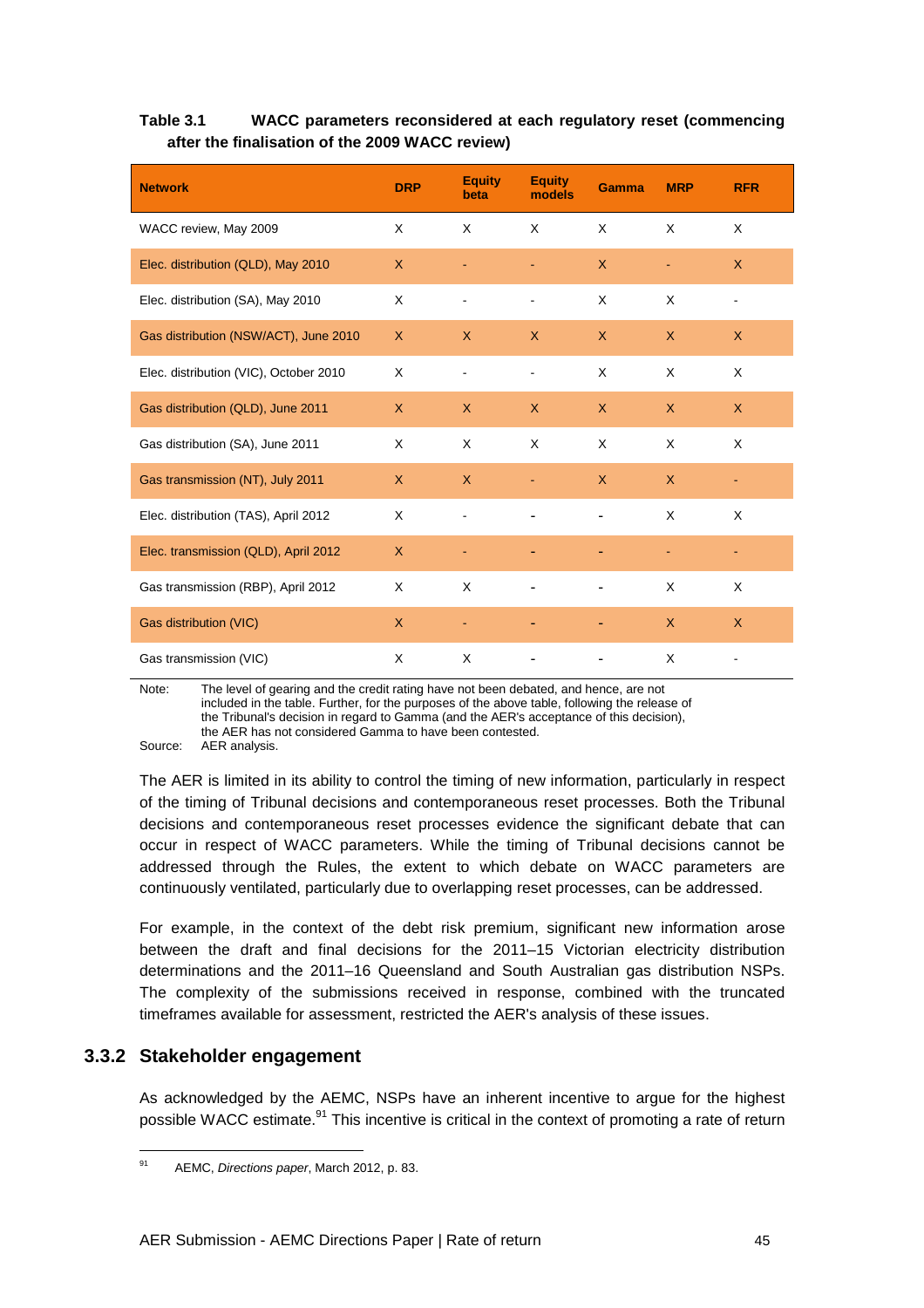**Table 3.1 WACC parameters reconsidered at each regulatory reset (commencing after the finalisation of the 2009 WACC review)**

| Network | DRP | Equity beta | Equity models | Gamma | MRP | RFR |
|---|---|---|---|---|---|---|
| WACC review, May 2009 | X | X | X | X | X | X |
| Elec. distribution (QLD), May 2010 | X | - | - | X | - | X |
| Elec. distribution (SA), May 2010 | X | - | - | X | X | - |
| Gas distribution (NSW/ACT), June 2010 | X | X | X | X | X | X |
| Elec. distribution (VIC), October 2010 | X | - | - | X | X | X |
| Gas distribution (QLD), June 2011 | X | X | X | X | X | X |
| Gas distribution (SA), June 2011 | X | X | X | X | X | X |
| Gas transmission (NT), July 2011 | X | X | - | X | X | - |
| Elec. distribution (TAS), April 2012 | X | - | - | - | X | X |
| Elec. transmission (QLD), April 2012 | X | - | - | - | - | - |
| Gas transmission (RBP), April 2012 | X | X | - | - | X | X |
| Gas distribution (VIC) | X | - | - | - | X | X |
| Gas transmission (VIC) | X | X | - | - | X | - |

Note: The level of gearing and the credit rating have not been debated, and hence, are not included in the table. Further, for the purposes of the above table, following the release of the Tribunal's decision in regard to Gamma (and the AER's acceptance of this decision), the AER has not considered Gamma to have been contested.

Source: AER analysis.

The AER is limited in its ability to control the timing of new information, particularly in respect of the timing of Tribunal decisions and contemporaneous reset processes. Both the Tribunal decisions and contemporaneous reset processes evidence the significant debate that can occur in respect of WACC parameters. While the timing of Tribunal decisions cannot be addressed through the Rules, the extent to which debate on WACC parameters are continuously ventilated, particularly due to overlapping reset processes, can be addressed.

For example, in the context of the debt risk premium, significant new information arose between the draft and final decisions for the 2011–15 Victorian electricity distribution determinations and the 2011–16 Queensland and South Australian gas distribution NSPs. The complexity of the submissions received in response, combined with the truncated timeframes available for assessment, restricted the AER's analysis of these issues.

### 3.3.2 Stakeholder engagement

As acknowledged by the AEMC, NSPs have an inherent incentive to argue for the highest possible WACC estimate.[91] This incentive is critical in the context of promoting a rate of return

[91] AEMC, *Directions paper*, March 2012, p. 83.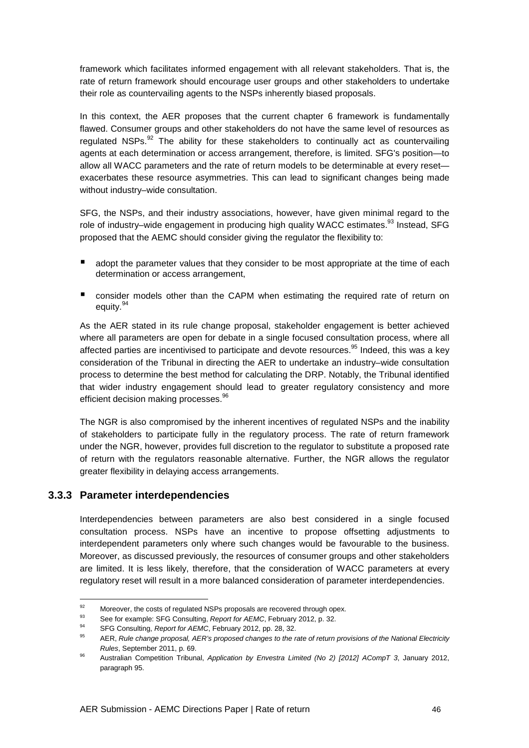framework which facilitates informed engagement with all relevant stakeholders. That is, the rate of return framework should encourage user groups and other stakeholders to undertake their role as countervailing agents to the NSPs inherently biased proposals.

In this context, the AER proposes that the current chapter 6 framework is fundamentally flawed. Consumer groups and other stakeholders do not have the same level of resources as regulated NSPs.[92] The ability for these stakeholders to continually act as countervailing agents at each determination or access arrangement, therefore, is limited. SFG's position—to allow all WACC parameters and the rate of return models to be determinable at every reset—exacerbates these resource asymmetries. This can lead to significant changes being made without industry–wide consultation.

SFG, the NSPs, and their industry associations, however, have given minimal regard to the role of industry–wide engagement in producing high quality WACC estimates.[93] Instead, SFG proposed that the AEMC should consider giving the regulator the flexibility to:

- adopt the parameter values that they consider to be most appropriate at the time of each determination or access arrangement,
- consider models other than the CAPM when estimating the required rate of return on equity.[94]

As the AER stated in its rule change proposal, stakeholder engagement is better achieved where all parameters are open for debate in a single focused consultation process, where all affected parties are incentivised to participate and devote resources.[95] Indeed, this was a key consideration of the Tribunal in directing the AER to undertake an industry–wide consultation process to determine the best method for calculating the DRP. Notably, the Tribunal identified that wider industry engagement should lead to greater regulatory consistency and more efficient decision making processes.[96]

The NGR is also compromised by the inherent incentives of regulated NSPs and the inability of stakeholders to participate fully in the regulatory process. The rate of return framework under the NGR, however, provides full discretion to the regulator to substitute a proposed rate of return with the regulators reasonable alternative. Further, the NGR allows the regulator greater flexibility in delaying access arrangements.

### 3.3.3 Parameter interdependencies

Interdependencies between parameters are also best considered in a single focused consultation process. NSPs have an incentive to propose offsetting adjustments to interdependent parameters only where such changes would be favourable to the business. Moreover, as discussed previously, the resources of consumer groups and other stakeholders are limited. It is less likely, therefore, that the consideration of WACC parameters at every regulatory reset will result in a more balanced consideration of parameter interdependencies.

---

[92] Moreover, the costs of regulated NSPs proposals are recovered through opex.

[93] See for example: SFG Consulting, *Report for AEMC*, February 2012, p. 32.

[94] SFG Consulting, *Report for AEMC*, February 2012, pp. 28, 32.

[95] AER, *Rule change proposal, AER's proposed changes to the rate of return provisions of the National Electricity Rules*, September 2011, p. 69.

[96] Australian Competition Tribunal, *Application by Envestra Limited (No 2) [2012] ACompT 3*, January 2012, paragraph 95.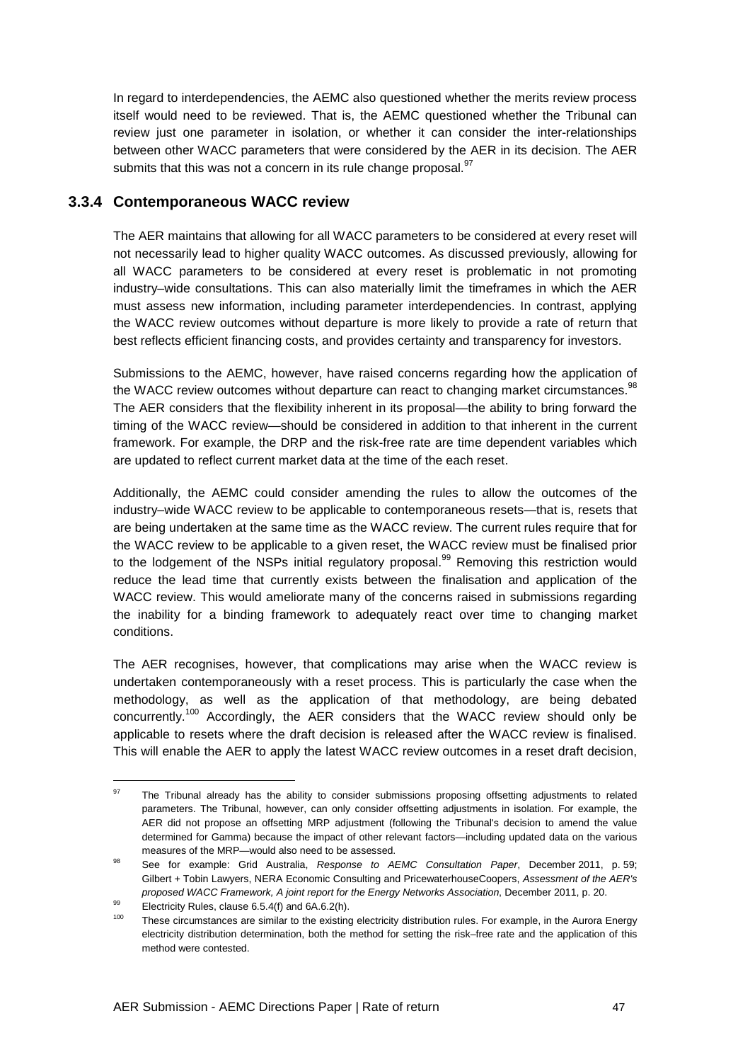In regard to interdependencies, the AEMC also questioned whether the merits review process itself would need to be reviewed. That is, the AEMC questioned whether the Tribunal can review just one parameter in isolation, or whether it can consider the inter-relationships between other WACC parameters that were considered by the AER in its decision. The AER submits that this was not a concern in its rule change proposal.[97]

### 3.3.4 Contemporaneous WACC review

The AER maintains that allowing for all WACC parameters to be considered at every reset will not necessarily lead to higher quality WACC outcomes. As discussed previously, allowing for all WACC parameters to be considered at every reset is problematic in not promoting industry–wide consultations. This can also materially limit the timeframes in which the AER must assess new information, including parameter interdependencies. In contrast, applying the WACC review outcomes without departure is more likely to provide a rate of return that best reflects efficient financing costs, and provides certainty and transparency for investors.

Submissions to the AEMC, however, have raised concerns regarding how the application of the WACC review outcomes without departure can react to changing market circumstances.[98] The AER considers that the flexibility inherent in its proposal—the ability to bring forward the timing of the WACC review—should be considered in addition to that inherent in the current framework. For example, the DRP and the risk-free rate are time dependent variables which are updated to reflect current market data at the time of the each reset.

Additionally, the AEMC could consider amending the rules to allow the outcomes of the industry–wide WACC review to be applicable to contemporaneous resets—that is, resets that are being undertaken at the same time as the WACC review. The current rules require that for the WACC review to be applicable to a given reset, the WACC review must be finalised prior to the lodgement of the NSPs initial regulatory proposal.[99] Removing this restriction would reduce the lead time that currently exists between the finalisation and application of the WACC review. This would ameliorate many of the concerns raised in submissions regarding the inability for a binding framework to adequately react over time to changing market conditions.

The AER recognises, however, that complications may arise when the WACC review is undertaken contemporaneously with a reset process. This is particularly the case when the methodology, as well as the application of that methodology, are being debated concurrently.[100] Accordingly, the AER considers that the WACC review should only be applicable to resets where the draft decision is released after the WACC review is finalised. This will enable the AER to apply the latest WACC review outcomes in a reset draft decision,

---

[97] The Tribunal already has the ability to consider submissions proposing offsetting adjustments to related parameters. The Tribunal, however, can only consider offsetting adjustments in isolation. For example, the AER did not propose an offsetting MRP adjustment (following the Tribunal's decision to amend the value determined for Gamma) because the impact of other relevant factors—including updated data on the various measures of the MRP—would also need to be assessed.

[98] See for example: Grid Australia, *Response to AEMC Consultation Paper*, December 2011, p. 59; Gilbert + Tobin Lawyers, NERA Economic Consulting and PricewaterhouseCoopers, *Assessment of the AER's proposed WACC Framework, A joint report for the Energy Networks Association*, December 2011, p. 20.

[99] Electricity Rules, clause 6.5.4(f) and 6A.6.2(h).

[100] These circumstances are similar to the existing electricity distribution rules. For example, in the Aurora Energy electricity distribution determination, both the method for setting the risk–free rate and the application of this method were contested.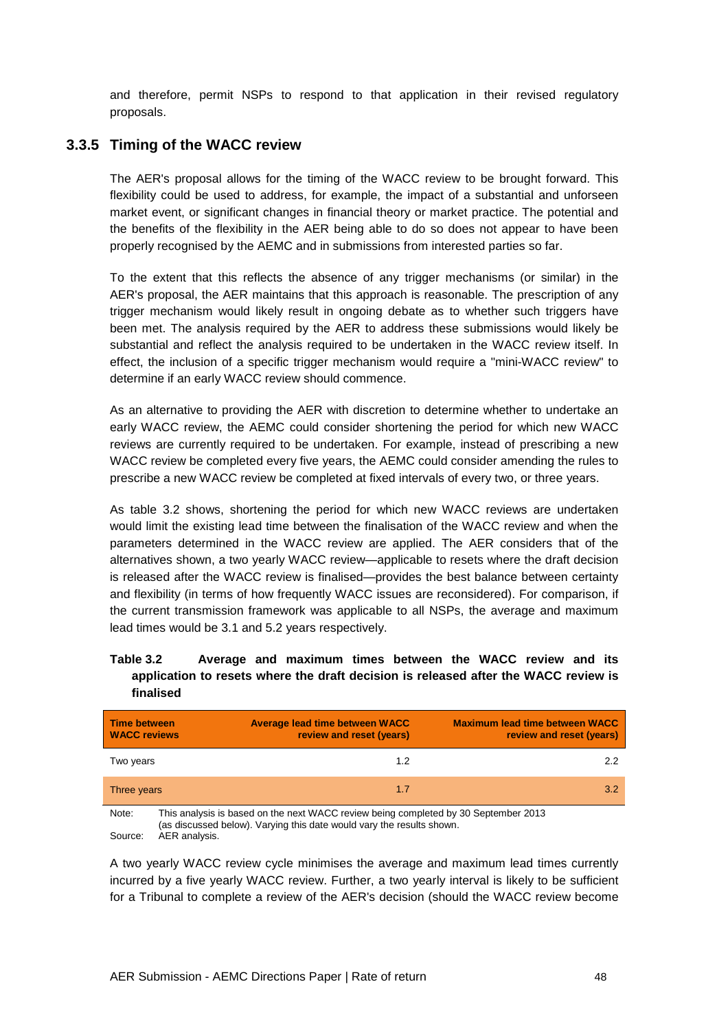and therefore, permit NSPs to respond to that application in their revised regulatory proposals.

### 3.3.5 Timing of the WACC review

The AER's proposal allows for the timing of the WACC review to be brought forward. This flexibility could be used to address, for example, the impact of a substantial and unforseen market event, or significant changes in financial theory or market practice. The potential and the benefits of the flexibility in the AER being able to do so does not appear to have been properly recognised by the AEMC and in submissions from interested parties so far.

To the extent that this reflects the absence of any trigger mechanisms (or similar) in the AER's proposal, the AER maintains that this approach is reasonable. The prescription of any trigger mechanism would likely result in ongoing debate as to whether such triggers have been met. The analysis required by the AER to address these submissions would likely be substantial and reflect the analysis required to be undertaken in the WACC review itself. In effect, the inclusion of a specific trigger mechanism would require a "mini-WACC review" to determine if an early WACC review should commence.

As an alternative to providing the AER with discretion to determine whether to undertake an early WACC review, the AEMC could consider shortening the period for which new WACC reviews are currently required to be undertaken. For example, instead of prescribing a new WACC review be completed every five years, the AEMC could consider amending the rules to prescribe a new WACC review be completed at fixed intervals of every two, or three years.

As table 3.2 shows, shortening the period for which new WACC reviews are undertaken would limit the existing lead time between the finalisation of the WACC review and when the parameters determined in the WACC review are applied. The AER considers that of the alternatives shown, a two yearly WACC review—applicable to resets where the draft decision is released after the WACC review is finalised—provides the best balance between certainty and flexibility (in terms of how frequently WACC issues are reconsidered). For comparison, if the current transmission framework was applicable to all NSPs, the average and maximum lead times would be 3.1 and 5.2 years respectively.

**Table 3.2 Average and maximum times between the WACC review and its application to resets where the draft decision is released after the WACC review is finalised**

| Time between WACC reviews | Average lead time between WACC review and reset (years) | Maximum lead time between WACC review and reset (years) |
|---|---|---|
| Two years | 1.2 | 2.2 |
| Three years | 1.7 | 3.2 |

Note: This analysis is based on the next WACC review being completed by 30 September 2013 (as discussed below). Varying this date would vary the results shown.
Source: AER analysis.

A two yearly WACC review cycle minimises the average and maximum lead times currently incurred by a five yearly WACC review. Further, a two yearly interval is likely to be sufficient for a Tribunal to complete a review of the AER's decision (should the WACC review become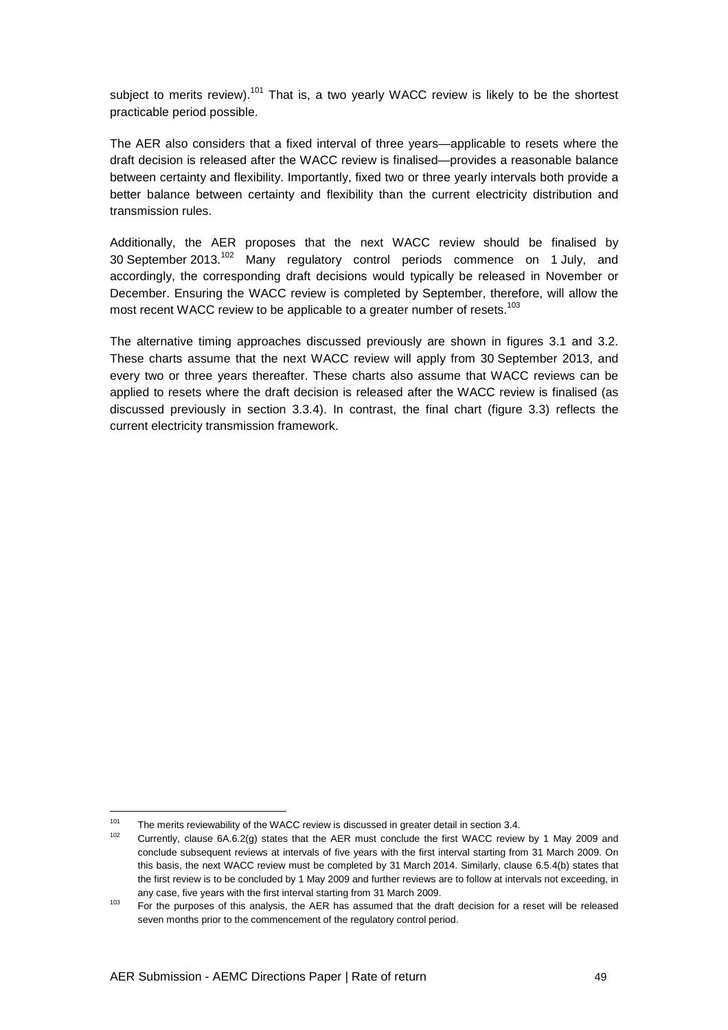subject to merits review).[101] That is, a two yearly WACC review is likely to be the shortest practicable period possible.

The AER also considers that a fixed interval of three years—applicable to resets where the draft decision is released after the WACC review is finalised—provides a reasonable balance between certainty and flexibility. Importantly, fixed two or three yearly intervals both provide a better balance between certainty and flexibility than the current electricity distribution and transmission rules.

Additionally, the AER proposes that the next WACC review should be finalised by 30 September 2013.[102] Many regulatory control periods commence on 1 July, and accordingly, the corresponding draft decisions would typically be released in November or December. Ensuring the WACC review is completed by September, therefore, will allow the most recent WACC review to be applicable to a greater number of resets.[103]

The alternative timing approaches discussed previously are shown in figures 3.1 and 3.2. These charts assume that the next WACC review will apply from 30 September 2013, and every two or three years thereafter. These charts also assume that WACC reviews can be applied to resets where the draft decision is released after the WACC review is finalised (as discussed previously in section 3.3.4). In contrast, the final chart (figure 3.3) reflects the current electricity transmission framework.

---

[101] The merits reviewability of the WACC review is discussed in greater detail in section 3.4.

[102] Currently, clause 6A.6.2(g) states that the AER must conclude the first WACC review by 1 May 2009 and conclude subsequent reviews at intervals of five years with the first interval starting from 31 March 2009. On this basis, the next WACC review must be completed by 31 March 2014. Similarly, clause 6.5.4(b) states that the first review is to be concluded by 1 May 2009 and further reviews are to follow at intervals not exceeding, in any case, five years with the first interval starting from 31 March 2009.

[103] For the purposes of this analysis, the AER has assumed that the draft decision for a reset will be released seven months prior to the commencement of the regulatory control period.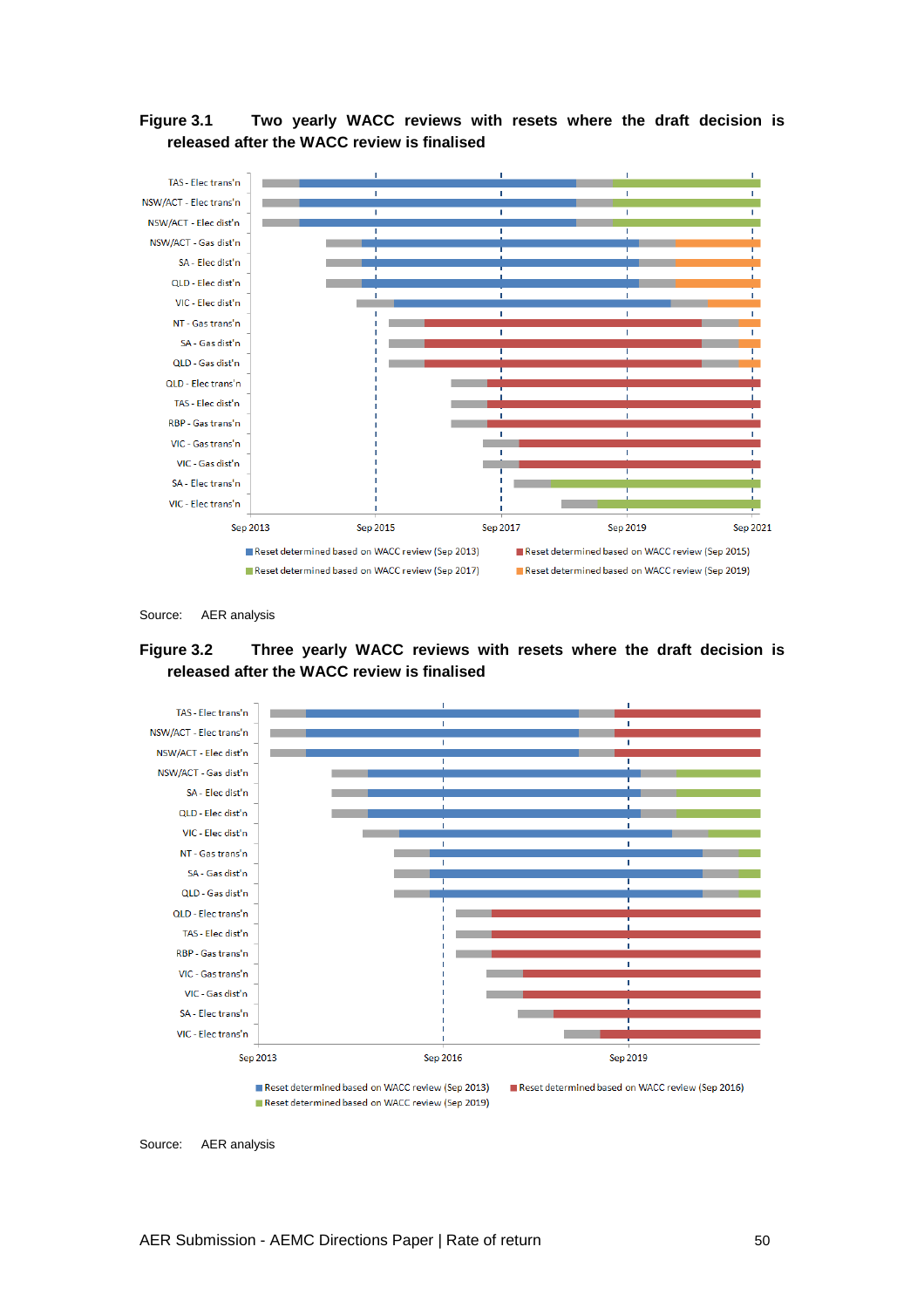**Figure 3.1 Two yearly WACC reviews with resets where the draft decision is released after the WACC review is finalised**

Source: AER analysis

**Figure 3.2 Three yearly WACC reviews with resets where the draft decision is released after the WACC review is finalised**

Source: AER analysis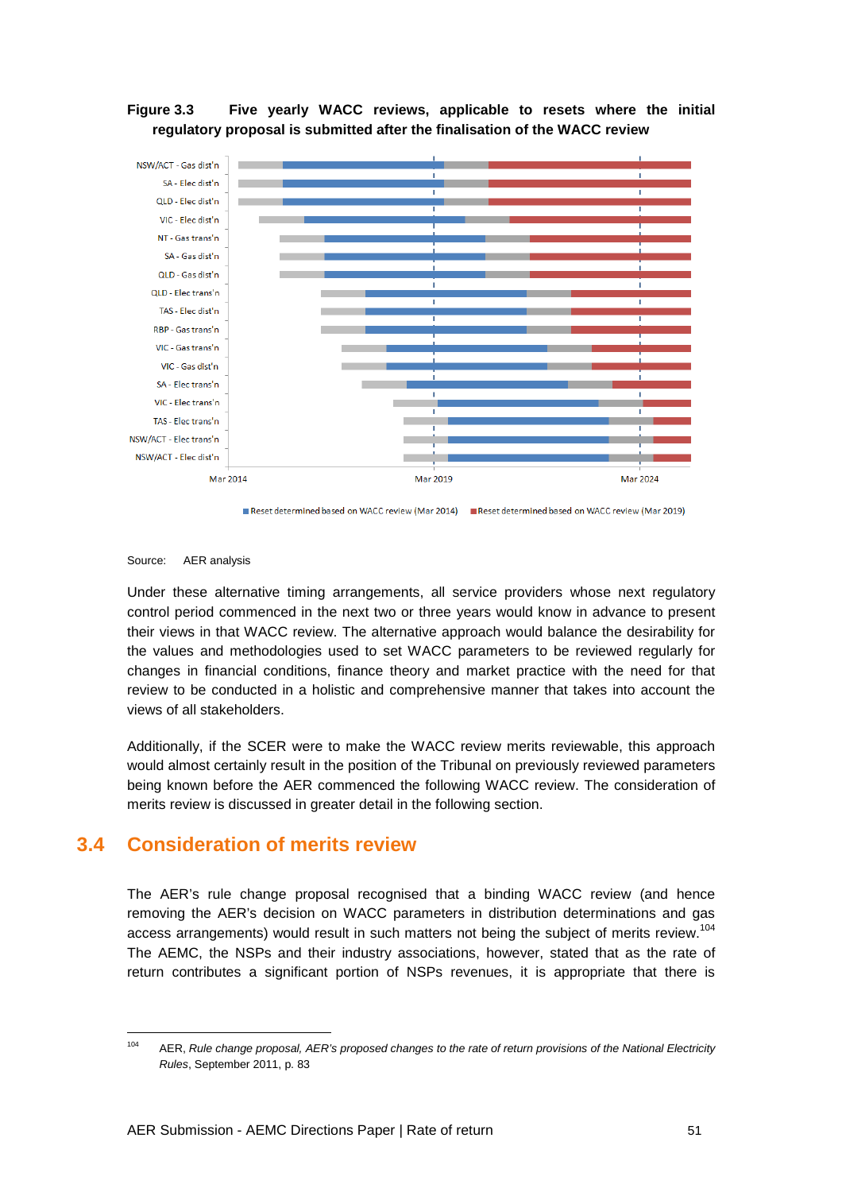**Figure 3.3 Five yearly WACC reviews, applicable to resets where the initial regulatory proposal is submitted after the finalisation of the WACC review**

Source: AER analysis

Under these alternative timing arrangements, all service providers whose next regulatory control period commenced in the next two or three years would know in advance to present their views in that WACC review. The alternative approach would balance the desirability for the values and methodologies used to set WACC parameters to be reviewed regularly for changes in financial conditions, finance theory and market practice with the need for that review to be conducted in a holistic and comprehensive manner that takes into account the views of all stakeholders.

Additionally, if the SCER were to make the WACC review merits reviewable, this approach would almost certainly result in the position of the Tribunal on previously reviewed parameters being known before the AER commenced the following WACC review. The consideration of merits review is discussed in greater detail in the following section.

## 3.4 Consideration of merits review

The AER's rule change proposal recognised that a binding WACC review (and hence removing the AER's decision on WACC parameters in distribution determinations and gas access arrangements) would result in such matters not being the subject of merits review.[104] The AEMC, the NSPs and their industry associations, however, stated that as the rate of return contributes a significant portion of NSPs revenues, it is appropriate that there is

[104] AER, *Rule change proposal, AER's proposed changes to the rate of return provisions of the National Electricity Rules*, September 2011, p. 83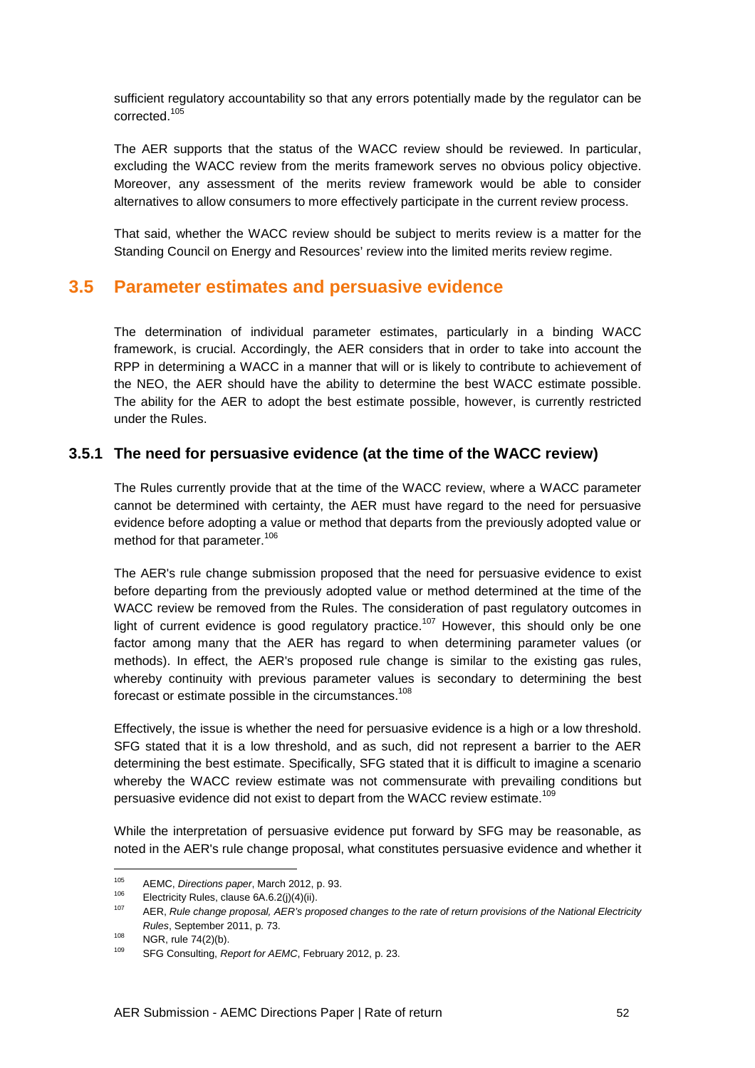sufficient regulatory accountability so that any errors potentially made by the regulator can be corrected.[105]

The AER supports that the status of the WACC review should be reviewed. In particular, excluding the WACC review from the merits framework serves no obvious policy objective. Moreover, any assessment of the merits review framework would be able to consider alternatives to allow consumers to more effectively participate in the current review process.

That said, whether the WACC review should be subject to merits review is a matter for the Standing Council on Energy and Resources' review into the limited merits review regime.

## 3.5 Parameter estimates and persuasive evidence

The determination of individual parameter estimates, particularly in a binding WACC framework, is crucial. Accordingly, the AER considers that in order to take into account the RPP in determining a WACC in a manner that will or is likely to contribute to achievement of the NEO, the AER should have the ability to determine the best WACC estimate possible. The ability for the AER to adopt the best estimate possible, however, is currently restricted under the Rules.

### 3.5.1 The need for persuasive evidence (at the time of the WACC review)

The Rules currently provide that at the time of the WACC review, where a WACC parameter cannot be determined with certainty, the AER must have regard to the need for persuasive evidence before adopting a value or method that departs from the previously adopted value or method for that parameter.[106]

The AER's rule change submission proposed that the need for persuasive evidence to exist before departing from the previously adopted value or method determined at the time of the WACC review be removed from the Rules. The consideration of past regulatory outcomes in light of current evidence is good regulatory practice.[107] However, this should only be one factor among many that the AER has regard to when determining parameter values (or methods). In effect, the AER's proposed rule change is similar to the existing gas rules, whereby continuity with previous parameter values is secondary to determining the best forecast or estimate possible in the circumstances.[108]

Effectively, the issue is whether the need for persuasive evidence is a high or a low threshold. SFG stated that it is a low threshold, and as such, did not represent a barrier to the AER determining the best estimate. Specifically, SFG stated that it is difficult to imagine a scenario whereby the WACC review estimate was not commensurate with prevailing conditions but persuasive evidence did not exist to depart from the WACC review estimate.[109]

While the interpretation of persuasive evidence put forward by SFG may be reasonable, as noted in the AER's rule change proposal, what constitutes persuasive evidence and whether it

---

[105] AEMC, *Directions paper*, March 2012, p. 93.

[106] Electricity Rules, clause 6A.6.2(j)(4)(ii).

[107] AER, *Rule change proposal, AER's proposed changes to the rate of return provisions of the National Electricity Rules*, September 2011, p. 73.

[108] NGR, rule 74(2)(b).

[109] SFG Consulting, *Report for AEMC*, February 2012, p. 23.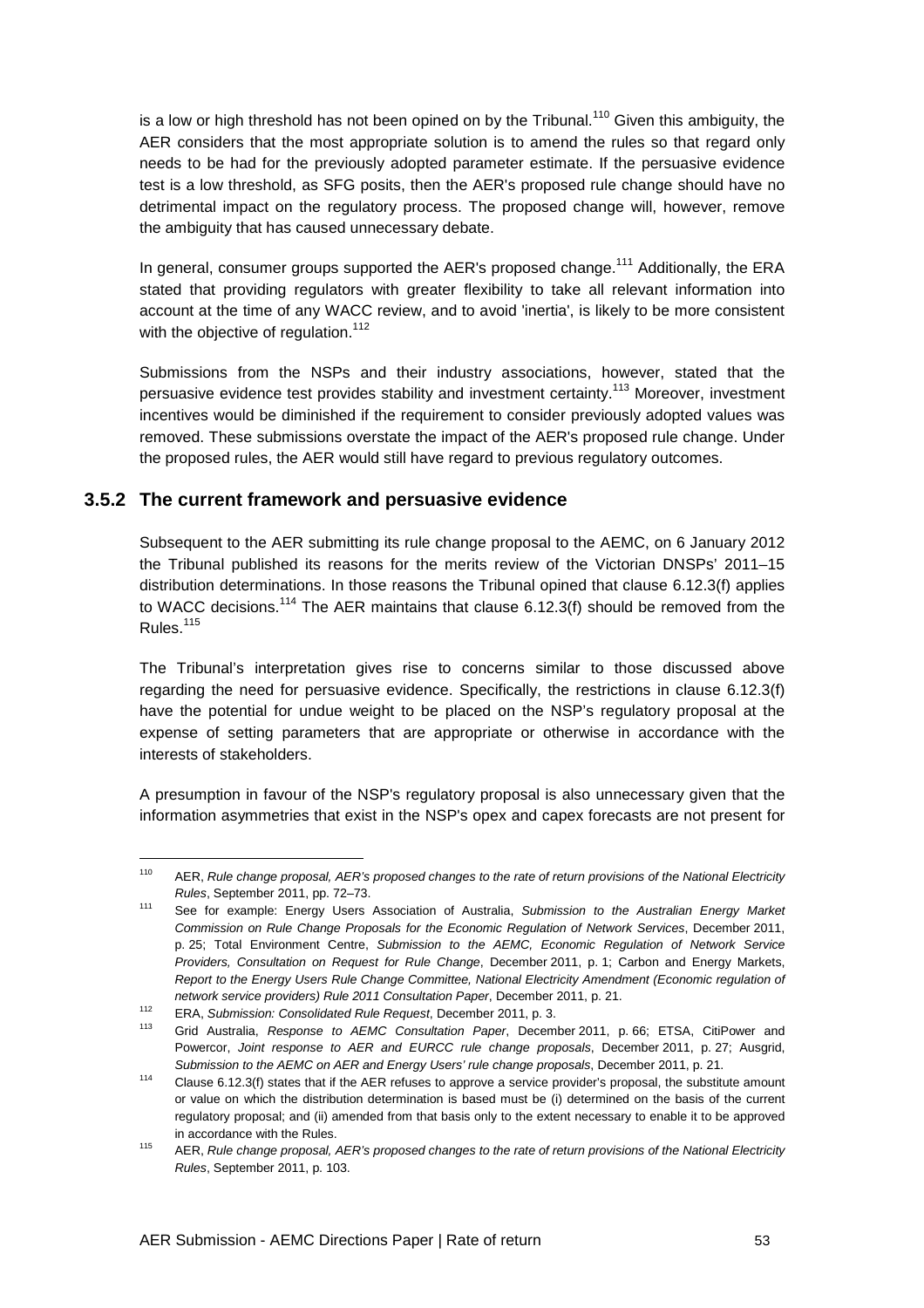is a low or high threshold has not been opined on by the Tribunal.[110] Given this ambiguity, the AER considers that the most appropriate solution is to amend the rules so that regard only needs to be had for the previously adopted parameter estimate. If the persuasive evidence test is a low threshold, as SFG posits, then the AER's proposed rule change should have no detrimental impact on the regulatory process. The proposed change will, however, remove the ambiguity that has caused unnecessary debate.

In general, consumer groups supported the AER's proposed change.[111] Additionally, the ERA stated that providing regulators with greater flexibility to take all relevant information into account at the time of any WACC review, and to avoid 'inertia', is likely to be more consistent with the objective of regulation.[112]

Submissions from the NSPs and their industry associations, however, stated that the persuasive evidence test provides stability and investment certainty.[113] Moreover, investment incentives would be diminished if the requirement to consider previously adopted values was removed. These submissions overstate the impact of the AER's proposed rule change. Under the proposed rules, the AER would still have regard to previous regulatory outcomes.

### 3.5.2 The current framework and persuasive evidence

Subsequent to the AER submitting its rule change proposal to the AEMC, on 6 January 2012 the Tribunal published its reasons for the merits review of the Victorian DNSPs' 2011–15 distribution determinations. In those reasons the Tribunal opined that clause 6.12.3(f) applies to WACC decisions.[114] The AER maintains that clause 6.12.3(f) should be removed from the Rules.[115]

The Tribunal's interpretation gives rise to concerns similar to those discussed above regarding the need for persuasive evidence. Specifically, the restrictions in clause 6.12.3(f) have the potential for undue weight to be placed on the NSP's regulatory proposal at the expense of setting parameters that are appropriate or otherwise in accordance with the interests of stakeholders.

A presumption in favour of the NSP's regulatory proposal is also unnecessary given that the information asymmetries that exist in the NSP's opex and capex forecasts are not present for

---

[110] AER, *Rule change proposal, AER's proposed changes to the rate of return provisions of the National Electricity Rules*, September 2011, pp. 72–73.

[111] See for example: Energy Users Association of Australia, *Submission to the Australian Energy Market Commission on Rule Change Proposals for the Economic Regulation of Network Services*, December 2011, p. 25; Total Environment Centre, *Submission to the AEMC, Economic Regulation of Network Service Providers, Consultation on Request for Rule Change*, December 2011, p. 1; Carbon and Energy Markets, *Report to the Energy Users Rule Change Committee, National Electricity Amendment (Economic regulation of network service providers) Rule 2011 Consultation Paper*, December 2011, p. 21.

[112] ERA, *Submission: Consolidated Rule Request*, December 2011, p. 3.

[113] Grid Australia, *Response to AEMC Consultation Paper*, December 2011, p. 66; ETSA, CitiPower and Powercor, *Joint response to AER and EURCC rule change proposals*, December 2011, p. 27; Ausgrid, *Submission to the AEMC on AER and Energy Users' rule change proposals*, December 2011, p. 21.

[114] Clause 6.12.3(f) states that if the AER refuses to approve a service provider's proposal, the substitute amount or value on which the distribution determination is based must be (i) determined on the basis of the current regulatory proposal; and (ii) amended from that basis only to the extent necessary to enable it to be approved in accordance with the Rules.

[115] AER, *Rule change proposal, AER's proposed changes to the rate of return provisions of the National Electricity Rules*, September 2011, p. 103.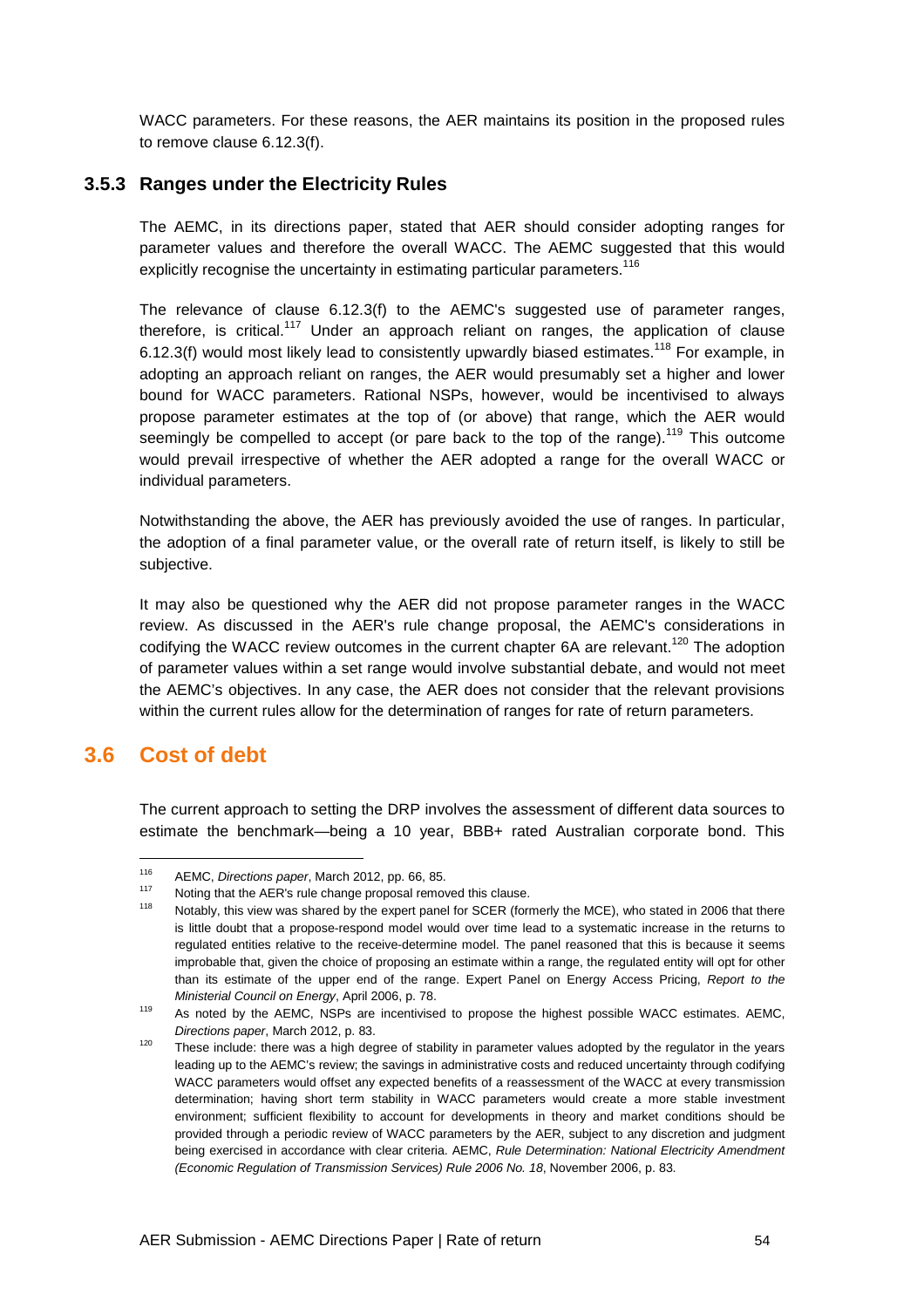WACC parameters. For these reasons, the AER maintains its position in the proposed rules to remove clause 6.12.3(f).

### 3.5.3 Ranges under the Electricity Rules

The AEMC, in its directions paper, stated that AER should consider adopting ranges for parameter values and therefore the overall WACC. The AEMC suggested that this would explicitly recognise the uncertainty in estimating particular parameters.[116]

The relevance of clause 6.12.3(f) to the AEMC's suggested use of parameter ranges, therefore, is critical.[117] Under an approach reliant on ranges, the application of clause 6.12.3(f) would most likely lead to consistently upwardly biased estimates.[118] For example, in adopting an approach reliant on ranges, the AER would presumably set a higher and lower bound for WACC parameters. Rational NSPs, however, would be incentivised to always propose parameter estimates at the top of (or above) that range, which the AER would seemingly be compelled to accept (or pare back to the top of the range).[119] This outcome would prevail irrespective of whether the AER adopted a range for the overall WACC or individual parameters.

Notwithstanding the above, the AER has previously avoided the use of ranges. In particular, the adoption of a final parameter value, or the overall rate of return itself, is likely to still be subjective.

It may also be questioned why the AER did not propose parameter ranges in the WACC review. As discussed in the AER's rule change proposal, the AEMC's considerations in codifying the WACC review outcomes in the current chapter 6A are relevant.[120] The adoption of parameter values within a set range would involve substantial debate, and would not meet the AEMC's objectives. In any case, the AER does not consider that the relevant provisions within the current rules allow for the determination of ranges for rate of return parameters.

## 3.6 Cost of debt

The current approach to setting the DRP involves the assessment of different data sources to estimate the benchmark—being a 10 year, BBB+ rated Australian corporate bond. This

---

[116] AEMC, *Directions paper*, March 2012, pp. 66, 85.

[117] Noting that the AER's rule change proposal removed this clause.

[118] Notably, this view was shared by the expert panel for SCER (formerly the MCE), who stated in 2006 that there is little doubt that a propose-respond model would over time lead to a systematic increase in the returns to regulated entities relative to the receive-determine model. The panel reasoned that this is because it seems improbable that, given the choice of proposing an estimate within a range, the regulated entity will opt for other than its estimate of the upper end of the range. Expert Panel on Energy Access Pricing, *Report to the Ministerial Council on Energy*, April 2006, p. 78.

[119] As noted by the AEMC, NSPs are incentivised to propose the highest possible WACC estimates. AEMC, *Directions paper*, March 2012, p. 83.

[120] These include: there was a high degree of stability in parameter values adopted by the regulator in the years leading up to the AEMC's review; the savings in administrative costs and reduced uncertainty through codifying WACC parameters would offset any expected benefits of a reassessment of the WACC at every transmission determination; having short term stability in WACC parameters would create a more stable investment environment; sufficient flexibility to account for developments in theory and market conditions should be provided through a periodic review of WACC parameters by the AER, subject to any discretion and judgment being exercised in accordance with clear criteria. AEMC, *Rule Determination: National Electricity Amendment (Economic Regulation of Transmission Services) Rule 2006 No. 18*, November 2006, p. 83.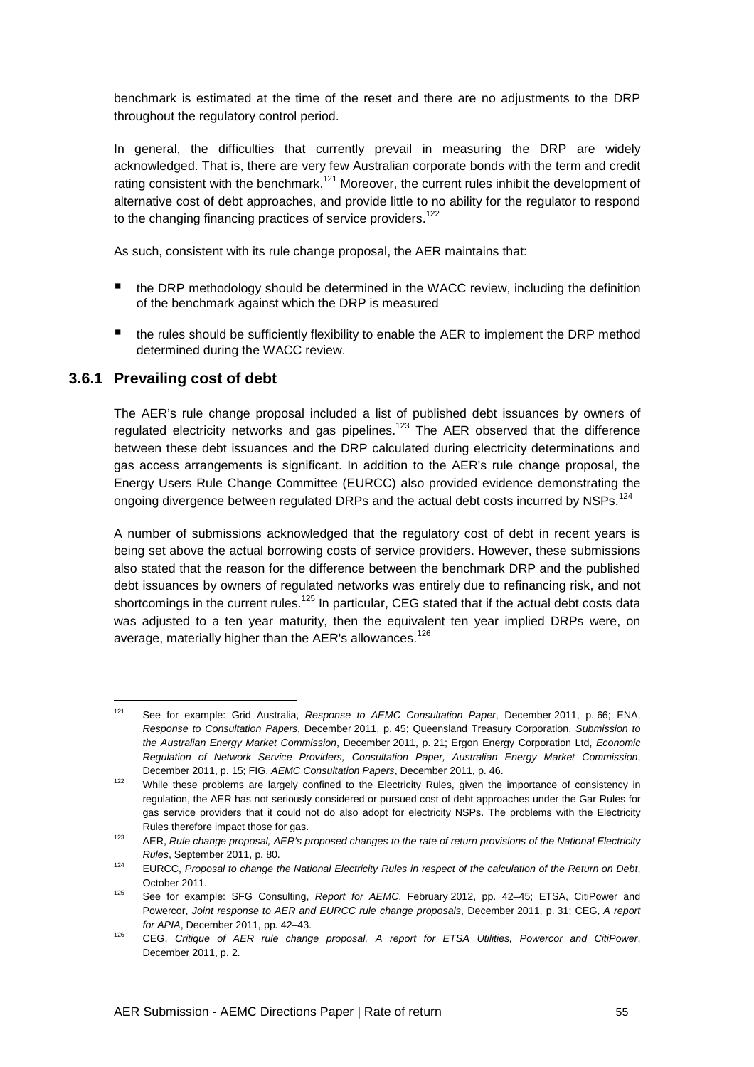benchmark is estimated at the time of the reset and there are no adjustments to the DRP throughout the regulatory control period.

In general, the difficulties that currently prevail in measuring the DRP are widely acknowledged. That is, there are very few Australian corporate bonds with the term and credit rating consistent with the benchmark.[121] Moreover, the current rules inhibit the development of alternative cost of debt approaches, and provide little to no ability for the regulator to respond to the changing financing practices of service providers.[122]

As such, consistent with its rule change proposal, the AER maintains that:

- the DRP methodology should be determined in the WACC review, including the definition of the benchmark against which the DRP is measured
- the rules should be sufficiently flexibility to enable the AER to implement the DRP method determined during the WACC review.

### 3.6.1 Prevailing cost of debt

The AER's rule change proposal included a list of published debt issuances by owners of regulated electricity networks and gas pipelines.[123] The AER observed that the difference between these debt issuances and the DRP calculated during electricity determinations and gas access arrangements is significant. In addition to the AER's rule change proposal, the Energy Users Rule Change Committee (EURCC) also provided evidence demonstrating the ongoing divergence between regulated DRPs and the actual debt costs incurred by NSPs.[124]

A number of submissions acknowledged that the regulatory cost of debt in recent years is being set above the actual borrowing costs of service providers. However, these submissions also stated that the reason for the difference between the benchmark DRP and the published debt issuances by owners of regulated networks was entirely due to refinancing risk, and not shortcomings in the current rules.[125] In particular, CEG stated that if the actual debt costs data was adjusted to a ten year maturity, then the equivalent ten year implied DRPs were, on average, materially higher than the AER's allowances.[126]

---

[121] See for example: Grid Australia, *Response to AEMC Consultation Paper*, December 2011, p. 66; ENA, *Response to Consultation Papers*, December 2011, p. 45; Queensland Treasury Corporation, *Submission to the Australian Energy Market Commission*, December 2011, p. 21; Ergon Energy Corporation Ltd, *Economic Regulation of Network Service Providers, Consultation Paper, Australian Energy Market Commission*, December 2011, p. 15; FIG, *AEMC Consultation Papers*, December 2011, p. 46.

[122] While these problems are largely confined to the Electricity Rules, given the importance of consistency in regulation, the AER has not seriously considered or pursued cost of debt approaches under the Gar Rules for gas service providers that it could not do also adopt for electricity NSPs. The problems with the Electricity Rules therefore impact those for gas.

[123] AER, *Rule change proposal, AER's proposed changes to the rate of return provisions of the National Electricity Rules*, September 2011, p. 80.

[124] EURCC, *Proposal to change the National Electricity Rules in respect of the calculation of the Return on Debt*, October 2011.

[125] See for example: SFG Consulting, *Report for AEMC*, February 2012, pp. 42–45; ETSA, CitiPower and Powercor, *Joint response to AER and EURCC rule change proposals*, December 2011, p. 31; CEG, *A report for APIA*, December 2011, pp. 42–43.

[126] CEG, *Critique of AER rule change proposal, A report for ETSA Utilities, Powercor and CitiPower*, December 2011, p. 2.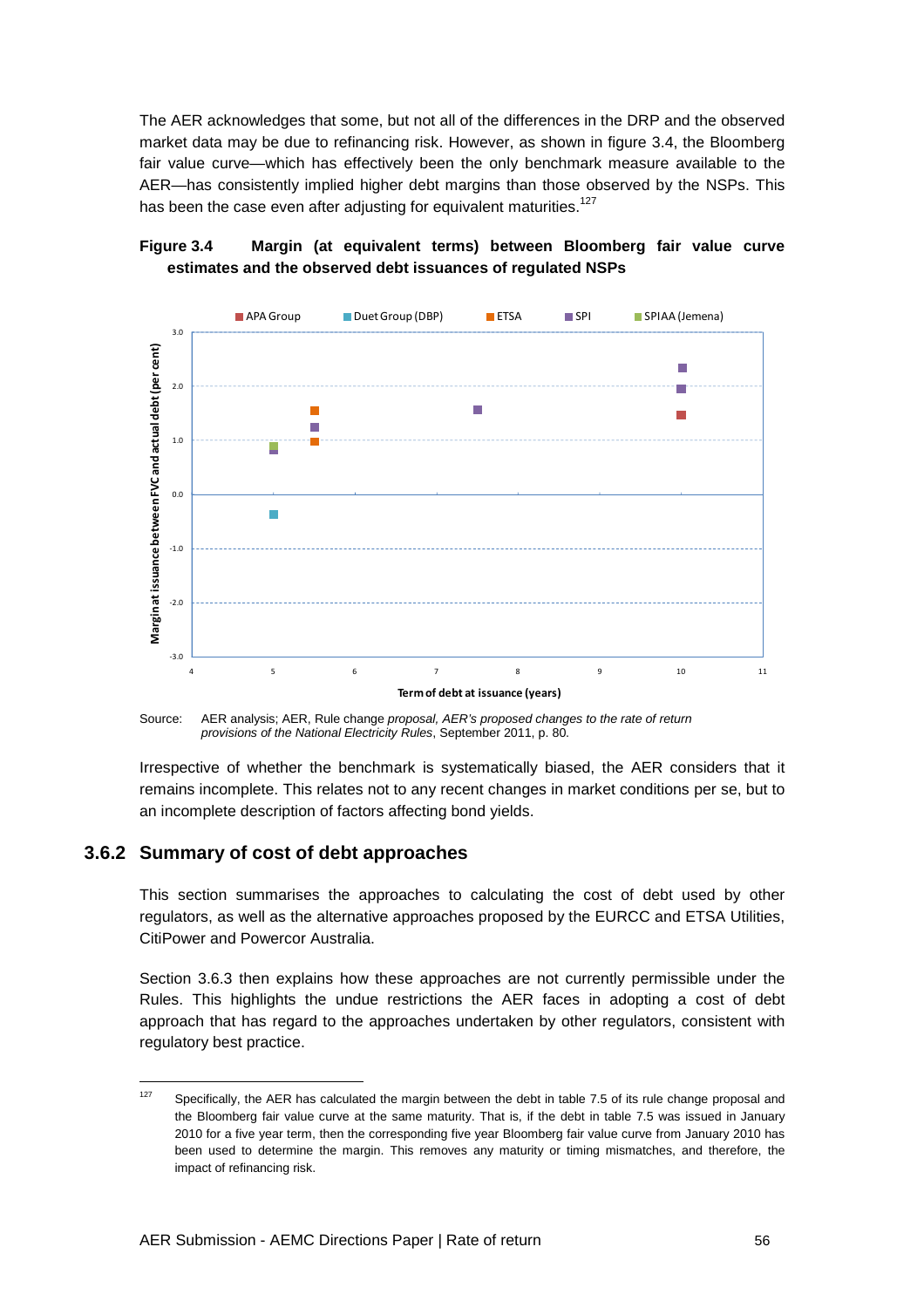The AER acknowledges that some, but not all of the differences in the DRP and the observed market data may be due to refinancing risk. However, as shown in figure 3.4, the Bloomberg fair value curve—which has effectively been the only benchmark measure available to the AER—has consistently implied higher debt margins than those observed by the NSPs. This has been the case even after adjusting for equivalent maturities.[127]

**Figure 3.4 Margin (at equivalent terms) between Bloomberg fair value curve estimates and the observed debt issuances of regulated NSPs**

Source: AER analysis; AER, Rule change *proposal, AER's proposed changes to the rate of return provisions of the National Electricity Rules*, September 2011, p. 80.

Irrespective of whether the benchmark is systematically biased, the AER considers that it remains incomplete. This relates not to any recent changes in market conditions per se, but to an incomplete description of factors affecting bond yields.

### 3.6.2 Summary of cost of debt approaches

This section summarises the approaches to calculating the cost of debt used by other regulators, as well as the alternative approaches proposed by the EURCC and ETSA Utilities, CitiPower and Powercor Australia.

Section 3.6.3 then explains how these approaches are not currently permissible under the Rules. This highlights the undue restrictions the AER faces in adopting a cost of debt approach that has regard to the approaches undertaken by other regulators, consistent with regulatory best practice.

---

[127] Specifically, the AER has calculated the margin between the debt in table 7.5 of its rule change proposal and the Bloomberg fair value curve at the same maturity. That is, if the debt in table 7.5 was issued in January 2010 for a five year term, then the corresponding five year Bloomberg fair value curve from January 2010 has been used to determine the margin. This removes any maturity or timing mismatches, and therefore, the impact of refinancing risk.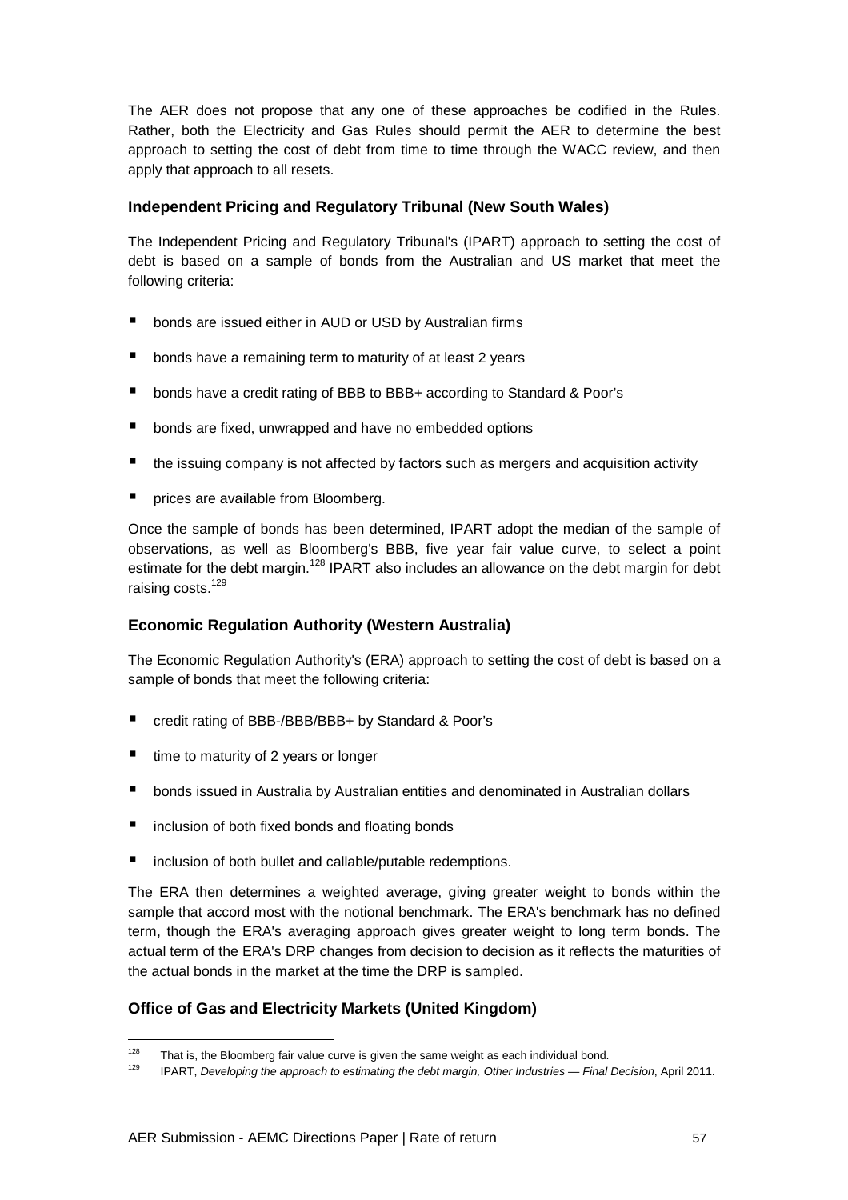The AER does not propose that any one of these approaches be codified in the Rules. Rather, both the Electricity and Gas Rules should permit the AER to determine the best approach to setting the cost of debt from time to time through the WACC review, and then apply that approach to all resets.

### Independent Pricing and Regulatory Tribunal (New South Wales)

The Independent Pricing and Regulatory Tribunal's (IPART) approach to setting the cost of debt is based on a sample of bonds from the Australian and US market that meet the following criteria:

- bonds are issued either in AUD or USD by Australian firms
- bonds have a remaining term to maturity of at least 2 years
- bonds have a credit rating of BBB to BBB+ according to Standard & Poor's
- bonds are fixed, unwrapped and have no embedded options
- the issuing company is not affected by factors such as mergers and acquisition activity
- prices are available from Bloomberg.

Once the sample of bonds has been determined, IPART adopt the median of the sample of observations, as well as Bloomberg's BBB, five year fair value curve, to select a point estimate for the debt margin.[128] IPART also includes an allowance on the debt margin for debt raising costs.[129]

### Economic Regulation Authority (Western Australia)

The Economic Regulation Authority's (ERA) approach to setting the cost of debt is based on a sample of bonds that meet the following criteria:

- credit rating of BBB-/BBB/BBB+ by Standard & Poor's
- time to maturity of 2 years or longer
- bonds issued in Australia by Australian entities and denominated in Australian dollars
- inclusion of both fixed bonds and floating bonds
- inclusion of both bullet and callable/putable redemptions.

The ERA then determines a weighted average, giving greater weight to bonds within the sample that accord most with the notional benchmark. The ERA's benchmark has no defined term, though the ERA's averaging approach gives greater weight to long term bonds. The actual term of the ERA's DRP changes from decision to decision as it reflects the maturities of the actual bonds in the market at the time the DRP is sampled.

### Office of Gas and Electricity Markets (United Kingdom)

[128] That is, the Bloomberg fair value curve is given the same weight as each individual bond.

[129] IPART, *Developing the approach to estimating the debt margin, Other Industries — Final Decision*, April 2011.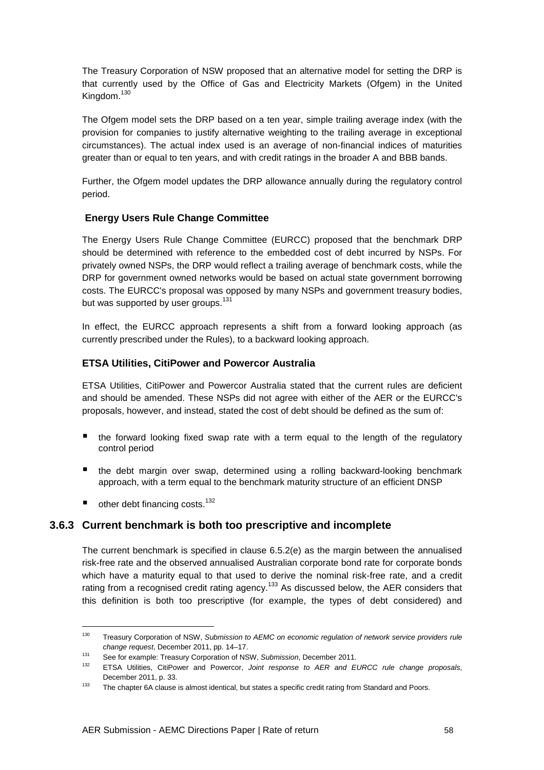The Treasury Corporation of NSW proposed that an alternative model for setting the DRP is that currently used by the Office of Gas and Electricity Markets (Ofgem) in the United Kingdom.[130]

The Ofgem model sets the DRP based on a ten year, simple trailing average index (with the provision for companies to justify alternative weighting to the trailing average in exceptional circumstances). The actual index used is an average of non-financial indices of maturities greater than or equal to ten years, and with credit ratings in the broader A and BBB bands.

Further, the Ofgem model updates the DRP allowance annually during the regulatory control period.

**Energy Users Rule Change Committee**

The Energy Users Rule Change Committee (EURCC) proposed that the benchmark DRP should be determined with reference to the embedded cost of debt incurred by NSPs. For privately owned NSPs, the DRP would reflect a trailing average of benchmark costs, while the DRP for government owned networks would be based on actual state government borrowing costs. The EURCC's proposal was opposed by many NSPs and government treasury bodies, but was supported by user groups.[131]

In effect, the EURCC approach represents a shift from a forward looking approach (as currently prescribed under the Rules), to a backward looking approach.

**ETSA Utilities, CitiPower and Powercor Australia**

ETSA Utilities, CitiPower and Powercor Australia stated that the current rules are deficient and should be amended. These NSPs did not agree with either of the AER or the EURCC's proposals, however, and instead, stated the cost of debt should be defined as the sum of:

- the forward looking fixed swap rate with a term equal to the length of the regulatory control period
- the debt margin over swap, determined using a rolling backward-looking benchmark approach, with a term equal to the benchmark maturity structure of an efficient DNSP
- other debt financing costs.[132]

### 3.6.3 Current benchmark is both too prescriptive and incomplete

The current benchmark is specified in clause 6.5.2(e) as the margin between the annualised risk-free rate and the observed annualised Australian corporate bond rate for corporate bonds which have a maturity equal to that used to derive the nominal risk-free rate, and a credit rating from a recognised credit rating agency.[133] As discussed below, the AER considers that this definition is both too prescriptive (for example, the types of debt considered) and

---

[130] Treasury Corporation of NSW, *Submission to AEMC on economic regulation of network service providers rule change request*, December 2011, pp. 14–17.

[131] See for example: Treasury Corporation of NSW, *Submission*, December 2011.

[132] ETSA Utilities, CitiPower and Powercor, *Joint response to AER and EURCC rule change proposals*, December 2011, p. 33.

[133] The chapter 6A clause is almost identical, but states a specific credit rating from Standard and Poors.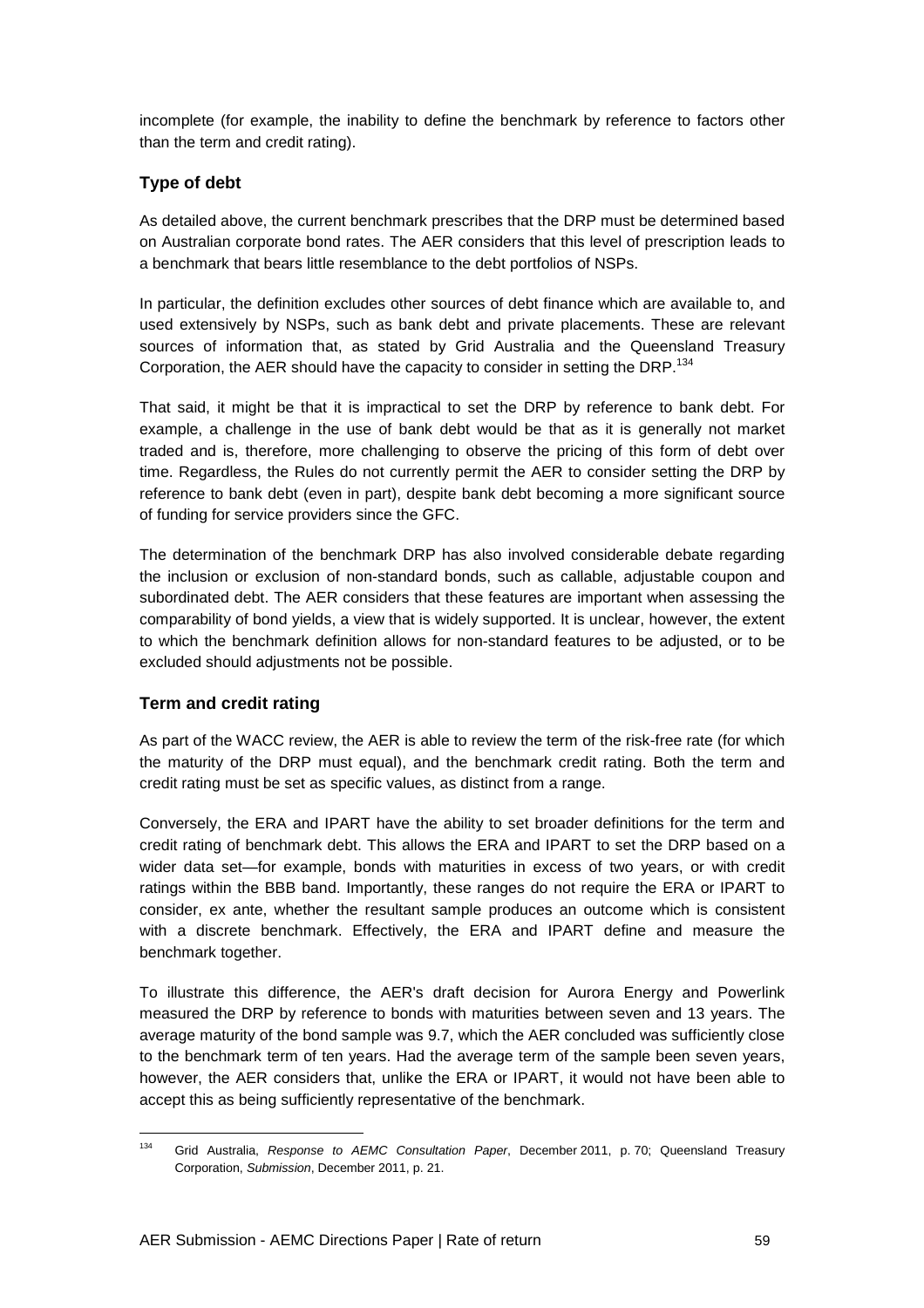incomplete (for example, the inability to define the benchmark by reference to factors other than the term and credit rating).

### Type of debt

As detailed above, the current benchmark prescribes that the DRP must be determined based on Australian corporate bond rates. The AER considers that this level of prescription leads to a benchmark that bears little resemblance to the debt portfolios of NSPs.

In particular, the definition excludes other sources of debt finance which are available to, and used extensively by NSPs, such as bank debt and private placements. These are relevant sources of information that, as stated by Grid Australia and the Queensland Treasury Corporation, the AER should have the capacity to consider in setting the DRP.[134]

That said, it might be that it is impractical to set the DRP by reference to bank debt. For example, a challenge in the use of bank debt would be that as it is generally not market traded and is, therefore, more challenging to observe the pricing of this form of debt over time. Regardless, the Rules do not currently permit the AER to consider setting the DRP by reference to bank debt (even in part), despite bank debt becoming a more significant source of funding for service providers since the GFC.

The determination of the benchmark DRP has also involved considerable debate regarding the inclusion or exclusion of non-standard bonds, such as callable, adjustable coupon and subordinated debt. The AER considers that these features are important when assessing the comparability of bond yields, a view that is widely supported. It is unclear, however, the extent to which the benchmark definition allows for non-standard features to be adjusted, or to be excluded should adjustments not be possible.

### Term and credit rating

As part of the WACC review, the AER is able to review the term of the risk-free rate (for which the maturity of the DRP must equal), and the benchmark credit rating. Both the term and credit rating must be set as specific values, as distinct from a range.

Conversely, the ERA and IPART have the ability to set broader definitions for the term and credit rating of benchmark debt. This allows the ERA and IPART to set the DRP based on a wider data set—for example, bonds with maturities in excess of two years, or with credit ratings within the BBB band. Importantly, these ranges do not require the ERA or IPART to consider, ex ante, whether the resultant sample produces an outcome which is consistent with a discrete benchmark. Effectively, the ERA and IPART define and measure the benchmark together.

To illustrate this difference, the AER's draft decision for Aurora Energy and Powerlink measured the DRP by reference to bonds with maturities between seven and 13 years. The average maturity of the bond sample was 9.7, which the AER concluded was sufficiently close to the benchmark term of ten years. Had the average term of the sample been seven years, however, the AER considers that, unlike the ERA or IPART, it would not have been able to accept this as being sufficiently representative of the benchmark.

---

[134] Grid Australia, *Response to AEMC Consultation Paper*, December 2011, p. 70; Queensland Treasury Corporation, *Submission*, December 2011, p. 21.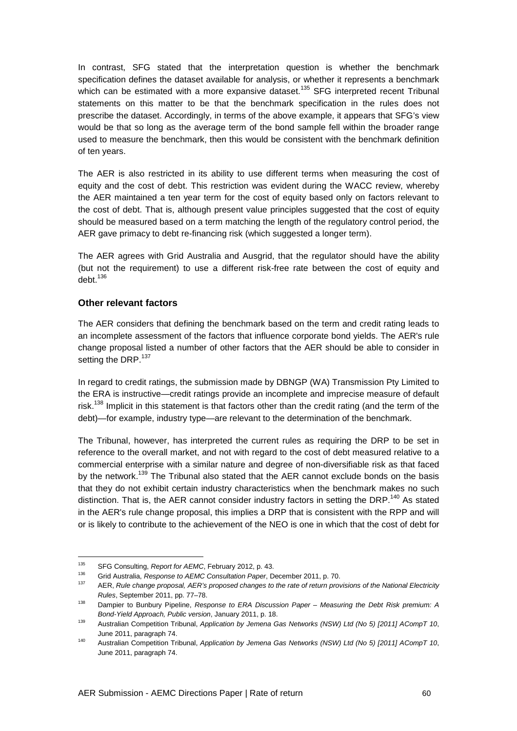In contrast, SFG stated that the interpretation question is whether the benchmark specification defines the dataset available for analysis, or whether it represents a benchmark which can be estimated with a more expansive dataset.[135] SFG interpreted recent Tribunal statements on this matter to be that the benchmark specification in the rules does not prescribe the dataset. Accordingly, in terms of the above example, it appears that SFG's view would be that so long as the average term of the bond sample fell within the broader range used to measure the benchmark, then this would be consistent with the benchmark definition of ten years.

The AER is also restricted in its ability to use different terms when measuring the cost of equity and the cost of debt. This restriction was evident during the WACC review, whereby the AER maintained a ten year term for the cost of equity based only on factors relevant to the cost of debt. That is, although present value principles suggested that the cost of equity should be measured based on a term matching the length of the regulatory control period, the AER gave primacy to debt re-financing risk (which suggested a longer term).

The AER agrees with Grid Australia and Ausgrid, that the regulator should have the ability (but not the requirement) to use a different risk-free rate between the cost of equity and debt.[136]

### Other relevant factors

The AER considers that defining the benchmark based on the term and credit rating leads to an incomplete assessment of the factors that influence corporate bond yields. The AER's rule change proposal listed a number of other factors that the AER should be able to consider in setting the DRP.[137]

In regard to credit ratings, the submission made by DBNGP (WA) Transmission Pty Limited to the ERA is instructive—credit ratings provide an incomplete and imprecise measure of default risk.[138] Implicit in this statement is that factors other than the credit rating (and the term of the debt)—for example, industry type—are relevant to the determination of the benchmark.

The Tribunal, however, has interpreted the current rules as requiring the DRP to be set in reference to the overall market, and not with regard to the cost of debt measured relative to a commercial enterprise with a similar nature and degree of non-diversifiable risk as that faced by the network.[139] The Tribunal also stated that the AER cannot exclude bonds on the basis that they do not exhibit certain industry characteristics when the benchmark makes no such distinction. That is, the AER cannot consider industry factors in setting the DRP.[140] As stated in the AER's rule change proposal, this implies a DRP that is consistent with the RPP and will or is likely to contribute to the achievement of the NEO is one in which that the cost of debt for

---

[135] SFG Consulting, *Report for AEMC*, February 2012, p. 43.

[136] Grid Australia, *Response to AEMC Consultation Paper*, December 2011, p. 70.

[137] AER, *Rule change proposal, AER's proposed changes to the rate of return provisions of the National Electricity Rules*, September 2011, pp. 77–78.

[138] Dampier to Bunbury Pipeline, *Response to ERA Discussion Paper – Measuring the Debt Risk premium: A Bond-Yield Approach, Public version*, January 2011, p. 18.

[139] Australian Competition Tribunal, *Application by Jemena Gas Networks (NSW) Ltd (No 5) [2011] ACompT 10*, June 2011, paragraph 74.

[140] Australian Competition Tribunal, *Application by Jemena Gas Networks (NSW) Ltd (No 5) [2011] ACompT 10*, June 2011, paragraph 74.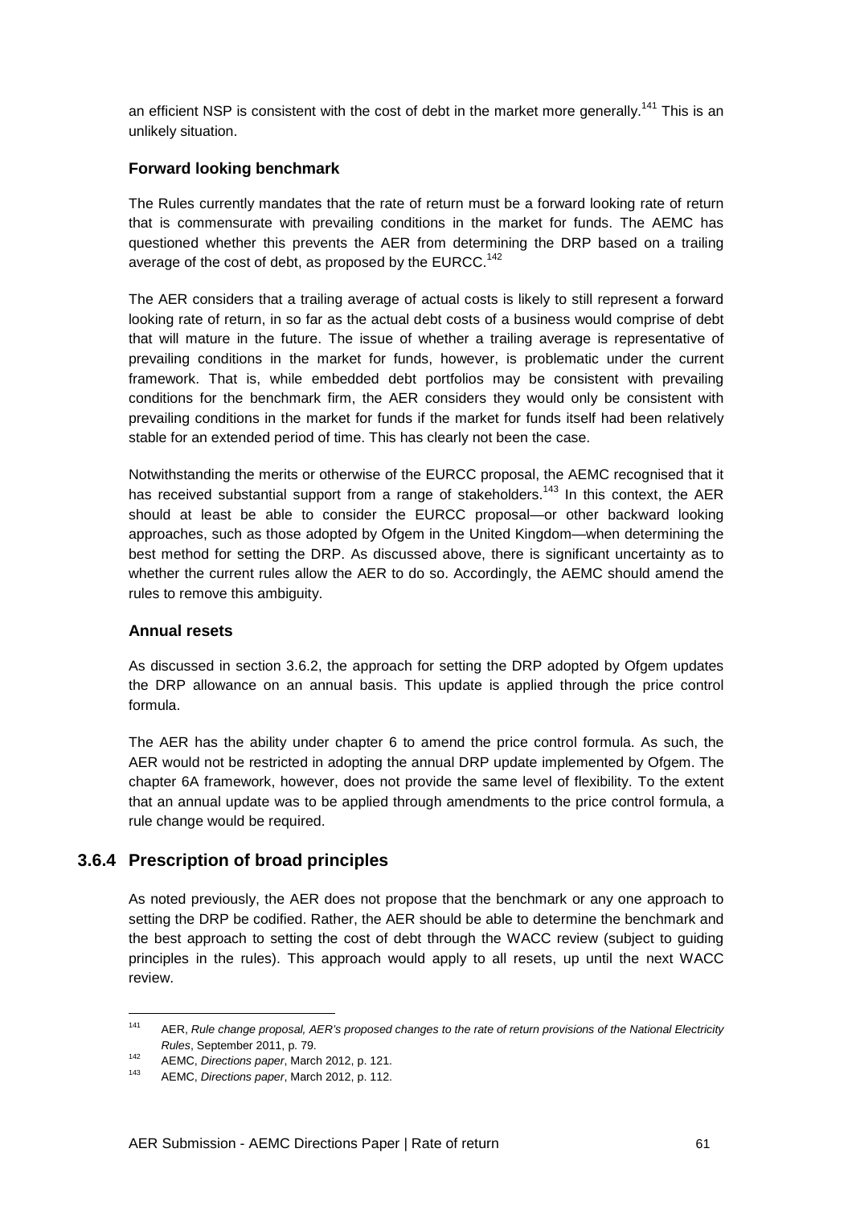an efficient NSP is consistent with the cost of debt in the market more generally.[141] This is an unlikely situation.

**Forward looking benchmark**

The Rules currently mandates that the rate of return must be a forward looking rate of return that is commensurate with prevailing conditions in the market for funds. The AEMC has questioned whether this prevents the AER from determining the DRP based on a trailing average of the cost of debt, as proposed by the EURCC.[142]

The AER considers that a trailing average of actual costs is likely to still represent a forward looking rate of return, in so far as the actual debt costs of a business would comprise of debt that will mature in the future. The issue of whether a trailing average is representative of prevailing conditions in the market for funds, however, is problematic under the current framework. That is, while embedded debt portfolios may be consistent with prevailing conditions for the benchmark firm, the AER considers they would only be consistent with prevailing conditions in the market for funds if the market for funds itself had been relatively stable for an extended period of time. This has clearly not been the case.

Notwithstanding the merits or otherwise of the EURCC proposal, the AEMC recognised that it has received substantial support from a range of stakeholders.[143] In this context, the AER should at least be able to consider the EURCC proposal—or other backward looking approaches, such as those adopted by Ofgem in the United Kingdom—when determining the best method for setting the DRP. As discussed above, there is significant uncertainty as to whether the current rules allow the AER to do so. Accordingly, the AEMC should amend the rules to remove this ambiguity.

**Annual resets**

As discussed in section 3.6.2, the approach for setting the DRP adopted by Ofgem updates the DRP allowance on an annual basis. This update is applied through the price control formula.

The AER has the ability under chapter 6 to amend the price control formula. As such, the AER would not be restricted in adopting the annual DRP update implemented by Ofgem. The chapter 6A framework, however, does not provide the same level of flexibility. To the extent that an annual update was to be applied through amendments to the price control formula, a rule change would be required.

### 3.6.4 Prescription of broad principles

As noted previously, the AER does not propose that the benchmark or any one approach to setting the DRP be codified. Rather, the AER should be able to determine the benchmark and the best approach to setting the cost of debt through the WACC review (subject to guiding principles in the rules). This approach would apply to all resets, up until the next WACC review.

---

[141] AER, *Rule change proposal, AER's proposed changes to the rate of return provisions of the National Electricity Rules*, September 2011, p. 79.

[142] AEMC, *Directions paper*, March 2012, p. 121.

[143] AEMC, *Directions paper*, March 2012, p. 112.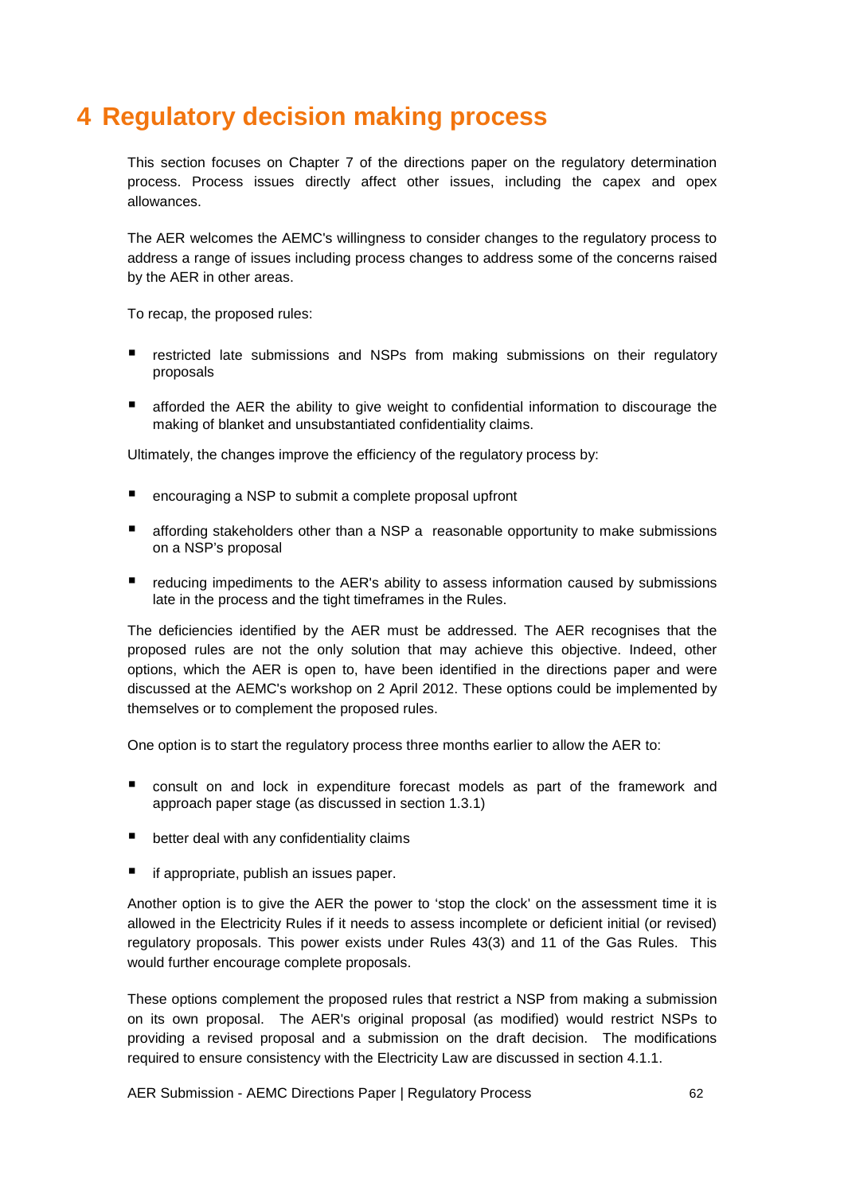# 4 Regulatory decision making process

This section focuses on Chapter 7 of the directions paper on the regulatory determination process. Process issues directly affect other issues, including the capex and opex allowances.

The AER welcomes the AEMC's willingness to consider changes to the regulatory process to address a range of issues including process changes to address some of the concerns raised by the AER in other areas.

To recap, the proposed rules:

- restricted late submissions and NSPs from making submissions on their regulatory proposals
- afforded the AER the ability to give weight to confidential information to discourage the making of blanket and unsubstantiated confidentiality claims.

Ultimately, the changes improve the efficiency of the regulatory process by:

- encouraging a NSP to submit a complete proposal upfront
- affording stakeholders other than a NSP a reasonable opportunity to make submissions on a NSP's proposal
- reducing impediments to the AER's ability to assess information caused by submissions late in the process and the tight timeframes in the Rules.

The deficiencies identified by the AER must be addressed. The AER recognises that the proposed rules are not the only solution that may achieve this objective. Indeed, other options, which the AER is open to, have been identified in the directions paper and were discussed at the AEMC's workshop on 2 April 2012. These options could be implemented by themselves or to complement the proposed rules.

One option is to start the regulatory process three months earlier to allow the AER to:

- consult on and lock in expenditure forecast models as part of the framework and approach paper stage (as discussed in section 1.3.1)
- better deal with any confidentiality claims
- if appropriate, publish an issues paper.

Another option is to give the AER the power to 'stop the clock' on the assessment time it is allowed in the Electricity Rules if it needs to assess incomplete or deficient initial (or revised) regulatory proposals. This power exists under Rules 43(3) and 11 of the Gas Rules. This would further encourage complete proposals.

These options complement the proposed rules that restrict a NSP from making a submission on its own proposal. The AER's original proposal (as modified) would restrict NSPs to providing a revised proposal and a submission on the draft decision. The modifications required to ensure consistency with the Electricity Law are discussed in section 4.1.1.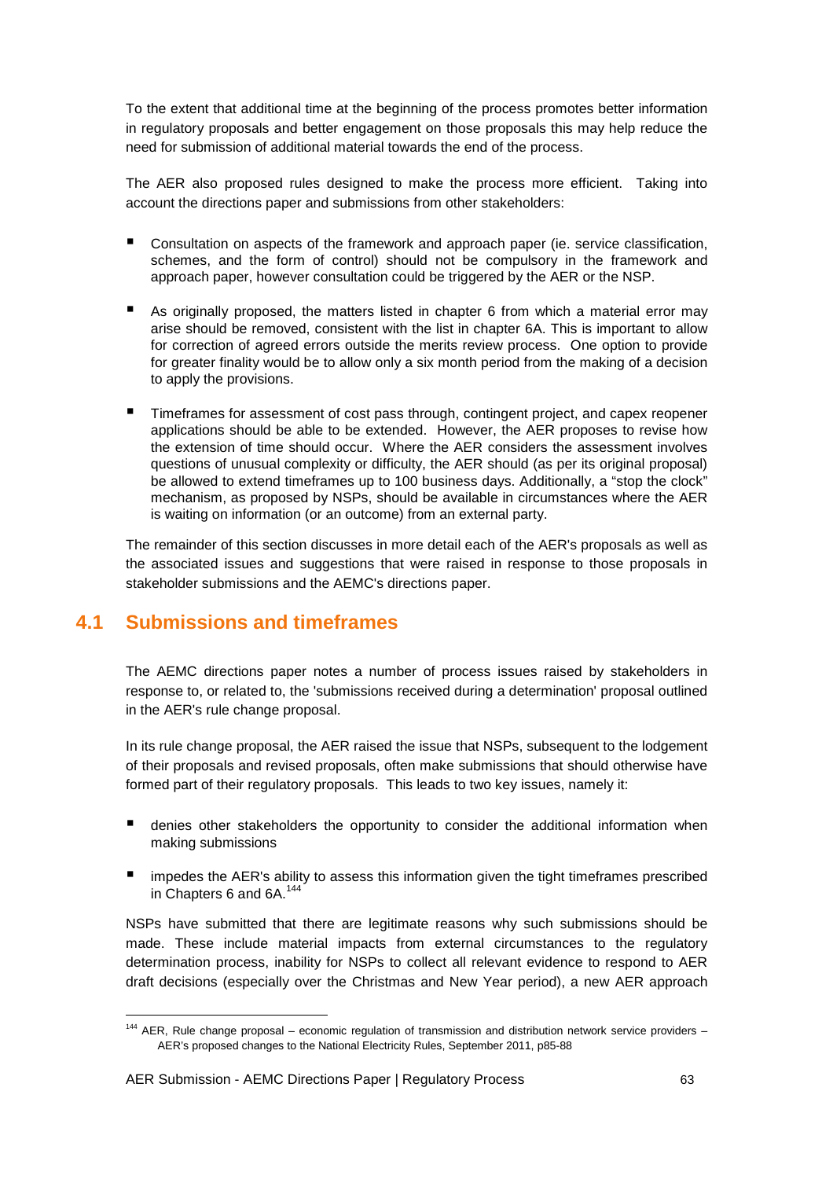To the extent that additional time at the beginning of the process promotes better information in regulatory proposals and better engagement on those proposals this may help reduce the need for submission of additional material towards the end of the process.

The AER also proposed rules designed to make the process more efficient. Taking into account the directions paper and submissions from other stakeholders:

- Consultation on aspects of the framework and approach paper (ie. service classification, schemes, and the form of control) should not be compulsory in the framework and approach paper, however consultation could be triggered by the AER or the NSP.
- As originally proposed, the matters listed in chapter 6 from which a material error may arise should be removed, consistent with the list in chapter 6A. This is important to allow for correction of agreed errors outside the merits review process. One option to provide for greater finality would be to allow only a six month period from the making of a decision to apply the provisions.
- Timeframes for assessment of cost pass through, contingent project, and capex reopener applications should be able to be extended. However, the AER proposes to revise how the extension of time should occur. Where the AER considers the assessment involves questions of unusual complexity or difficulty, the AER should (as per its original proposal) be allowed to extend timeframes up to 100 business days. Additionally, a "stop the clock" mechanism, as proposed by NSPs, should be available in circumstances where the AER is waiting on information (or an outcome) from an external party.

The remainder of this section discusses in more detail each of the AER's proposals as well as the associated issues and suggestions that were raised in response to those proposals in stakeholder submissions and the AEMC's directions paper.

## 4.1 Submissions and timeframes

The AEMC directions paper notes a number of process issues raised by stakeholders in response to, or related to, the 'submissions received during a determination' proposal outlined in the AER's rule change proposal.

In its rule change proposal, the AER raised the issue that NSPs, subsequent to the lodgement of their proposals and revised proposals, often make submissions that should otherwise have formed part of their regulatory proposals. This leads to two key issues, namely it:

- denies other stakeholders the opportunity to consider the additional information when making submissions
- impedes the AER's ability to assess this information given the tight timeframes prescribed in Chapters 6 and 6A.[144]

NSPs have submitted that there are legitimate reasons why such submissions should be made. These include material impacts from external circumstances to the regulatory determination process, inability for NSPs to collect all relevant evidence to respond to AER draft decisions (especially over the Christmas and New Year period), a new AER approach

[144] AER, Rule change proposal – economic regulation of transmission and distribution network service providers – AER's proposed changes to the National Electricity Rules, September 2011, p85-88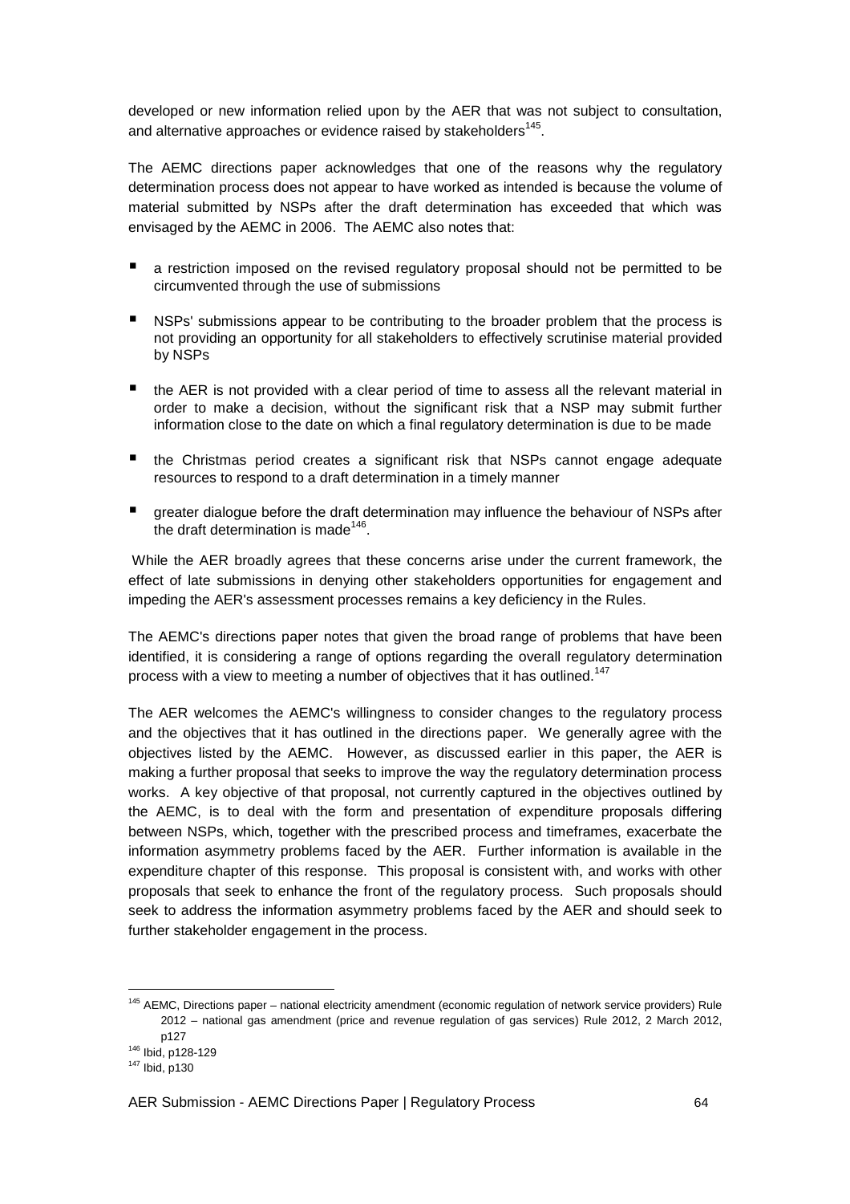developed or new information relied upon by the AER that was not subject to consultation, and alternative approaches or evidence raised by stakeholders[145].

The AEMC directions paper acknowledges that one of the reasons why the regulatory determination process does not appear to have worked as intended is because the volume of material submitted by NSPs after the draft determination has exceeded that which was envisaged by the AEMC in 2006. The AEMC also notes that:

- a restriction imposed on the revised regulatory proposal should not be permitted to be circumvented through the use of submissions
- NSPs' submissions appear to be contributing to the broader problem that the process is not providing an opportunity for all stakeholders to effectively scrutinise material provided by NSPs
- the AER is not provided with a clear period of time to assess all the relevant material in order to make a decision, without the significant risk that a NSP may submit further information close to the date on which a final regulatory determination is due to be made
- the Christmas period creates a significant risk that NSPs cannot engage adequate resources to respond to a draft determination in a timely manner
- greater dialogue before the draft determination may influence the behaviour of NSPs after the draft determination is made[146].

While the AER broadly agrees that these concerns arise under the current framework, the effect of late submissions in denying other stakeholders opportunities for engagement and impeding the AER's assessment processes remains a key deficiency in the Rules.

The AEMC's directions paper notes that given the broad range of problems that have been identified, it is considering a range of options regarding the overall regulatory determination process with a view to meeting a number of objectives that it has outlined.[147]

The AER welcomes the AEMC's willingness to consider changes to the regulatory process and the objectives that it has outlined in the directions paper. We generally agree with the objectives listed by the AEMC. However, as discussed earlier in this paper, the AER is making a further proposal that seeks to improve the way the regulatory determination process works. A key objective of that proposal, not currently captured in the objectives outlined by the AEMC, is to deal with the form and presentation of expenditure proposals differing between NSPs, which, together with the prescribed process and timeframes, exacerbate the information asymmetry problems faced by the AER. Further information is available in the expenditure chapter of this response. This proposal is consistent with, and works with other proposals that seek to enhance the front of the regulatory process. Such proposals should seek to address the information asymmetry problems faced by the AER and should seek to further stakeholder engagement in the process.

---

[145] AEMC, Directions paper – national electricity amendment (economic regulation of network service providers) Rule 2012 – national gas amendment (price and revenue regulation of gas services) Rule 2012, 2 March 2012, p127

[146] Ibid, p128-129

[147] Ibid, p130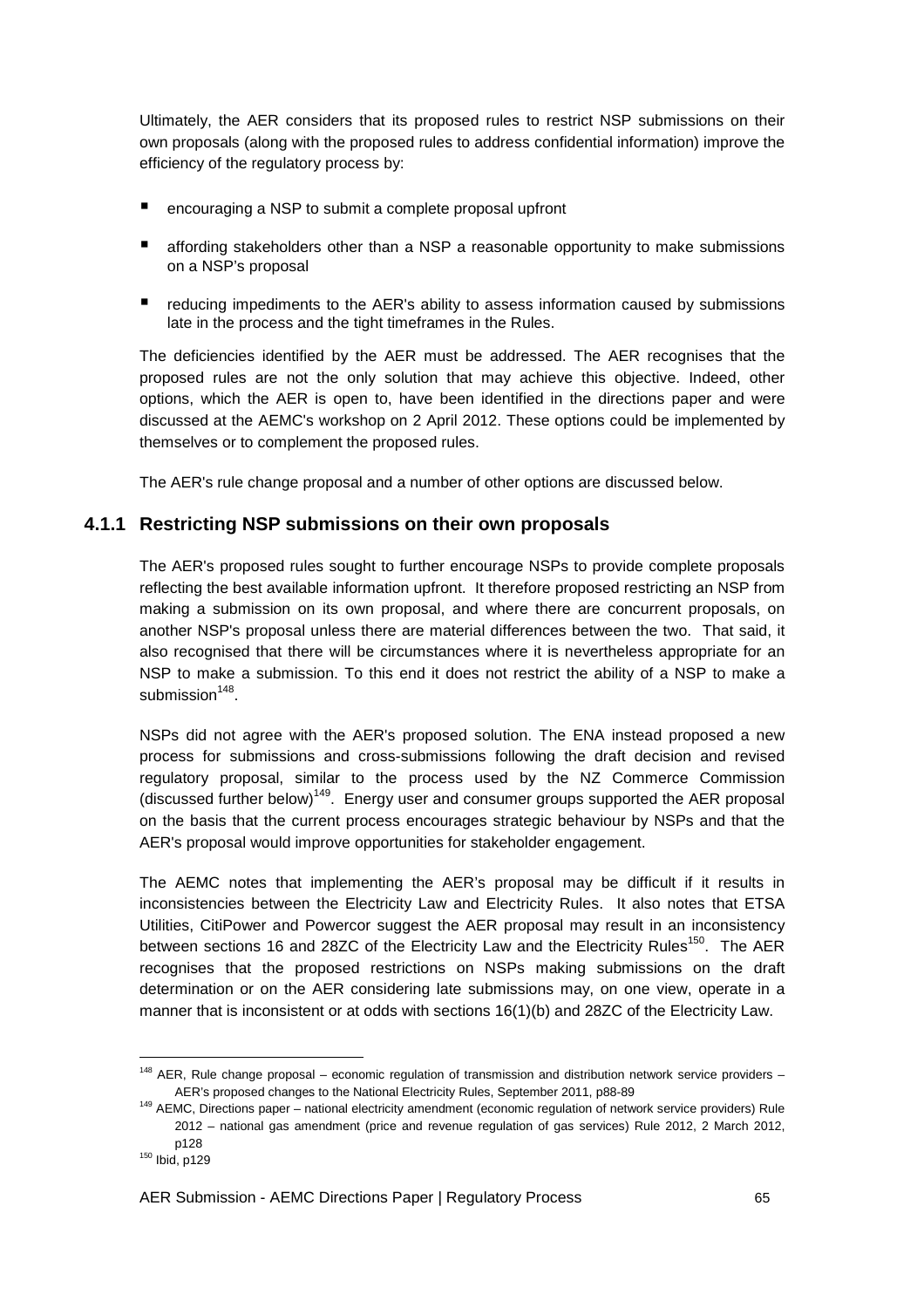Ultimately, the AER considers that its proposed rules to restrict NSP submissions on their own proposals (along with the proposed rules to address confidential information) improve the efficiency of the regulatory process by:

- encouraging a NSP to submit a complete proposal upfront
- affording stakeholders other than a NSP a reasonable opportunity to make submissions on a NSP's proposal
- reducing impediments to the AER's ability to assess information caused by submissions late in the process and the tight timeframes in the Rules.

The deficiencies identified by the AER must be addressed. The AER recognises that the proposed rules are not the only solution that may achieve this objective. Indeed, other options, which the AER is open to, have been identified in the directions paper and were discussed at the AEMC's workshop on 2 April 2012. These options could be implemented by themselves or to complement the proposed rules.

The AER's rule change proposal and a number of other options are discussed below.

### 4.1.1 Restricting NSP submissions on their own proposals

The AER's proposed rules sought to further encourage NSPs to provide complete proposals reflecting the best available information upfront. It therefore proposed restricting an NSP from making a submission on its own proposal, and where there are concurrent proposals, on another NSP's proposal unless there are material differences between the two. That said, it also recognised that there will be circumstances where it is nevertheless appropriate for an NSP to make a submission. To this end it does not restrict the ability of a NSP to make a submission[148].

NSPs did not agree with the AER's proposed solution. The ENA instead proposed a new process for submissions and cross-submissions following the draft decision and revised regulatory proposal, similar to the process used by the NZ Commerce Commission (discussed further below)[149]. Energy user and consumer groups supported the AER proposal on the basis that the current process encourages strategic behaviour by NSPs and that the AER's proposal would improve opportunities for stakeholder engagement.

The AEMC notes that implementing the AER's proposal may be difficult if it results in inconsistencies between the Electricity Law and Electricity Rules. It also notes that ETSA Utilities, CitiPower and Powercor suggest the AER proposal may result in an inconsistency between sections 16 and 28ZC of the Electricity Law and the Electricity Rules[150]. The AER recognises that the proposed restrictions on NSPs making submissions on the draft determination or on the AER considering late submissions may, on one view, operate in a manner that is inconsistent or at odds with sections 16(1)(b) and 28ZC of the Electricity Law.

---

[148] AER, Rule change proposal – economic regulation of transmission and distribution network service providers – AER's proposed changes to the National Electricity Rules, September 2011, p88-89

[149] AEMC, Directions paper – national electricity amendment (economic regulation of network service providers) Rule 2012 – national gas amendment (price and revenue regulation of gas services) Rule 2012, 2 March 2012, p128

[150] Ibid, p129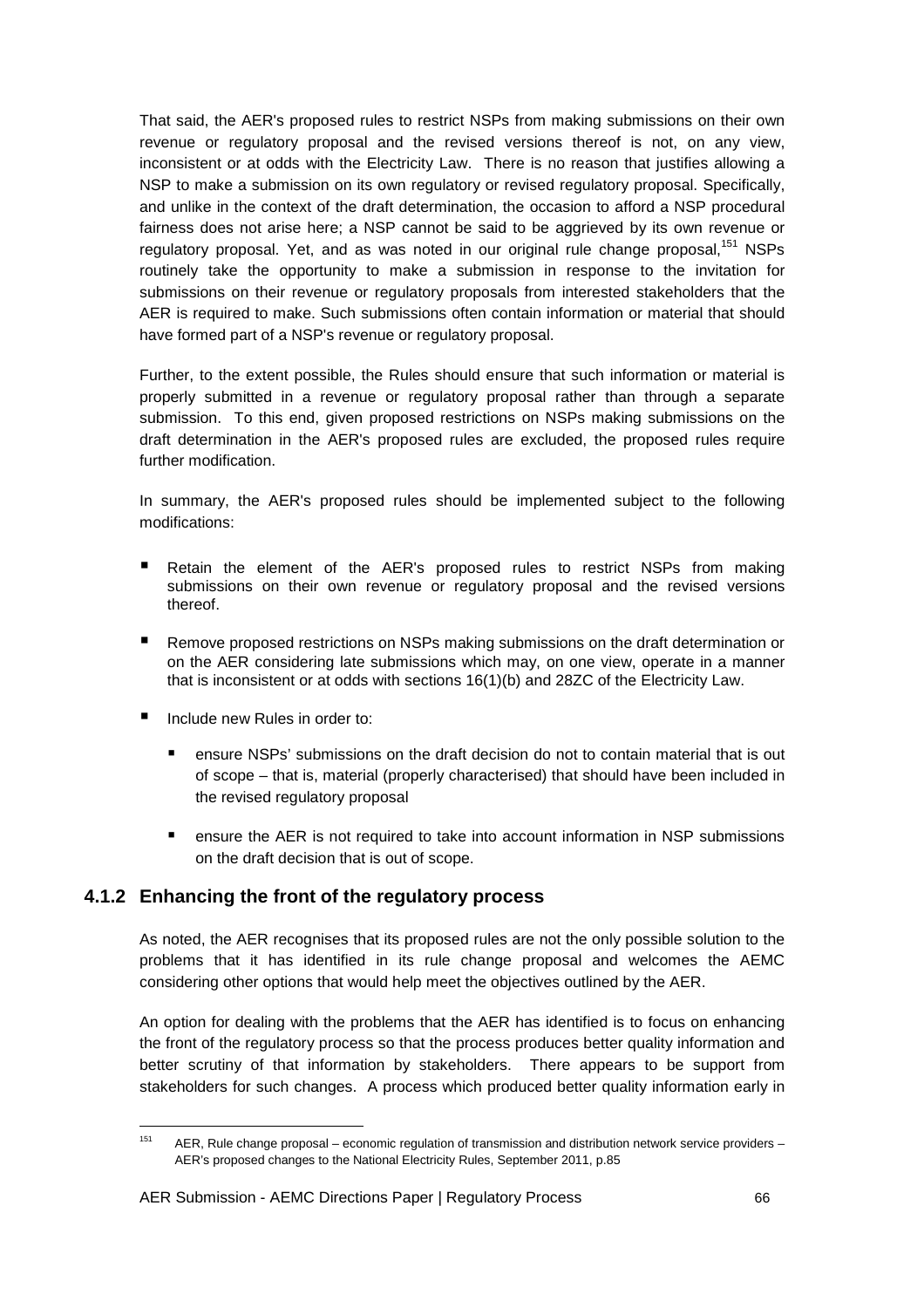That said, the AER's proposed rules to restrict NSPs from making submissions on their own revenue or regulatory proposal and the revised versions thereof is not, on any view, inconsistent or at odds with the Electricity Law. There is no reason that justifies allowing a NSP to make a submission on its own regulatory or revised regulatory proposal. Specifically, and unlike in the context of the draft determination, the occasion to afford a NSP procedural fairness does not arise here; a NSP cannot be said to be aggrieved by its own revenue or regulatory proposal. Yet, and as was noted in our original rule change proposal,[151] NSPs routinely take the opportunity to make a submission in response to the invitation for submissions on their revenue or regulatory proposals from interested stakeholders that the AER is required to make. Such submissions often contain information or material that should have formed part of a NSP's revenue or regulatory proposal.

Further, to the extent possible, the Rules should ensure that such information or material is properly submitted in a revenue or regulatory proposal rather than through a separate submission. To this end, given proposed restrictions on NSPs making submissions on the draft determination in the AER's proposed rules are excluded, the proposed rules require further modification.

In summary, the AER's proposed rules should be implemented subject to the following modifications:

- Retain the element of the AER's proposed rules to restrict NSPs from making submissions on their own revenue or regulatory proposal and the revised versions thereof.
- Remove proposed restrictions on NSPs making submissions on the draft determination or on the AER considering late submissions which may, on one view, operate in a manner that is inconsistent or at odds with sections 16(1)(b) and 28ZC of the Electricity Law.
- Include new Rules in order to:
  - ensure NSPs' submissions on the draft decision do not to contain material that is out of scope – that is, material (properly characterised) that should have been included in the revised regulatory proposal
  - ensure the AER is not required to take into account information in NSP submissions on the draft decision that is out of scope.

### 4.1.2 Enhancing the front of the regulatory process

As noted, the AER recognises that its proposed rules are not the only possible solution to the problems that it has identified in its rule change proposal and welcomes the AEMC considering other options that would help meet the objectives outlined by the AER.

An option for dealing with the problems that the AER has identified is to focus on enhancing the front of the regulatory process so that the process produces better quality information and better scrutiny of that information by stakeholders. There appears to be support from stakeholders for such changes. A process which produced better quality information early in

[151] AER, Rule change proposal – economic regulation of transmission and distribution network service providers – AER's proposed changes to the National Electricity Rules, September 2011, p.85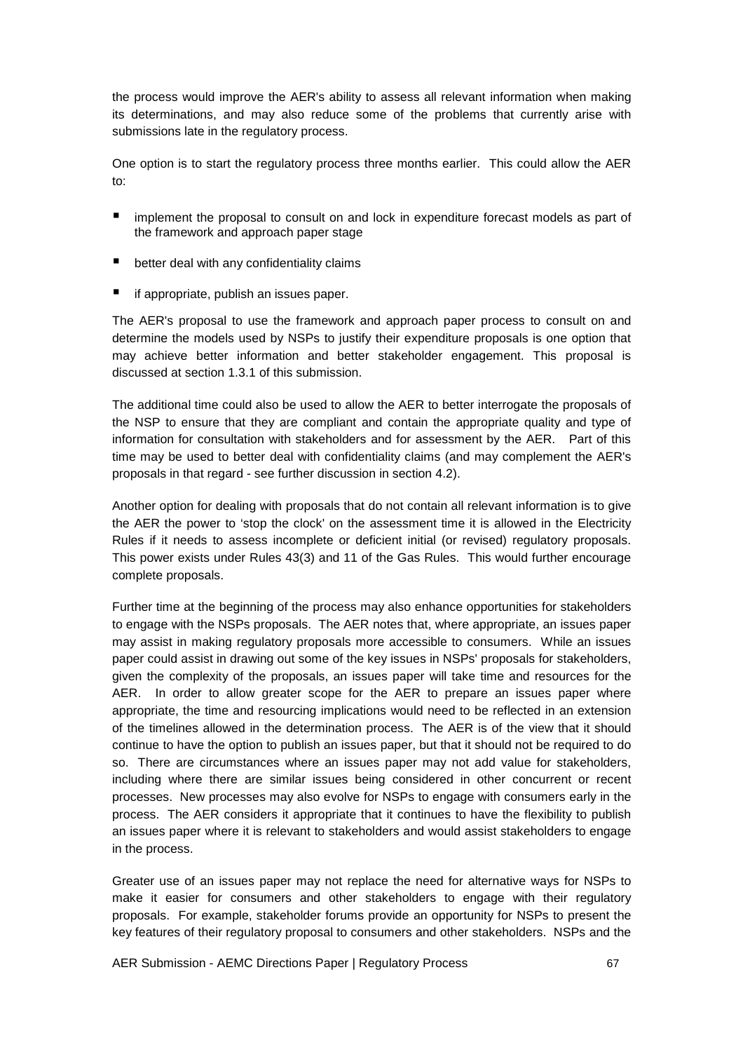the process would improve the AER's ability to assess all relevant information when making its determinations, and may also reduce some of the problems that currently arise with submissions late in the regulatory process.

One option is to start the regulatory process three months earlier. This could allow the AER to:

- implement the proposal to consult on and lock in expenditure forecast models as part of the framework and approach paper stage
- better deal with any confidentiality claims
- if appropriate, publish an issues paper.

The AER's proposal to use the framework and approach paper process to consult on and determine the models used by NSPs to justify their expenditure proposals is one option that may achieve better information and better stakeholder engagement. This proposal is discussed at section 1.3.1 of this submission.

The additional time could also be used to allow the AER to better interrogate the proposals of the NSP to ensure that they are compliant and contain the appropriate quality and type of information for consultation with stakeholders and for assessment by the AER. Part of this time may be used to better deal with confidentiality claims (and may complement the AER's proposals in that regard - see further discussion in section 4.2).

Another option for dealing with proposals that do not contain all relevant information is to give the AER the power to 'stop the clock' on the assessment time it is allowed in the Electricity Rules if it needs to assess incomplete or deficient initial (or revised) regulatory proposals. This power exists under Rules 43(3) and 11 of the Gas Rules. This would further encourage complete proposals.

Further time at the beginning of the process may also enhance opportunities for stakeholders to engage with the NSPs proposals. The AER notes that, where appropriate, an issues paper may assist in making regulatory proposals more accessible to consumers. While an issues paper could assist in drawing out some of the key issues in NSPs' proposals for stakeholders, given the complexity of the proposals, an issues paper will take time and resources for the AER. In order to allow greater scope for the AER to prepare an issues paper where appropriate, the time and resourcing implications would need to be reflected in an extension of the timelines allowed in the determination process. The AER is of the view that it should continue to have the option to publish an issues paper, but that it should not be required to do so. There are circumstances where an issues paper may not add value for stakeholders, including where there are similar issues being considered in other concurrent or recent processes. New processes may also evolve for NSPs to engage with consumers early in the process. The AER considers it appropriate that it continues to have the flexibility to publish an issues paper where it is relevant to stakeholders and would assist stakeholders to engage in the process.

Greater use of an issues paper may not replace the need for alternative ways for NSPs to make it easier for consumers and other stakeholders to engage with their regulatory proposals. For example, stakeholder forums provide an opportunity for NSPs to present the key features of their regulatory proposal to consumers and other stakeholders. NSPs and the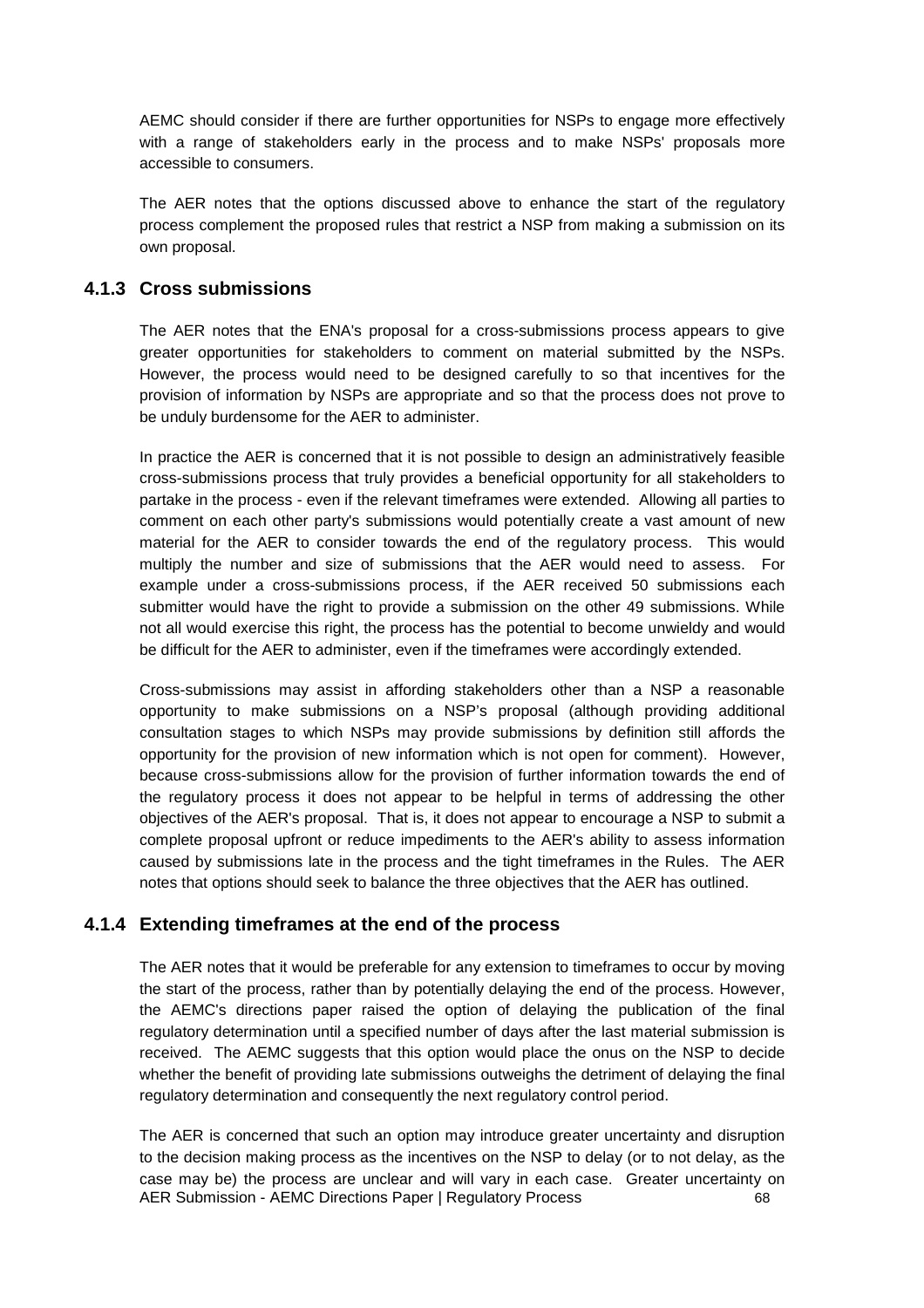AEMC should consider if there are further opportunities for NSPs to engage more effectively with a range of stakeholders early in the process and to make NSPs' proposals more accessible to consumers.

The AER notes that the options discussed above to enhance the start of the regulatory process complement the proposed rules that restrict a NSP from making a submission on its own proposal.

### 4.1.3 Cross submissions

The AER notes that the ENA's proposal for a cross-submissions process appears to give greater opportunities for stakeholders to comment on material submitted by the NSPs. However, the process would need to be designed carefully to so that incentives for the provision of information by NSPs are appropriate and so that the process does not prove to be unduly burdensome for the AER to administer.

In practice the AER is concerned that it is not possible to design an administratively feasible cross-submissions process that truly provides a beneficial opportunity for all stakeholders to partake in the process - even if the relevant timeframes were extended. Allowing all parties to comment on each other party's submissions would potentially create a vast amount of new material for the AER to consider towards the end of the regulatory process. This would multiply the number and size of submissions that the AER would need to assess. For example under a cross-submissions process, if the AER received 50 submissions each submitter would have the right to provide a submission on the other 49 submissions. While not all would exercise this right, the process has the potential to become unwieldy and would be difficult for the AER to administer, even if the timeframes were accordingly extended.

Cross-submissions may assist in affording stakeholders other than a NSP a reasonable opportunity to make submissions on a NSP's proposal (although providing additional consultation stages to which NSPs may provide submissions by definition still affords the opportunity for the provision of new information which is not open for comment). However, because cross-submissions allow for the provision of further information towards the end of the regulatory process it does not appear to be helpful in terms of addressing the other objectives of the AER's proposal. That is, it does not appear to encourage a NSP to submit a complete proposal upfront or reduce impediments to the AER's ability to assess information caused by submissions late in the process and the tight timeframes in the Rules. The AER notes that options should seek to balance the three objectives that the AER has outlined.

### 4.1.4 Extending timeframes at the end of the process

The AER notes that it would be preferable for any extension to timeframes to occur by moving the start of the process, rather than by potentially delaying the end of the process. However, the AEMC's directions paper raised the option of delaying the publication of the final regulatory determination until a specified number of days after the last material submission is received. The AEMC suggests that this option would place the onus on the NSP to decide whether the benefit of providing late submissions outweighs the detriment of delaying the final regulatory determination and consequently the next regulatory control period.

The AER is concerned that such an option may introduce greater uncertainty and disruption to the decision making process as the incentives on the NSP to delay (or to not delay, as the case may be) the process are unclear and will vary in each case. Greater uncertainty on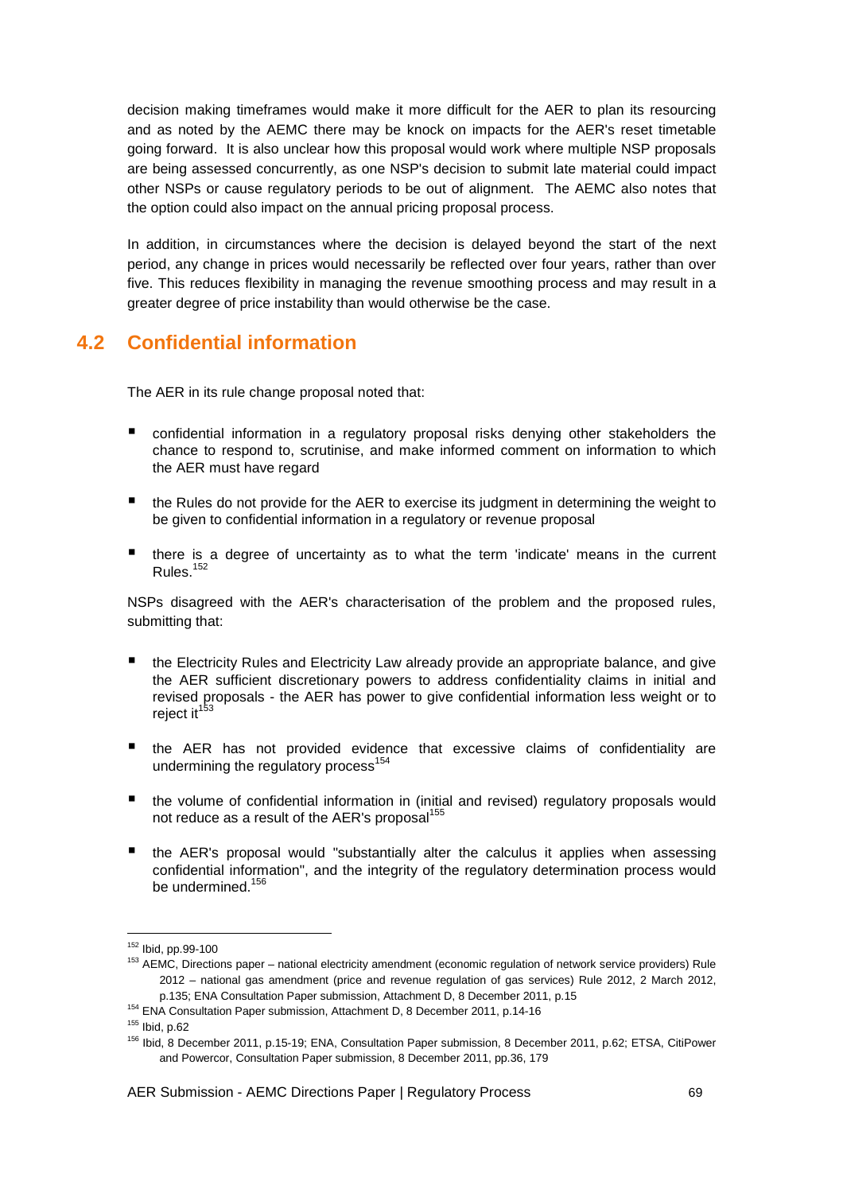decision making timeframes would make it more difficult for the AER to plan its resourcing and as noted by the AEMC there may be knock on impacts for the AER's reset timetable going forward. It is also unclear how this proposal would work where multiple NSP proposals are being assessed concurrently, as one NSP's decision to submit late material could impact other NSPs or cause regulatory periods to be out of alignment. The AEMC also notes that the option could also impact on the annual pricing proposal process.

In addition, in circumstances where the decision is delayed beyond the start of the next period, any change in prices would necessarily be reflected over four years, rather than over five. This reduces flexibility in managing the revenue smoothing process and may result in a greater degree of price instability than would otherwise be the case.

## 4.2 Confidential information

The AER in its rule change proposal noted that:

- confidential information in a regulatory proposal risks denying other stakeholders the chance to respond to, scrutinise, and make informed comment on information to which the AER must have regard
- the Rules do not provide for the AER to exercise its judgment in determining the weight to be given to confidential information in a regulatory or revenue proposal
- there is a degree of uncertainty as to what the term 'indicate' means in the current Rules.[152]

NSPs disagreed with the AER's characterisation of the problem and the proposed rules, submitting that:

- the Electricity Rules and Electricity Law already provide an appropriate balance, and give the AER sufficient discretionary powers to address confidentiality claims in initial and revised proposals - the AER has power to give confidential information less weight or to reject it[153]
- the AER has not provided evidence that excessive claims of confidentiality are undermining the regulatory process[154]
- the volume of confidential information in (initial and revised) regulatory proposals would not reduce as a result of the AER's proposal[155]
- the AER's proposal would "substantially alter the calculus it applies when assessing confidential information", and the integrity of the regulatory determination process would be undermined.[156]

---

[152] Ibid, pp.99-100

[153] AEMC, Directions paper – national electricity amendment (economic regulation of network service providers) Rule 2012 – national gas amendment (price and revenue regulation of gas services) Rule 2012, 2 March 2012, p.135; ENA Consultation Paper submission, Attachment D, 8 December 2011, p.15

[154] ENA Consultation Paper submission, Attachment D, 8 December 2011, p.14-16

[155] Ibid, p.62

[156] Ibid, 8 December 2011, p.15-19; ENA, Consultation Paper submission, 8 December 2011, p.62; ETSA, CitiPower and Powercor, Consultation Paper submission, 8 December 2011, pp.36, 179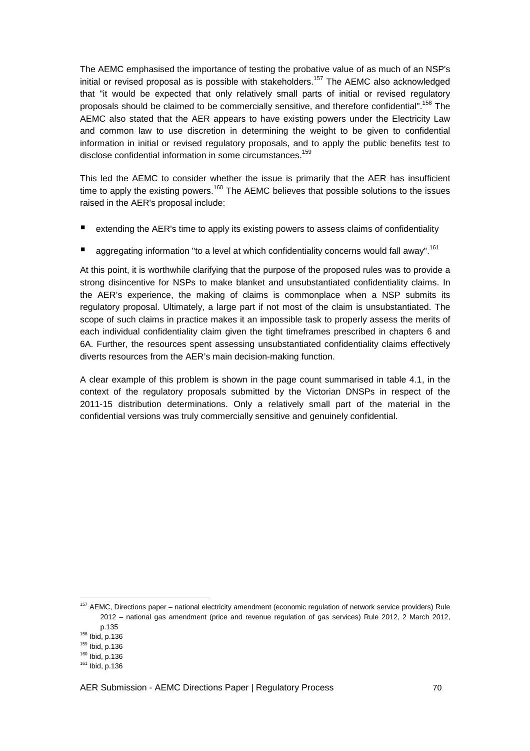The AEMC emphasised the importance of testing the probative value of as much of an NSP's initial or revised proposal as is possible with stakeholders.[157] The AEMC also acknowledged that "it would be expected that only relatively small parts of initial or revised regulatory proposals should be claimed to be commercially sensitive, and therefore confidential".[158] The AEMC also stated that the AER appears to have existing powers under the Electricity Law and common law to use discretion in determining the weight to be given to confidential information in initial or revised regulatory proposals, and to apply the public benefits test to disclose confidential information in some circumstances.[159]

This led the AEMC to consider whether the issue is primarily that the AER has insufficient time to apply the existing powers.[160] The AEMC believes that possible solutions to the issues raised in the AER's proposal include:

- extending the AER's time to apply its existing powers to assess claims of confidentiality
- aggregating information "to a level at which confidentiality concerns would fall away".[161]

At this point, it is worthwhile clarifying that the purpose of the proposed rules was to provide a strong disincentive for NSPs to make blanket and unsubstantiated confidentiality claims. In the AER's experience, the making of claims is commonplace when a NSP submits its regulatory proposal. Ultimately, a large part if not most of the claim is unsubstantiated. The scope of such claims in practice makes it an impossible task to properly assess the merits of each individual confidentiality claim given the tight timeframes prescribed in chapters 6 and 6A. Further, the resources spent assessing unsubstantiated confidentiality claims effectively diverts resources from the AER's main decision-making function.

A clear example of this problem is shown in the page count summarised in table 4.1, in the context of the regulatory proposals submitted by the Victorian DNSPs in respect of the 2011-15 distribution determinations. Only a relatively small part of the material in the confidential versions was truly commercially sensitive and genuinely confidential.

---

[157] AEMC, Directions paper – national electricity amendment (economic regulation of network service providers) Rule 2012 – national gas amendment (price and revenue regulation of gas services) Rule 2012, 2 March 2012, p.135

[158] Ibid, p.136

[159] Ibid, p.136

[160] Ibid, p.136

[161] Ibid, p.136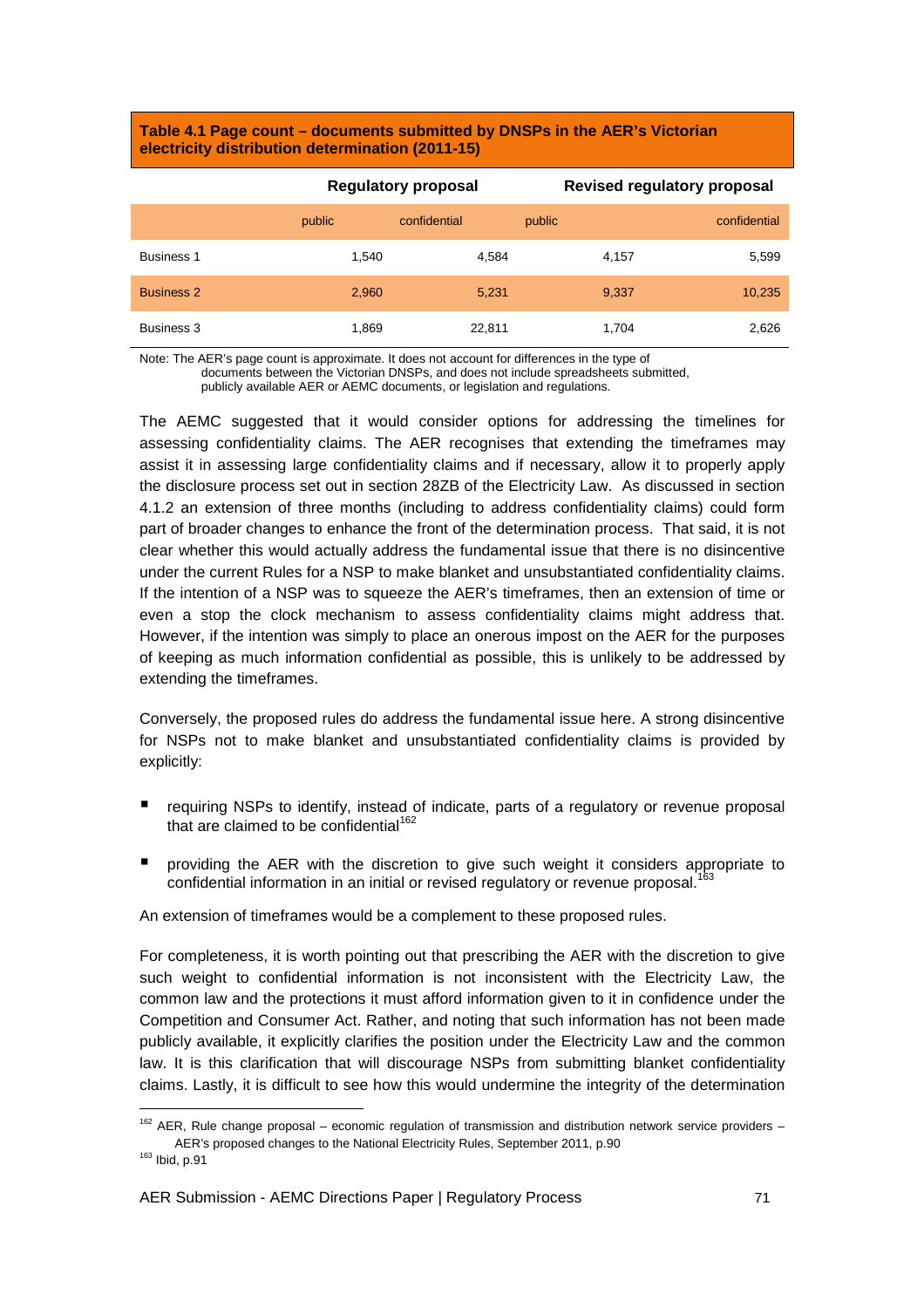**Table 4.1 Page count – documents submitted by DNSPs in the AER's Victorian electricity distribution determination (2011-15)**

| | Regulatory proposal | | Revised regulatory proposal | |
|---|---|---|---|---|
| | public | confidential | public | confidential |
| Business 1 | 1,540 | 4,584 | 4,157 | 5,599 |
| Business 2 | 2,960 | 5,231 | 9,337 | 10,235 |
| Business 3 | 1,869 | 22,811 | 1,704 | 2,626 |

Note: The AER's page count is approximate. It does not account for differences in the type of documents between the Victorian DNSPs, and does not include spreadsheets submitted, publicly available AER or AEMC documents, or legislation and regulations.

The AEMC suggested that it would consider options for addressing the timelines for assessing confidentiality claims. The AER recognises that extending the timeframes may assist it in assessing large confidentiality claims and if necessary, allow it to properly apply the disclosure process set out in section 28ZB of the Electricity Law. As discussed in section 4.1.2 an extension of three months (including to address confidentiality claims) could form part of broader changes to enhance the front of the determination process. That said, it is not clear whether this would actually address the fundamental issue that there is no disincentive under the current Rules for a NSP to make blanket and unsubstantiated confidentiality claims. If the intention of a NSP was to squeeze the AER's timeframes, then an extension of time or even a stop the clock mechanism to assess confidentiality claims might address that. However, if the intention was simply to place an onerous impost on the AER for the purposes of keeping as much information confidential as possible, this is unlikely to be addressed by extending the timeframes.

Conversely, the proposed rules do address the fundamental issue here. A strong disincentive for NSPs not to make blanket and unsubstantiated confidentiality claims is provided by explicitly:

- requiring NSPs to identify, instead of indicate, parts of a regulatory or revenue proposal that are claimed to be confidential[162]
- providing the AER with the discretion to give such weight it considers appropriate to confidential information in an initial or revised regulatory or revenue proposal.[163]

An extension of timeframes would be a complement to these proposed rules.

For completeness, it is worth pointing out that prescribing the AER with the discretion to give such weight to confidential information is not inconsistent with the Electricity Law, the common law and the protections it must afford information given to it in confidence under the Competition and Consumer Act. Rather, and noting that such information has not been made publicly available, it explicitly clarifies the position under the Electricity Law and the common law. It is this clarification that will discourage NSPs from submitting blanket confidentiality claims. Lastly, it is difficult to see how this would undermine the integrity of the determination

[162] AER, Rule change proposal – economic regulation of transmission and distribution network service providers – AER's proposed changes to the National Electricity Rules, September 2011, p.90

[163] Ibid, p.91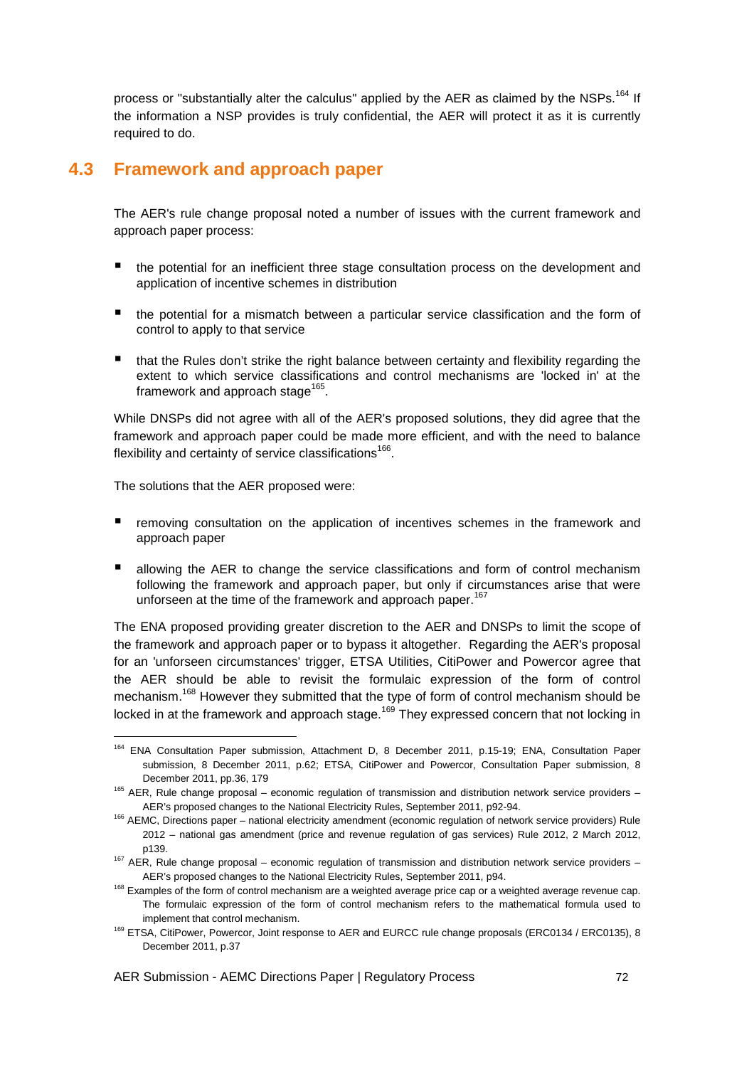process or "substantially alter the calculus" applied by the AER as claimed by the NSPs.[164] If the information a NSP provides is truly confidential, the AER will protect it as it is currently required to do.

## 4.3 Framework and approach paper

The AER's rule change proposal noted a number of issues with the current framework and approach paper process:

- the potential for an inefficient three stage consultation process on the development and application of incentive schemes in distribution
- the potential for a mismatch between a particular service classification and the form of control to apply to that service
- that the Rules don't strike the right balance between certainty and flexibility regarding the extent to which service classifications and control mechanisms are 'locked in' at the framework and approach stage[165].

While DNSPs did not agree with all of the AER's proposed solutions, they did agree that the framework and approach paper could be made more efficient, and with the need to balance flexibility and certainty of service classifications[166].

The solutions that the AER proposed were:

- removing consultation on the application of incentives schemes in the framework and approach paper
- allowing the AER to change the service classifications and form of control mechanism following the framework and approach paper, but only if circumstances arise that were unforseen at the time of the framework and approach paper.[167]

The ENA proposed providing greater discretion to the AER and DNSPs to limit the scope of the framework and approach paper or to bypass it altogether. Regarding the AER's proposal for an 'unforseen circumstances' trigger, ETSA Utilities, CitiPower and Powercor agree that the AER should be able to revisit the formulaic expression of the form of control mechanism.[168] However they submitted that the type of form of control mechanism should be locked in at the framework and approach stage.[169] They expressed concern that not locking in

---

[164] ENA Consultation Paper submission, Attachment D, 8 December 2011, p.15-19; ENA, Consultation Paper submission, 8 December 2011, p.62; ETSA, CitiPower and Powercor, Consultation Paper submission, 8 December 2011, pp.36, 179

[165] AER, Rule change proposal – economic regulation of transmission and distribution network service providers – AER's proposed changes to the National Electricity Rules, September 2011, p92-94.

[166] AEMC, Directions paper – national electricity amendment (economic regulation of network service providers) Rule 2012 – national gas amendment (price and revenue regulation of gas services) Rule 2012, 2 March 2012, p139.

[167] AER, Rule change proposal – economic regulation of transmission and distribution network service providers – AER's proposed changes to the National Electricity Rules, September 2011, p94.

[168] Examples of the form of control mechanism are a weighted average price cap or a weighted average revenue cap. The formulaic expression of the form of control mechanism refers to the mathematical formula used to implement that control mechanism.

[169] ETSA, CitiPower, Powercor, Joint response to AER and EURCC rule change proposals (ERC0134 / ERC0135), 8 December 2011, p.37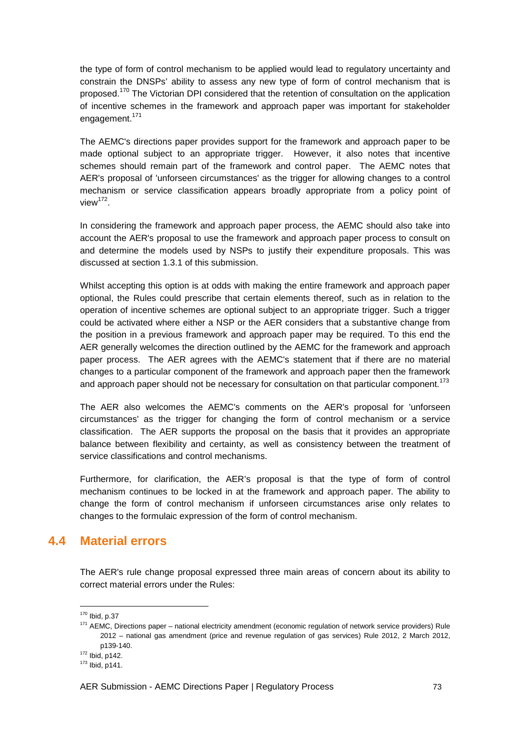the type of form of control mechanism to be applied would lead to regulatory uncertainty and constrain the DNSPs' ability to assess any new type of form of control mechanism that is proposed.[170] The Victorian DPI considered that the retention of consultation on the application of incentive schemes in the framework and approach paper was important for stakeholder engagement.[171]

The AEMC's directions paper provides support for the framework and approach paper to be made optional subject to an appropriate trigger. However, it also notes that incentive schemes should remain part of the framework and control paper. The AEMC notes that AER's proposal of 'unforseen circumstances' as the trigger for allowing changes to a control mechanism or service classification appears broadly appropriate from a policy point of view[172].

In considering the framework and approach paper process, the AEMC should also take into account the AER's proposal to use the framework and approach paper process to consult on and determine the models used by NSPs to justify their expenditure proposals. This was discussed at section 1.3.1 of this submission.

Whilst accepting this option is at odds with making the entire framework and approach paper optional, the Rules could prescribe that certain elements thereof, such as in relation to the operation of incentive schemes are optional subject to an appropriate trigger. Such a trigger could be activated where either a NSP or the AER considers that a substantive change from the position in a previous framework and approach paper may be required. To this end the AER generally welcomes the direction outlined by the AEMC for the framework and approach paper process. The AER agrees with the AEMC's statement that if there are no material changes to a particular component of the framework and approach paper then the framework and approach paper should not be necessary for consultation on that particular component.[173]

The AER also welcomes the AEMC's comments on the AER's proposal for 'unforseen circumstances' as the trigger for changing the form of control mechanism or a service classification. The AER supports the proposal on the basis that it provides an appropriate balance between flexibility and certainty, as well as consistency between the treatment of service classifications and control mechanisms.

Furthermore, for clarification, the AER's proposal is that the type of form of control mechanism continues to be locked in at the framework and approach paper. The ability to change the form of control mechanism if unforseen circumstances arise only relates to changes to the formulaic expression of the form of control mechanism.

## 4.4 Material errors

The AER's rule change proposal expressed three main areas of concern about its ability to correct material errors under the Rules:

---

[170] Ibid, p.37

[171] AEMC, Directions paper – national electricity amendment (economic regulation of network service providers) Rule 2012 – national gas amendment (price and revenue regulation of gas services) Rule 2012, 2 March 2012, p139-140.

[172] Ibid, p142.

[173] Ibid, p141.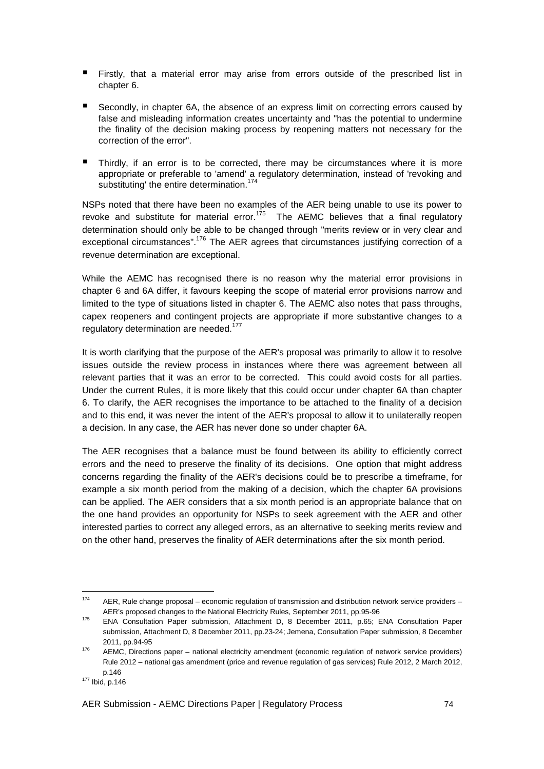- Firstly, that a material error may arise from errors outside of the prescribed list in chapter 6.
- Secondly, in chapter 6A, the absence of an express limit on correcting errors caused by false and misleading information creates uncertainty and "has the potential to undermine the finality of the decision making process by reopening matters not necessary for the correction of the error".
- Thirdly, if an error is to be corrected, there may be circumstances where it is more appropriate or preferable to 'amend' a regulatory determination, instead of 'revoking and substituting' the entire determination.[174]

NSPs noted that there have been no examples of the AER being unable to use its power to revoke and substitute for material error.[175] The AEMC believes that a final regulatory determination should only be able to be changed through "merits review or in very clear and exceptional circumstances".[176] The AER agrees that circumstances justifying correction of a revenue determination are exceptional.

While the AEMC has recognised there is no reason why the material error provisions in chapter 6 and 6A differ, it favours keeping the scope of material error provisions narrow and limited to the type of situations listed in chapter 6. The AEMC also notes that pass throughs, capex reopeners and contingent projects are appropriate if more substantive changes to a regulatory determination are needed.[177]

It is worth clarifying that the purpose of the AER's proposal was primarily to allow it to resolve issues outside the review process in instances where there was agreement between all relevant parties that it was an error to be corrected. This could avoid costs for all parties. Under the current Rules, it is more likely that this could occur under chapter 6A than chapter 6. To clarify, the AER recognises the importance to be attached to the finality of a decision and to this end, it was never the intent of the AER's proposal to allow it to unilaterally reopen a decision. In any case, the AER has never done so under chapter 6A.

The AER recognises that a balance must be found between its ability to efficiently correct errors and the need to preserve the finality of its decisions. One option that might address concerns regarding the finality of the AER's decisions could be to prescribe a timeframe, for example a six month period from the making of a decision, which the chapter 6A provisions can be applied. The AER considers that a six month period is an appropriate balance that on the one hand provides an opportunity for NSPs to seek agreement with the AER and other interested parties to correct any alleged errors, as an alternative to seeking merits review and on the other hand, preserves the finality of AER determinations after the six month period.

---

[174] AER, Rule change proposal – economic regulation of transmission and distribution network service providers – AER's proposed changes to the National Electricity Rules, September 2011, pp.95-96

[175] ENA Consultation Paper submission, Attachment D, 8 December 2011, p.65; ENA Consultation Paper submission, Attachment D, 8 December 2011, pp.23-24; Jemena, Consultation Paper submission, 8 December 2011, pp.94-95

[176] AEMC, Directions paper – national electricity amendment (economic regulation of network service providers) Rule 2012 – national gas amendment (price and revenue regulation of gas services) Rule 2012, 2 March 2012, p.146

[177] Ibid, p.146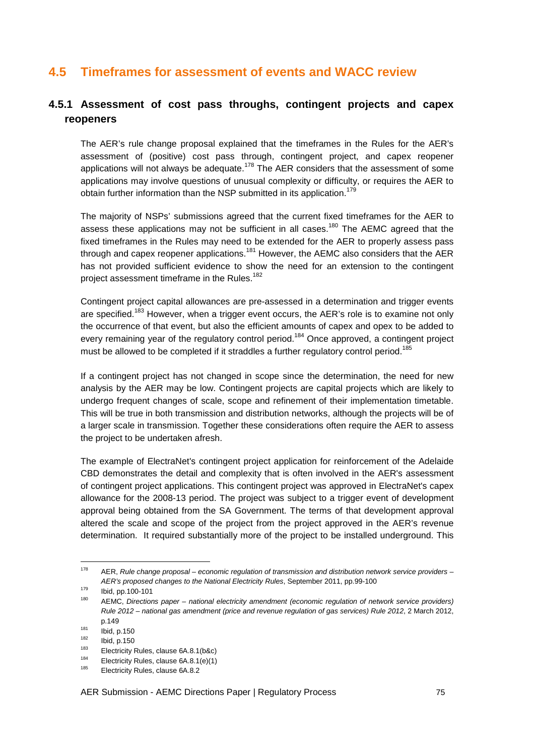## 4.5 Timeframes for assessment of events and WACC review

### 4.5.1 Assessment of cost pass throughs, contingent projects and capex reopeners

The AER's rule change proposal explained that the timeframes in the Rules for the AER's assessment of (positive) cost pass through, contingent project, and capex reopener applications will not always be adequate.[178] The AER considers that the assessment of some applications may involve questions of unusual complexity or difficulty, or requires the AER to obtain further information than the NSP submitted in its application.[179]

The majority of NSPs' submissions agreed that the current fixed timeframes for the AER to assess these applications may not be sufficient in all cases.[180] The AEMC agreed that the fixed timeframes in the Rules may need to be extended for the AER to properly assess pass through and capex reopener applications.[181] However, the AEMC also considers that the AER has not provided sufficient evidence to show the need for an extension to the contingent project assessment timeframe in the Rules.[182]

Contingent project capital allowances are pre-assessed in a determination and trigger events are specified.[183] However, when a trigger event occurs, the AER's role is to examine not only the occurrence of that event, but also the efficient amounts of capex and opex to be added to every remaining year of the regulatory control period.[184] Once approved, a contingent project must be allowed to be completed if it straddles a further regulatory control period.[185]

If a contingent project has not changed in scope since the determination, the need for new analysis by the AER may be low. Contingent projects are capital projects which are likely to undergo frequent changes of scale, scope and refinement of their implementation timetable. This will be true in both transmission and distribution networks, although the projects will be of a larger scale in transmission. Together these considerations often require the AER to assess the project to be undertaken afresh.

The example of ElectraNet's contingent project application for reinforcement of the Adelaide CBD demonstrates the detail and complexity that is often involved in the AER's assessment of contingent project applications. This contingent project was approved in ElectraNet's capex allowance for the 2008-13 period. The project was subject to a trigger event of development approval being obtained from the SA Government. The terms of that development approval altered the scale and scope of the project from the project approved in the AER's revenue determination. It required substantially more of the project to be installed underground. This

---

[178] AER, *Rule change proposal – economic regulation of transmission and distribution network service providers – AER's proposed changes to the National Electricity Rules*, September 2011, pp.99-100

[179] Ibid, pp.100-101

[180] AEMC, *Directions paper – national electricity amendment (economic regulation of network service providers) Rule 2012 – national gas amendment (price and revenue regulation of gas services) Rule 2012*, 2 March 2012, p.149

[181] Ibid, p.150

[182] Ibid, p.150

[183] Electricity Rules, clause 6A.8.1(b&c)

[184] Electricity Rules, clause 6A.8.1(e)(1)

[185] Electricity Rules, clause 6A.8.2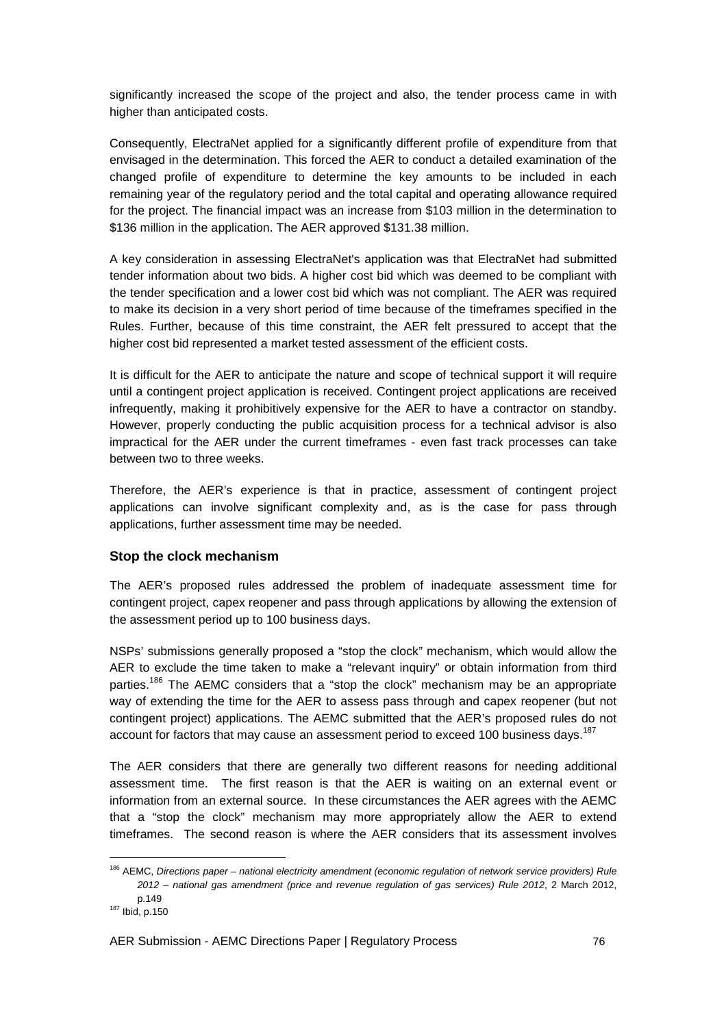significantly increased the scope of the project and also, the tender process came in with higher than anticipated costs.

Consequently, ElectraNet applied for a significantly different profile of expenditure from that envisaged in the determination. This forced the AER to conduct a detailed examination of the changed profile of expenditure to determine the key amounts to be included in each remaining year of the regulatory period and the total capital and operating allowance required for the project. The financial impact was an increase from $103 million in the determination to $136 million in the application. The AER approved $131.38 million.

A key consideration in assessing ElectraNet's application was that ElectraNet had submitted tender information about two bids. A higher cost bid which was deemed to be compliant with the tender specification and a lower cost bid which was not compliant. The AER was required to make its decision in a very short period of time because of the timeframes specified in the Rules. Further, because of this time constraint, the AER felt pressured to accept that the higher cost bid represented a market tested assessment of the efficient costs.

It is difficult for the AER to anticipate the nature and scope of technical support it will require until a contingent project application is received. Contingent project applications are received infrequently, making it prohibitively expensive for the AER to have a contractor on standby. However, properly conducting the public acquisition process for a technical advisor is also impractical for the AER under the current timeframes - even fast track processes can take between two to three weeks.

Therefore, the AER's experience is that in practice, assessment of contingent project applications can involve significant complexity and, as is the case for pass through applications, further assessment time may be needed.

### Stop the clock mechanism

The AER's proposed rules addressed the problem of inadequate assessment time for contingent project, capex reopener and pass through applications by allowing the extension of the assessment period up to 100 business days.

NSPs' submissions generally proposed a "stop the clock" mechanism, which would allow the AER to exclude the time taken to make a "relevant inquiry" or obtain information from third parties.[186] The AEMC considers that a "stop the clock" mechanism may be an appropriate way of extending the time for the AER to assess pass through and capex reopener (but not contingent project) applications. The AEMC submitted that the AER's proposed rules do not account for factors that may cause an assessment period to exceed 100 business days.[187]

The AER considers that there are generally two different reasons for needing additional assessment time. The first reason is that the AER is waiting on an external event or information from an external source. In these circumstances the AER agrees with the AEMC that a "stop the clock" mechanism may more appropriately allow the AER to extend timeframes. The second reason is where the AER considers that its assessment involves

---

[186] AEMC, *Directions paper – national electricity amendment (economic regulation of network service providers) Rule 2012 – national gas amendment (price and revenue regulation of gas services) Rule 2012*, 2 March 2012, p.149

[187] Ibid, p.150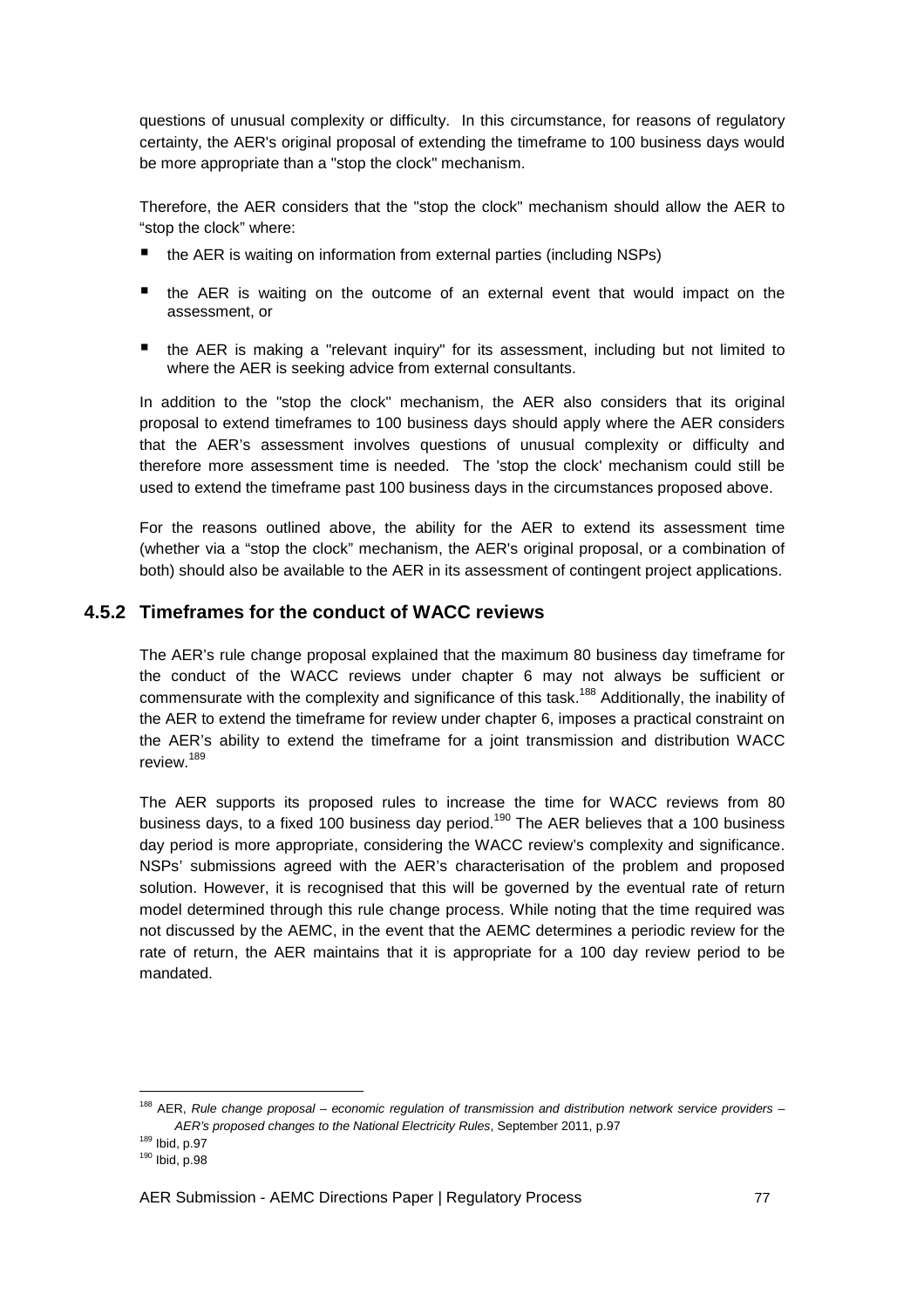questions of unusual complexity or difficulty. In this circumstance, for reasons of regulatory certainty, the AER's original proposal of extending the timeframe to 100 business days would be more appropriate than a "stop the clock" mechanism.

Therefore, the AER considers that the "stop the clock" mechanism should allow the AER to "stop the clock" where:

- the AER is waiting on information from external parties (including NSPs)
- the AER is waiting on the outcome of an external event that would impact on the assessment, or
- the AER is making a "relevant inquiry" for its assessment, including but not limited to where the AER is seeking advice from external consultants.

In addition to the "stop the clock" mechanism, the AER also considers that its original proposal to extend timeframes to 100 business days should apply where the AER considers that the AER's assessment involves questions of unusual complexity or difficulty and therefore more assessment time is needed. The 'stop the clock' mechanism could still be used to extend the timeframe past 100 business days in the circumstances proposed above.

For the reasons outlined above, the ability for the AER to extend its assessment time (whether via a "stop the clock" mechanism, the AER's original proposal, or a combination of both) should also be available to the AER in its assessment of contingent project applications.

### 4.5.2 Timeframes for the conduct of WACC reviews

The AER's rule change proposal explained that the maximum 80 business day timeframe for the conduct of the WACC reviews under chapter 6 may not always be sufficient or commensurate with the complexity and significance of this task.[188] Additionally, the inability of the AER to extend the timeframe for review under chapter 6, imposes a practical constraint on the AER's ability to extend the timeframe for a joint transmission and distribution WACC review.[189]

The AER supports its proposed rules to increase the time for WACC reviews from 80 business days, to a fixed 100 business day period.[190] The AER believes that a 100 business day period is more appropriate, considering the WACC review's complexity and significance. NSPs' submissions agreed with the AER's characterisation of the problem and proposed solution. However, it is recognised that this will be governed by the eventual rate of return model determined through this rule change process. While noting that the time required was not discussed by the AEMC, in the event that the AEMC determines a periodic review for the rate of return, the AER maintains that it is appropriate for a 100 day review period to be mandated.

---

[188] AER, *Rule change proposal – economic regulation of transmission and distribution network service providers – AER's proposed changes to the National Electricity Rules*, September 2011, p.97

[189] Ibid, p.97

[190] Ibid, p.98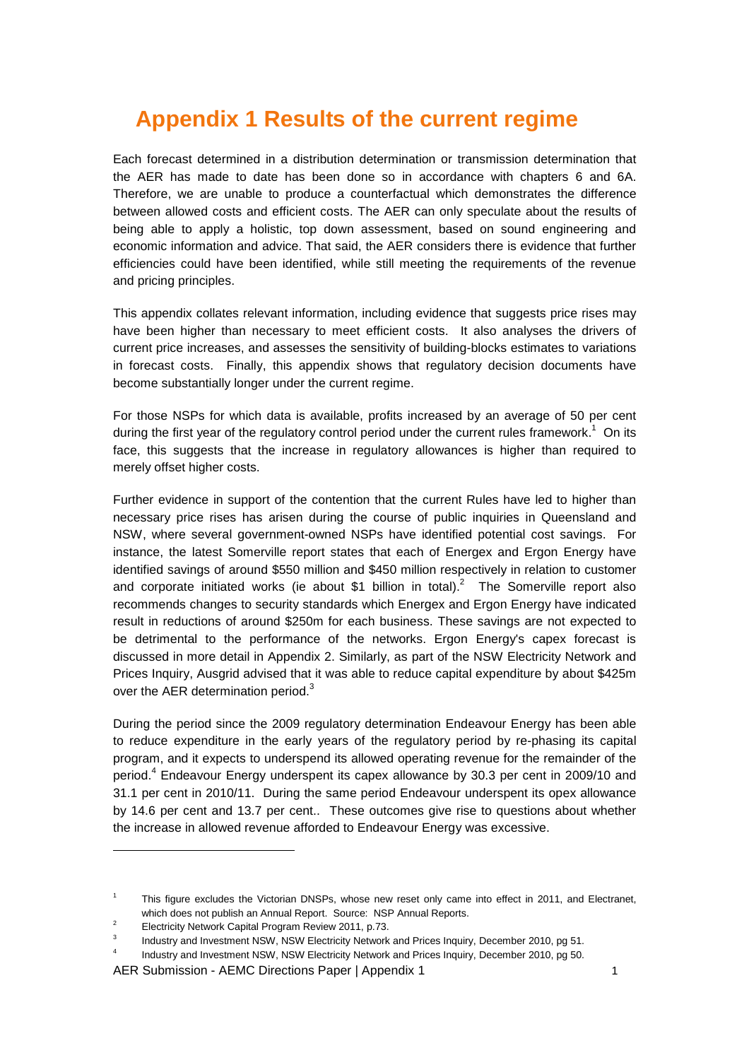# Appendix 1 Results of the current regime

Each forecast determined in a distribution determination or transmission determination that the AER has made to date has been done so in accordance with chapters 6 and 6A. Therefore, we are unable to produce a counterfactual which demonstrates the difference between allowed costs and efficient costs. The AER can only speculate about the results of being able to apply a holistic, top down assessment, based on sound engineering and economic information and advice. That said, the AER considers there is evidence that further efficiencies could have been identified, while still meeting the requirements of the revenue and pricing principles.

This appendix collates relevant information, including evidence that suggests price rises may have been higher than necessary to meet efficient costs. It also analyses the drivers of current price increases, and assesses the sensitivity of building-blocks estimates to variations in forecast costs. Finally, this appendix shows that regulatory decision documents have become substantially longer under the current regime.

For those NSPs for which data is available, profits increased by an average of 50 per cent during the first year of the regulatory control period under the current rules framework.[1] On its face, this suggests that the increase in regulatory allowances is higher than required to merely offset higher costs.

Further evidence in support of the contention that the current Rules have led to higher than necessary price rises has arisen during the course of public inquiries in Queensland and NSW, where several government-owned NSPs have identified potential cost savings. For instance, the latest Somerville report states that each of Energex and Ergon Energy have identified savings of around \$550 million and \$450 million respectively in relation to customer and corporate initiated works (ie about \$1 billion in total).[2] The Somerville report also recommends changes to security standards which Energex and Ergon Energy have indicated result in reductions of around \$250m for each business. These savings are not expected to be detrimental to the performance of the networks. Ergon Energy's capex forecast is discussed in more detail in Appendix 2. Similarly, as part of the NSW Electricity Network and Prices Inquiry, Ausgrid advised that it was able to reduce capital expenditure by about \$425m over the AER determination period.[3]

During the period since the 2009 regulatory determination Endeavour Energy has been able to reduce expenditure in the early years of the regulatory period by re-phasing its capital program, and it expects to underspend its allowed operating revenue for the remainder of the period.[4] Endeavour Energy underspent its capex allowance by 30.3 per cent in 2009/10 and 31.1 per cent in 2010/11. During the same period Endeavour underspent its opex allowance by 14.6 per cent and 13.7 per cent.. These outcomes give rise to questions about whether the increase in allowed revenue afforded to Endeavour Energy was excessive.

---

[1] This figure excludes the Victorian DNSPs, whose new reset only came into effect in 2011, and Electranet, which does not publish an Annual Report. Source: NSP Annual Reports.

[2] Electricity Network Capital Program Review 2011, p.73.

[3] Industry and Investment NSW, NSW Electricity Network and Prices Inquiry, December 2010, pg 51.

[4] Industry and Investment NSW, NSW Electricity Network and Prices Inquiry, December 2010, pg 50.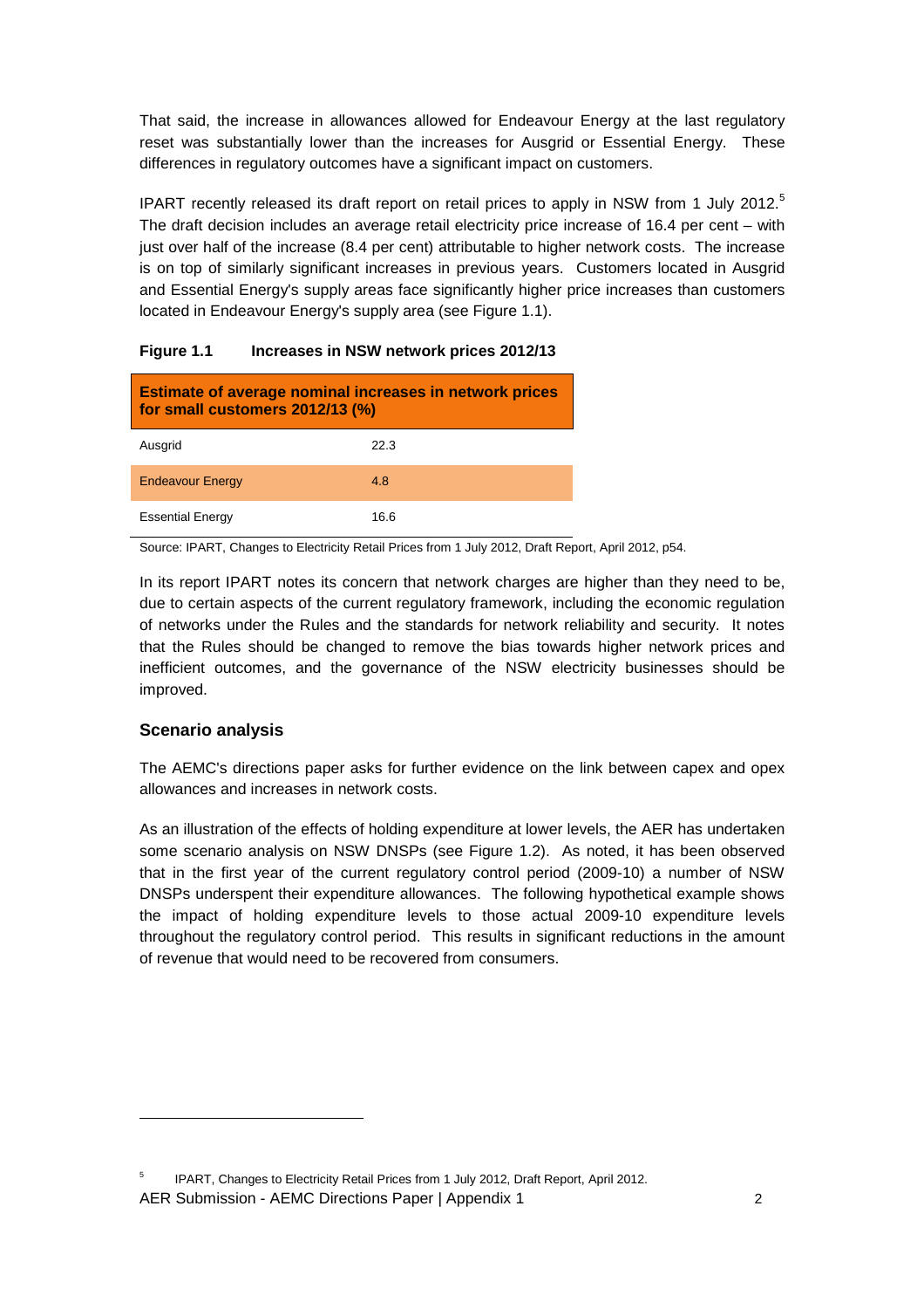That said, the increase in allowances allowed for Endeavour Energy at the last regulatory reset was substantially lower than the increases for Ausgrid or Essential Energy. These differences in regulatory outcomes have a significant impact on customers.

IPART recently released its draft report on retail prices to apply in NSW from 1 July 2012.[5] The draft decision includes an average retail electricity price increase of 16.4 per cent – with just over half of the increase (8.4 per cent) attributable to higher network costs. The increase is on top of similarly significant increases in previous years. Customers located in Ausgrid and Essential Energy's supply areas face significantly higher price increases than customers located in Endeavour Energy's supply area (see Figure 1.1).

**Figure 1.1 Increases in NSW network prices 2012/13**

| Estimate of average nominal increases in network prices for small customers 2012/13 (%) | |
|---|---|
| Ausgrid | 22.3 |
| Endeavour Energy | 4.8 |
| Essential Energy | 16.6 |

Source: IPART, Changes to Electricity Retail Prices from 1 July 2012, Draft Report, April 2012, p54.

In its report IPART notes its concern that network charges are higher than they need to be, due to certain aspects of the current regulatory framework, including the economic regulation of networks under the Rules and the standards for network reliability and security. It notes that the Rules should be changed to remove the bias towards higher network prices and inefficient outcomes, and the governance of the NSW electricity businesses should be improved.

### Scenario analysis

The AEMC's directions paper asks for further evidence on the link between capex and opex allowances and increases in network costs.

As an illustration of the effects of holding expenditure at lower levels, the AER has undertaken some scenario analysis on NSW DNSPs (see Figure 1.2). As noted, it has been observed that in the first year of the current regulatory control period (2009-10) a number of NSW DNSPs underspent their expenditure allowances. The following hypothetical example shows the impact of holding expenditure levels to those actual 2009-10 expenditure levels throughout the regulatory control period. This results in significant reductions in the amount of revenue that would need to be recovered from consumers.

---

[5] IPART, Changes to Electricity Retail Prices from 1 July 2012, Draft Report, April 2012.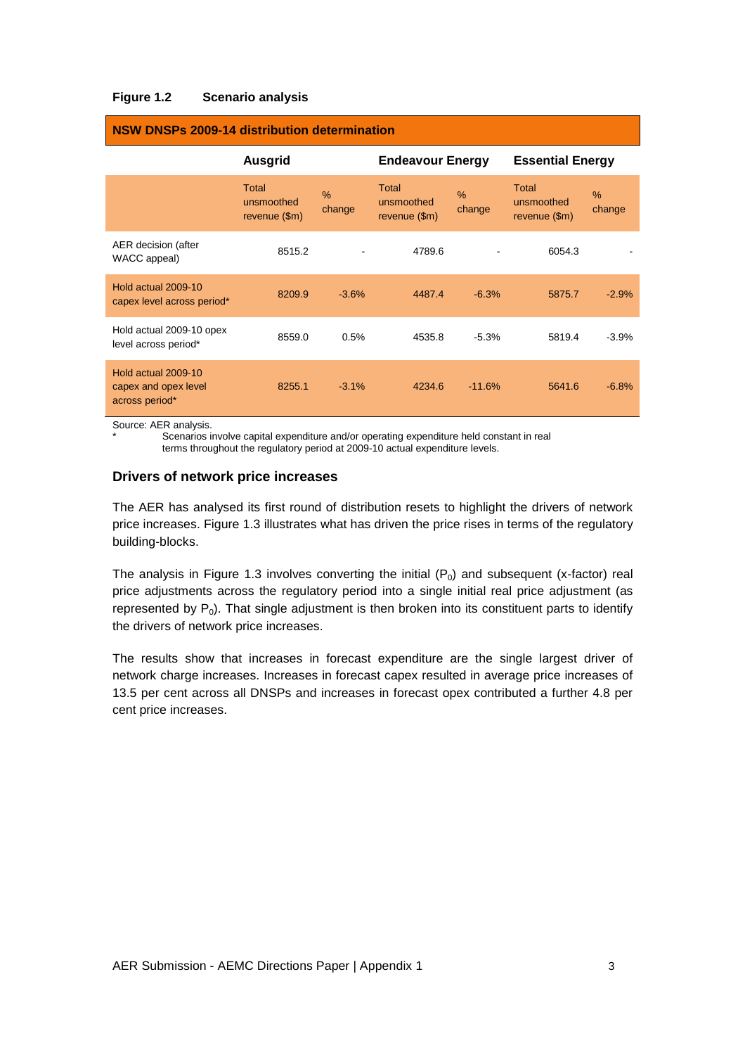**Figure 1.2 Scenario analysis**

| NSW DNSPs 2009-14 distribution determination | | | | | | |
|---|---|---|---|---|---|---|
| | Ausgrid | | Endeavour Energy | | Essential Energy | |
| | Total unsmoothed revenue ($m) | % change | Total unsmoothed revenue ($m) | % change | Total unsmoothed revenue ($m) | % change |
| AER decision (after WACC appeal) | 8515.2 | - | 4789.6 | - | 6054.3 | - |
| Hold actual 2009-10 capex level across period* | 8209.9 | -3.6% | 4487.4 | -6.3% | 5875.7 | -2.9% |
| Hold actual 2009-10 opex level across period* | 8559.0 | 0.5% | 4535.8 | -5.3% | 5819.4 | -3.9% |
| Hold actual 2009-10 capex and opex level across period* | 8255.1 | -3.1% | 4234.6 | -11.6% | 5641.6 | -6.8% |

Source: AER analysis.

\* Scenarios involve capital expenditure and/or operating expenditure held constant in real terms throughout the regulatory period at 2009-10 actual expenditure levels.

### Drivers of network price increases

The AER has analysed its first round of distribution resets to highlight the drivers of network price increases. Figure 1.3 illustrates what has driven the price rises in terms of the regulatory building-blocks.

The analysis in Figure 1.3 involves converting the initial ($P_0$) and subsequent (x-factor) real price adjustments across the regulatory period into a single initial real price adjustment (as represented by $P_0$). That single adjustment is then broken into its constituent parts to identify the drivers of network price increases.

The results show that increases in forecast expenditure are the single largest driver of network charge increases. Increases in forecast capex resulted in average price increases of 13.5 per cent across all DNSPs and increases in forecast opex contributed a further 4.8 per cent price increases.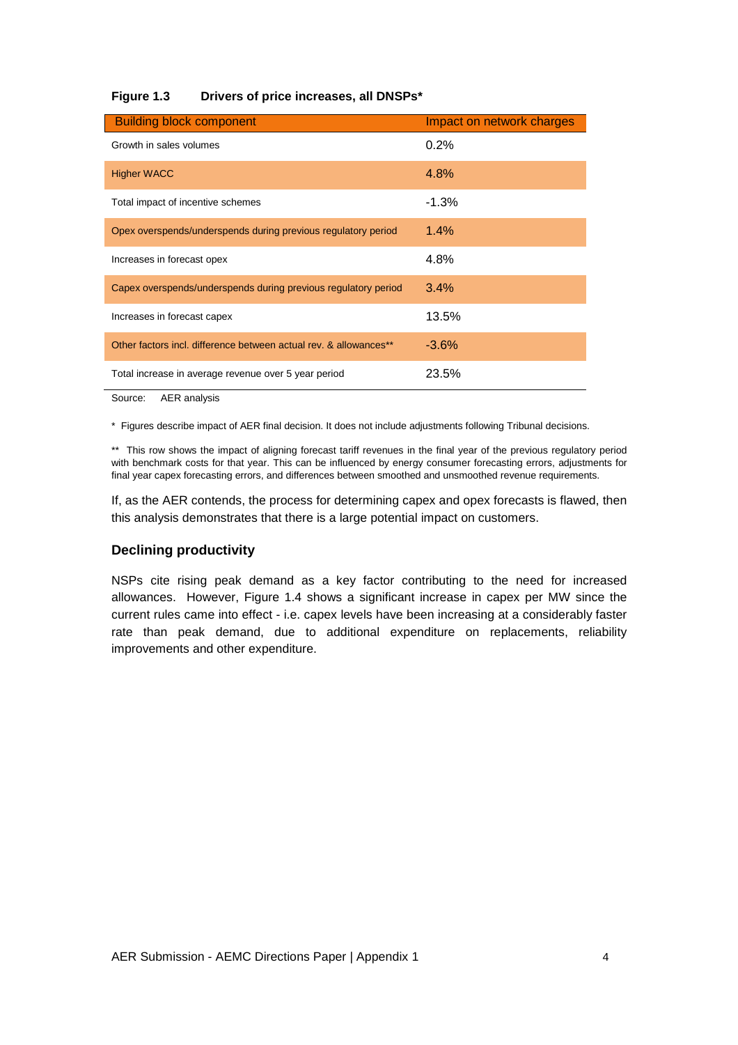**Figure 1.3 Drivers of price increases, all DNSPs***

| Building block component | Impact on network charges |
|---|---|
| Growth in sales volumes | 0.2% |
| Higher WACC | 4.8% |
| Total impact of incentive schemes | -1.3% |
| Opex overspends/underspends during previous regulatory period | 1.4% |
| Increases in forecast opex | 4.8% |
| Capex overspends/underspends during previous regulatory period | 3.4% |
| Increases in forecast capex | 13.5% |
| Other factors incl. difference between actual rev. & allowances** | -3.6% |
| Total increase in average revenue over 5 year period | 23.5% |

Source: AER analysis

* Figures describe impact of AER final decision. It does not include adjustments following Tribunal decisions.

** This row shows the impact of aligning forecast tariff revenues in the final year of the previous regulatory period with benchmark costs for that year. This can be influenced by energy consumer forecasting errors, adjustments for final year capex forecasting errors, and differences between smoothed and unsmoothed revenue requirements.

If, as the AER contends, the process for determining capex and opex forecasts is flawed, then this analysis demonstrates that there is a large potential impact on customers.

### Declining productivity

NSPs cite rising peak demand as a key factor contributing to the need for increased allowances. However, Figure 1.4 shows a significant increase in capex per MW since the current rules came into effect - i.e. capex levels have been increasing at a considerably faster rate than peak demand, due to additional expenditure on replacements, reliability improvements and other expenditure.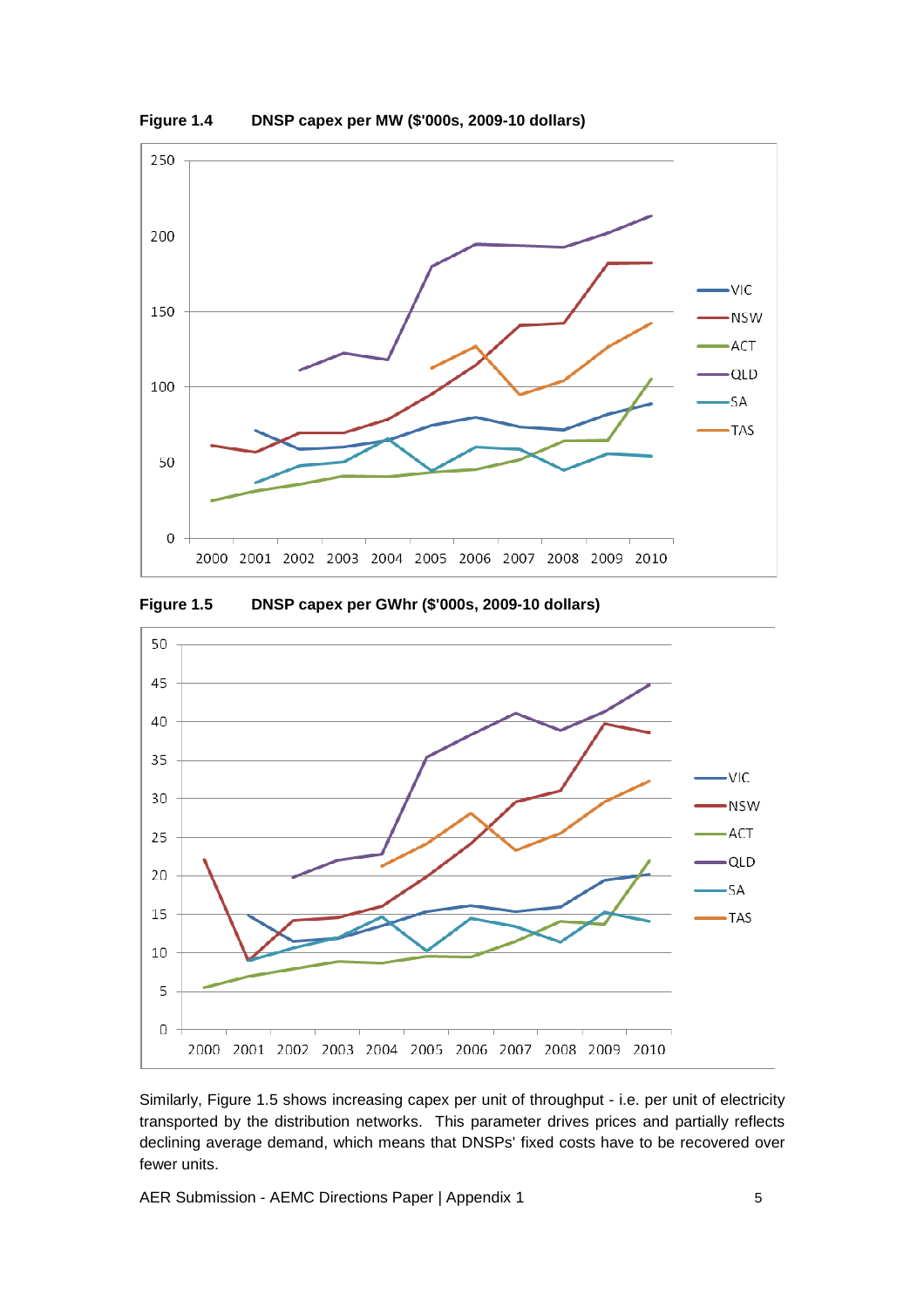**Figure 1.4 DNSP capex per MW ($'000s, 2009-10 dollars)**

**Figure 1.5 DNSP capex per GWhr ($'000s, 2009-10 dollars)**

Similarly, Figure 1.5 shows increasing capex per unit of throughput - i.e. per unit of electricity transported by the distribution networks. This parameter drives prices and partially reflects declining average demand, which means that DNSPs' fixed costs have to be recovered over fewer units.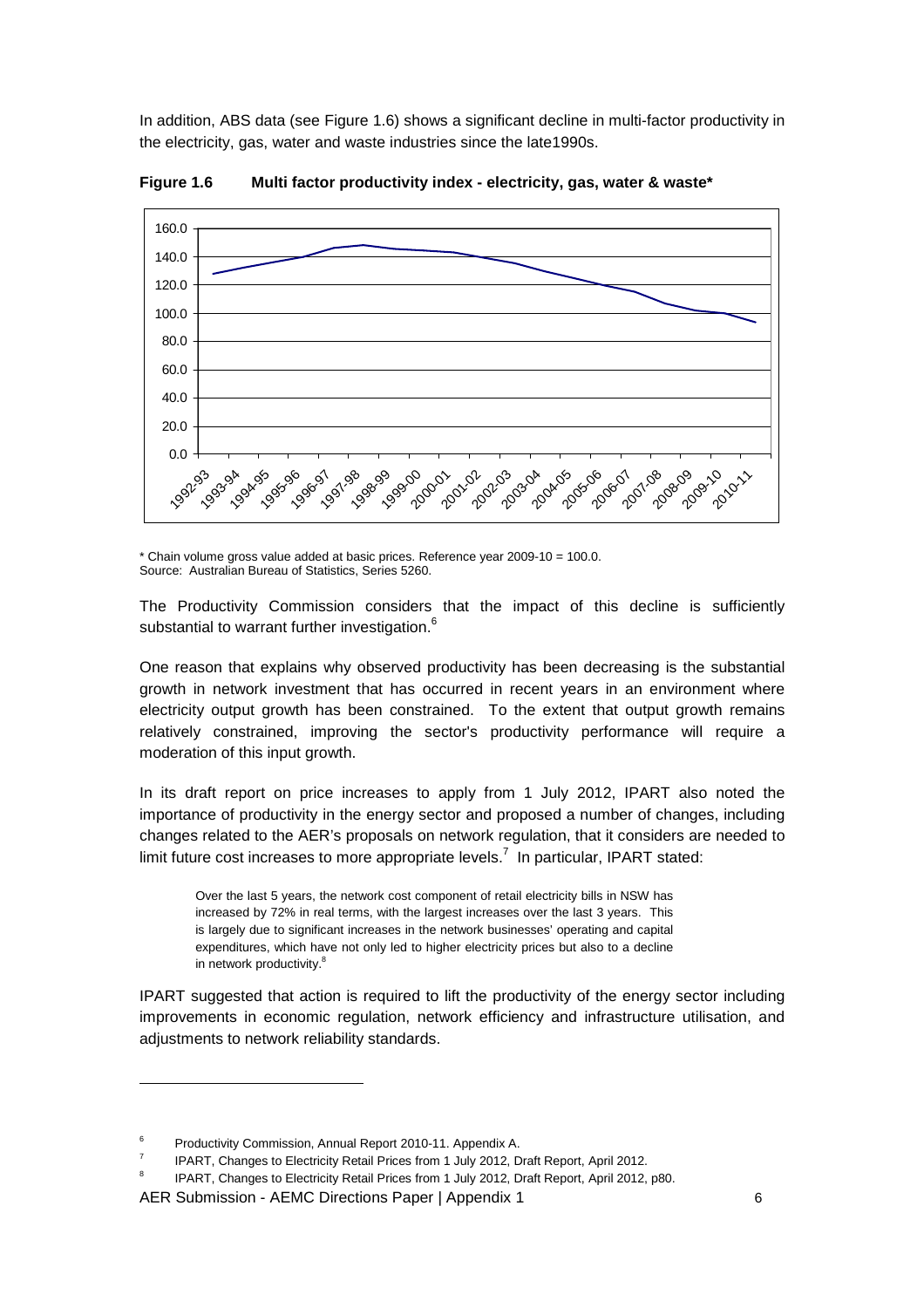In addition, ABS data (see Figure 1.6) shows a significant decline in multi-factor productivity in the electricity, gas, water and waste industries since the late1990s.

**Figure 1.6 Multi factor productivity index - electricity, gas, water & waste***

\* Chain volume gross value added at basic prices. Reference year 2009-10 = 100.0.
Source: Australian Bureau of Statistics, Series 5260.

The Productivity Commission considers that the impact of this decline is sufficiently substantial to warrant further investigation.[6]

One reason that explains why observed productivity has been decreasing is the substantial growth in network investment that has occurred in recent years in an environment where electricity output growth has been constrained. To the extent that output growth remains relatively constrained, improving the sector's productivity performance will require a moderation of this input growth.

In its draft report on price increases to apply from 1 July 2012, IPART also noted the importance of productivity in the energy sector and proposed a number of changes, including changes related to the AER's proposals on network regulation, that it considers are needed to limit future cost increases to more appropriate levels.[7] In particular, IPART stated:

> Over the last 5 years, the network cost component of retail electricity bills in NSW has increased by 72% in real terms, with the largest increases over the last 3 years. This is largely due to significant increases in the network businesses' operating and capital expenditures, which have not only led to higher electricity prices but also to a decline in network productivity.[8]

IPART suggested that action is required to lift the productivity of the energy sector including improvements in economic regulation, network efficiency and infrastructure utilisation, and adjustments to network reliability standards.

---

[6] Productivity Commission, Annual Report 2010-11. Appendix A.

[7] IPART, Changes to Electricity Retail Prices from 1 July 2012, Draft Report, April 2012.

[8] IPART, Changes to Electricity Retail Prices from 1 July 2012, Draft Report, April 2012, p80.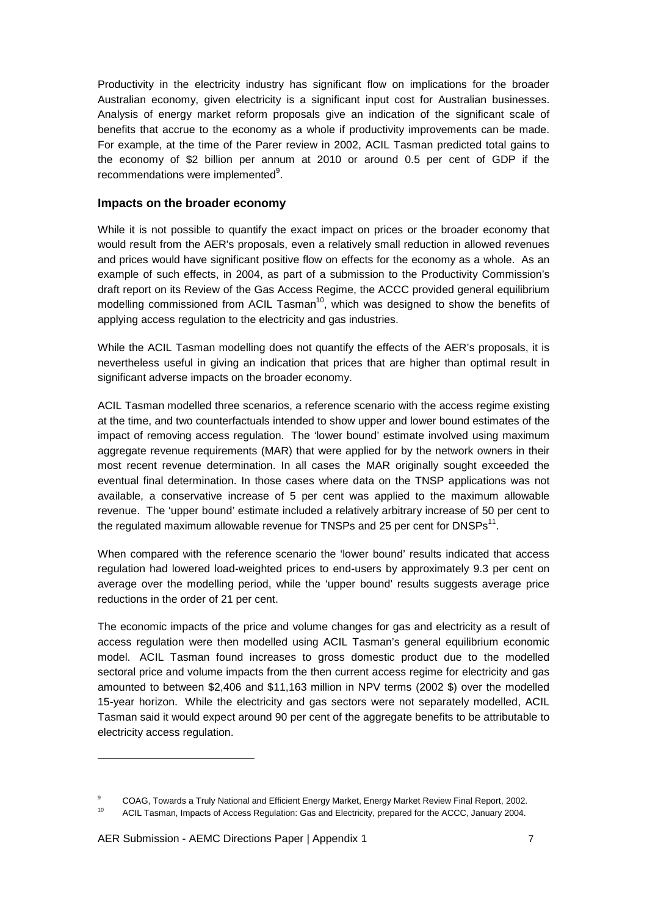Productivity in the electricity industry has significant flow on implications for the broader Australian economy, given electricity is a significant input cost for Australian businesses. Analysis of energy market reform proposals give an indication of the significant scale of benefits that accrue to the economy as a whole if productivity improvements can be made. For example, at the time of the Parer review in 2002, ACIL Tasman predicted total gains to the economy of $2 billion per annum at 2010 or around 0.5 per cent of GDP if the recommendations were implemented[9].

### Impacts on the broader economy

While it is not possible to quantify the exact impact on prices or the broader economy that would result from the AER's proposals, even a relatively small reduction in allowed revenues and prices would have significant positive flow on effects for the economy as a whole. As an example of such effects, in 2004, as part of a submission to the Productivity Commission's draft report on its Review of the Gas Access Regime, the ACCC provided general equilibrium modelling commissioned from ACIL Tasman[10], which was designed to show the benefits of applying access regulation to the electricity and gas industries.

While the ACIL Tasman modelling does not quantify the effects of the AER's proposals, it is nevertheless useful in giving an indication that prices that are higher than optimal result in significant adverse impacts on the broader economy.

ACIL Tasman modelled three scenarios, a reference scenario with the access regime existing at the time, and two counterfactuals intended to show upper and lower bound estimates of the impact of removing access regulation. The 'lower bound' estimate involved using maximum aggregate revenue requirements (MAR) that were applied for by the network owners in their most recent revenue determination. In all cases the MAR originally sought exceeded the eventual final determination. In those cases where data on the TNSP applications was not available, a conservative increase of 5 per cent was applied to the maximum allowable revenue. The 'upper bound' estimate included a relatively arbitrary increase of 50 per cent to the regulated maximum allowable revenue for TNSPs and 25 per cent for DNSPs[11].

When compared with the reference scenario the 'lower bound' results indicated that access regulation had lowered load-weighted prices to end-users by approximately 9.3 per cent on average over the modelling period, while the 'upper bound' results suggests average price reductions in the order of 21 per cent.

The economic impacts of the price and volume changes for gas and electricity as a result of access regulation were then modelled using ACIL Tasman's general equilibrium economic model. ACIL Tasman found increases to gross domestic product due to the modelled sectoral price and volume impacts from the then current access regime for electricity and gas amounted to between $2,406 and $11,163 million in NPV terms (2002 $) over the modelled 15-year horizon. While the electricity and gas sectors were not separately modelled, ACIL Tasman said it would expect around 90 per cent of the aggregate benefits to be attributable to electricity access regulation.

---

[9] COAG, Towards a Truly National and Efficient Energy Market, Energy Market Review Final Report, 2002.

[10] ACIL Tasman, Impacts of Access Regulation: Gas and Electricity, prepared for the ACCC, January 2004.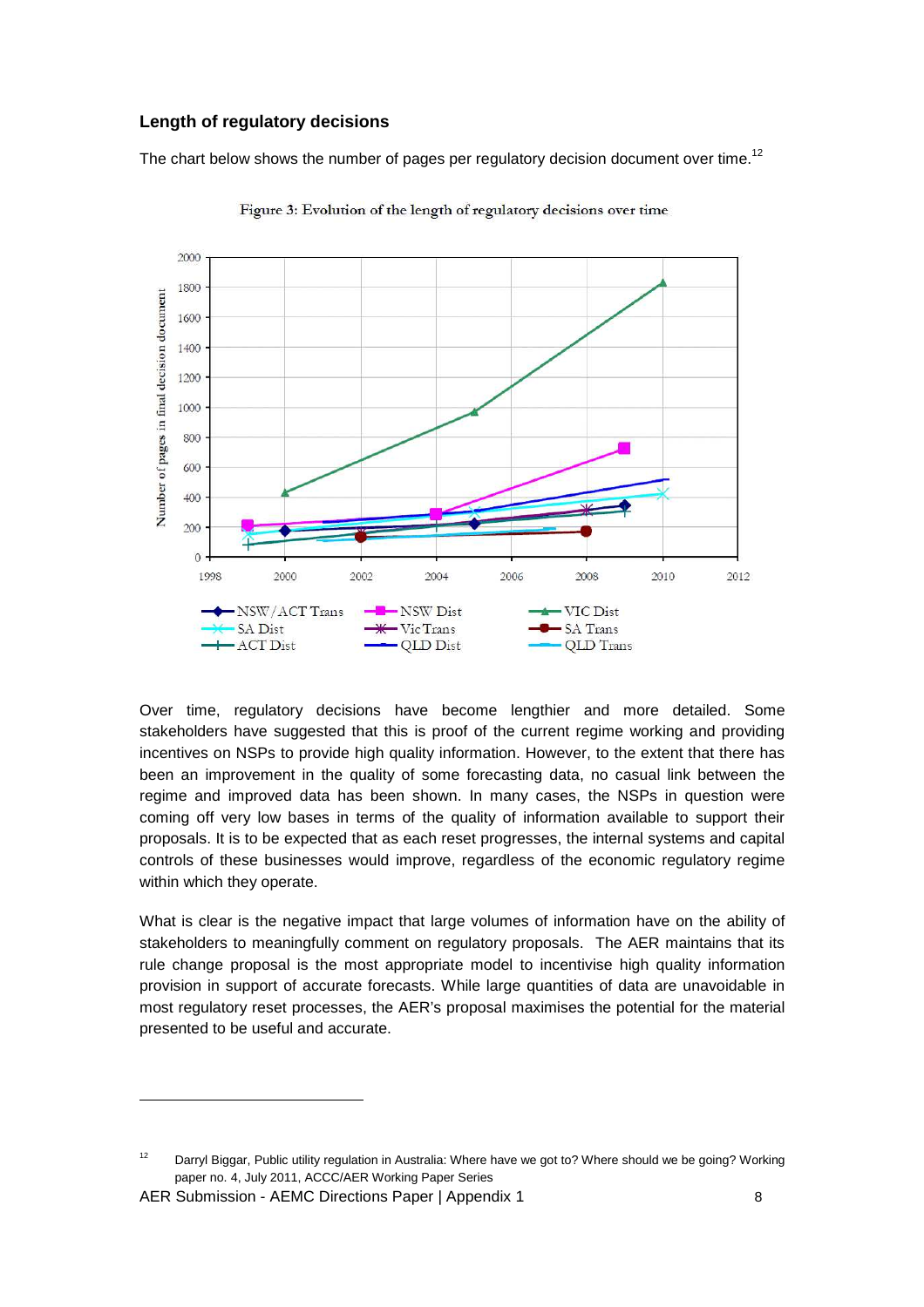### Length of regulatory decisions

The chart below shows the number of pages per regulatory decision document over time.[12]

Figure 3: Evolution of the length of regulatory decisions over time

Over time, regulatory decisions have become lengthier and more detailed. Some stakeholders have suggested that this is proof of the current regime working and providing incentives on NSPs to provide high quality information. However, to the extent that there has been an improvement in the quality of some forecasting data, no casual link between the regime and improved data has been shown. In many cases, the NSPs in question were coming off very low bases in terms of the quality of information available to support their proposals. It is to be expected that as each reset progresses, the internal systems and capital controls of these businesses would improve, regardless of the economic regulatory regime within which they operate.

What is clear is the negative impact that large volumes of information have on the ability of stakeholders to meaningfully comment on regulatory proposals. The AER maintains that its rule change proposal is the most appropriate model to incentivise high quality information provision in support of accurate forecasts. While large quantities of data are unavoidable in most regulatory reset processes, the AER's proposal maximises the potential for the material presented to be useful and accurate.

---

[12] Darryl Biggar, Public utility regulation in Australia: Where have we got to? Where should we be going? Working paper no. 4, July 2011, ACCC/AER Working Paper Series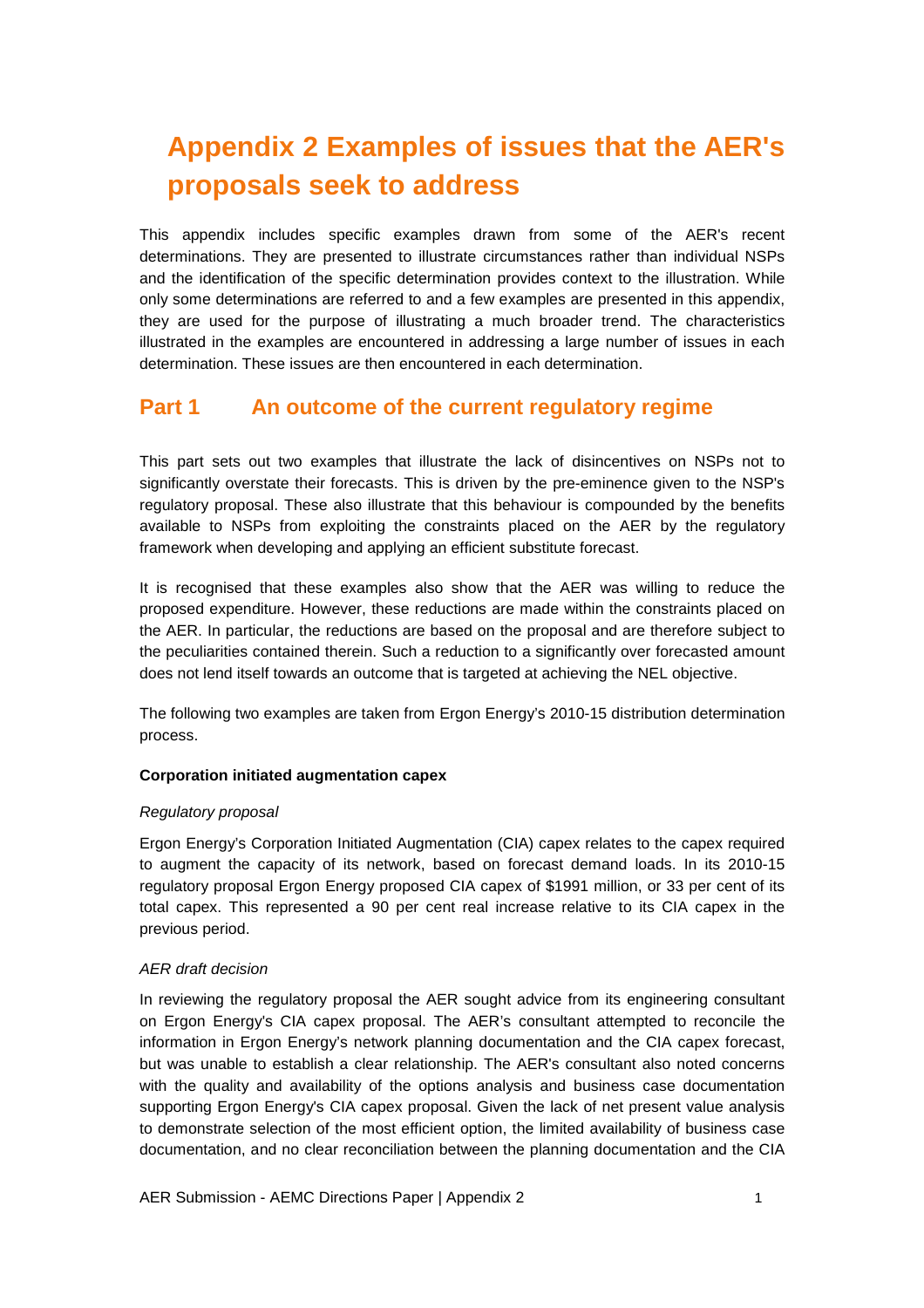# Appendix 2 Examples of issues that the AER's proposals seek to address

This appendix includes specific examples drawn from some of the AER's recent determinations. They are presented to illustrate circumstances rather than individual NSPs and the identification of the specific determination provides context to the illustration. While only some determinations are referred to and a few examples are presented in this appendix, they are used for the purpose of illustrating a much broader trend. The characteristics illustrated in the examples are encountered in addressing a large number of issues in each determination. These issues are then encountered in each determination.

## Part 1 An outcome of the current regulatory regime

This part sets out two examples that illustrate the lack of disincentives on NSPs not to significantly overstate their forecasts. This is driven by the pre-eminence given to the NSP's regulatory proposal. These also illustrate that this behaviour is compounded by the benefits available to NSPs from exploiting the constraints placed on the AER by the regulatory framework when developing and applying an efficient substitute forecast.

It is recognised that these examples also show that the AER was willing to reduce the proposed expenditure. However, these reductions are made within the constraints placed on the AER. In particular, the reductions are based on the proposal and are therefore subject to the peculiarities contained therein. Such a reduction to a significantly over forecasted amount does not lend itself towards an outcome that is targeted at achieving the NEL objective.

The following two examples are taken from Ergon Energy's 2010-15 distribution determination process.

**Corporation initiated augmentation capex**

*Regulatory proposal*

Ergon Energy's Corporation Initiated Augmentation (CIA) capex relates to the capex required to augment the capacity of its network, based on forecast demand loads. In its 2010-15 regulatory proposal Ergon Energy proposed CIA capex of $1991 million, or 33 per cent of its total capex. This represented a 90 per cent real increase relative to its CIA capex in the previous period.

*AER draft decision*

In reviewing the regulatory proposal the AER sought advice from its engineering consultant on Ergon Energy's CIA capex proposal. The AER's consultant attempted to reconcile the information in Ergon Energy's network planning documentation and the CIA capex forecast, but was unable to establish a clear relationship. The AER's consultant also noted concerns with the quality and availability of the options analysis and business case documentation supporting Ergon Energy's CIA capex proposal. Given the lack of net present value analysis to demonstrate selection of the most efficient option, the limited availability of business case documentation, and no clear reconciliation between the planning documentation and the CIA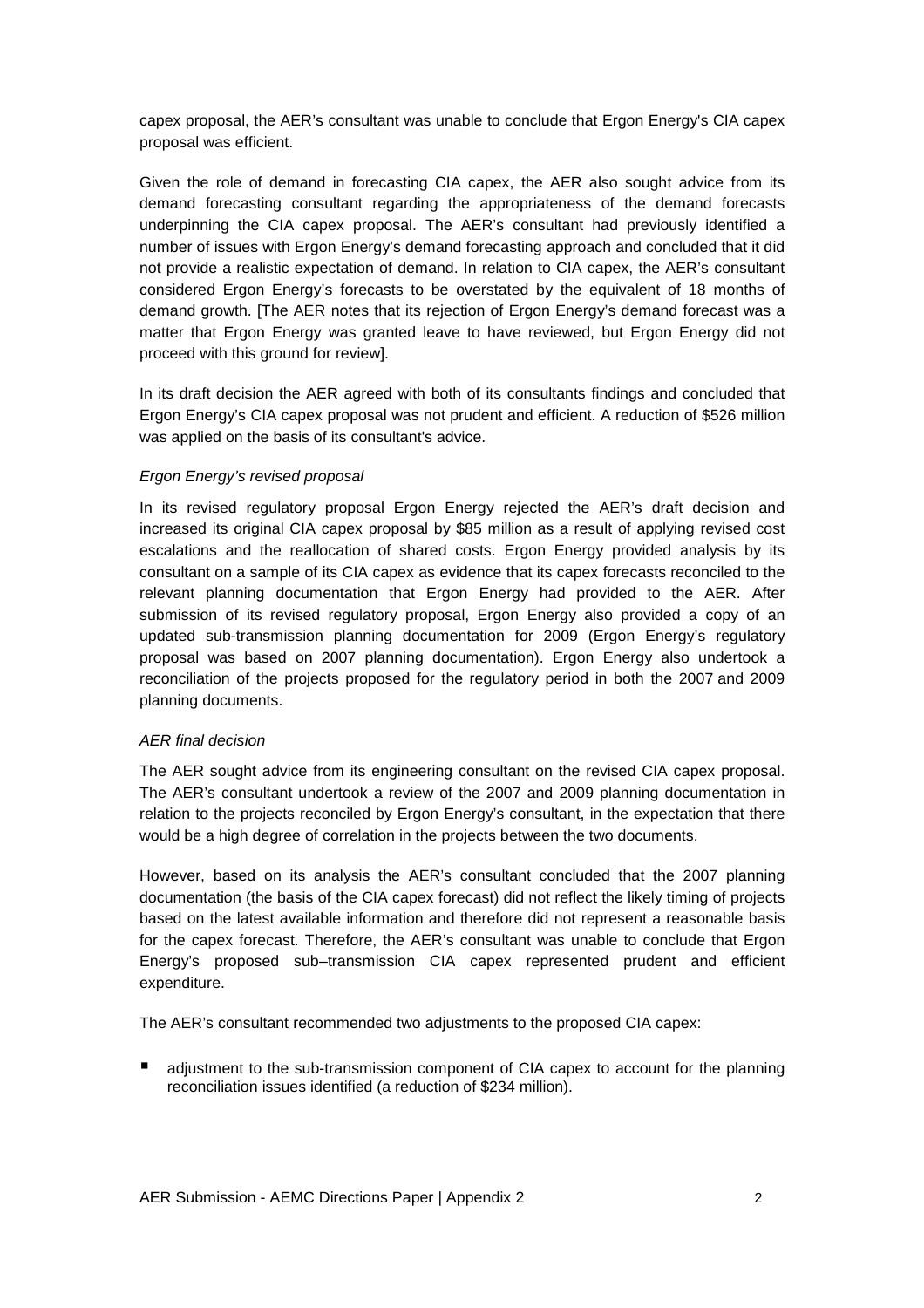capex proposal, the AER's consultant was unable to conclude that Ergon Energy's CIA capex proposal was efficient.

Given the role of demand in forecasting CIA capex, the AER also sought advice from its demand forecasting consultant regarding the appropriateness of the demand forecasts underpinning the CIA capex proposal. The AER's consultant had previously identified a number of issues with Ergon Energy's demand forecasting approach and concluded that it did not provide a realistic expectation of demand. In relation to CIA capex, the AER's consultant considered Ergon Energy's forecasts to be overstated by the equivalent of 18 months of demand growth. [The AER notes that its rejection of Ergon Energy's demand forecast was a matter that Ergon Energy was granted leave to have reviewed, but Ergon Energy did not proceed with this ground for review].

In its draft decision the AER agreed with both of its consultants findings and concluded that Ergon Energy's CIA capex proposal was not prudent and efficient. A reduction of $526 million was applied on the basis of its consultant's advice.

*Ergon Energy's revised proposal*

In its revised regulatory proposal Ergon Energy rejected the AER's draft decision and increased its original CIA capex proposal by $85 million as a result of applying revised cost escalations and the reallocation of shared costs. Ergon Energy provided analysis by its consultant on a sample of its CIA capex as evidence that its capex forecasts reconciled to the relevant planning documentation that Ergon Energy had provided to the AER. After submission of its revised regulatory proposal, Ergon Energy also provided a copy of an updated sub-transmission planning documentation for 2009 (Ergon Energy's regulatory proposal was based on 2007 planning documentation). Ergon Energy also undertook a reconciliation of the projects proposed for the regulatory period in both the 2007 and 2009 planning documents.

*AER final decision*

The AER sought advice from its engineering consultant on the revised CIA capex proposal. The AER's consultant undertook a review of the 2007 and 2009 planning documentation in relation to the projects reconciled by Ergon Energy's consultant, in the expectation that there would be a high degree of correlation in the projects between the two documents.

However, based on its analysis the AER's consultant concluded that the 2007 planning documentation (the basis of the CIA capex forecast) did not reflect the likely timing of projects based on the latest available information and therefore did not represent a reasonable basis for the capex forecast. Therefore, the AER's consultant was unable to conclude that Ergon Energy's proposed sub–transmission CIA capex represented prudent and efficient expenditure.

The AER's consultant recommended two adjustments to the proposed CIA capex:

- adjustment to the sub-transmission component of CIA capex to account for the planning reconciliation issues identified (a reduction of $234 million).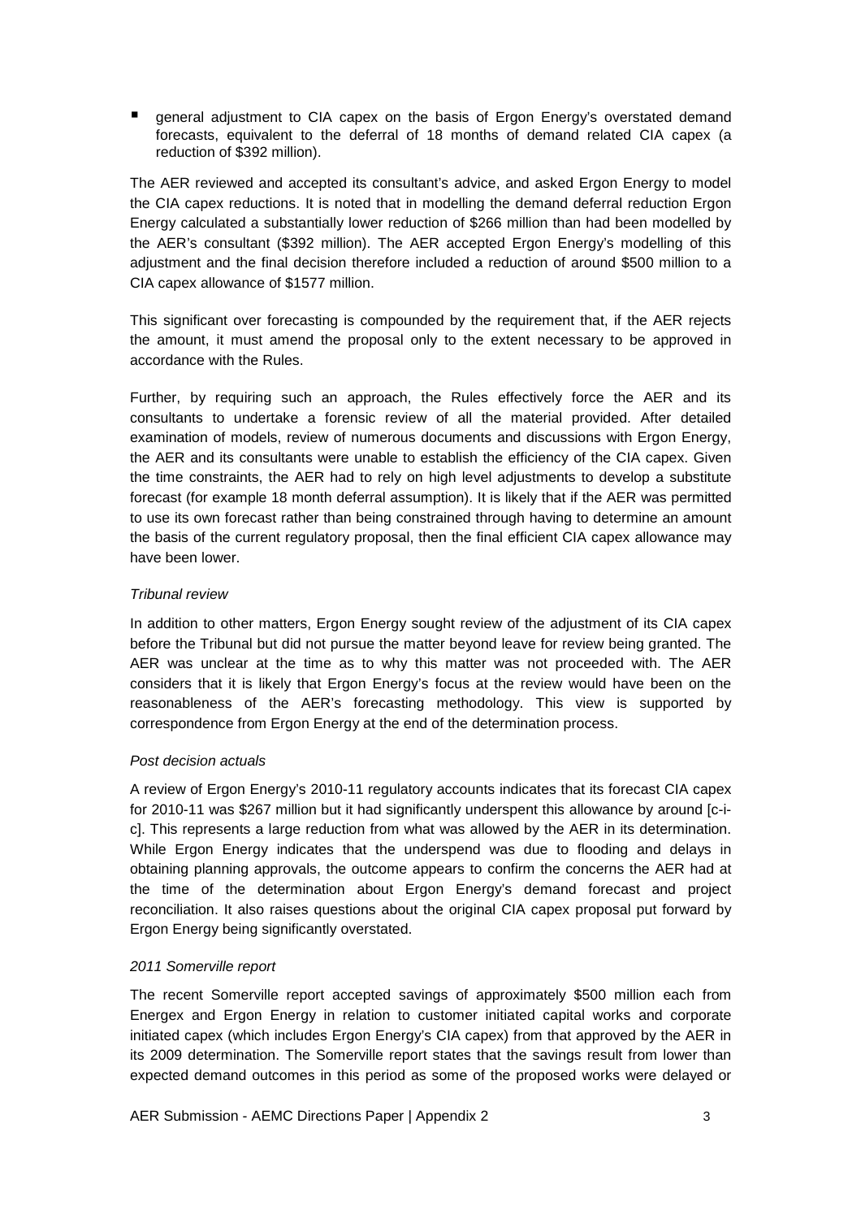- general adjustment to CIA capex on the basis of Ergon Energy's overstated demand forecasts, equivalent to the deferral of 18 months of demand related CIA capex (a reduction of $392 million).

The AER reviewed and accepted its consultant's advice, and asked Ergon Energy to model the CIA capex reductions. It is noted that in modelling the demand deferral reduction Ergon Energy calculated a substantially lower reduction of $266 million than had been modelled by the AER's consultant ($392 million). The AER accepted Ergon Energy's modelling of this adjustment and the final decision therefore included a reduction of around $500 million to a CIA capex allowance of $1577 million.

This significant over forecasting is compounded by the requirement that, if the AER rejects the amount, it must amend the proposal only to the extent necessary to be approved in accordance with the Rules.

Further, by requiring such an approach, the Rules effectively force the AER and its consultants to undertake a forensic review of all the material provided. After detailed examination of models, review of numerous documents and discussions with Ergon Energy, the AER and its consultants were unable to establish the efficiency of the CIA capex. Given the time constraints, the AER had to rely on high level adjustments to develop a substitute forecast (for example 18 month deferral assumption). It is likely that if the AER was permitted to use its own forecast rather than being constrained through having to determine an amount the basis of the current regulatory proposal, then the final efficient CIA capex allowance may have been lower.

*Tribunal review*

In addition to other matters, Ergon Energy sought review of the adjustment of its CIA capex before the Tribunal but did not pursue the matter beyond leave for review being granted. The AER was unclear at the time as to why this matter was not proceeded with. The AER considers that it is likely that Ergon Energy's focus at the review would have been on the reasonableness of the AER's forecasting methodology. This view is supported by correspondence from Ergon Energy at the end of the determination process.

*Post decision actuals*

A review of Ergon Energy's 2010-11 regulatory accounts indicates that its forecast CIA capex for 2010-11 was $267 million but it had significantly underspent this allowance by around [c-i-c]. This represents a large reduction from what was allowed by the AER in its determination. While Ergon Energy indicates that the underspend was due to flooding and delays in obtaining planning approvals, the outcome appears to confirm the concerns the AER had at the time of the determination about Ergon Energy's demand forecast and project reconciliation. It also raises questions about the original CIA capex proposal put forward by Ergon Energy being significantly overstated.

*2011 Somerville report*

The recent Somerville report accepted savings of approximately $500 million each from Energex and Ergon Energy in relation to customer initiated capital works and corporate initiated capex (which includes Ergon Energy's CIA capex) from that approved by the AER in its 2009 determination. The Somerville report states that the savings result from lower than expected demand outcomes in this period as some of the proposed works were delayed or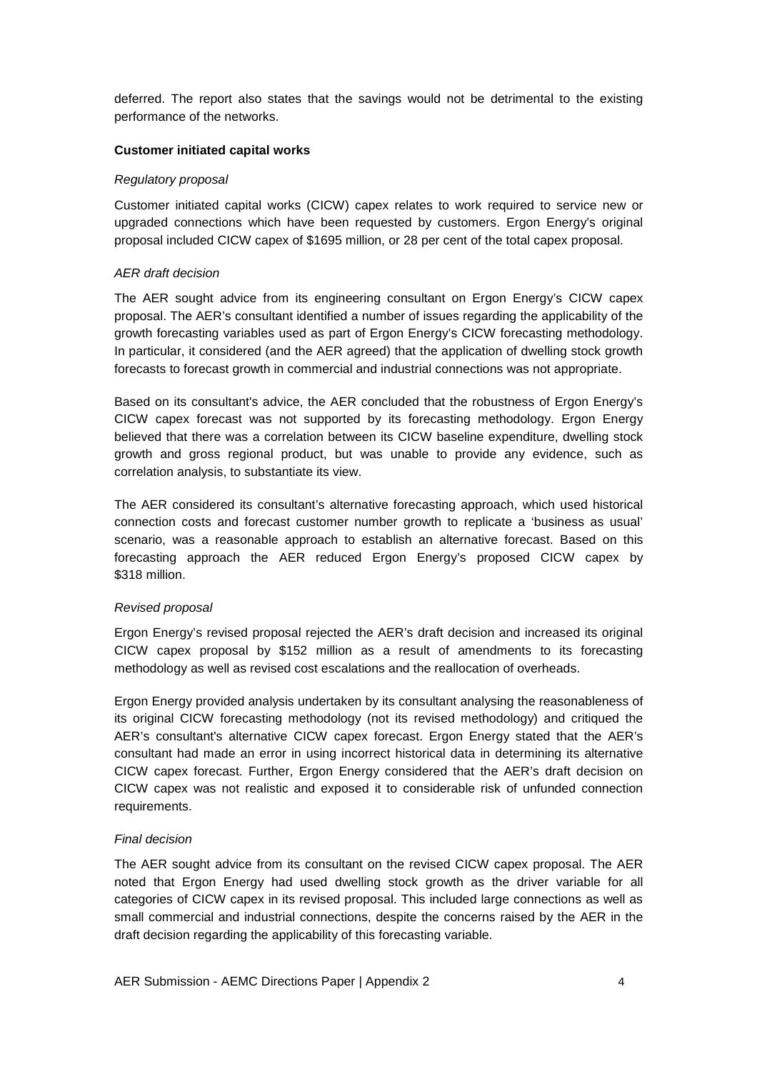deferred. The report also states that the savings would not be detrimental to the existing performance of the networks.

**Customer initiated capital works**

*Regulatory proposal*

Customer initiated capital works (CICW) capex relates to work required to service new or upgraded connections which have been requested by customers. Ergon Energy's original proposal included CICW capex of $1695 million, or 28 per cent of the total capex proposal.

*AER draft decision*

The AER sought advice from its engineering consultant on Ergon Energy's CICW capex proposal. The AER's consultant identified a number of issues regarding the applicability of the growth forecasting variables used as part of Ergon Energy's CICW forecasting methodology. In particular, it considered (and the AER agreed) that the application of dwelling stock growth forecasts to forecast growth in commercial and industrial connections was not appropriate.

Based on its consultant's advice, the AER concluded that the robustness of Ergon Energy's CICW capex forecast was not supported by its forecasting methodology. Ergon Energy believed that there was a correlation between its CICW baseline expenditure, dwelling stock growth and gross regional product, but was unable to provide any evidence, such as correlation analysis, to substantiate its view.

The AER considered its consultant's alternative forecasting approach, which used historical connection costs and forecast customer number growth to replicate a 'business as usual' scenario, was a reasonable approach to establish an alternative forecast. Based on this forecasting approach the AER reduced Ergon Energy's proposed CICW capex by $318 million.

*Revised proposal*

Ergon Energy's revised proposal rejected the AER's draft decision and increased its original CICW capex proposal by $152 million as a result of amendments to its forecasting methodology as well as revised cost escalations and the reallocation of overheads.

Ergon Energy provided analysis undertaken by its consultant analysing the reasonableness of its original CICW forecasting methodology (not its revised methodology) and critiqued the AER's consultant's alternative CICW capex forecast. Ergon Energy stated that the AER's consultant had made an error in using incorrect historical data in determining its alternative CICW capex forecast. Further, Ergon Energy considered that the AER's draft decision on CICW capex was not realistic and exposed it to considerable risk of unfunded connection requirements.

*Final decision*

The AER sought advice from its consultant on the revised CICW capex proposal. The AER noted that Ergon Energy had used dwelling stock growth as the driver variable for all categories of CICW capex in its revised proposal. This included large connections as well as small commercial and industrial connections, despite the concerns raised by the AER in the draft decision regarding the applicability of this forecasting variable.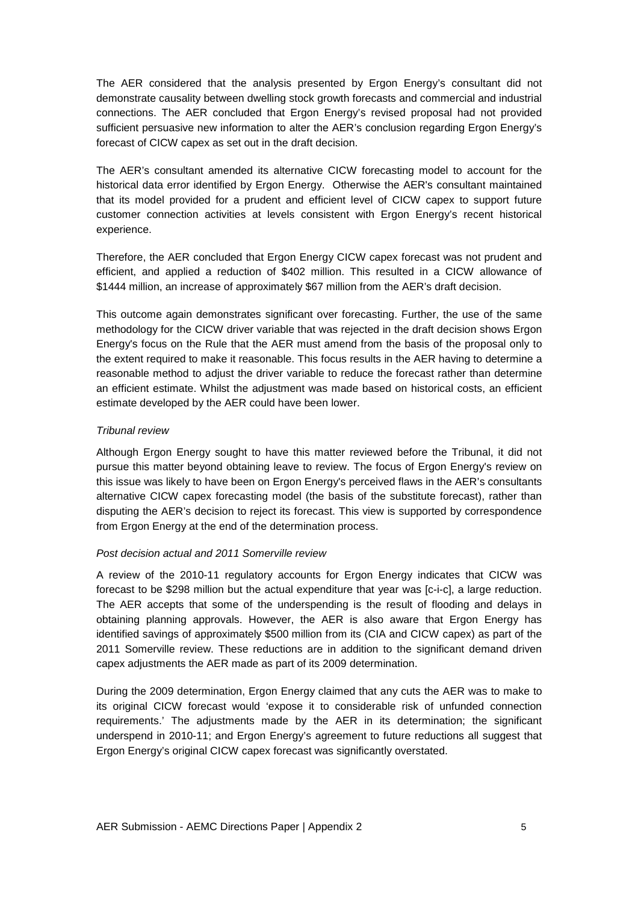The AER considered that the analysis presented by Ergon Energy's consultant did not demonstrate causality between dwelling stock growth forecasts and commercial and industrial connections. The AER concluded that Ergon Energy's revised proposal had not provided sufficient persuasive new information to alter the AER's conclusion regarding Ergon Energy's forecast of CICW capex as set out in the draft decision.

The AER's consultant amended its alternative CICW forecasting model to account for the historical data error identified by Ergon Energy. Otherwise the AER's consultant maintained that its model provided for a prudent and efficient level of CICW capex to support future customer connection activities at levels consistent with Ergon Energy's recent historical experience.

Therefore, the AER concluded that Ergon Energy CICW capex forecast was not prudent and efficient, and applied a reduction of $402 million. This resulted in a CICW allowance of $1444 million, an increase of approximately $67 million from the AER's draft decision.

This outcome again demonstrates significant over forecasting. Further, the use of the same methodology for the CICW driver variable that was rejected in the draft decision shows Ergon Energy's focus on the Rule that the AER must amend from the basis of the proposal only to the extent required to make it reasonable. This focus results in the AER having to determine a reasonable method to adjust the driver variable to reduce the forecast rather than determine an efficient estimate. Whilst the adjustment was made based on historical costs, an efficient estimate developed by the AER could have been lower.

*Tribunal review*

Although Ergon Energy sought to have this matter reviewed before the Tribunal, it did not pursue this matter beyond obtaining leave to review. The focus of Ergon Energy's review on this issue was likely to have been on Ergon Energy's perceived flaws in the AER's consultants alternative CICW capex forecasting model (the basis of the substitute forecast), rather than disputing the AER's decision to reject its forecast. This view is supported by correspondence from Ergon Energy at the end of the determination process.

*Post decision actual and 2011 Somerville review*

A review of the 2010-11 regulatory accounts for Ergon Energy indicates that CICW was forecast to be $298 million but the actual expenditure that year was [c-i-c], a large reduction. The AER accepts that some of the underspending is the result of flooding and delays in obtaining planning approvals. However, the AER is also aware that Ergon Energy has identified savings of approximately $500 million from its (CIA and CICW capex) as part of the 2011 Somerville review. These reductions are in addition to the significant demand driven capex adjustments the AER made as part of its 2009 determination.

During the 2009 determination, Ergon Energy claimed that any cuts the AER was to make to its original CICW forecast would 'expose it to considerable risk of unfunded connection requirements.' The adjustments made by the AER in its determination; the significant underspend in 2010-11; and Ergon Energy's agreement to future reductions all suggest that Ergon Energy's original CICW capex forecast was significantly overstated.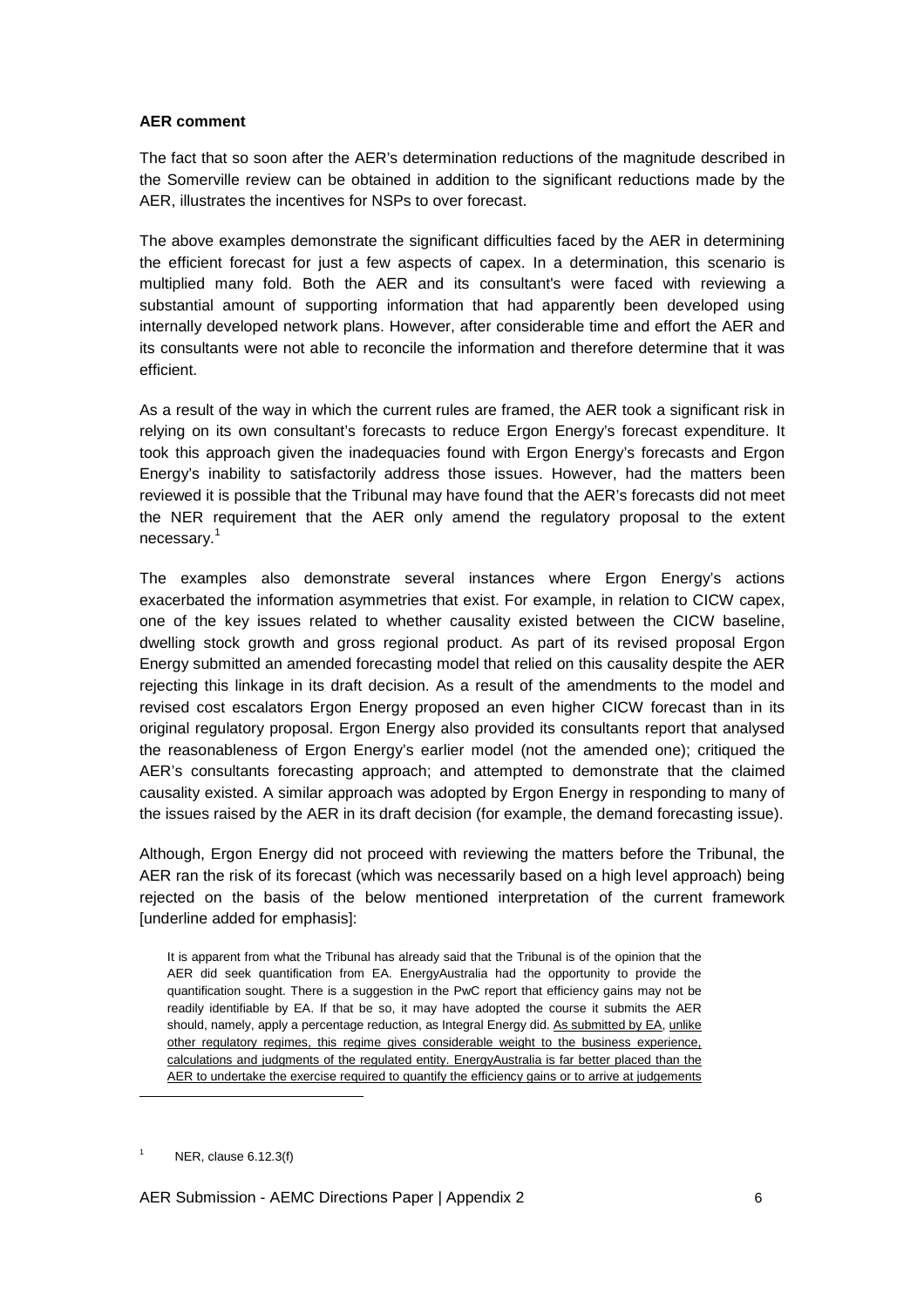**AER comment**

The fact that so soon after the AER's determination reductions of the magnitude described in the Somerville review can be obtained in addition to the significant reductions made by the AER, illustrates the incentives for NSPs to over forecast.

The above examples demonstrate the significant difficulties faced by the AER in determining the efficient forecast for just a few aspects of capex. In a determination, this scenario is multiplied many fold. Both the AER and its consultant's were faced with reviewing a substantial amount of supporting information that had apparently been developed using internally developed network plans. However, after considerable time and effort the AER and its consultants were not able to reconcile the information and therefore determine that it was efficient.

As a result of the way in which the current rules are framed, the AER took a significant risk in relying on its own consultant's forecasts to reduce Ergon Energy's forecast expenditure. It took this approach given the inadequacies found with Ergon Energy's forecasts and Ergon Energy's inability to satisfactorily address those issues. However, had the matters been reviewed it is possible that the Tribunal may have found that the AER's forecasts did not meet the NER requirement that the AER only amend the regulatory proposal to the extent necessary.[1]

The examples also demonstrate several instances where Ergon Energy's actions exacerbated the information asymmetries that exist. For example, in relation to CICW capex, one of the key issues related to whether causality existed between the CICW baseline, dwelling stock growth and gross regional product. As part of its revised proposal Ergon Energy submitted an amended forecasting model that relied on this causality despite the AER rejecting this linkage in its draft decision. As a result of the amendments to the model and revised cost escalators Ergon Energy proposed an even higher CICW forecast than in its original regulatory proposal. Ergon Energy also provided its consultants report that analysed the reasonableness of Ergon Energy's earlier model (not the amended one); critiqued the AER's consultants forecasting approach; and attempted to demonstrate that the claimed causality existed. A similar approach was adopted by Ergon Energy in responding to many of the issues raised by the AER in its draft decision (for example, the demand forecasting issue).

Although, Ergon Energy did not proceed with reviewing the matters before the Tribunal, the AER ran the risk of its forecast (which was necessarily based on a high level approach) being rejected on the basis of the below mentioned interpretation of the current framework [underline added for emphasis]:

> It is apparent from what the Tribunal has already said that the Tribunal is of the opinion that the AER did seek quantification from EA. EnergyAustralia had the opportunity to provide the quantification sought. There is a suggestion in the PwC report that efficiency gains may not be readily identifiable by EA. If that be so, it may have adopted the course it submits the AER should, namely, apply a percentage reduction, as Integral Energy did. As submitted by EA, unlike other regulatory regimes, this regime gives considerable weight to the business experience, calculations and judgments of the regulated entity. EnergyAustralia is far better placed than the AER to undertake the exercise required to quantify the efficiency gains or to arrive at judgements

[1] NER, clause 6.12.3(f)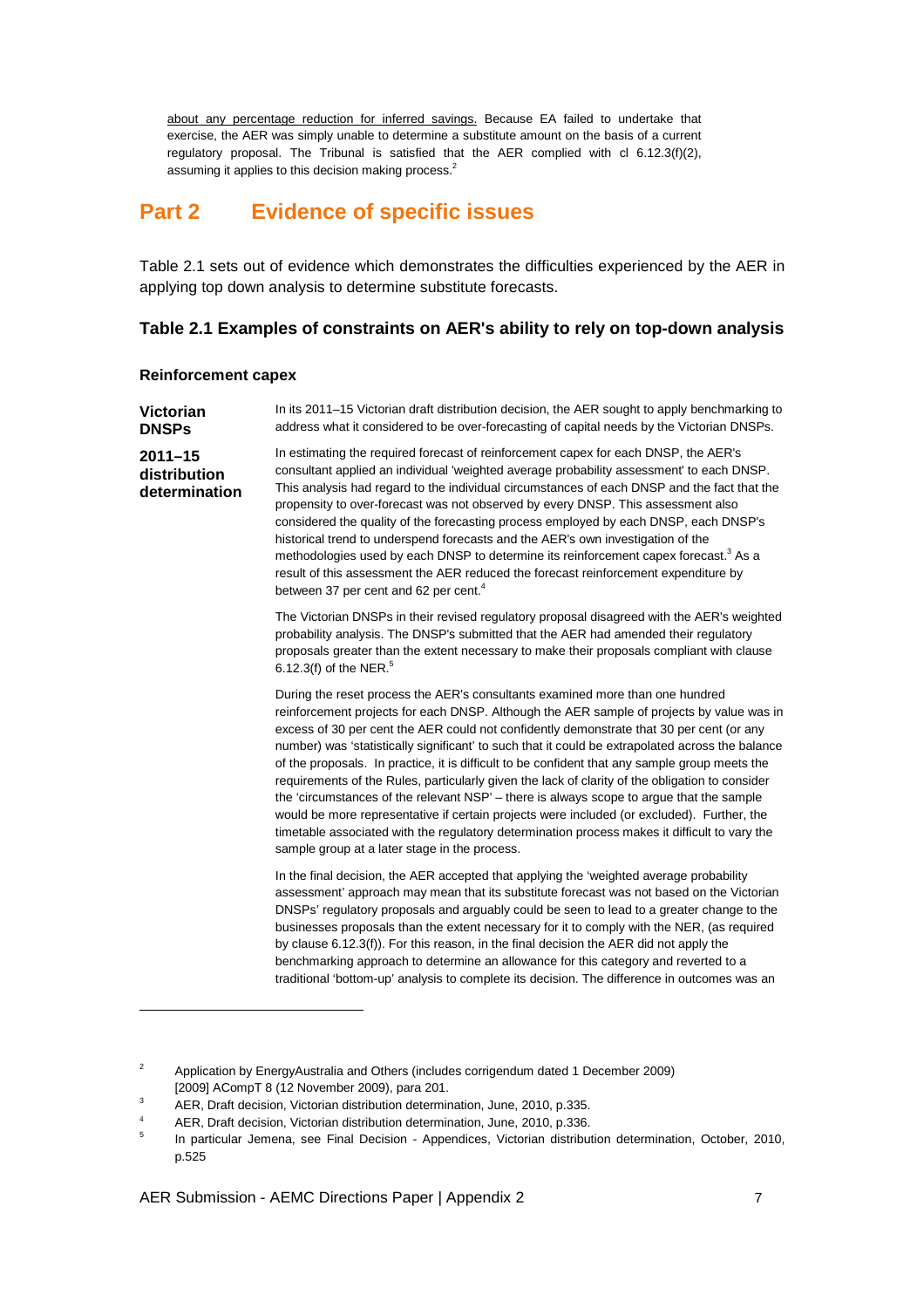about any percentage reduction for inferred savings. Because EA failed to undertake that exercise, the AER was simply unable to determine a substitute amount on the basis of a current regulatory proposal. The Tribunal is satisfied that the AER complied with cl 6.12.3(f)(2), assuming it applies to this decision making process.[2]

# Part 2 Evidence of specific issues

Table 2.1 sets out of evidence which demonstrates the difficulties experienced by the AER in applying top down analysis to determine substitute forecasts.

### Table 2.1 Examples of constraints on AER's ability to rely on top-down analysis

#### Reinforcement capex

| | |
|---|---|
| **Victorian DNSPs** | In its 2011–15 Victorian draft distribution decision, the AER sought to apply benchmarking to address what it considered to be over-forecasting of capital needs by the Victorian DNSPs. |
| **2011–15 distribution determination** | In estimating the required forecast of reinforcement capex for each DNSP, the AER's consultant applied an individual 'weighted average probability assessment' to each DNSP. This analysis had regard to the individual circumstances of each DNSP and the fact that the propensity to over-forecast was not observed by every DNSP. This assessment also considered the quality of the forecasting process employed by each DNSP, each DNSP's historical trend to underspend forecasts and the AER's own investigation of the methodologies used by each DNSP to determine its reinforcement capex forecast.[3] As a result of this assessment the AER reduced the forecast reinforcement expenditure by between 37 per cent and 62 per cent.[4] |
| | The Victorian DNSPs in their revised regulatory proposal disagreed with the AER's weighted probability analysis. The DNSP's submitted that the AER had amended their regulatory proposals greater than the extent necessary to make their proposals compliant with clause 6.12.3(f) of the NER.[5] |
| | During the reset process the AER's consultants examined more than one hundred reinforcement projects for each DNSP. Although the AER sample of projects by value was in excess of 30 per cent the AER could not confidently demonstrate that 30 per cent (or any number) was 'statistically significant' to such that it could be extrapolated across the balance of the proposals. In practice, it is difficult to be confident that any sample group meets the requirements of the Rules, particularly given the lack of clarity of the obligation to consider the 'circumstances of the relevant NSP' – there is always scope to argue that the sample would be more representative if certain projects were included (or excluded). Further, the timetable associated with the regulatory determination process makes it difficult to vary the sample group at a later stage in the process. |
| | In the final decision, the AER accepted that applying the 'weighted average probability assessment' approach may mean that its substitute forecast was not based on the Victorian DNSPs' regulatory proposals and arguably could be seen to lead to a greater change to the businesses proposals than the extent necessary for it to comply with the NER, (as required by clause 6.12.3(f)). For this reason, in the final decision the AER did not apply the benchmarking approach to determine an allowance for this category and reverted to a traditional 'bottom-up' analysis to complete its decision. The difference in outcomes was an |

---

[2] Application by EnergyAustralia and Others (includes corrigendum dated 1 December 2009) [2009] ACompT 8 (12 November 2009), para 201.

[3] AER, Draft decision, Victorian distribution determination, June, 2010, p.335.

[4] AER, Draft decision, Victorian distribution determination, June, 2010, p.336.

[5] In particular Jemena, see Final Decision - Appendices, Victorian distribution determination, October, 2010, p.525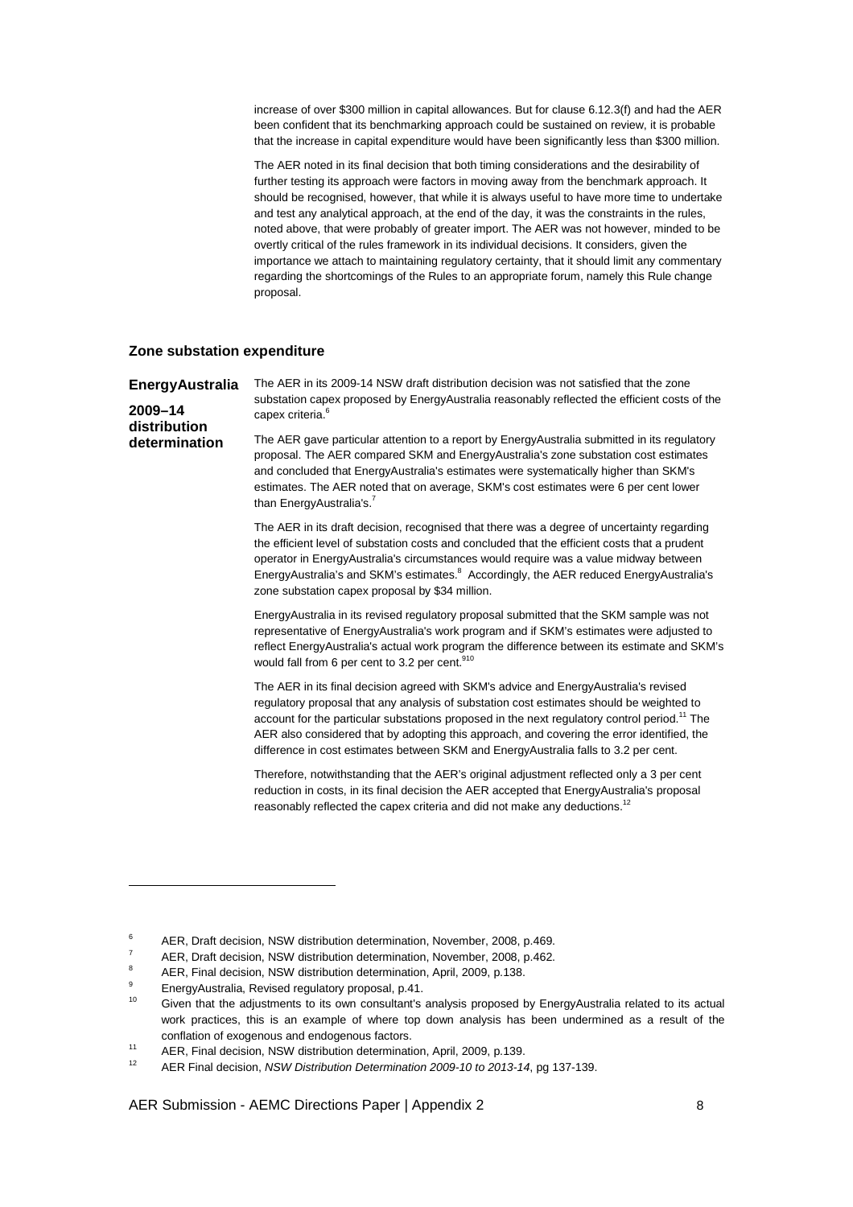increase of over $300 million in capital allowances. But for clause 6.12.3(f) and had the AER been confident that its benchmarking approach could be sustained on review, it is probable that the increase in capital expenditure would have been significantly less than $300 million.

The AER noted in its final decision that both timing considerations and the desirability of further testing its approach were factors in moving away from the benchmark approach. It should be recognised, however, that while it is always useful to have more time to undertake and test any analytical approach, at the end of the day, it was the constraints in the rules, noted above, that were probably of greater import. The AER was not however, minded to be overtly critical of the rules framework in its individual decisions. It considers, given the importance we attach to maintaining regulatory certainty, that it should limit any commentary regarding the shortcomings of the Rules to an appropriate forum, namely this Rule change proposal.

### Zone substation expenditure

**EnergyAustralia 2009–14 distribution determination**

The AER in its 2009-14 NSW draft distribution decision was not satisfied that the zone substation capex proposed by EnergyAustralia reasonably reflected the efficient costs of the capex criteria.[6]

The AER gave particular attention to a report by EnergyAustralia submitted in its regulatory proposal. The AER compared SKM and EnergyAustralia's zone substation cost estimates and concluded that EnergyAustralia's estimates were systematically higher than SKM's estimates. The AER noted that on average, SKM's cost estimates were 6 per cent lower than EnergyAustralia's.[7]

The AER in its draft decision, recognised that there was a degree of uncertainty regarding the efficient level of substation costs and concluded that the efficient costs that a prudent operator in EnergyAustralia's circumstances would require was a value midway between EnergyAustralia's and SKM's estimates.[8] Accordingly, the AER reduced EnergyAustralia's zone substation capex proposal by $34 million.

EnergyAustralia in its revised regulatory proposal submitted that the SKM sample was not representative of EnergyAustralia's work program and if SKM's estimates were adjusted to reflect EnergyAustralia's actual work program the difference between its estimate and SKM's would fall from 6 per cent to 3.2 per cent.[9,10]

The AER in its final decision agreed with SKM's advice and EnergyAustralia's revised regulatory proposal that any analysis of substation cost estimates should be weighted to account for the particular substations proposed in the next regulatory control period.[11] The AER also considered that by adopting this approach, and covering the error identified, the difference in cost estimates between SKM and EnergyAustralia falls to 3.2 per cent.

Therefore, notwithstanding that the AER's original adjustment reflected only a 3 per cent reduction in costs, in its final decision the AER accepted that EnergyAustralia's proposal reasonably reflected the capex criteria and did not make any deductions.[12]

---

[6] AER, Draft decision, NSW distribution determination, November, 2008, p.469.

[7] AER, Draft decision, NSW distribution determination, November, 2008, p.462.

[8] AER, Final decision, NSW distribution determination, April, 2009, p.138.

[9] EnergyAustralia, Revised regulatory proposal, p.41.

[10] Given that the adjustments to its own consultant's analysis proposed by EnergyAustralia related to its actual work practices, this is an example of where top down analysis has been undermined as a result of the conflation of exogenous and endogenous factors.

[11] AER, Final decision, NSW distribution determination, April, 2009, p.139.

[12] AER Final decision, *NSW Distribution Determination 2009-10 to 2013-14*, pg 137-139.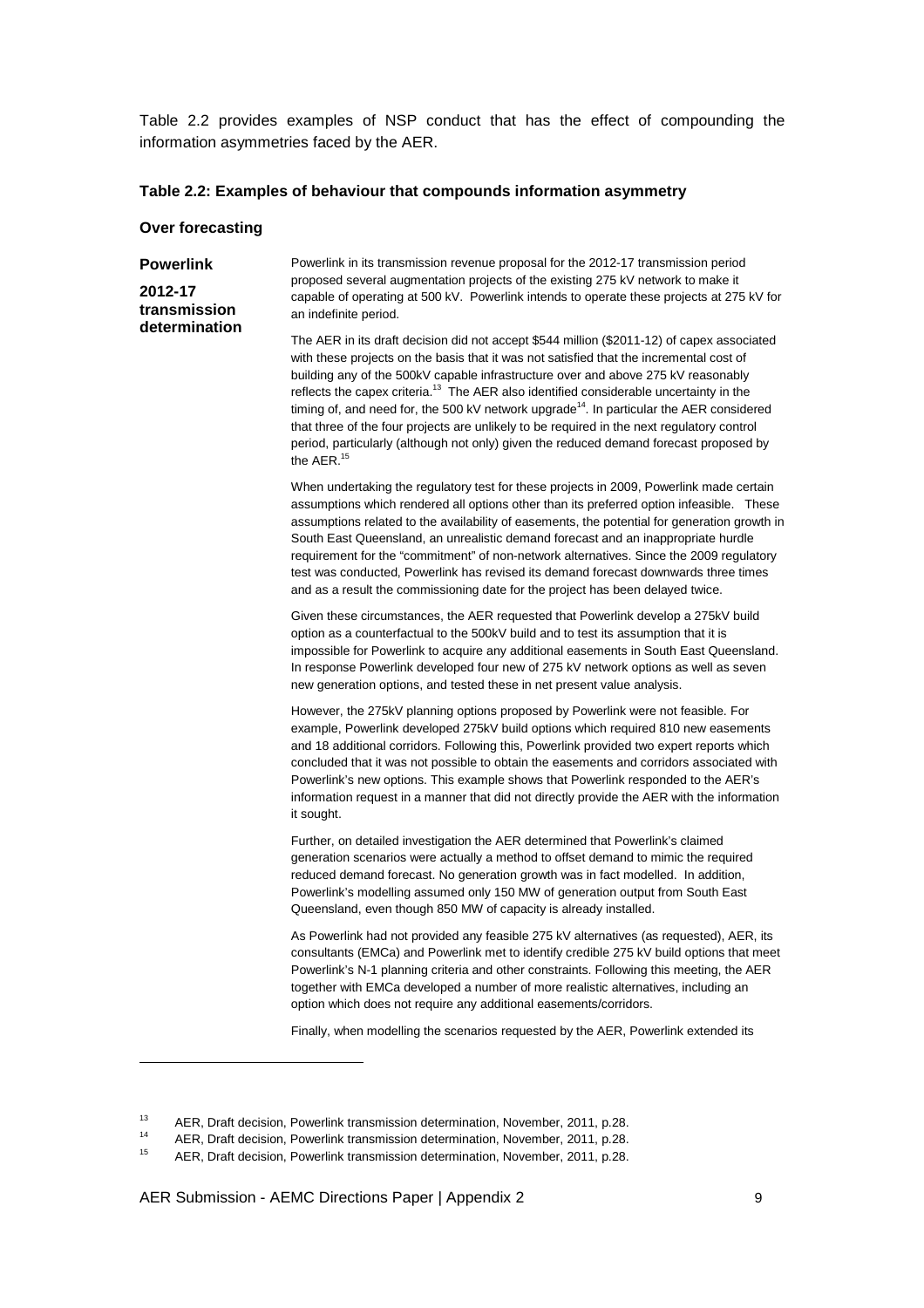Table 2.2 provides examples of NSP conduct that has the effect of compounding the information asymmetries faced by the AER.

**Table 2.2: Examples of behaviour that compounds information asymmetry**

**Over forecasting**

| | |
|---|---|
| **Powerlink**<br><br>**2012-17 transmission determination** | Powerlink in its transmission revenue proposal for the 2012-17 transmission period proposed several augmentation projects of the existing 275 kV network to make it capable of operating at 500 kV. Powerlink intends to operate these projects at 275 kV for an indefinite period.<br><br>The AER in its draft decision did not accept $544 million ($2011-12) of capex associated with these projects on the basis that it was not satisfied that the incremental cost of building any of the 500kV capable infrastructure over and above 275 kV reasonably reflects the capex criteria.[13] The AER also identified considerable uncertainty in the timing of, and need for, the 500 kV network upgrade[14]. In particular the AER considered that three of the four projects are unlikely to be required in the next regulatory control period, particularly (although not only) given the reduced demand forecast proposed by the AER.[15]<br><br>When undertaking the regulatory test for these projects in 2009, Powerlink made certain assumptions which rendered all options other than its preferred option infeasible. These assumptions related to the availability of easements, the potential for generation growth in South East Queensland, an unrealistic demand forecast and an inappropriate hurdle requirement for the "commitment" of non-network alternatives. Since the 2009 regulatory test was conducted, Powerlink has revised its demand forecast downwards three times and as a result the commissioning date for the project has been delayed twice.<br><br>Given these circumstances, the AER requested that Powerlink develop a 275kV build option as a counterfactual to the 500kV build and to test its assumption that it is impossible for Powerlink to acquire any additional easements in South East Queensland. In response Powerlink developed four new of 275 kV network options as well as seven new generation options, and tested these in net present value analysis.<br><br>However, the 275kV planning options proposed by Powerlink were not feasible. For example, Powerlink developed 275kV build options which required 810 new easements and 18 additional corridors. Following this, Powerlink provided two expert reports which concluded that it was not possible to obtain the easements and corridors associated with Powerlink's new options. This example shows that Powerlink responded to the AER's information request in a manner that did not directly provide the AER with the information it sought.<br><br>Further, on detailed investigation the AER determined that Powerlink's claimed generation scenarios were actually a method to offset demand to mimic the required reduced demand forecast. No generation growth was in fact modelled. In addition, Powerlink's modelling assumed only 150 MW of generation output from South East Queensland, even though 850 MW of capacity is already installed.<br><br>As Powerlink had not provided any feasible 275 kV alternatives (as requested), AER, its consultants (EMCa) and Powerlink met to identify credible 275 kV build options that meet Powerlink's N-1 planning criteria and other constraints. Following this meeting, the AER together with EMCa developed a number of more realistic alternatives, including an option which does not require any additional easements/corridors.<br><br>Finally, when modelling the scenarios requested by the AER, Powerlink extended its |

[13] AER, Draft decision, Powerlink transmission determination, November, 2011, p.28.

[14] AER, Draft decision, Powerlink transmission determination, November, 2011, p.28.

[15] AER, Draft decision, Powerlink transmission determination, November, 2011, p.28.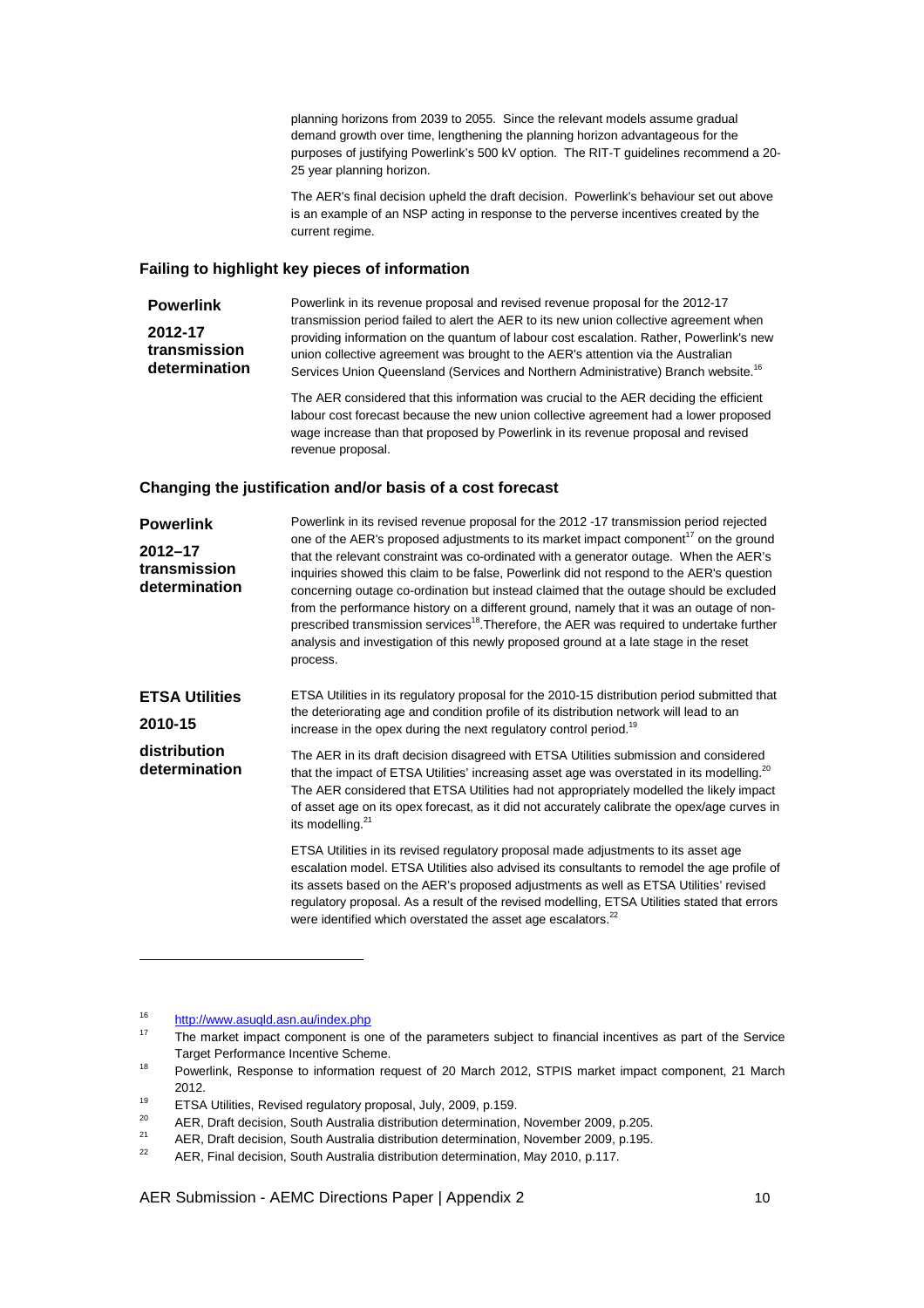planning horizons from 2039 to 2055. Since the relevant models assume gradual demand growth over time, lengthening the planning horizon advantageous for the purposes of justifying Powerlink's 500 kV option. The RIT-T guidelines recommend a 20-25 year planning horizon.

The AER's final decision upheld the draft decision. Powerlink's behaviour set out above is an example of an NSP acting in response to the perverse incentives created by the current regime.

### Failing to highlight key pieces of information

**Powerlink**

**2012-17 transmission determination**

Powerlink in its revenue proposal and revised revenue proposal for the 2012-17 transmission period failed to alert the AER to its new union collective agreement when providing information on the quantum of labour cost escalation. Rather, Powerlink's new union collective agreement was brought to the AER's attention via the Australian Services Union Queensland (Services and Northern Administrative) Branch website.[16]

The AER considered that this information was crucial to the AER deciding the efficient labour cost forecast because the new union collective agreement had a lower proposed wage increase than that proposed by Powerlink in its revenue proposal and revised revenue proposal.

### Changing the justification and/or basis of a cost forecast

**Powerlink**

**2012–17 transmission determination**

Powerlink in its revised revenue proposal for the 2012 -17 transmission period rejected one of the AER's proposed adjustments to its market impact component[17] on the ground that the relevant constraint was co-ordinated with a generator outage. When the AER's inquiries showed this claim to be false, Powerlink did not respond to the AER's question concerning outage co-ordination but instead claimed that the outage should be excluded from the performance history on a different ground, namely that it was an outage of non-prescribed transmission services[18].Therefore, the AER was required to undertake further analysis and investigation of this newly proposed ground at a late stage in the reset process.

**ETSA Utilities**

**2010-15**

**distribution determination**

ETSA Utilities in its regulatory proposal for the 2010-15 distribution period submitted that the deteriorating age and condition profile of its distribution network will lead to an increase in the opex during the next regulatory control period.[19]

The AER in its draft decision disagreed with ETSA Utilities submission and considered that the impact of ETSA Utilities' increasing asset age was overstated in its modelling.[20] The AER considered that ETSA Utilities had not appropriately modelled the likely impact of asset age on its opex forecast, as it did not accurately calibrate the opex/age curves in its modelling.[21]

ETSA Utilities in its revised regulatory proposal made adjustments to its asset age escalation model. ETSA Utilities also advised its consultants to remodel the age profile of its assets based on the AER's proposed adjustments as well as ETSA Utilities' revised regulatory proposal. As a result of the revised modelling, ETSA Utilities stated that errors were identified which overstated the asset age escalators.[22]

---

[16] http://www.asuqld.asn.au/index.php

[17] The market impact component is one of the parameters subject to financial incentives as part of the Service Target Performance Incentive Scheme.

[18] Powerlink, Response to information request of 20 March 2012, STPIS market impact component, 21 March 2012.

[19] ETSA Utilities, Revised regulatory proposal, July, 2009, p.159.

[20] AER, Draft decision, South Australia distribution determination, November 2009, p.205.

[21] AER, Draft decision, South Australia distribution determination, November 2009, p.195.

[22] AER, Final decision, South Australia distribution determination, May 2010, p.117.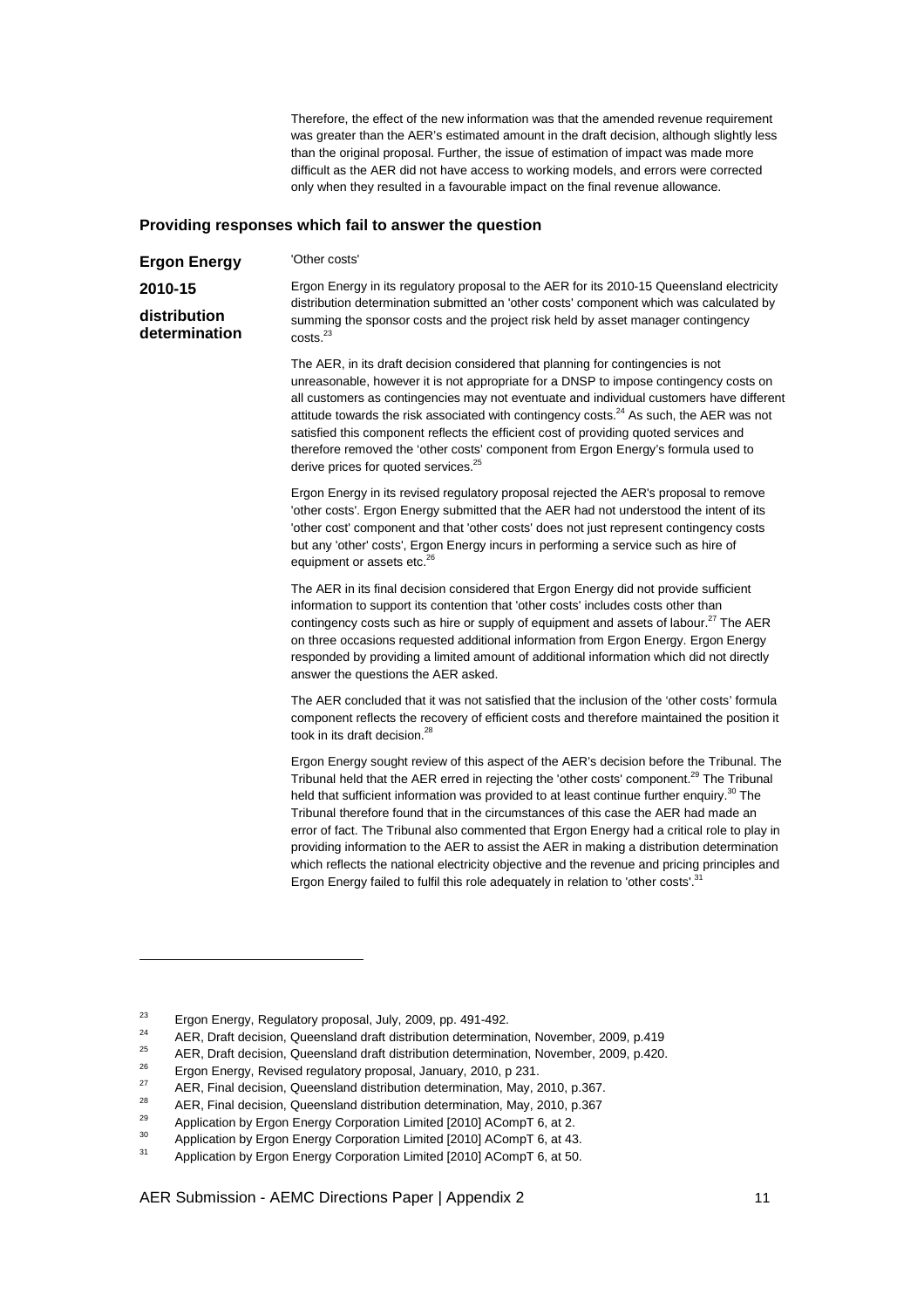Therefore, the effect of the new information was that the amended revenue requirement was greater than the AER's estimated amount in the draft decision, although slightly less than the original proposal. Further, the issue of estimation of impact was made more difficult as the AER did not have access to working models, and errors were corrected only when they resulted in a favourable impact on the final revenue allowance.

### Providing responses which fail to answer the question

**Ergon Energy 2010-15 distribution determination**

'Other costs'

Ergon Energy in its regulatory proposal to the AER for its 2010-15 Queensland electricity distribution determination submitted an 'other costs' component which was calculated by summing the sponsor costs and the project risk held by asset manager contingency costs.[23]

The AER, in its draft decision considered that planning for contingencies is not unreasonable, however it is not appropriate for a DNSP to impose contingency costs on all customers as contingencies may not eventuate and individual customers have different attitude towards the risk associated with contingency costs.[24] As such, the AER was not satisfied this component reflects the efficient cost of providing quoted services and therefore removed the 'other costs' component from Ergon Energy's formula used to derive prices for quoted services.[25]

Ergon Energy in its revised regulatory proposal rejected the AER's proposal to remove 'other costs'. Ergon Energy submitted that the AER had not understood the intent of its 'other cost' component and that 'other costs' does not just represent contingency costs but any 'other' costs', Ergon Energy incurs in performing a service such as hire of equipment or assets etc.[26]

The AER in its final decision considered that Ergon Energy did not provide sufficient information to support its contention that 'other costs' includes costs other than contingency costs such as hire or supply of equipment and assets of labour.[27] The AER on three occasions requested additional information from Ergon Energy. Ergon Energy responded by providing a limited amount of additional information which did not directly answer the questions the AER asked.

The AER concluded that it was not satisfied that the inclusion of the 'other costs' formula component reflects the recovery of efficient costs and therefore maintained the position it took in its draft decision.[28]

Ergon Energy sought review of this aspect of the AER's decision before the Tribunal. The Tribunal held that the AER erred in rejecting the 'other costs' component.[29] The Tribunal held that sufficient information was provided to at least continue further enquiry.[30] The Tribunal therefore found that in the circumstances of this case the AER had made an error of fact. The Tribunal also commented that Ergon Energy had a critical role to play in providing information to the AER to assist the AER in making a distribution determination which reflects the national electricity objective and the revenue and pricing principles and Ergon Energy failed to fulfil this role adequately in relation to 'other costs'.[31]

---

[23] Ergon Energy, Regulatory proposal, July, 2009, pp. 491-492.

[24] AER, Draft decision, Queensland draft distribution determination, November, 2009, p.419

[25] AER, Draft decision, Queensland draft distribution determination, November, 2009, p.420.

[26] Ergon Energy, Revised regulatory proposal, January, 2010, p 231.

[27] AER, Final decision, Queensland distribution determination, May, 2010, p.367.

[28] AER, Final decision, Queensland distribution determination, May, 2010, p.367

[29] Application by Ergon Energy Corporation Limited [2010] ACompT 6, at 2.

[30] Application by Ergon Energy Corporation Limited [2010] ACompT 6, at 43.

[31] Application by Ergon Energy Corporation Limited [2010] ACompT 6, at 50.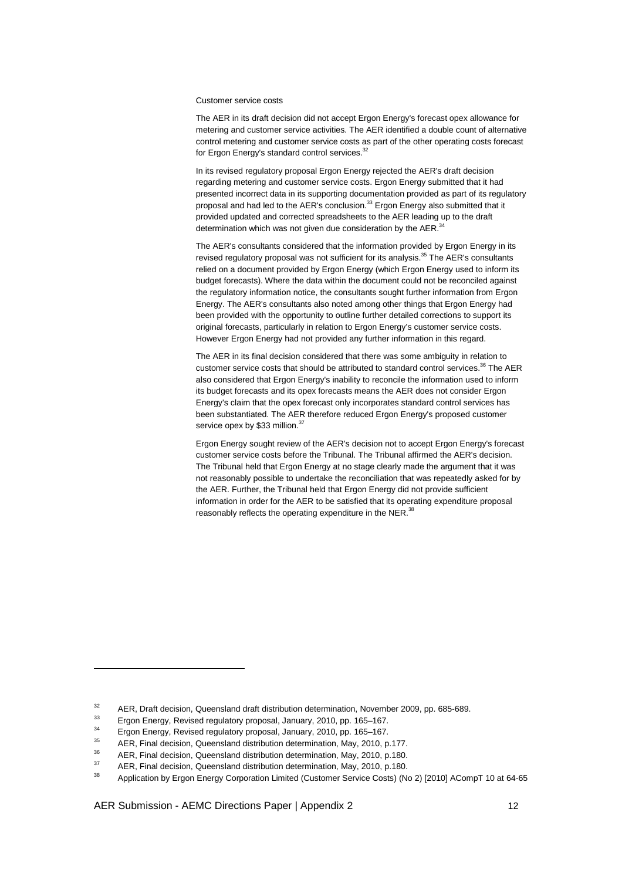Customer service costs

The AER in its draft decision did not accept Ergon Energy's forecast opex allowance for metering and customer service activities. The AER identified a double count of alternative control metering and customer service costs as part of the other operating costs forecast for Ergon Energy's standard control services.[32]

In its revised regulatory proposal Ergon Energy rejected the AER's draft decision regarding metering and customer service costs. Ergon Energy submitted that it had presented incorrect data in its supporting documentation provided as part of its regulatory proposal and had led to the AER's conclusion.[33] Ergon Energy also submitted that it provided updated and corrected spreadsheets to the AER leading up to the draft determination which was not given due consideration by the AER.[34]

The AER's consultants considered that the information provided by Ergon Energy in its revised regulatory proposal was not sufficient for its analysis.[35] The AER's consultants relied on a document provided by Ergon Energy (which Ergon Energy used to inform its budget forecasts). Where the data within the document could not be reconciled against the regulatory information notice, the consultants sought further information from Ergon Energy. The AER's consultants also noted among other things that Ergon Energy had been provided with the opportunity to outline further detailed corrections to support its original forecasts, particularly in relation to Ergon Energy's customer service costs. However Ergon Energy had not provided any further information in this regard.

The AER in its final decision considered that there was some ambiguity in relation to customer service costs that should be attributed to standard control services.[36] The AER also considered that Ergon Energy's inability to reconcile the information used to inform its budget forecasts and its opex forecasts means the AER does not consider Ergon Energy's claim that the opex forecast only incorporates standard control services has been substantiated. The AER therefore reduced Ergon Energy's proposed customer service opex by $33 million.[37]

Ergon Energy sought review of the AER's decision not to accept Ergon Energy's forecast customer service costs before the Tribunal. The Tribunal affirmed the AER's decision. The Tribunal held that Ergon Energy at no stage clearly made the argument that it was not reasonably possible to undertake the reconciliation that was repeatedly asked for by the AER. Further, the Tribunal held that Ergon Energy did not provide sufficient information in order for the AER to be satisfied that its operating expenditure proposal reasonably reflects the operating expenditure in the NER.[38]

---

[32] AER, Draft decision, Queensland draft distribution determination, November 2009, pp. 685-689.

[33] Ergon Energy, Revised regulatory proposal, January, 2010, pp. 165–167.

[34] Ergon Energy, Revised regulatory proposal, January, 2010, pp. 165–167.

[35] AER, Final decision, Queensland distribution determination, May, 2010, p.177.

[36] AER, Final decision, Queensland distribution determination, May, 2010, p.180.

[37] AER, Final decision, Queensland distribution determination, May, 2010, p.180.

[38] Application by Ergon Energy Corporation Limited (Customer Service Costs) (No 2) [2010] ACompT 10 at 64-65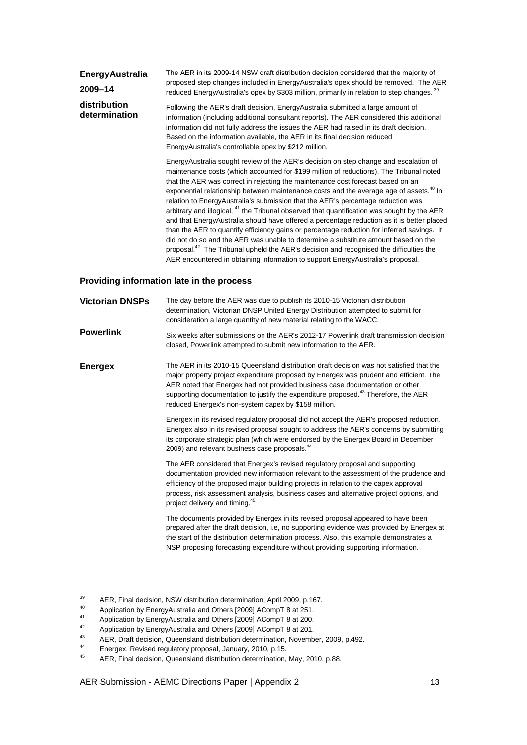**EnergyAustralia 2009–14 distribution determination**

The AER in its 2009-14 NSW draft distribution decision considered that the majority of proposed step changes included in EnergyAustralia's opex should be removed. The AER reduced EnergyAustralia's opex by $303 million, primarily in relation to step changes.[39]

Following the AER's draft decision, EnergyAustralia submitted a large amount of information (including additional consultant reports). The AER considered this additional information did not fully address the issues the AER had raised in its draft decision. Based on the information available, the AER in its final decision reduced EnergyAustralia's controllable opex by $212 million.

EnergyAustralia sought review of the AER's decision on step change and escalation of maintenance costs (which accounted for $199 million of reductions). The Tribunal noted that the AER was correct in rejecting the maintenance cost forecast based on an exponential relationship between maintenance costs and the average age of assets.[40] In relation to EnergyAustralia's submission that the AER's percentage reduction was arbitrary and illogical, [41] the Tribunal observed that quantification was sought by the AER and that EnergyAustralia should have offered a percentage reduction as it is better placed than the AER to quantify efficiency gains or percentage reduction for inferred savings. It did not do so and the AER was unable to determine a substitute amount based on the proposal.[42] The Tribunal upheld the AER's decision and recognised the difficulties the AER encountered in obtaining information to support EnergyAustralia's proposal.

### Providing information late in the process

**Victorian DNSPs**

The day before the AER was due to publish its 2010-15 Victorian distribution determination, Victorian DNSP United Energy Distribution attempted to submit for consideration a large quantity of new material relating to the WACC.

**Powerlink**

Six weeks after submissions on the AER's 2012-17 Powerlink draft transmission decision closed, Powerlink attempted to submit new information to the AER.

**Energex**

The AER in its 2010-15 Queensland distribution draft decision was not satisfied that the major property project expenditure proposed by Energex was prudent and efficient. The AER noted that Energex had not provided business case documentation or other supporting documentation to justify the expenditure proposed.[43] Therefore, the AER reduced Energex's non-system capex by $158 million.

Energex in its revised regulatory proposal did not accept the AER's proposed reduction. Energex also in its revised proposal sought to address the AER's concerns by submitting its corporate strategic plan (which were endorsed by the Energex Board in December 2009) and relevant business case proposals.[44]

The AER considered that Energex's revised regulatory proposal and supporting documentation provided new information relevant to the assessment of the prudence and efficiency of the proposed major building projects in relation to the capex approval process, risk assessment analysis, business cases and alternative project options, and project delivery and timing.[45]

The documents provided by Energex in its revised proposal appeared to have been prepared after the draft decision, i.e, no supporting evidence was provided by Energex at the start of the distribution determination process. Also, this example demonstrates a NSP proposing forecasting expenditure without providing supporting information.

---

[39] AER, Final decision, NSW distribution determination, April 2009, p.167.

[40] Application by EnergyAustralia and Others [2009] ACompT 8 at 251.

[41] Application by EnergyAustralia and Others [2009] ACompT 8 at 200.

[42] Application by EnergyAustralia and Others [2009] ACompT 8 at 201.

[43] AER, Draft decision, Queensland distribution determination, November, 2009, p.492.

[44] Energex, Revised regulatory proposal, January, 2010, p.15.

[45] AER, Final decision, Queensland distribution determination, May, 2010, p.88.